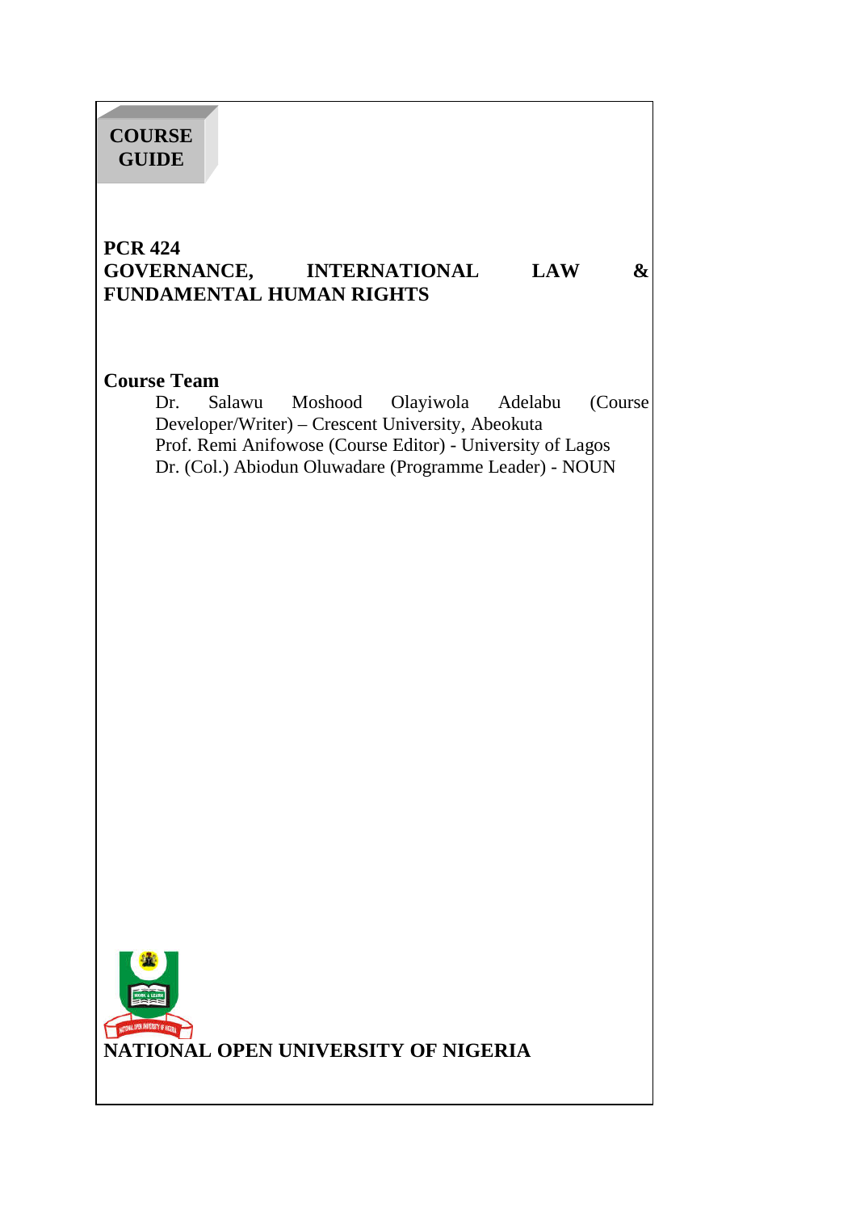**COURSE GUIDE**

# PCR 424
# GOVERNANCE, INTERNATIONAL LAW & FUNDAMENTAL HUMAN RIGHTS

**Course Team**

Dr. Salawu Moshood Olayiwola Adelabu (Course Developer/Writer) – Crescent University, Abeokuta
Prof. Remi Anifowose (Course Editor) - University of Lagos
Dr. (Col.) Abiodun Oluwadare (Programme Leader) - NOUN

**NATIONAL OPEN UNIVERSITY OF NIGERIA**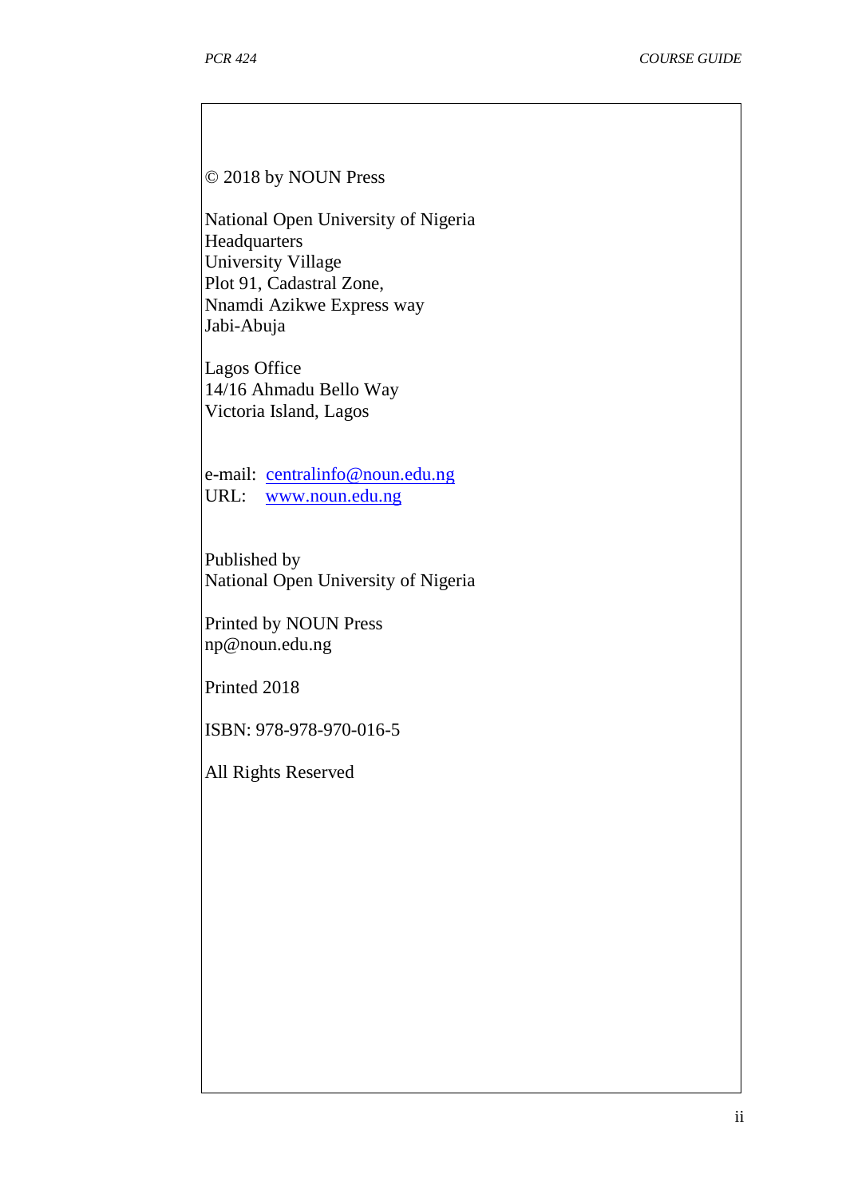© 2018 by NOUN Press

National Open University of Nigeria
Headquarters
University Village
Plot 91, Cadastral Zone,
Nnamdi Azikwe Express way
Jabi-Abuja

Lagos Office
14/16 Ahmadu Bello Way
Victoria Island, Lagos

e-mail: centralinfo@noun.edu.ng
URL: www.noun.edu.ng

Published by
National Open University of Nigeria

Printed by NOUN Press
np@noun.edu.ng

Printed 2018

ISBN: 978-978-970-016-5

All Rights Reserved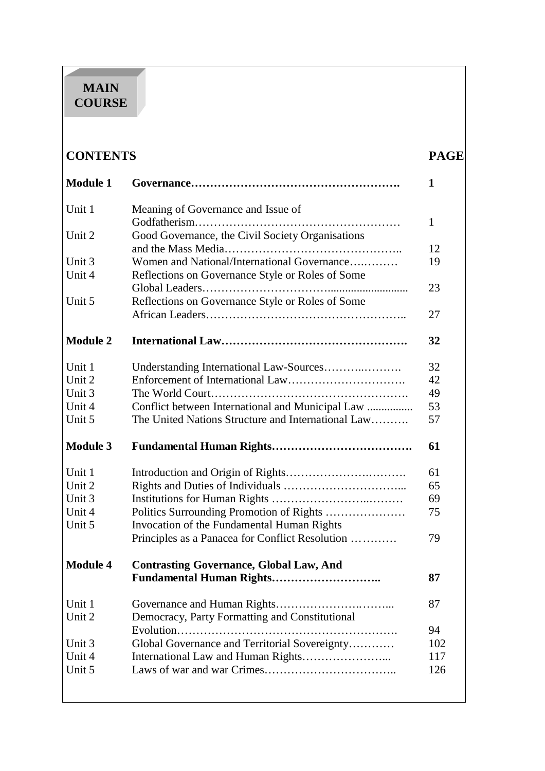**MAIN COURSE**

## CONTENTS

| | | PAGE |
|---|---|---|
| **Module 1** | **Governance** | **1** |
| Unit 1 | Meaning of Governance and Issue of Godfatherism | 1 |
| Unit 2 | Good Governance, the Civil Society Organisations and the Mass Media | 12 |
| Unit 3 | Women and National/International Governance | 19 |
| Unit 4 | Reflections on Governance Style or Roles of Some Global Leaders | 23 |
| Unit 5 | Reflections on Governance Style or Roles of Some African Leaders | 27 |
| **Module 2** | **International Law** | **32** |
| Unit 1 | Understanding International Law-Sources | 32 |
| Unit 2 | Enforcement of International Law | 42 |
| Unit 3 | The World Court | 49 |
| Unit 4 | Conflict between International and Municipal Law | 53 |
| Unit 5 | The United Nations Structure and International Law | 57 |
| **Module 3** | **Fundamental Human Rights** | **61** |
| Unit 1 | Introduction and Origin of Rights | 61 |
| Unit 2 | Rights and Duties of Individuals | 65 |
| Unit 3 | Institutions for Human Rights | 69 |
| Unit 4 | Politics Surrounding Promotion of Rights | 75 |
| Unit 5 | Invocation of the Fundamental Human Rights Principles as a Panacea for Conflict Resolution | 79 |
| **Module 4** | **Contrasting Governance, Global Law, And Fundamental Human Rights** | **87** |
| Unit 1 | Governance and Human Rights | 87 |
| Unit 2 | Democracy, Party Formatting and Constitutional Evolution | 94 |
| Unit 3 | Global Governance and Territorial Sovereignty | 102 |
| Unit 4 | International Law and Human Rights | 117 |
| Unit 5 | Laws of war and war Crimes | 126 |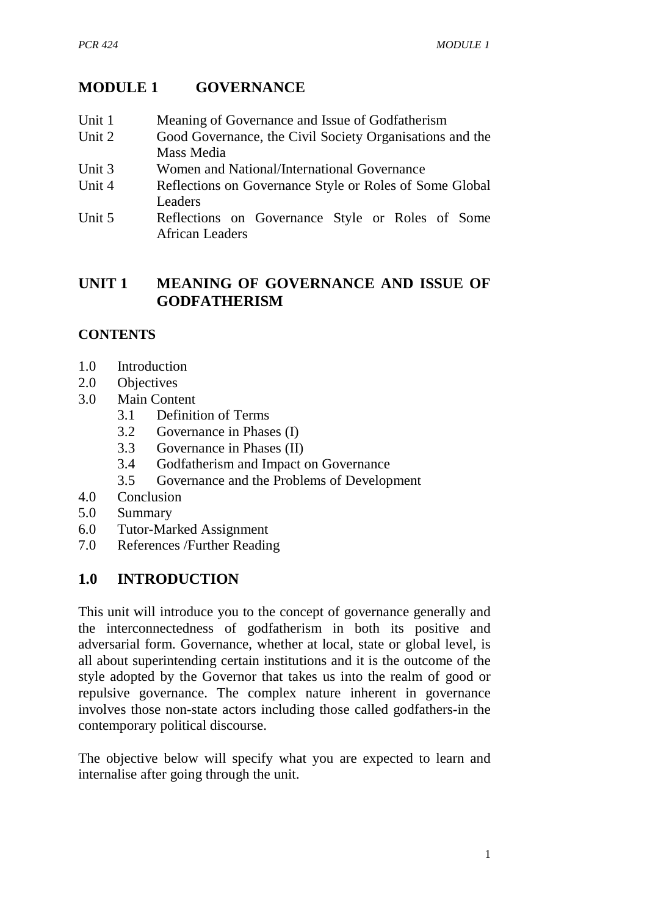# MODULE 1 GOVERNANCE

Unit 1 Meaning of Governance and Issue of Godfatherism
Unit 2 Good Governance, the Civil Society Organisations and the Mass Media
Unit 3 Women and National/International Governance
Unit 4 Reflections on Governance Style or Roles of Some Global Leaders
Unit 5 Reflections on Governance Style or Roles of Some African Leaders

## UNIT 1 MEANING OF GOVERNANCE AND ISSUE OF GODFATHERISM

### CONTENTS

- 1.0 Introduction
- 2.0 Objectives
- 3.0 Main Content
  - 3.1 Definition of Terms
  - 3.2 Governance in Phases (I)
  - 3.3 Governance in Phases (II)
  - 3.4 Godfatherism and Impact on Governance
  - 3.5 Governance and the Problems of Development
- 4.0 Conclusion
- 5.0 Summary
- 6.0 Tutor-Marked Assignment
- 7.0 References /Further Reading

## 1.0 INTRODUCTION

This unit will introduce you to the concept of governance generally and the interconnectedness of godfatherism in both its positive and adversarial form. Governance, whether at local, state or global level, is all about superintending certain institutions and it is the outcome of the style adopted by the Governor that takes us into the realm of good or repulsive governance. The complex nature inherent in governance involves those non-state actors including those called godfathers-in the contemporary political discourse.

The objective below will specify what you are expected to learn and internalise after going through the unit.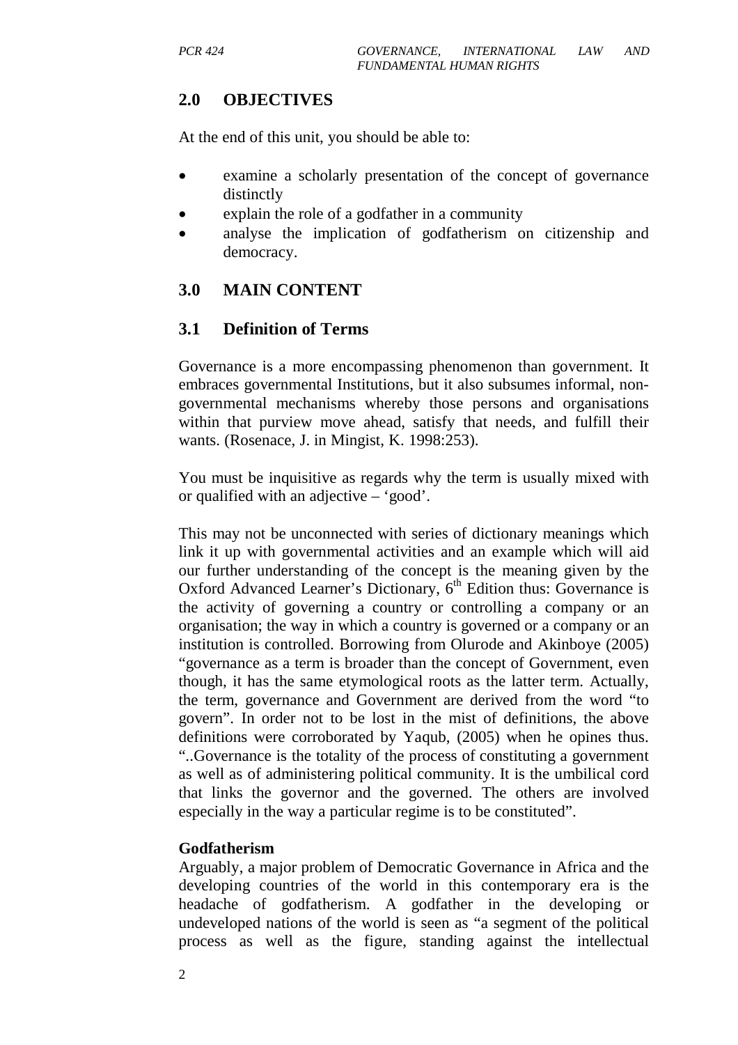## 2.0 OBJECTIVES

At the end of this unit, you should be able to:

- examine a scholarly presentation of the concept of governance distinctly
- explain the role of a godfather in a community
- analyse the implication of godfatherism on citizenship and democracy.

## 3.0 MAIN CONTENT

### 3.1 Definition of Terms

Governance is a more encompassing phenomenon than government. It embraces governmental Institutions, but it also subsumes informal, non-governmental mechanisms whereby those persons and organisations within that purview move ahead, satisfy that needs, and fulfill their wants. (Rosenace, J. in Mingist, K. 1998:253).

You must be inquisitive as regards why the term is usually mixed with or qualified with an adjective – 'good'.

This may not be unconnected with series of dictionary meanings which link it up with governmental activities and an example which will aid our further understanding of the concept is the meaning given by the Oxford Advanced Learner's Dictionary, 6th Edition thus: Governance is the activity of governing a country or controlling a company or an organisation; the way in which a country is governed or a company or an institution is controlled. Borrowing from Olurode and Akinboye (2005) "governance as a term is broader than the concept of Government, even though, it has the same etymological roots as the latter term. Actually, the term, governance and Government are derived from the word "to govern". In order not to be lost in the mist of definitions, the above definitions were corroborated by Yaqub, (2005) when he opines thus. "..Governance is the totality of the process of constituting a government as well as of administering political community. It is the umbilical cord that links the governor and the governed. The others are involved especially in the way a particular regime is to be constituted".

**Godfatherism**

Arguably, a major problem of Democratic Governance in Africa and the developing countries of the world in this contemporary era is the headache of godfatherism. A godfather in the developing or undeveloped nations of the world is seen as "a segment of the political process as well as the figure, standing against the intellectual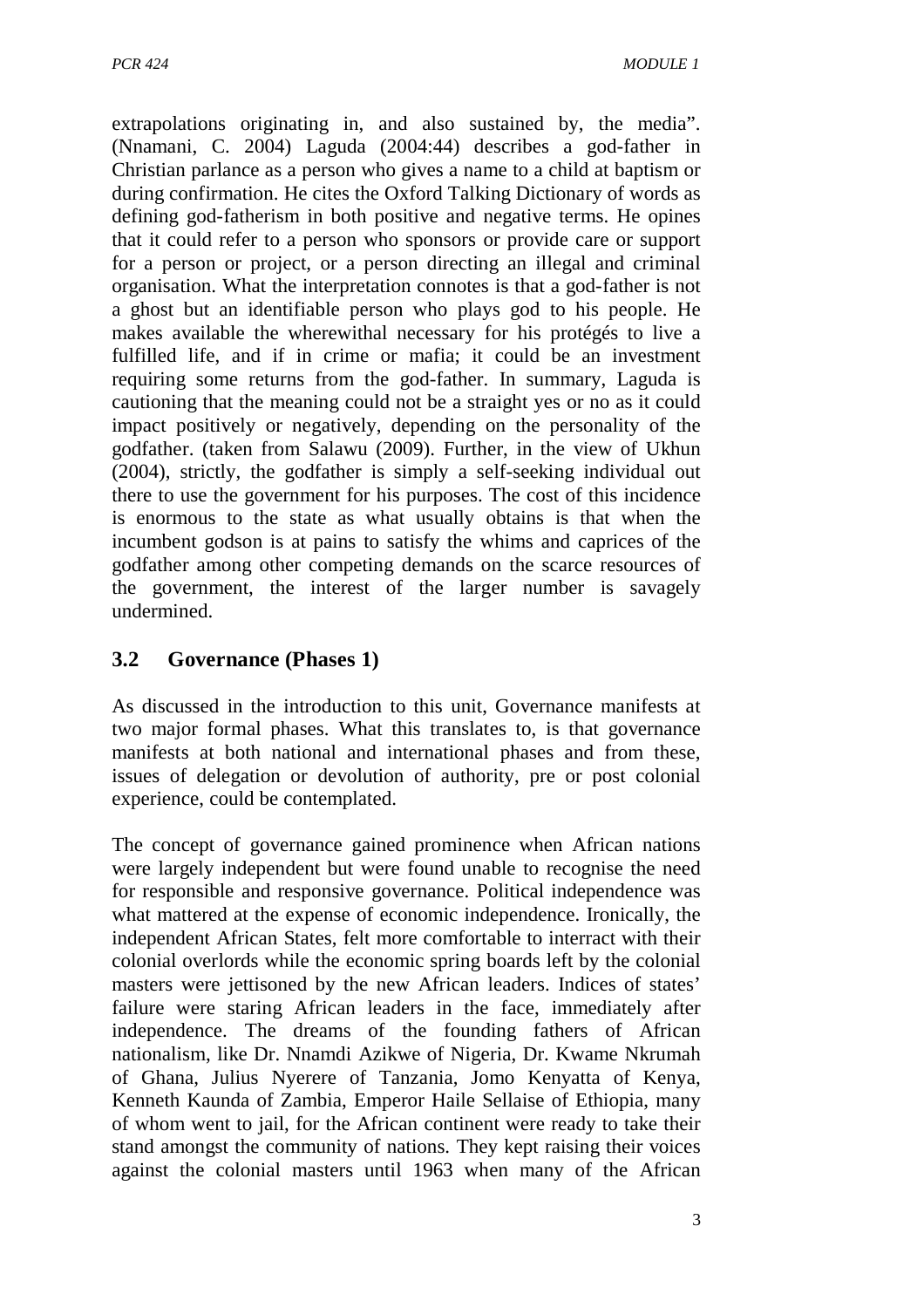extrapolations originating in, and also sustained by, the media". (Nnamani, C. 2004) Laguda (2004:44) describes a god-father in Christian parlance as a person who gives a name to a child at baptism or during confirmation. He cites the Oxford Talking Dictionary of words as defining god-fatherism in both positive and negative terms. He opines that it could refer to a person who sponsors or provide care or support for a person or project, or a person directing an illegal and criminal organisation. What the interpretation connotes is that a god-father is not a ghost but an identifiable person who plays god to his people. He makes available the wherewithal necessary for his protégés to live a fulfilled life, and if in crime or mafia; it could be an investment requiring some returns from the god-father. In summary, Laguda is cautioning that the meaning could not be a straight yes or no as it could impact positively or negatively, depending on the personality of the godfather. (taken from Salawu (2009). Further, in the view of Ukhun (2004), strictly, the godfather is simply a self-seeking individual out there to use the government for his purposes. The cost of this incidence is enormous to the state as what usually obtains is that when the incumbent godson is at pains to satisfy the whims and caprices of the godfather among other competing demands on the scarce resources of the government, the interest of the larger number is savagely undermined.

## 3.2 Governance (Phases 1)

As discussed in the introduction to this unit, Governance manifests at two major formal phases. What this translates to, is that governance manifests at both national and international phases and from these, issues of delegation or devolution of authority, pre or post colonial experience, could be contemplated.

The concept of governance gained prominence when African nations were largely independent but were found unable to recognise the need for responsible and responsive governance. Political independence was what mattered at the expense of economic independence. Ironically, the independent African States, felt more comfortable to interract with their colonial overlords while the economic spring boards left by the colonial masters were jettisoned by the new African leaders. Indices of states' failure were staring African leaders in the face, immediately after independence. The dreams of the founding fathers of African nationalism, like Dr. Nnamdi Azikwe of Nigeria, Dr. Kwame Nkrumah of Ghana, Julius Nyerere of Tanzania, Jomo Kenyatta of Kenya, Kenneth Kaunda of Zambia, Emperor Haile Sellaise of Ethiopia, many of whom went to jail, for the African continent were ready to take their stand amongst the community of nations. They kept raising their voices against the colonial masters until 1963 when many of the African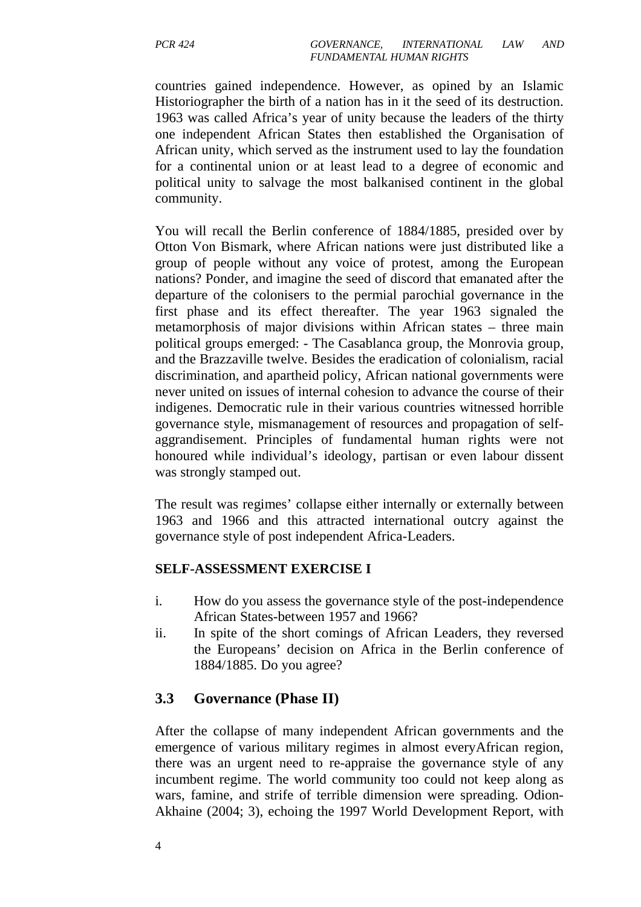countries gained independence. However, as opined by an Islamic Historiographer the birth of a nation has in it the seed of its destruction. 1963 was called Africa's year of unity because the leaders of the thirty one independent African States then established the Organisation of African unity, which served as the instrument used to lay the foundation for a continental union or at least lead to a degree of economic and political unity to salvage the most balkanised continent in the global community.

You will recall the Berlin conference of 1884/1885, presided over by Otton Von Bismark, where African nations were just distributed like a group of people without any voice of protest, among the European nations? Ponder, and imagine the seed of discord that emanated after the departure of the colonisers to the permial parochial governance in the first phase and its effect thereafter. The year 1963 signaled the metamorphosis of major divisions within African states – three main political groups emerged: - The Casablanca group, the Monrovia group, and the Brazzaville twelve. Besides the eradication of colonialism, racial discrimination, and apartheid policy, African national governments were never united on issues of internal cohesion to advance the course of their indigenes. Democratic rule in their various countries witnessed horrible governance style, mismanagement of resources and propagation of self-aggrandisement. Principles of fundamental human rights were not honoured while individual's ideology, partisan or even labour dissent was strongly stamped out.

The result was regimes' collapse either internally or externally between 1963 and 1966 and this attracted international outcry against the governance style of post independent Africa-Leaders.

**SELF-ASSESSMENT EXERCISE I**

i. How do you assess the governance style of the post-independence African States-between 1957 and 1966?
ii. In spite of the short comings of African Leaders, they reversed the Europeans' decision on Africa in the Berlin conference of 1884/1885. Do you agree?

## 3.3 Governance (Phase II)

After the collapse of many independent African governments and the emergence of various military regimes in almost everyAfrican region, there was an urgent need to re-appraise the governance style of any incumbent regime. The world community too could not keep along as wars, famine, and strife of terrible dimension were spreading. Odion-Akhaine (2004; 3), echoing the 1997 World Development Report, with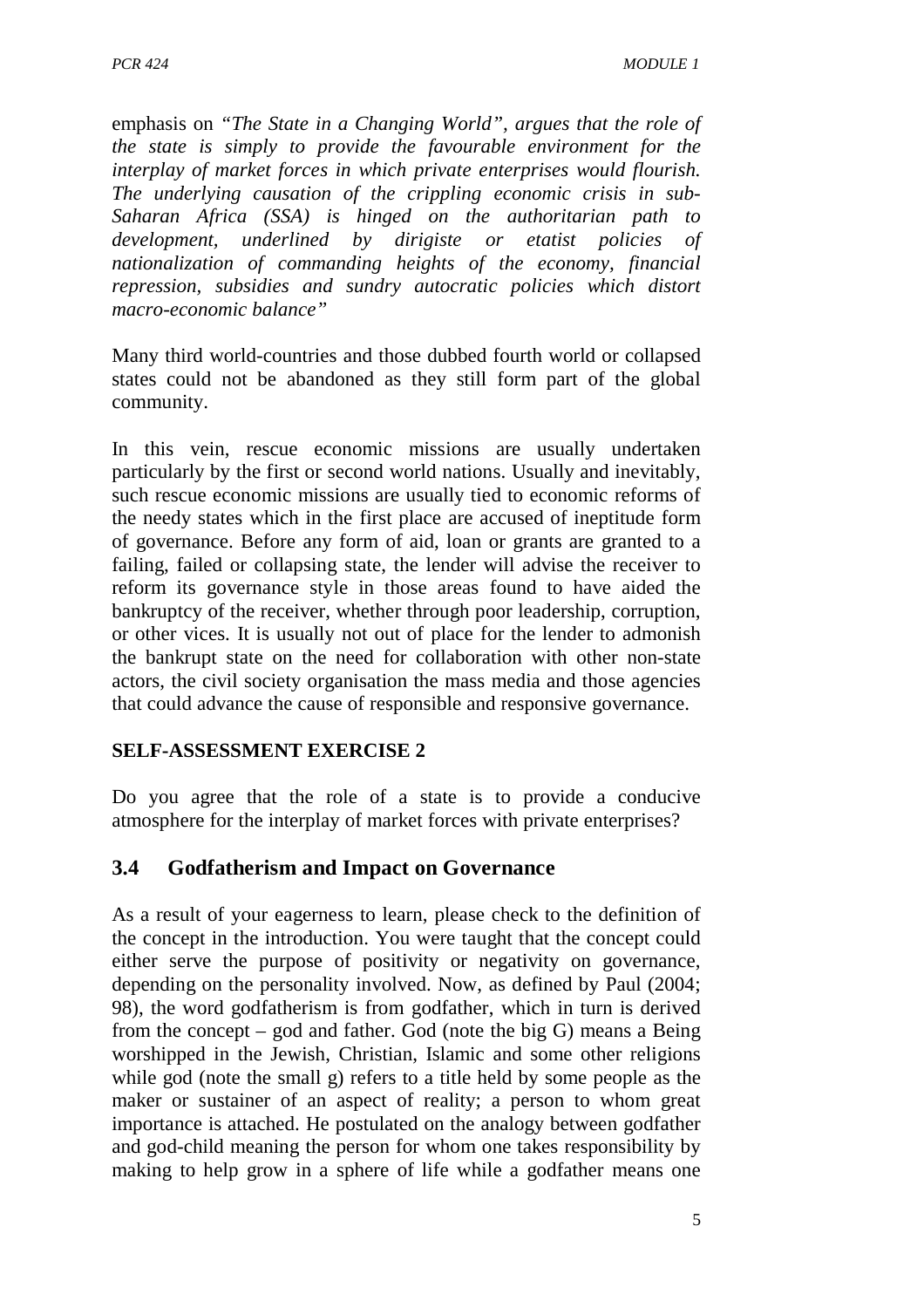emphasis on *"The State in a Changing World", argues that the role of the state is simply to provide the favourable environment for the interplay of market forces in which private enterprises would flourish. The underlying causation of the crippling economic crisis in sub-Saharan Africa (SSA) is hinged on the authoritarian path to development, underlined by dirigiste or etatist policies of nationalization of commanding heights of the economy, financial repression, subsidies and sundry autocratic policies which distort macro-economic balance"*

Many third world-countries and those dubbed fourth world or collapsed states could not be abandoned as they still form part of the global community.

In this vein, rescue economic missions are usually undertaken particularly by the first or second world nations. Usually and inevitably, such rescue economic missions are usually tied to economic reforms of the needy states which in the first place are accused of ineptitude form of governance. Before any form of aid, loan or grants are granted to a failing, failed or collapsing state, the lender will advise the receiver to reform its governance style in those areas found to have aided the bankruptcy of the receiver, whether through poor leadership, corruption, or other vices. It is usually not out of place for the lender to admonish the bankrupt state on the need for collaboration with other non-state actors, the civil society organisation the mass media and those agencies that could advance the cause of responsible and responsive governance.

**SELF-ASSESSMENT EXERCISE 2**

Do you agree that the role of a state is to provide a conducive atmosphere for the interplay of market forces with private enterprises?

## 3.4 Godfatherism and Impact on Governance

As a result of your eagerness to learn, please check to the definition of the concept in the introduction. You were taught that the concept could either serve the purpose of positivity or negativity on governance, depending on the personality involved. Now, as defined by Paul (2004; 98), the word godfatherism is from godfather, which in turn is derived from the concept – god and father. God (note the big G) means a Being worshipped in the Jewish, Christian, Islamic and some other religions while god (note the small g) refers to a title held by some people as the maker or sustainer of an aspect of reality; a person to whom great importance is attached. He postulated on the analogy between godfather and god-child meaning the person for whom one takes responsibility by making to help grow in a sphere of life while a godfather means one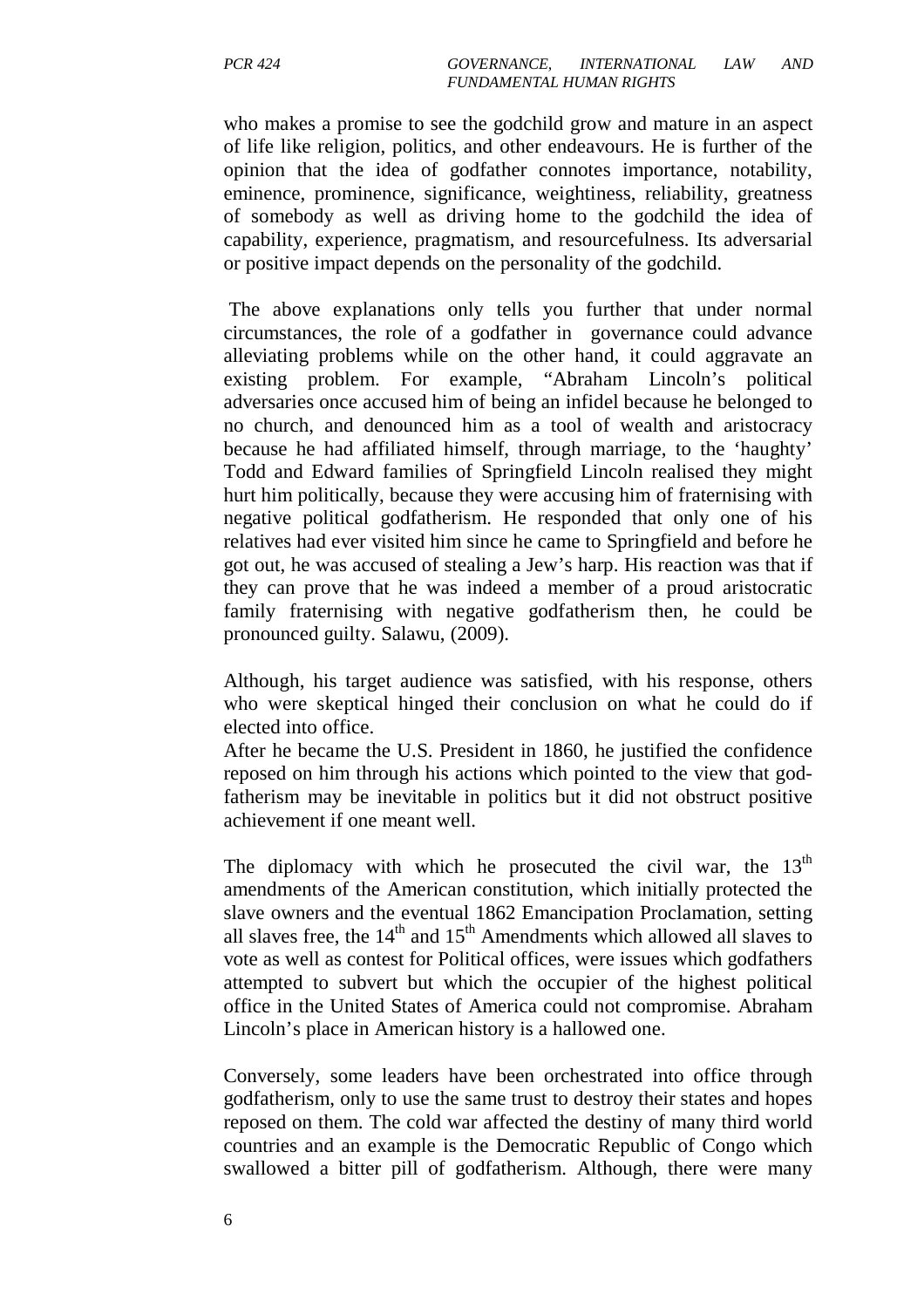who makes a promise to see the godchild grow and mature in an aspect of life like religion, politics, and other endeavours. He is further of the opinion that the idea of godfather connotes importance, notability, eminence, prominence, significance, weightiness, reliability, greatness of somebody as well as driving home to the godchild the idea of capability, experience, pragmatism, and resourcefulness. Its adversarial or positive impact depends on the personality of the godchild.

The above explanations only tells you further that under normal circumstances, the role of a godfather in governance could advance alleviating problems while on the other hand, it could aggravate an existing problem. For example, "Abraham Lincoln's political adversaries once accused him of being an infidel because he belonged to no church, and denounced him as a tool of wealth and aristocracy because he had affiliated himself, through marriage, to the 'haughty' Todd and Edward families of Springfield Lincoln realised they might hurt him politically, because they were accusing him of fraternising with negative political godfatherism. He responded that only one of his relatives had ever visited him since he came to Springfield and before he got out, he was accused of stealing a Jew's harp. His reaction was that if they can prove that he was indeed a member of a proud aristocratic family fraternising with negative godfatherism then, he could be pronounced guilty. Salawu, (2009).

Although, his target audience was satisfied, with his response, others who were skeptical hinged their conclusion on what he could do if elected into office.

After he became the U.S. President in 1860, he justified the confidence reposed on him through his actions which pointed to the view that god-fatherism may be inevitable in politics but it did not obstruct positive achievement if one meant well.

The diplomacy with which he prosecuted the civil war, the 13th amendments of the American constitution, which initially protected the slave owners and the eventual 1862 Emancipation Proclamation, setting all slaves free, the 14th and 15th Amendments which allowed all slaves to vote as well as contest for Political offices, were issues which godfathers attempted to subvert but which the occupier of the highest political office in the United States of America could not compromise. Abraham Lincoln's place in American history is a hallowed one.

Conversely, some leaders have been orchestrated into office through godfatherism, only to use the same trust to destroy their states and hopes reposed on them. The cold war affected the destiny of many third world countries and an example is the Democratic Republic of Congo which swallowed a bitter pill of godfatherism. Although, there were many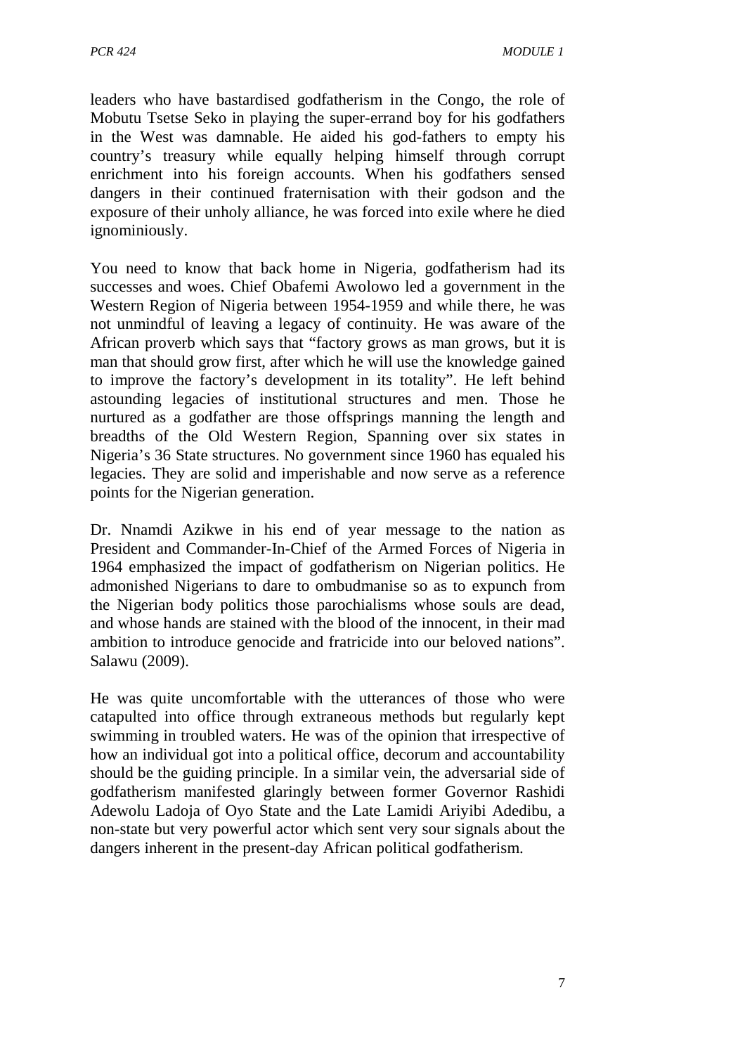leaders who have bastardised godfatherism in the Congo, the role of Mobutu Tsetse Seko in playing the super-errand boy for his godfathers in the West was damnable. He aided his god-fathers to empty his country's treasury while equally helping himself through corrupt enrichment into his foreign accounts. When his godfathers sensed dangers in their continued fraternisation with their godson and the exposure of their unholy alliance, he was forced into exile where he died ignominiously.

You need to know that back home in Nigeria, godfatherism had its successes and woes. Chief Obafemi Awolowo led a government in the Western Region of Nigeria between 1954-1959 and while there, he was not unmindful of leaving a legacy of continuity. He was aware of the African proverb which says that "factory grows as man grows, but it is man that should grow first, after which he will use the knowledge gained to improve the factory's development in its totality". He left behind astounding legacies of institutional structures and men. Those he nurtured as a godfather are those offsprings manning the length and breadths of the Old Western Region, Spanning over six states in Nigeria's 36 State structures. No government since 1960 has equaled his legacies. They are solid and imperishable and now serve as a reference points for the Nigerian generation.

Dr. Nnamdi Azikwe in his end of year message to the nation as President and Commander-In-Chief of the Armed Forces of Nigeria in 1964 emphasized the impact of godfatherism on Nigerian politics. He admonished Nigerians to dare to ombudmanise so as to expunch from the Nigerian body politics those parochialisms whose souls are dead, and whose hands are stained with the blood of the innocent, in their mad ambition to introduce genocide and fratricide into our beloved nations". Salawu (2009).

He was quite uncomfortable with the utterances of those who were catapulted into office through extraneous methods but regularly kept swimming in troubled waters. He was of the opinion that irrespective of how an individual got into a political office, decorum and accountability should be the guiding principle. In a similar vein, the adversarial side of godfatherism manifested glaringly between former Governor Rashidi Adewolu Ladoja of Oyo State and the Late Lamidi Ariyibi Adedibu, a non-state but very powerful actor which sent very sour signals about the dangers inherent in the present-day African political godfatherism.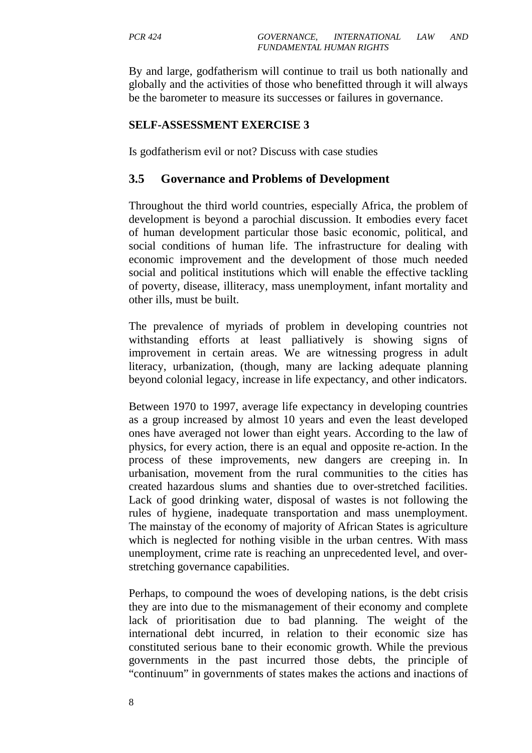By and large, godfatherism will continue to trail us both nationally and globally and the activities of those who benefitted through it will always be the barometer to measure its successes or failures in governance.

**SELF-ASSESSMENT EXERCISE 3**

Is godfatherism evil or not? Discuss with case studies

## 3.5 Governance and Problems of Development

Throughout the third world countries, especially Africa, the problem of development is beyond a parochial discussion. It embodies every facet of human development particular those basic economic, political, and social conditions of human life. The infrastructure for dealing with economic improvement and the development of those much needed social and political institutions which will enable the effective tackling of poverty, disease, illiteracy, mass unemployment, infant mortality and other ills, must be built.

The prevalence of myriads of problem in developing countries not withstanding efforts at least palliatively is showing signs of improvement in certain areas. We are witnessing progress in adult literacy, urbanization, (though, many are lacking adequate planning beyond colonial legacy, increase in life expectancy, and other indicators.

Between 1970 to 1997, average life expectancy in developing countries as a group increased by almost 10 years and even the least developed ones have averaged not lower than eight years. According to the law of physics, for every action, there is an equal and opposite re-action. In the process of these improvements, new dangers are creeping in. In urbanisation, movement from the rural communities to the cities has created hazardous slums and shanties due to over-stretched facilities. Lack of good drinking water, disposal of wastes is not following the rules of hygiene, inadequate transportation and mass unemployment. The mainstay of the economy of majority of African States is agriculture which is neglected for nothing visible in the urban centres. With mass unemployment, crime rate is reaching an unprecedented level, and over-stretching governance capabilities.

Perhaps, to compound the woes of developing nations, is the debt crisis they are into due to the mismanagement of their economy and complete lack of prioritisation due to bad planning. The weight of the international debt incurred, in relation to their economic size has constituted serious bane to their economic growth. While the previous governments in the past incurred those debts, the principle of "continuum" in governments of states makes the actions and inactions of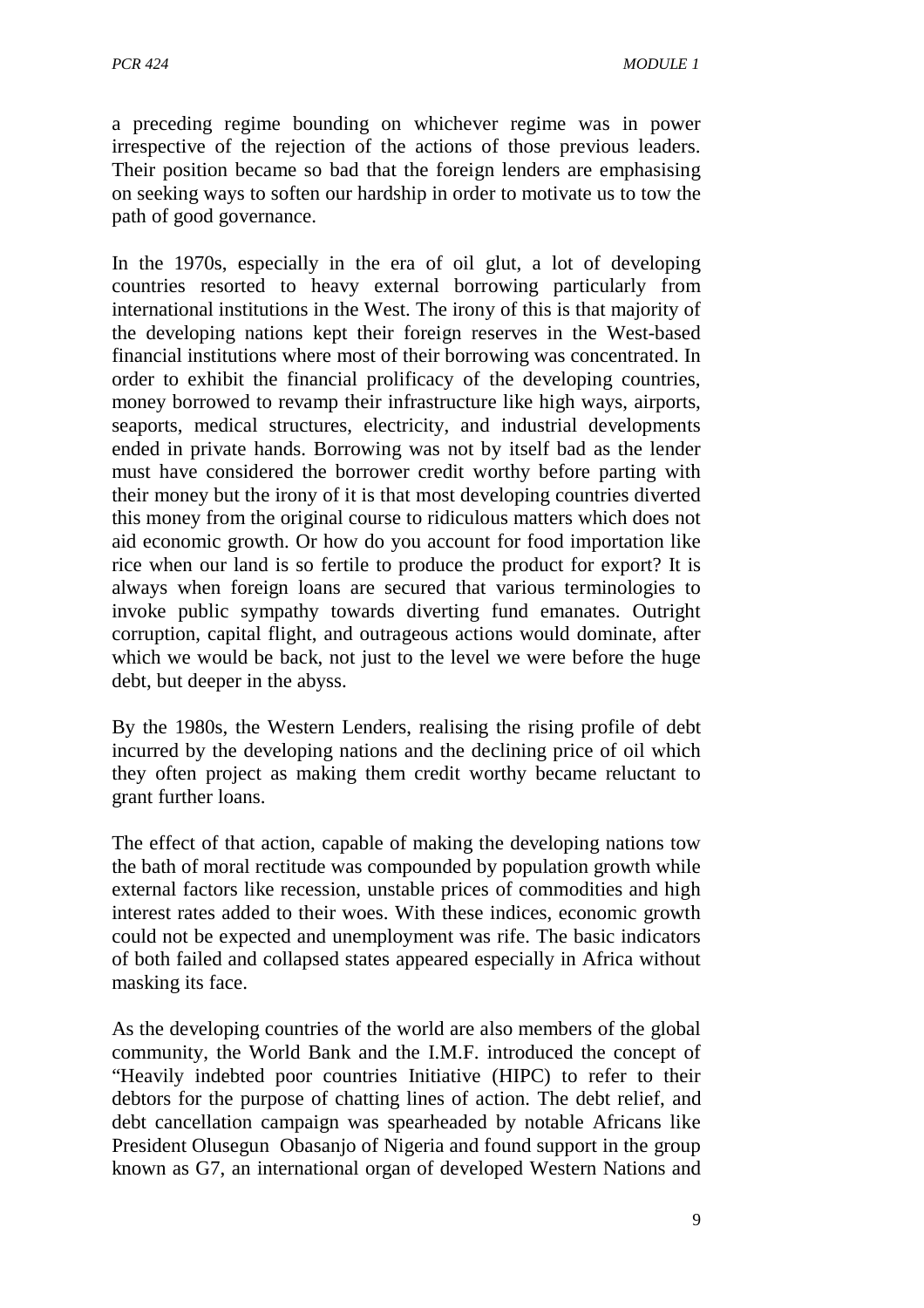a preceding regime bounding on whichever regime was in power irrespective of the rejection of the actions of those previous leaders. Their position became so bad that the foreign lenders are emphasising on seeking ways to soften our hardship in order to motivate us to tow the path of good governance.

In the 1970s, especially in the era of oil glut, a lot of developing countries resorted to heavy external borrowing particularly from international institutions in the West. The irony of this is that majority of the developing nations kept their foreign reserves in the West-based financial institutions where most of their borrowing was concentrated. In order to exhibit the financial prolificacy of the developing countries, money borrowed to revamp their infrastructure like high ways, airports, seaports, medical structures, electricity, and industrial developments ended in private hands. Borrowing was not by itself bad as the lender must have considered the borrower credit worthy before parting with their money but the irony of it is that most developing countries diverted this money from the original course to ridiculous matters which does not aid economic growth. Or how do you account for food importation like rice when our land is so fertile to produce the product for export? It is always when foreign loans are secured that various terminologies to invoke public sympathy towards diverting fund emanates. Outright corruption, capital flight, and outrageous actions would dominate, after which we would be back, not just to the level we were before the huge debt, but deeper in the abyss.

By the 1980s, the Western Lenders, realising the rising profile of debt incurred by the developing nations and the declining price of oil which they often project as making them credit worthy became reluctant to grant further loans.

The effect of that action, capable of making the developing nations tow the bath of moral rectitude was compounded by population growth while external factors like recession, unstable prices of commodities and high interest rates added to their woes. With these indices, economic growth could not be expected and unemployment was rife. The basic indicators of both failed and collapsed states appeared especially in Africa without masking its face.

As the developing countries of the world are also members of the global community, the World Bank and the I.M.F. introduced the concept of "Heavily indebted poor countries Initiative (HIPC) to refer to their debtors for the purpose of chatting lines of action. The debt relief, and debt cancellation campaign was spearheaded by notable Africans like President Olusegun Obasanjo of Nigeria and found support in the group known as G7, an international organ of developed Western Nations and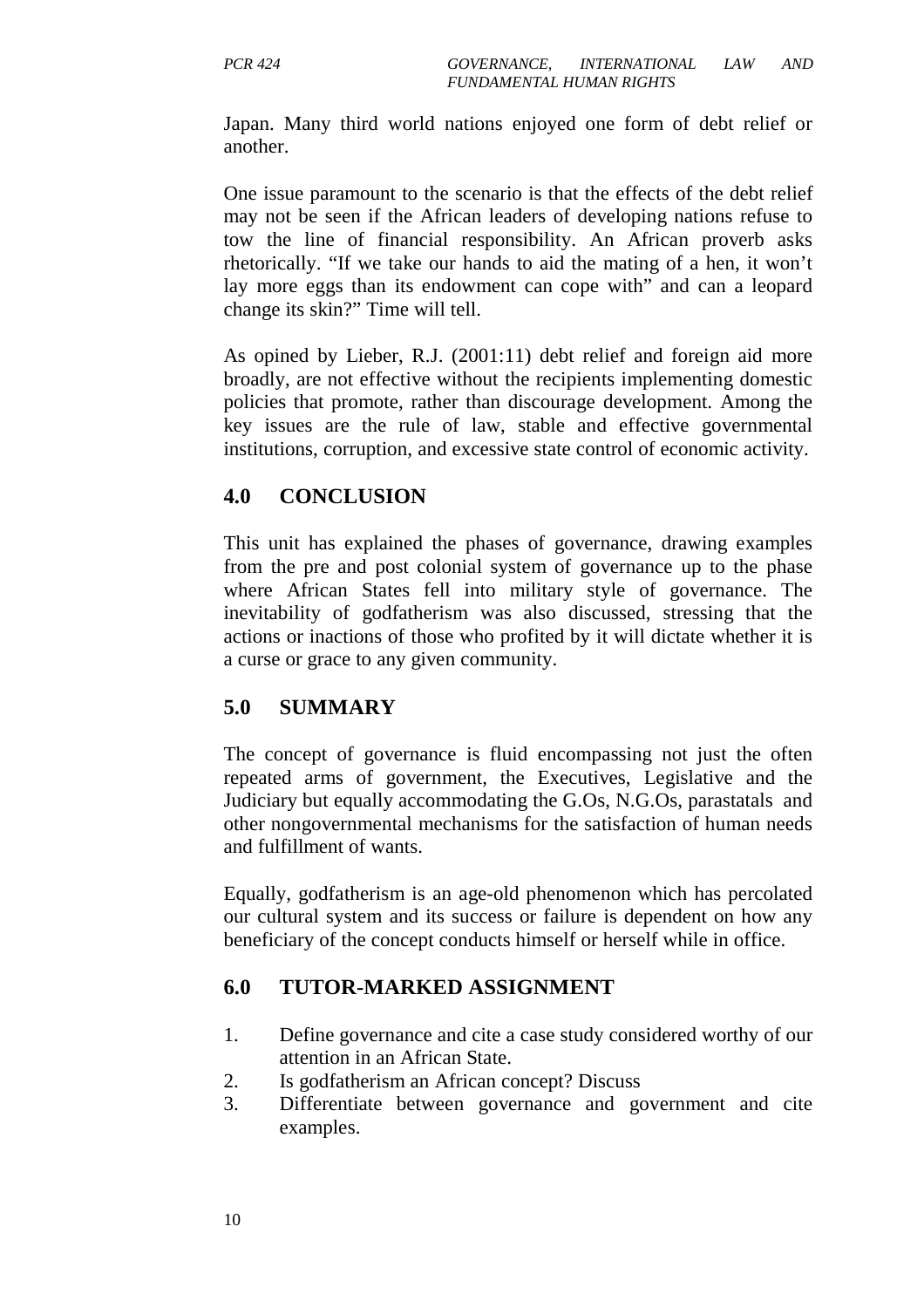Japan. Many third world nations enjoyed one form of debt relief or another.

One issue paramount to the scenario is that the effects of the debt relief may not be seen if the African leaders of developing nations refuse to tow the line of financial responsibility. An African proverb asks rhetorically. "If we take our hands to aid the mating of a hen, it won't lay more eggs than its endowment can cope with" and can a leopard change its skin?" Time will tell.

As opined by Lieber, R.J. (2001:11) debt relief and foreign aid more broadly, are not effective without the recipients implementing domestic policies that promote, rather than discourage development. Among the key issues are the rule of law, stable and effective governmental institutions, corruption, and excessive state control of economic activity.

## 4.0 CONCLUSION

This unit has explained the phases of governance, drawing examples from the pre and post colonial system of governance up to the phase where African States fell into military style of governance. The inevitability of godfatherism was also discussed, stressing that the actions or inactions of those who profited by it will dictate whether it is a curse or grace to any given community.

## 5.0 SUMMARY

The concept of governance is fluid encompassing not just the often repeated arms of government, the Executives, Legislative and the Judiciary but equally accommodating the G.Os, N.G.Os, parastatals and other nongovernmental mechanisms for the satisfaction of human needs and fulfillment of wants.

Equally, godfatherism is an age-old phenomenon which has percolated our cultural system and its success or failure is dependent on how any beneficiary of the concept conducts himself or herself while in office.

## 6.0 TUTOR-MARKED ASSIGNMENT

1. Define governance and cite a case study considered worthy of our attention in an African State.
2. Is godfatherism an African concept? Discuss
3. Differentiate between governance and government and cite examples.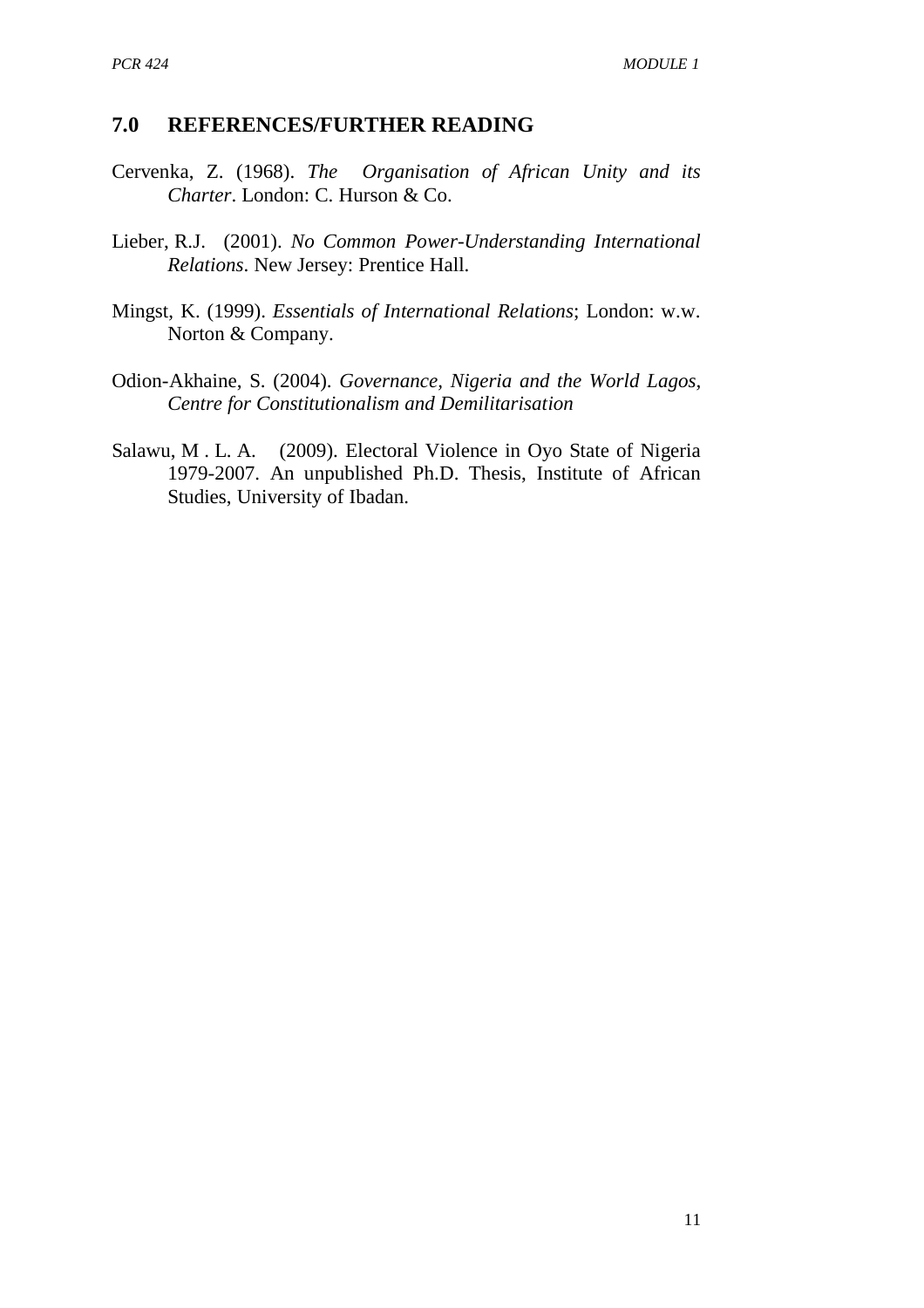## 7.0 REFERENCES/FURTHER READING

Cervenka, Z. (1968). *The Organisation of African Unity and its Charter*. London: C. Hurson & Co.

Lieber, R.J. (2001). *No Common Power-Understanding International Relations*. New Jersey: Prentice Hall.

Mingst, K. (1999). *Essentials of International Relations*; London: w.w. Norton & Company.

Odion-Akhaine, S. (2004). *Governance, Nigeria and the World Lagos, Centre for Constitutionalism and Demilitarisation*

Salawu, M . L. A. (2009). Electoral Violence in Oyo State of Nigeria 1979-2007. An unpublished Ph.D. Thesis, Institute of African Studies, University of Ibadan.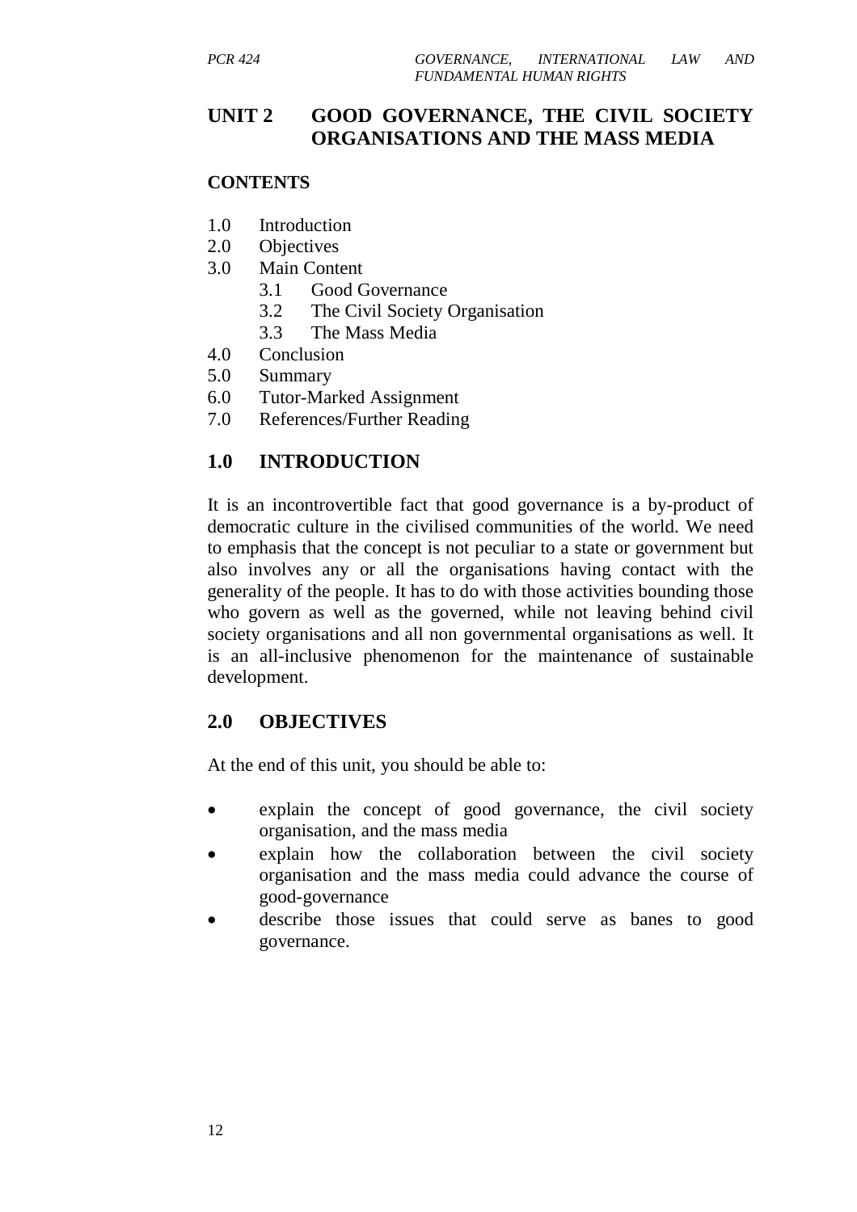## UNIT 2 GOOD GOVERNANCE, THE CIVIL SOCIETY ORGANISATIONS AND THE MASS MEDIA

### CONTENTS

1.0 Introduction
2.0 Objectives
3.0 Main Content
   3.1 Good Governance
   3.2 The Civil Society Organisation
   3.3 The Mass Media
4.0 Conclusion
5.0 Summary
6.0 Tutor-Marked Assignment
7.0 References/Further Reading

### 1.0 INTRODUCTION

It is an incontrovertible fact that good governance is a by-product of democratic culture in the civilised communities of the world. We need to emphasis that the concept is not peculiar to a state or government but also involves any or all the organisations having contact with the generality of the people. It has to do with those activities bounding those who govern as well as the governed, while not leaving behind civil society organisations and all non governmental organisations as well. It is an all-inclusive phenomenon for the maintenance of sustainable development.

### 2.0 OBJECTIVES

At the end of this unit, you should be able to:

- explain the concept of good governance, the civil society organisation, and the mass media
- explain how the collaboration between the civil society organisation and the mass media could advance the course of good-governance
- describe those issues that could serve as banes to good governance.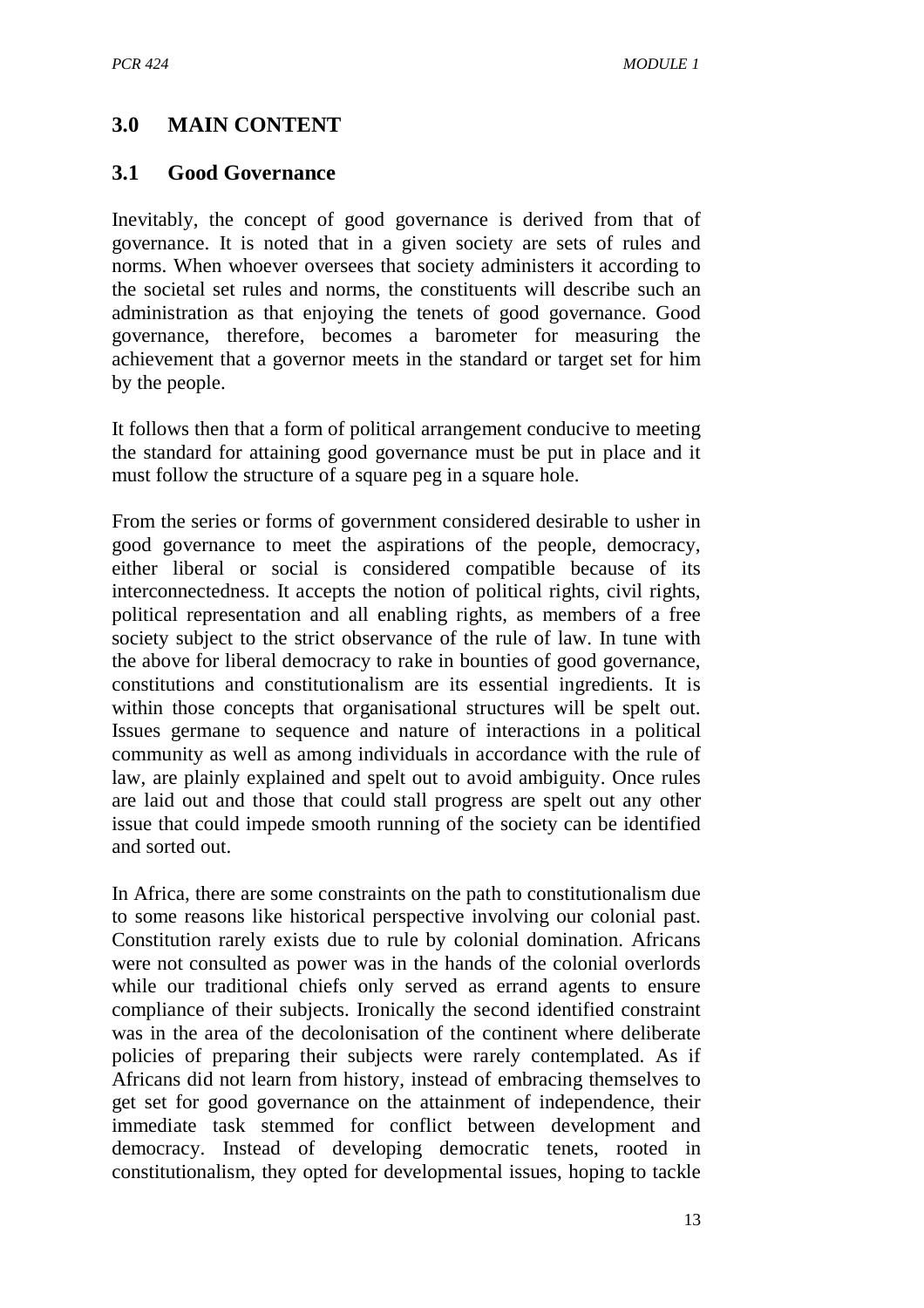## 3.0 MAIN CONTENT

### 3.1 Good Governance

Inevitably, the concept of good governance is derived from that of governance. It is noted that in a given society are sets of rules and norms. When whoever oversees that society administers it according to the societal set rules and norms, the constituents will describe such an administration as that enjoying the tenets of good governance. Good governance, therefore, becomes a barometer for measuring the achievement that a governor meets in the standard or target set for him by the people.

It follows then that a form of political arrangement conducive to meeting the standard for attaining good governance must be put in place and it must follow the structure of a square peg in a square hole.

From the series or forms of government considered desirable to usher in good governance to meet the aspirations of the people, democracy, either liberal or social is considered compatible because of its interconnectedness. It accepts the notion of political rights, civil rights, political representation and all enabling rights, as members of a free society subject to the strict observance of the rule of law. In tune with the above for liberal democracy to rake in bounties of good governance, constitutions and constitutionalism are its essential ingredients. It is within those concepts that organisational structures will be spelt out. Issues germane to sequence and nature of interactions in a political community as well as among individuals in accordance with the rule of law, are plainly explained and spelt out to avoid ambiguity. Once rules are laid out and those that could stall progress are spelt out any other issue that could impede smooth running of the society can be identified and sorted out.

In Africa, there are some constraints on the path to constitutionalism due to some reasons like historical perspective involving our colonial past. Constitution rarely exists due to rule by colonial domination. Africans were not consulted as power was in the hands of the colonial overlords while our traditional chiefs only served as errand agents to ensure compliance of their subjects. Ironically the second identified constraint was in the area of the decolonisation of the continent where deliberate policies of preparing their subjects were rarely contemplated. As if Africans did not learn from history, instead of embracing themselves to get set for good governance on the attainment of independence, their immediate task stemmed for conflict between development and democracy. Instead of developing democratic tenets, rooted in constitutionalism, they opted for developmental issues, hoping to tackle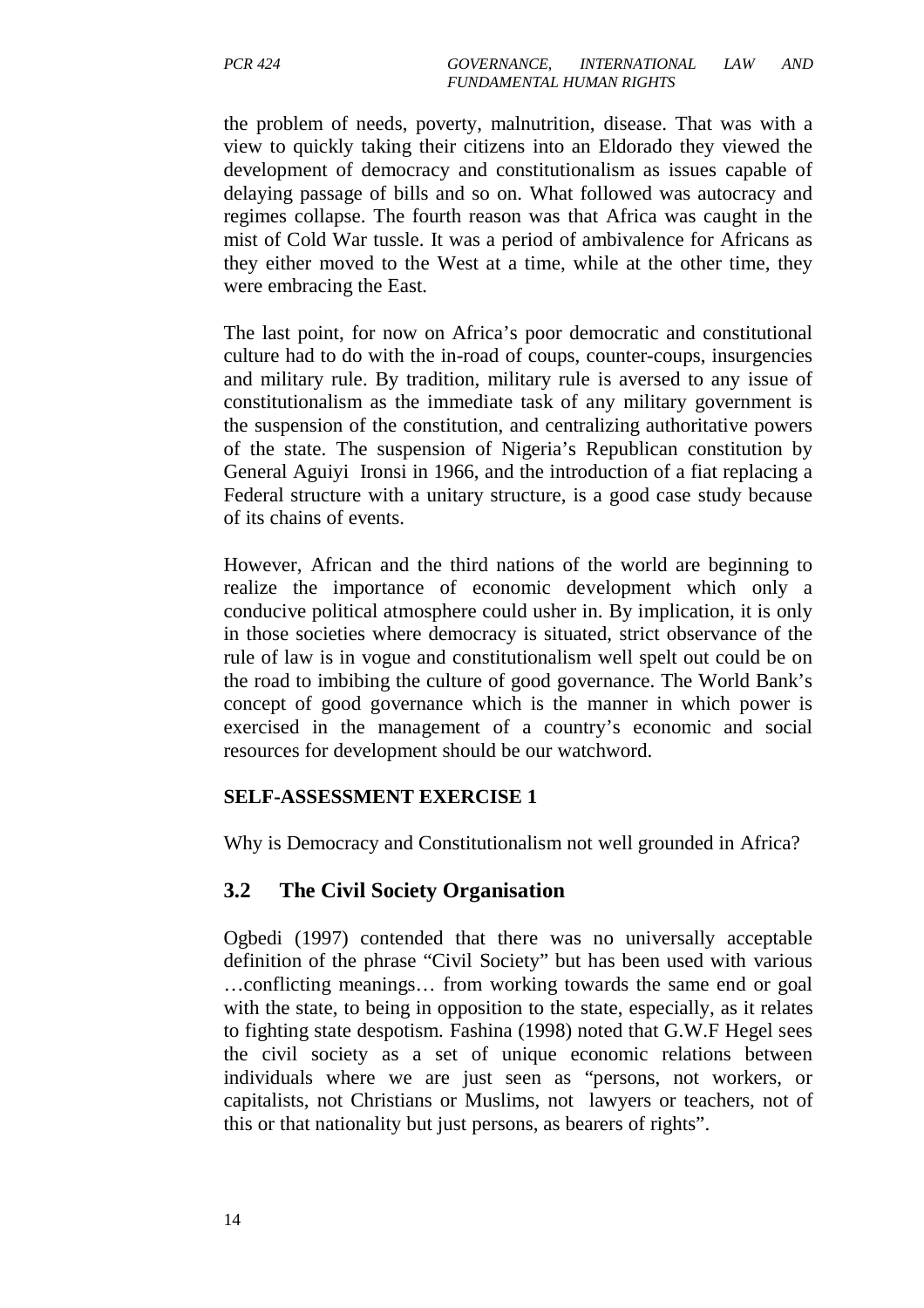the problem of needs, poverty, malnutrition, disease. That was with a view to quickly taking their citizens into an Eldorado they viewed the development of democracy and constitutionalism as issues capable of delaying passage of bills and so on. What followed was autocracy and regimes collapse. The fourth reason was that Africa was caught in the mist of Cold War tussle. It was a period of ambivalence for Africans as they either moved to the West at a time, while at the other time, they were embracing the East.

The last point, for now on Africa's poor democratic and constitutional culture had to do with the in-road of coups, counter-coups, insurgencies and military rule. By tradition, military rule is aversed to any issue of constitutionalism as the immediate task of any military government is the suspension of the constitution, and centralizing authoritative powers of the state. The suspension of Nigeria's Republican constitution by General Aguiyi Ironsi in 1966, and the introduction of a fiat replacing a Federal structure with a unitary structure, is a good case study because of its chains of events.

However, African and the third nations of the world are beginning to realize the importance of economic development which only a conducive political atmosphere could usher in. By implication, it is only in those societies where democracy is situated, strict observance of the rule of law is in vogue and constitutionalism well spelt out could be on the road to imbibing the culture of good governance. The World Bank's concept of good governance which is the manner in which power is exercised in the management of a country's economic and social resources for development should be our watchword.

**SELF-ASSESSMENT EXERCISE 1**

Why is Democracy and Constitutionalism not well grounded in Africa?

## 3.2 The Civil Society Organisation

Ogbedi (1997) contended that there was no universally acceptable definition of the phrase "Civil Society" but has been used with various …conflicting meanings… from working towards the same end or goal with the state, to being in opposition to the state, especially, as it relates to fighting state despotism. Fashina (1998) noted that G.W.F Hegel sees the civil society as a set of unique economic relations between individuals where we are just seen as "persons, not workers, or capitalists, not Christians or Muslims, not lawyers or teachers, not of this or that nationality but just persons, as bearers of rights".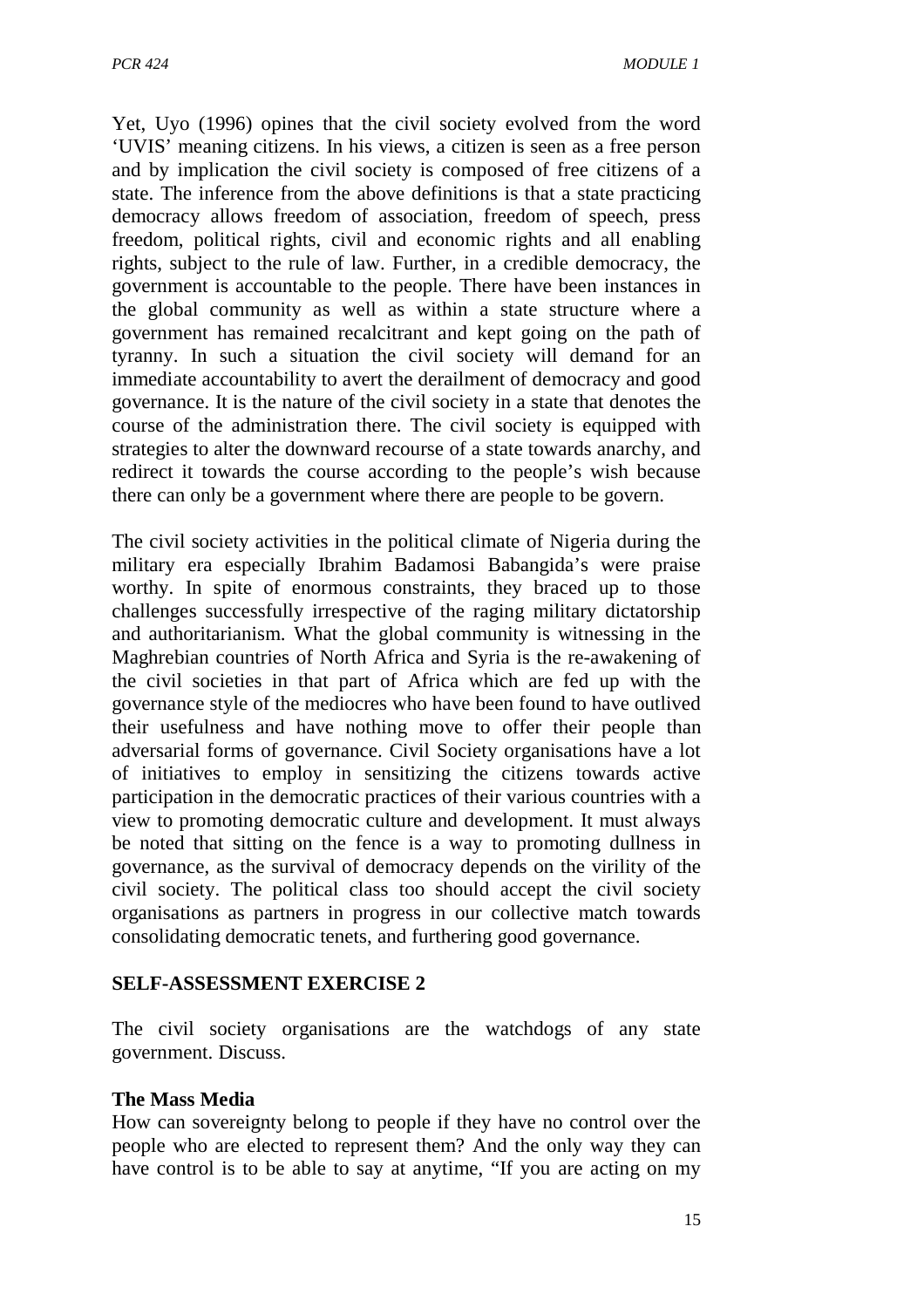Yet, Uyo (1996) opines that the civil society evolved from the word 'UVIS' meaning citizens. In his views, a citizen is seen as a free person and by implication the civil society is composed of free citizens of a state. The inference from the above definitions is that a state practicing democracy allows freedom of association, freedom of speech, press freedom, political rights, civil and economic rights and all enabling rights, subject to the rule of law. Further, in a credible democracy, the government is accountable to the people. There have been instances in the global community as well as within a state structure where a government has remained recalcitrant and kept going on the path of tyranny. In such a situation the civil society will demand for an immediate accountability to avert the derailment of democracy and good governance. It is the nature of the civil society in a state that denotes the course of the administration there. The civil society is equipped with strategies to alter the downward recourse of a state towards anarchy, and redirect it towards the course according to the people's wish because there can only be a government where there are people to be govern.

The civil society activities in the political climate of Nigeria during the military era especially Ibrahim Badamosi Babangida's were praise worthy. In spite of enormous constraints, they braced up to those challenges successfully irrespective of the raging military dictatorship and authoritarianism. What the global community is witnessing in the Maghrebian countries of North Africa and Syria is the re-awakening of the civil societies in that part of Africa which are fed up with the governance style of the mediocres who have been found to have outlived their usefulness and have nothing move to offer their people than adversarial forms of governance. Civil Society organisations have a lot of initiatives to employ in sensitizing the citizens towards active participation in the democratic practices of their various countries with a view to promoting democratic culture and development. It must always be noted that sitting on the fence is a way to promoting dullness in governance, as the survival of democracy depends on the virility of the civil society. The political class too should accept the civil society organisations as partners in progress in our collective match towards consolidating democratic tenets, and furthering good governance.

## SELF-ASSESSMENT EXERCISE 2

The civil society organisations are the watchdogs of any state government. Discuss.

**The Mass Media**

How can sovereignty belong to people if they have no control over the people who are elected to represent them? And the only way they can have control is to be able to say at anytime, "If you are acting on my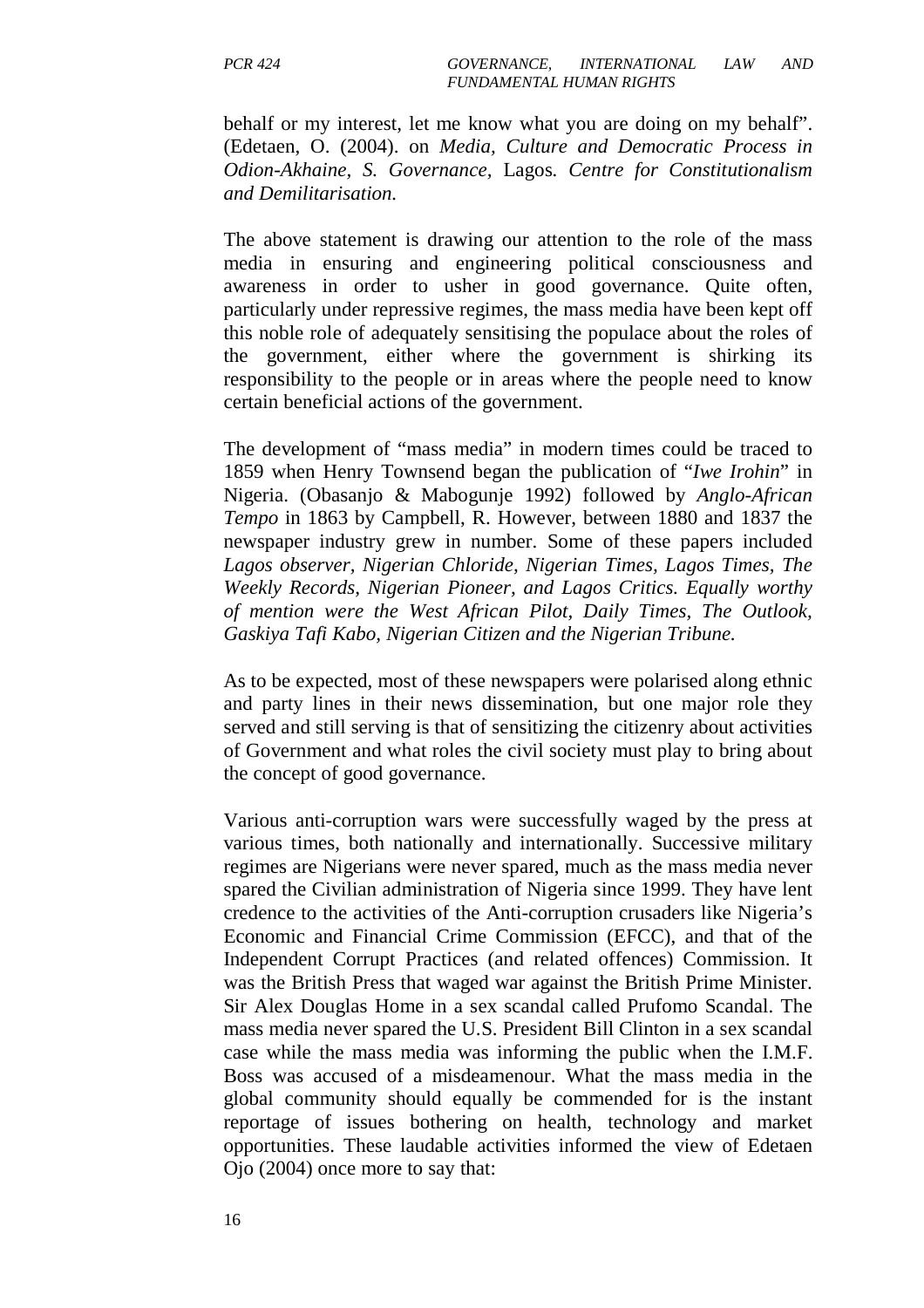behalf or my interest, let me know what you are doing on my behalf". (Edetaen, O. (2004). on *Media, Culture and Democratic Process in Odion-Akhaine, S. Governance,* Lagos*. Centre for Constitutionalism and Demilitarisation.*

The above statement is drawing our attention to the role of the mass media in ensuring and engineering political consciousness and awareness in order to usher in good governance. Quite often, particularly under repressive regimes, the mass media have been kept off this noble role of adequately sensitising the populace about the roles of the government, either where the government is shirking its responsibility to the people or in areas where the people need to know certain beneficial actions of the government.

The development of "mass media" in modern times could be traced to 1859 when Henry Townsend began the publication of "*Iwe Irohin*" in Nigeria. (Obasanjo & Mabogunje 1992) followed by *Anglo-African Tempo* in 1863 by Campbell, R. However, between 1880 and 1837 the newspaper industry grew in number. Some of these papers included *Lagos observer, Nigerian Chloride, Nigerian Times, Lagos Times, The Weekly Records, Nigerian Pioneer, and Lagos Critics. Equally worthy of mention were the West African Pilot, Daily Times, The Outlook, Gaskiya Tafi Kabo, Nigerian Citizen and the Nigerian Tribune.*

As to be expected, most of these newspapers were polarised along ethnic and party lines in their news dissemination, but one major role they served and still serving is that of sensitizing the citizenry about activities of Government and what roles the civil society must play to bring about the concept of good governance.

Various anti-corruption wars were successfully waged by the press at various times, both nationally and internationally. Successive military regimes are Nigerians were never spared, much as the mass media never spared the Civilian administration of Nigeria since 1999. They have lent credence to the activities of the Anti-corruption crusaders like Nigeria's Economic and Financial Crime Commission (EFCC), and that of the Independent Corrupt Practices (and related offences) Commission. It was the British Press that waged war against the British Prime Minister. Sir Alex Douglas Home in a sex scandal called Prufomo Scandal. The mass media never spared the U.S. President Bill Clinton in a sex scandal case while the mass media was informing the public when the I.M.F. Boss was accused of a misdeamenour. What the mass media in the global community should equally be commended for is the instant reportage of issues bothering on health, technology and market opportunities. These laudable activities informed the view of Edetaen Ojo (2004) once more to say that: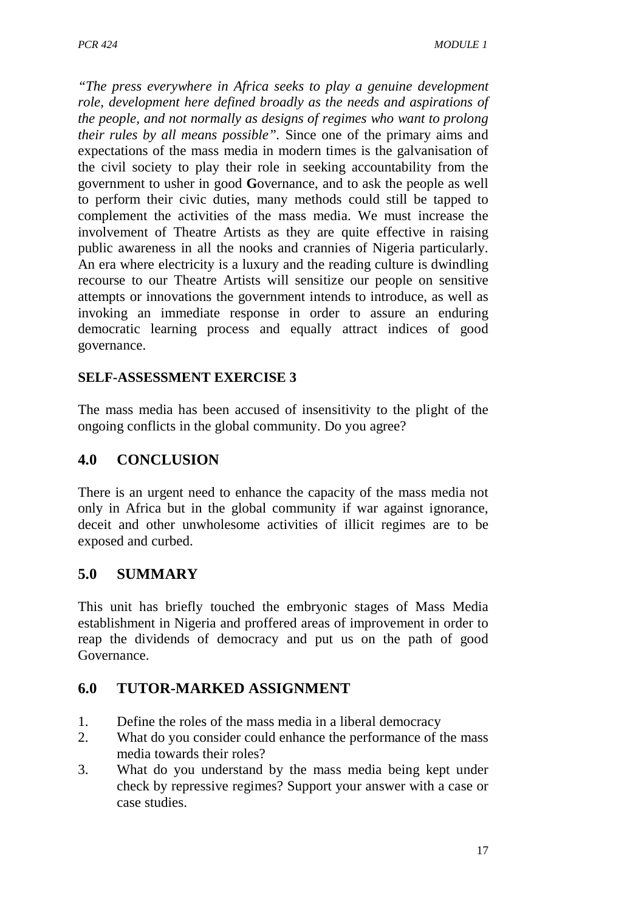*"The press everywhere in Africa seeks to play a genuine development role, development here defined broadly as the needs and aspirations of the people, and not normally as designs of regimes who want to prolong their rules by all means possible".* Since one of the primary aims and expectations of the mass media in modern times is the galvanisation of the civil society to play their role in seeking accountability from the government to usher in good **G**overnance, and to ask the people as well to perform their civic duties, many methods could still be tapped to complement the activities of the mass media. We must increase the involvement of Theatre Artists as they are quite effective in raising public awareness in all the nooks and crannies of Nigeria particularly. An era where electricity is a luxury and the reading culture is dwindling recourse to our Theatre Artists will sensitize our people on sensitive attempts or innovations the government intends to introduce, as well as invoking an immediate response in order to assure an enduring democratic learning process and equally attract indices of good governance.

**SELF-ASSESSMENT EXERCISE 3**

The mass media has been accused of insensitivity to the plight of the ongoing conflicts in the global community. Do you agree?

## 4.0 CONCLUSION

There is an urgent need to enhance the capacity of the mass media not only in Africa but in the global community if war against ignorance, deceit and other unwholesome activities of illicit regimes are to be exposed and curbed.

## 5.0 SUMMARY

This unit has briefly touched the embryonic stages of Mass Media establishment in Nigeria and proffered areas of improvement in order to reap the dividends of democracy and put us on the path of good Governance.

## 6.0 TUTOR-MARKED ASSIGNMENT

1. Define the roles of the mass media in a liberal democracy
2. What do you consider could enhance the performance of the mass media towards their roles?
3. What do you understand by the mass media being kept under check by repressive regimes? Support your answer with a case or case studies.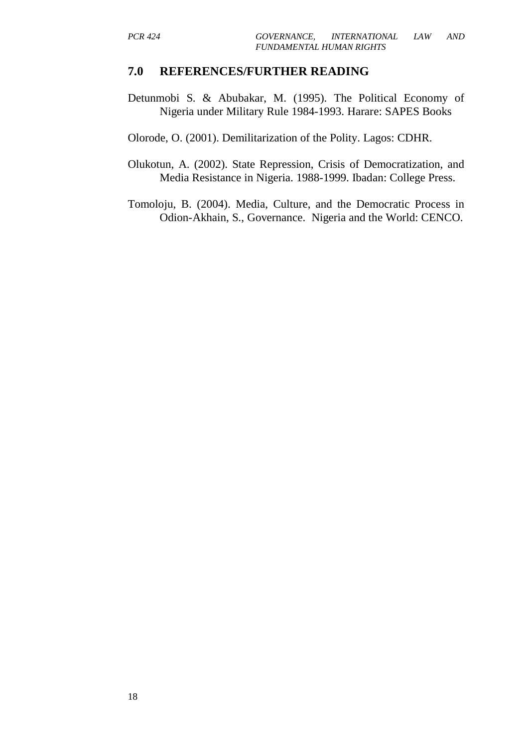## 7.0 REFERENCES/FURTHER READING

Detunmobi S. & Abubakar, M. (1995). The Political Economy of Nigeria under Military Rule 1984-1993. Harare: SAPES Books

Olorode, O. (2001). Demilitarization of the Polity. Lagos: CDHR.

Olukotun, A. (2002). State Repression, Crisis of Democratization, and Media Resistance in Nigeria. 1988-1999. Ibadan: College Press.

Tomoloju, B. (2004). Media, Culture, and the Democratic Process in Odion-Akhain, S., Governance. Nigeria and the World: CENCO.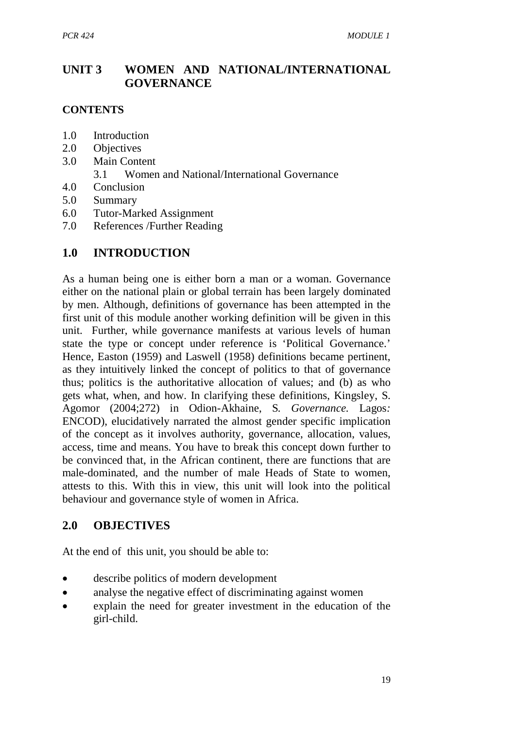# UNIT 3 WOMEN AND NATIONAL/INTERNATIONAL GOVERNANCE

## CONTENTS

1.0 Introduction
2.0 Objectives
3.0 Main Content
    3.1 Women and National/International Governance
4.0 Conclusion
5.0 Summary
6.0 Tutor-Marked Assignment
7.0 References /Further Reading

## 1.0 INTRODUCTION

As a human being one is either born a man or a woman. Governance either on the national plain or global terrain has been largely dominated by men. Although, definitions of governance has been attempted in the first unit of this module another working definition will be given in this unit. Further, while governance manifests at various levels of human state the type or concept under reference is 'Political Governance.' Hence, Easton (1959) and Laswell (1958) definitions became pertinent, as they intuitively linked the concept of politics to that of governance thus; politics is the authoritative allocation of values; and (b) as who gets what, when, and how. In clarifying these definitions, Kingsley, S. Agomor (2004;272) in Odion-Akhaine, S. *Governance.* Lagos*:* ENCOD), elucidatively narrated the almost gender specific implication of the concept as it involves authority, governance, allocation, values, access, time and means. You have to break this concept down further to be convinced that, in the African continent, there are functions that are male-dominated, and the number of male Heads of State to women, attests to this. With this in view, this unit will look into the political behaviour and governance style of women in Africa.

## 2.0 OBJECTIVES

At the end of this unit, you should be able to:

- describe politics of modern development
- analyse the negative effect of discriminating against women
- explain the need for greater investment in the education of the girl-child.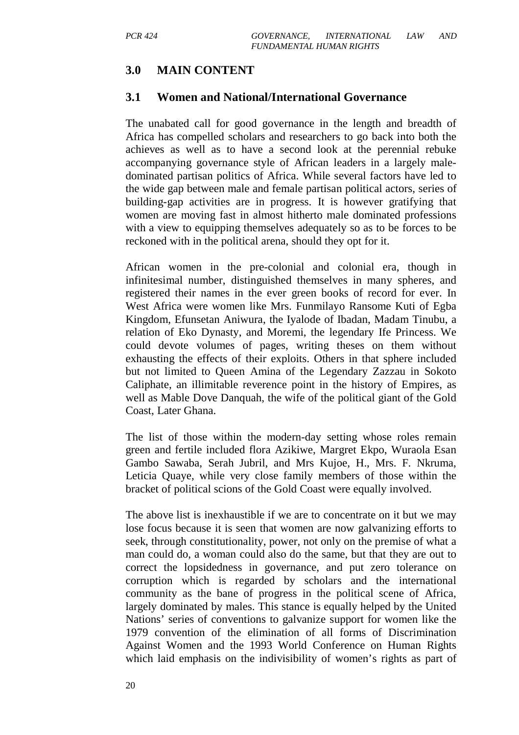## 3.0 MAIN CONTENT

### 3.1 Women and National/International Governance

The unabated call for good governance in the length and breadth of Africa has compelled scholars and researchers to go back into both the achieves as well as to have a second look at the perennial rebuke accompanying governance style of African leaders in a largely male-dominated partisan politics of Africa. While several factors have led to the wide gap between male and female partisan political actors, series of building-gap activities are in progress. It is however gratifying that women are moving fast in almost hitherto male dominated professions with a view to equipping themselves adequately so as to be forces to be reckoned with in the political arena, should they opt for it.

African women in the pre-colonial and colonial era, though in infinitesimal number, distinguished themselves in many spheres, and registered their names in the ever green books of record for ever. In West Africa were women like Mrs. Funmilayo Ransome Kuti of Egba Kingdom, Efunsetan Aniwura, the Iyalode of Ibadan, Madam Tinubu, a relation of Eko Dynasty, and Moremi, the legendary Ife Princess. We could devote volumes of pages, writing theses on them without exhausting the effects of their exploits. Others in that sphere included but not limited to Queen Amina of the Legendary Zazzau in Sokoto Caliphate, an illimitable reverence point in the history of Empires, as well as Mable Dove Danquah, the wife of the political giant of the Gold Coast, Later Ghana.

The list of those within the modern-day setting whose roles remain green and fertile included flora Azikiwe, Margret Ekpo, Wuraola Esan Gambo Sawaba, Serah Jubril, and Mrs Kujoe, H., Mrs. F. Nkruma, Leticia Quaye, while very close family members of those within the bracket of political scions of the Gold Coast were equally involved.

The above list is inexhaustible if we are to concentrate on it but we may lose focus because it is seen that women are now galvanizing efforts to seek, through constitutionality, power, not only on the premise of what a man could do, a woman could also do the same, but that they are out to correct the lopsidedness in governance, and put zero tolerance on corruption which is regarded by scholars and the international community as the bane of progress in the political scene of Africa, largely dominated by males. This stance is equally helped by the United Nations' series of conventions to galvanize support for women like the 1979 convention of the elimination of all forms of Discrimination Against Women and the 1993 World Conference on Human Rights which laid emphasis on the indivisibility of women's rights as part of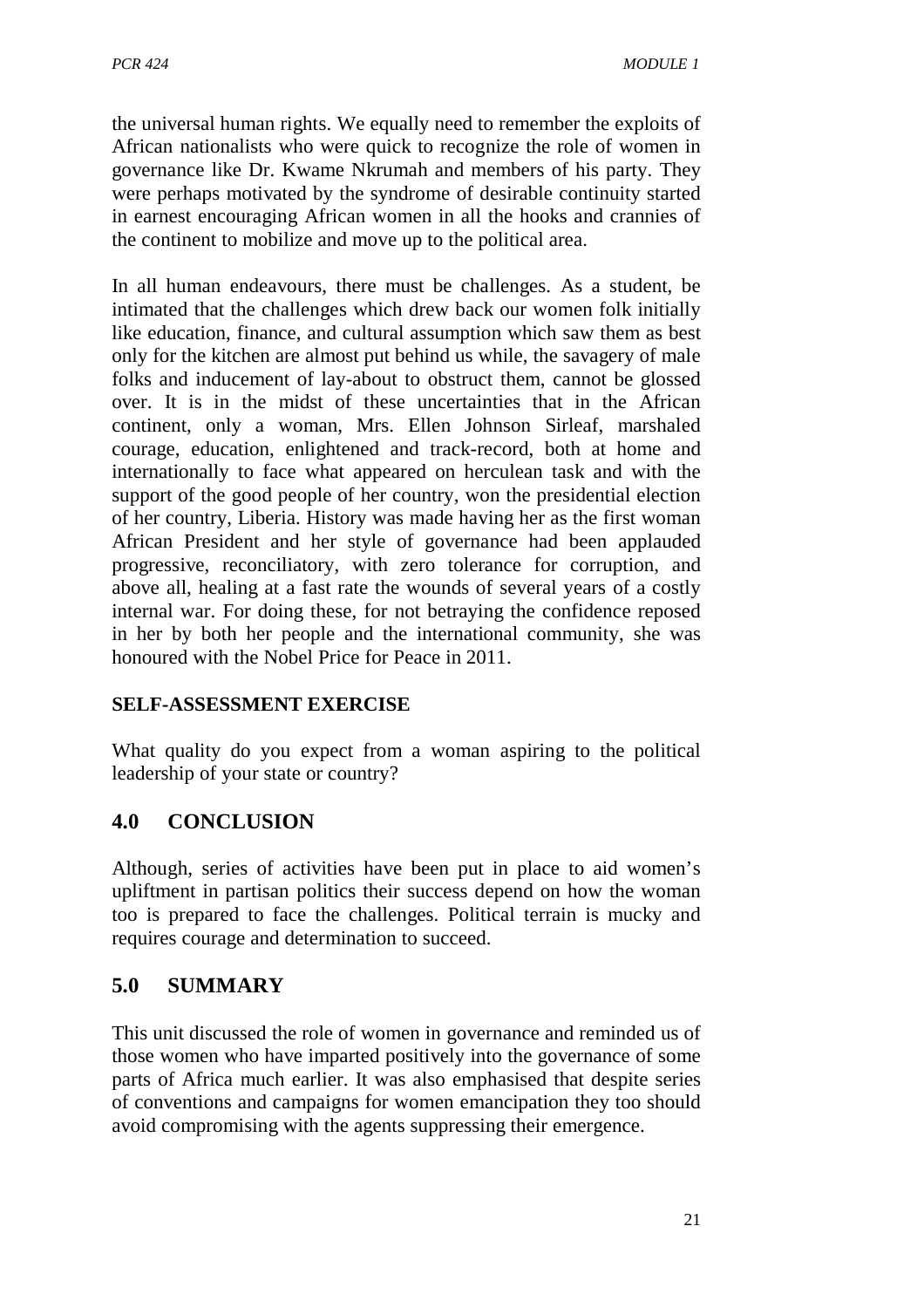the universal human rights. We equally need to remember the exploits of African nationalists who were quick to recognize the role of women in governance like Dr. Kwame Nkrumah and members of his party. They were perhaps motivated by the syndrome of desirable continuity started in earnest encouraging African women in all the hooks and crannies of the continent to mobilize and move up to the political area.

In all human endeavours, there must be challenges. As a student, be intimated that the challenges which drew back our women folk initially like education, finance, and cultural assumption which saw them as best only for the kitchen are almost put behind us while, the savagery of male folks and inducement of lay-about to obstruct them, cannot be glossed over. It is in the midst of these uncertainties that in the African continent, only a woman, Mrs. Ellen Johnson Sirleaf, marshaled courage, education, enlightened and track-record, both at home and internationally to face what appeared on herculean task and with the support of the good people of her country, won the presidential election of her country, Liberia. History was made having her as the first woman African President and her style of governance had been applauded progressive, reconciliatory, with zero tolerance for corruption, and above all, healing at a fast rate the wounds of several years of a costly internal war. For doing these, for not betraying the confidence reposed in her by both her people and the international community, she was honoured with the Nobel Price for Peace in 2011.

**SELF-ASSESSMENT EXERCISE**

What quality do you expect from a woman aspiring to the political leadership of your state or country?

## 4.0 CONCLUSION

Although, series of activities have been put in place to aid women's upliftment in partisan politics their success depend on how the woman too is prepared to face the challenges. Political terrain is mucky and requires courage and determination to succeed.

## 5.0 SUMMARY

This unit discussed the role of women in governance and reminded us of those women who have imparted positively into the governance of some parts of Africa much earlier. It was also emphasised that despite series of conventions and campaigns for women emancipation they too should avoid compromising with the agents suppressing their emergence.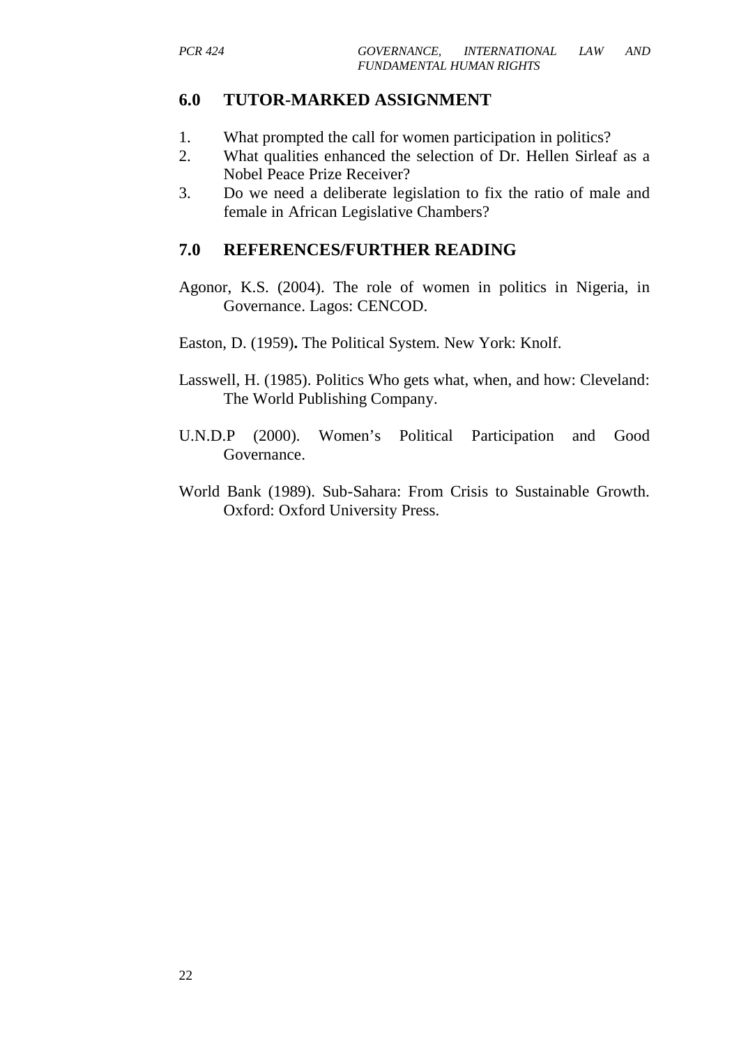## 6.0 TUTOR-MARKED ASSIGNMENT

1. What prompted the call for women participation in politics?
2. What qualities enhanced the selection of Dr. Hellen Sirleaf as a Nobel Peace Prize Receiver?
3. Do we need a deliberate legislation to fix the ratio of male and female in African Legislative Chambers?

## 7.0 REFERENCES/FURTHER READING

Agonor, K.S. (2004). The role of women in politics in Nigeria, in Governance. Lagos: CENCOD.

Easton, D. (1959)**.** The Political System. New York: Knolf.

Lasswell, H. (1985). Politics Who gets what, when, and how: Cleveland: The World Publishing Company.

U.N.D.P (2000). Women's Political Participation and Good Governance.

World Bank (1989). Sub-Sahara: From Crisis to Sustainable Growth. Oxford: Oxford University Press.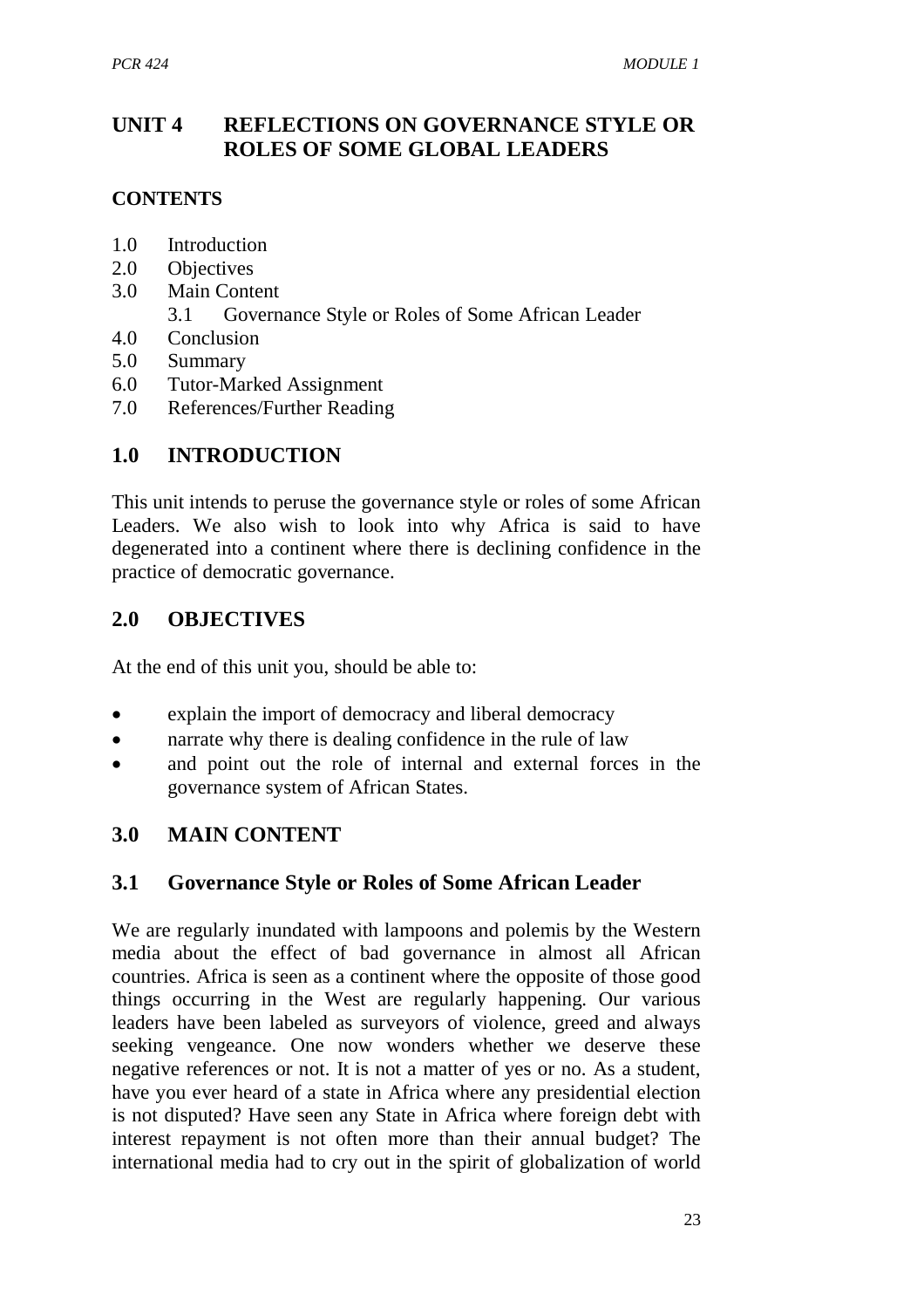# UNIT 4 REFLECTIONS ON GOVERNANCE STYLE OR ROLES OF SOME GLOBAL LEADERS

## CONTENTS

1.0 Introduction
2.0 Objectives
3.0 Main Content
  3.1 Governance Style or Roles of Some African Leader
4.0 Conclusion
5.0 Summary
6.0 Tutor-Marked Assignment
7.0 References/Further Reading

## 1.0 INTRODUCTION

This unit intends to peruse the governance style or roles of some African Leaders. We also wish to look into why Africa is said to have degenerated into a continent where there is declining confidence in the practice of democratic governance.

## 2.0 OBJECTIVES

At the end of this unit you, should be able to:

- explain the import of democracy and liberal democracy
- narrate why there is dealing confidence in the rule of law
- and point out the role of internal and external forces in the governance system of African States.

## 3.0 MAIN CONTENT

### 3.1 Governance Style or Roles of Some African Leader

We are regularly inundated with lampoons and polemis by the Western media about the effect of bad governance in almost all African countries. Africa is seen as a continent where the opposite of those good things occurring in the West are regularly happening. Our various leaders have been labeled as surveyors of violence, greed and always seeking vengeance. One now wonders whether we deserve these negative references or not. It is not a matter of yes or no. As a student, have you ever heard of a state in Africa where any presidential election is not disputed? Have seen any State in Africa where foreign debt with interest repayment is not often more than their annual budget? The international media had to cry out in the spirit of globalization of world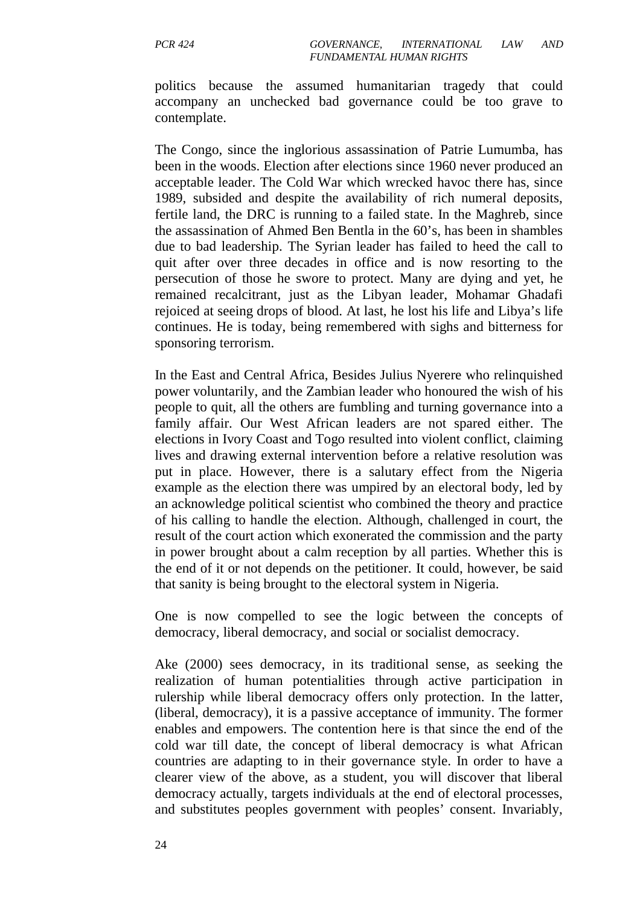politics because the assumed humanitarian tragedy that could accompany an unchecked bad governance could be too grave to contemplate.

The Congo, since the inglorious assassination of Patrie Lumumba, has been in the woods. Election after elections since 1960 never produced an acceptable leader. The Cold War which wrecked havoc there has, since 1989, subsided and despite the availability of rich numeral deposits, fertile land, the DRC is running to a failed state. In the Maghreb, since the assassination of Ahmed Ben Bentla in the 60's, has been in shambles due to bad leadership. The Syrian leader has failed to heed the call to quit after over three decades in office and is now resorting to the persecution of those he swore to protect. Many are dying and yet, he remained recalcitrant, just as the Libyan leader, Mohamar Ghadafi rejoiced at seeing drops of blood. At last, he lost his life and Libya's life continues. He is today, being remembered with sighs and bitterness for sponsoring terrorism.

In the East and Central Africa, Besides Julius Nyerere who relinquished power voluntarily, and the Zambian leader who honoured the wish of his people to quit, all the others are fumbling and turning governance into a family affair. Our West African leaders are not spared either. The elections in Ivory Coast and Togo resulted into violent conflict, claiming lives and drawing external intervention before a relative resolution was put in place. However, there is a salutary effect from the Nigeria example as the election there was umpired by an electoral body, led by an acknowledge political scientist who combined the theory and practice of his calling to handle the election. Although, challenged in court, the result of the court action which exonerated the commission and the party in power brought about a calm reception by all parties. Whether this is the end of it or not depends on the petitioner. It could, however, be said that sanity is being brought to the electoral system in Nigeria.

One is now compelled to see the logic between the concepts of democracy, liberal democracy, and social or socialist democracy.

Ake (2000) sees democracy, in its traditional sense, as seeking the realization of human potentialities through active participation in rulership while liberal democracy offers only protection. In the latter, (liberal, democracy), it is a passive acceptance of immunity. The former enables and empowers. The contention here is that since the end of the cold war till date, the concept of liberal democracy is what African countries are adapting to in their governance style. In order to have a clearer view of the above, as a student, you will discover that liberal democracy actually, targets individuals at the end of electoral processes, and substitutes peoples government with peoples' consent. Invariably,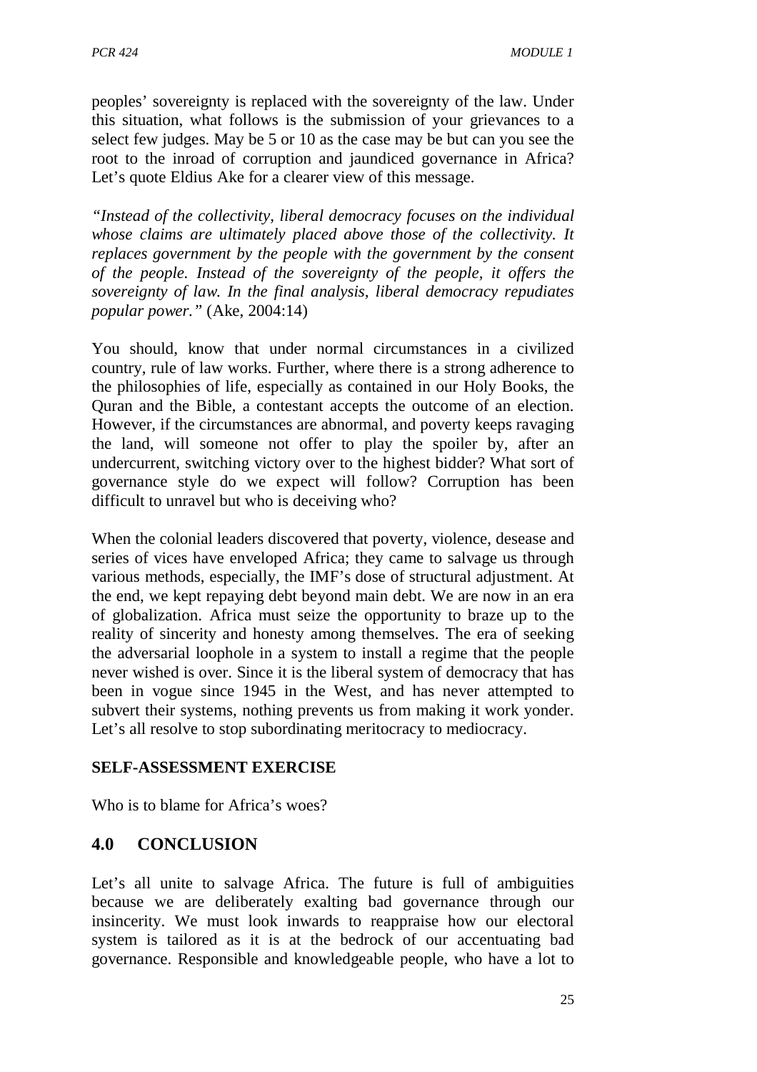peoples' sovereignty is replaced with the sovereignty of the law. Under this situation, what follows is the submission of your grievances to a select few judges. May be 5 or 10 as the case may be but can you see the root to the inroad of corruption and jaundiced governance in Africa? Let's quote Eldius Ake for a clearer view of this message.

*"Instead of the collectivity, liberal democracy focuses on the individual whose claims are ultimately placed above those of the collectivity. It replaces government by the people with the government by the consent of the people. Instead of the sovereignty of the people, it offers the sovereignty of law. In the final analysis, liberal democracy repudiates popular power."* (Ake, 2004:14)

You should, know that under normal circumstances in a civilized country, rule of law works. Further, where there is a strong adherence to the philosophies of life, especially as contained in our Holy Books, the Quran and the Bible, a contestant accepts the outcome of an election. However, if the circumstances are abnormal, and poverty keeps ravaging the land, will someone not offer to play the spoiler by, after an undercurrent, switching victory over to the highest bidder? What sort of governance style do we expect will follow? Corruption has been difficult to unravel but who is deceiving who?

When the colonial leaders discovered that poverty, violence, desease and series of vices have enveloped Africa; they came to salvage us through various methods, especially, the IMF's dose of structural adjustment. At the end, we kept repaying debt beyond main debt. We are now in an era of globalization. Africa must seize the opportunity to braze up to the reality of sincerity and honesty among themselves. The era of seeking the adversarial loophole in a system to install a regime that the people never wished is over. Since it is the liberal system of democracy that has been in vogue since 1945 in the West, and has never attempted to subvert their systems, nothing prevents us from making it work yonder. Let's all resolve to stop subordinating meritocracy to mediocracy.

**SELF-ASSESSMENT EXERCISE**

Who is to blame for Africa's woes?

## 4.0 CONCLUSION

Let's all unite to salvage Africa. The future is full of ambiguities because we are deliberately exalting bad governance through our insincerity. We must look inwards to reappraise how our electoral system is tailored as it is at the bedrock of our accentuating bad governance. Responsible and knowledgeable people, who have a lot to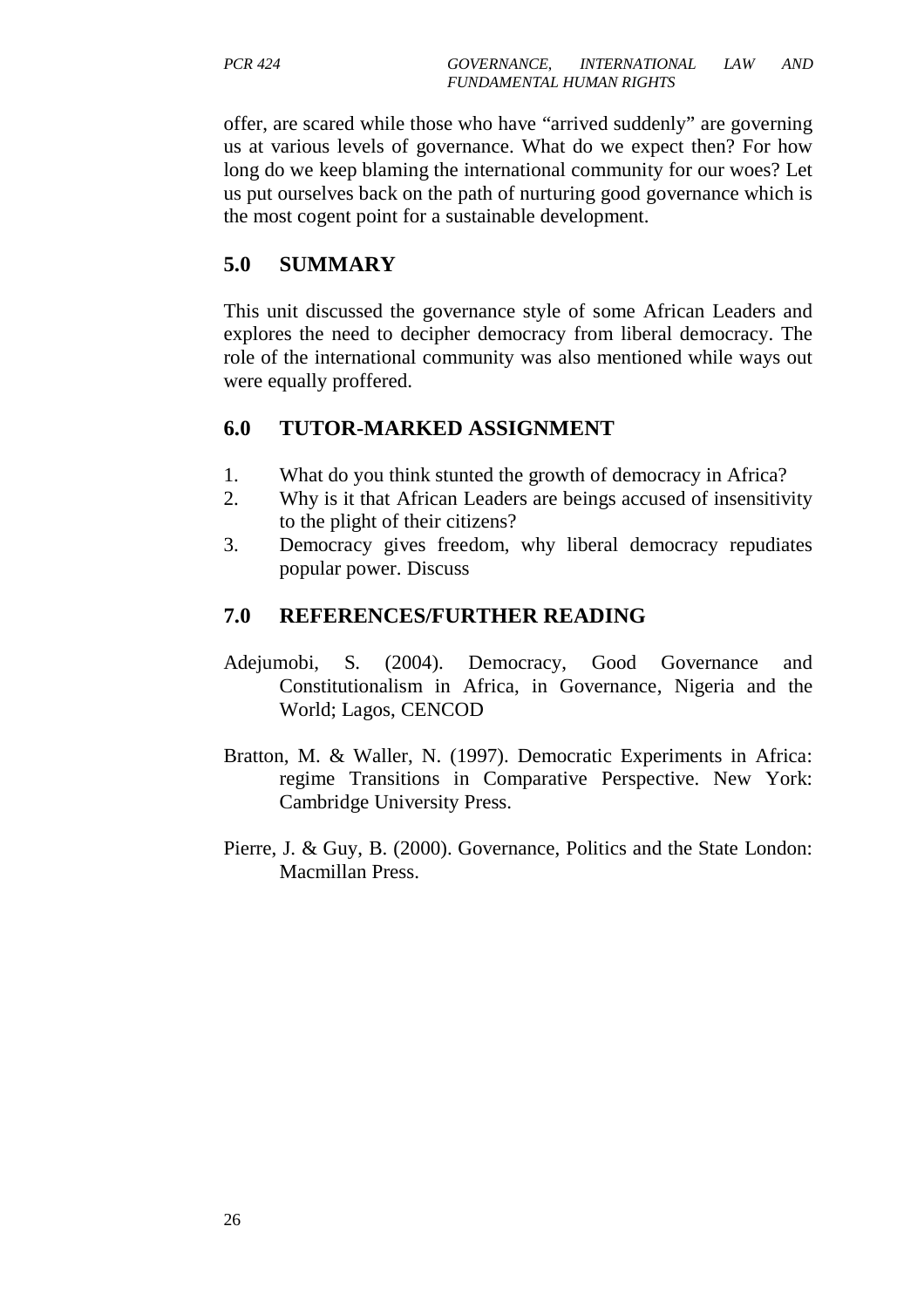offer, are scared while those who have "arrived suddenly" are governing us at various levels of governance. What do we expect then? For how long do we keep blaming the international community for our woes? Let us put ourselves back on the path of nurturing good governance which is the most cogent point for a sustainable development.

## 5.0 SUMMARY

This unit discussed the governance style of some African Leaders and explores the need to decipher democracy from liberal democracy. The role of the international community was also mentioned while ways out were equally proffered.

## 6.0 TUTOR-MARKED ASSIGNMENT

1. What do you think stunted the growth of democracy in Africa?
2. Why is it that African Leaders are beings accused of insensitivity to the plight of their citizens?
3. Democracy gives freedom, why liberal democracy repudiates popular power. Discuss

## 7.0 REFERENCES/FURTHER READING

Adejumobi, S. (2004). Democracy, Good Governance and Constitutionalism in Africa, in Governance, Nigeria and the World; Lagos, CENCOD

Bratton, M. & Waller, N. (1997). Democratic Experiments in Africa: regime Transitions in Comparative Perspective. New York: Cambridge University Press.

Pierre, J. & Guy, B. (2000). Governance, Politics and the State London: Macmillan Press.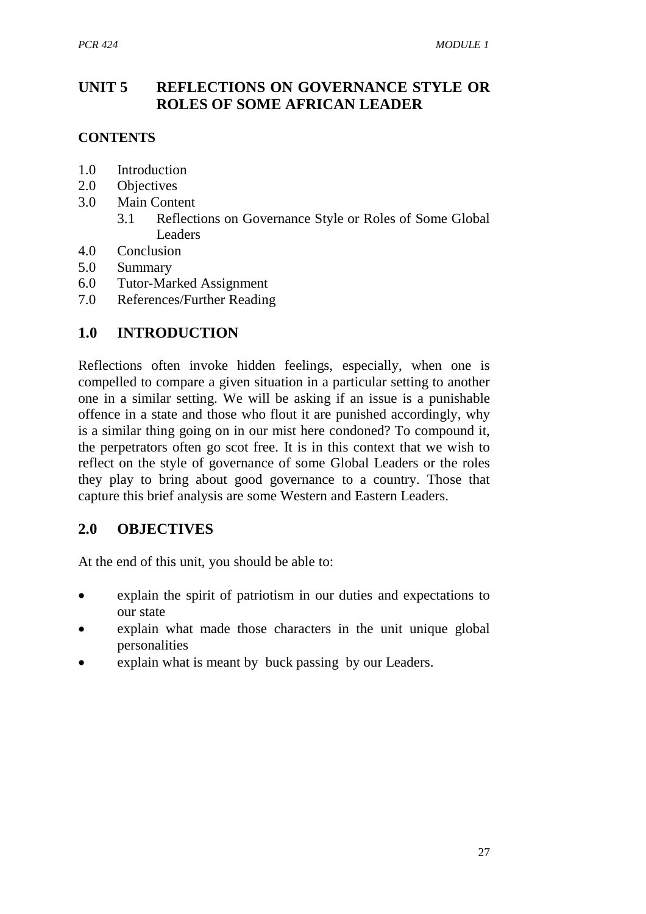## UNIT 5 REFLECTIONS ON GOVERNANCE STYLE OR ROLES OF SOME AFRICAN LEADER

**CONTENTS**

- 1.0 Introduction
- 2.0 Objectives
- 3.0 Main Content
  - 3.1 Reflections on Governance Style or Roles of Some Global Leaders
- 4.0 Conclusion
- 5.0 Summary
- 6.0 Tutor-Marked Assignment
- 7.0 References/Further Reading

## 1.0 INTRODUCTION

Reflections often invoke hidden feelings, especially, when one is compelled to compare a given situation in a particular setting to another one in a similar setting. We will be asking if an issue is a punishable offence in a state and those who flout it are punished accordingly, why is a similar thing going on in our mist here condoned? To compound it, the perpetrators often go scot free. It is in this context that we wish to reflect on the style of governance of some Global Leaders or the roles they play to bring about good governance to a country. Those that capture this brief analysis are some Western and Eastern Leaders.

## 2.0 OBJECTIVES

At the end of this unit, you should be able to:

- explain the spirit of patriotism in our duties and expectations to our state
- explain what made those characters in the unit unique global personalities
- explain what is meant by buck passing by our Leaders.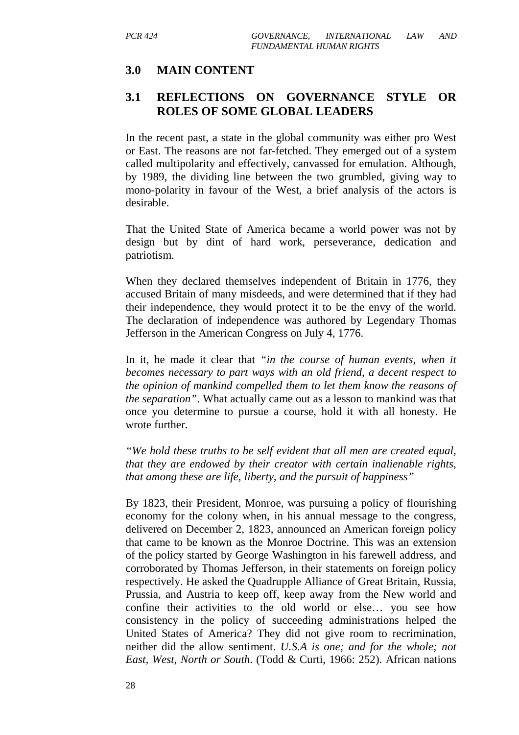## 3.0 MAIN CONTENT

### 3.1 REFLECTIONS ON GOVERNANCE STYLE OR ROLES OF SOME GLOBAL LEADERS

In the recent past, a state in the global community was either pro West or East. The reasons are not far-fetched. They emerged out of a system called multipolarity and effectively, canvassed for emulation. Although, by 1989, the dividing line between the two grumbled, giving way to mono-polarity in favour of the West, a brief analysis of the actors is desirable.

That the United State of America became a world power was not by design but by dint of hard work, perseverance, dedication and patriotism.

When they declared themselves independent of Britain in 1776, they accused Britain of many misdeeds, and were determined that if they had their independence, they would protect it to be the envy of the world. The declaration of independence was authored by Legendary Thomas Jefferson in the American Congress on July 4, 1776.

In it, he made it clear that *"in the course of human events, when it becomes necessary to part ways with an old friend, a decent respect to the opinion of mankind compelled them to let them know the reasons of the separation"*. What actually came out as a lesson to mankind was that once you determine to pursue a course, hold it with all honesty. He wrote further.

*"We hold these truths to be self evident that all men are created equal, that they are endowed by their creator with certain inalienable rights, that among these are life, liberty, and the pursuit of happiness"*

By 1823, their President, Monroe, was pursuing a policy of flourishing economy for the colony when, in his annual message to the congress, delivered on December 2, 1823, announced an American foreign policy that came to be known as the Monroe Doctrine. This was an extension of the policy started by George Washington in his farewell address, and corroborated by Thomas Jefferson, in their statements on foreign policy respectively. He asked the Quadrupple Alliance of Great Britain, Russia, Prussia, and Austria to keep off, keep away from the New world and confine their activities to the old world or else… you see how consistency in the policy of succeeding administrations helped the United States of America? They did not give room to recrimination, neither did the allow sentiment. *U.S.A is one; and for the whole; not East, West, North or South*. (Todd & Curti, 1966: 252). African nations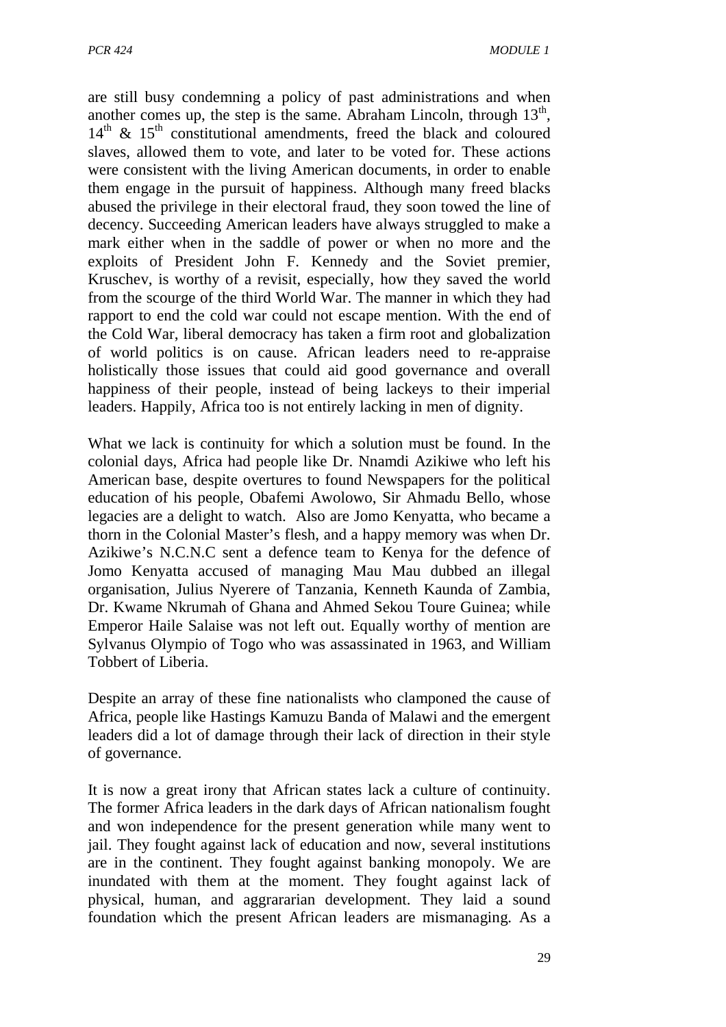are still busy condemning a policy of past administrations and when another comes up, the step is the same. Abraham Lincoln, through $13^{th}$, $14^{th}$ & $15^{th}$ constitutional amendments, freed the black and coloured slaves, allowed them to vote, and later to be voted for. These actions were consistent with the living American documents, in order to enable them engage in the pursuit of happiness. Although many freed blacks abused the privilege in their electoral fraud, they soon towed the line of decency. Succeeding American leaders have always struggled to make a mark either when in the saddle of power or when no more and the exploits of President John F. Kennedy and the Soviet premier, Kruschev, is worthy of a revisit, especially, how they saved the world from the scourge of the third World War. The manner in which they had rapport to end the cold war could not escape mention. With the end of the Cold War, liberal democracy has taken a firm root and globalization of world politics is on cause. African leaders need to re-appraise holistically those issues that could aid good governance and overall happiness of their people, instead of being lackeys to their imperial leaders. Happily, Africa too is not entirely lacking in men of dignity.

What we lack is continuity for which a solution must be found. In the colonial days, Africa had people like Dr. Nnamdi Azikiwe who left his American base, despite overtures to found Newspapers for the political education of his people, Obafemi Awolowo, Sir Ahmadu Bello, whose legacies are a delight to watch. Also are Jomo Kenyatta, who became a thorn in the Colonial Master's flesh, and a happy memory was when Dr. Azikiwe's N.C.N.C sent a defence team to Kenya for the defence of Jomo Kenyatta accused of managing Mau Mau dubbed an illegal organisation, Julius Nyerere of Tanzania, Kenneth Kaunda of Zambia, Dr. Kwame Nkrumah of Ghana and Ahmed Sekou Toure Guinea; while Emperor Haile Salaise was not left out. Equally worthy of mention are Sylvanus Olympio of Togo who was assassinated in 1963, and William Tobbert of Liberia.

Despite an array of these fine nationalists who clamponed the cause of Africa, people like Hastings Kamuzu Banda of Malawi and the emergent leaders did a lot of damage through their lack of direction in their style of governance.

It is now a great irony that African states lack a culture of continuity. The former Africa leaders in the dark days of African nationalism fought and won independence for the present generation while many went to jail. They fought against lack of education and now, several institutions are in the continent. They fought against banking monopoly. We are inundated with them at the moment. They fought against lack of physical, human, and aggrararian development. They laid a sound foundation which the present African leaders are mismanaging. As a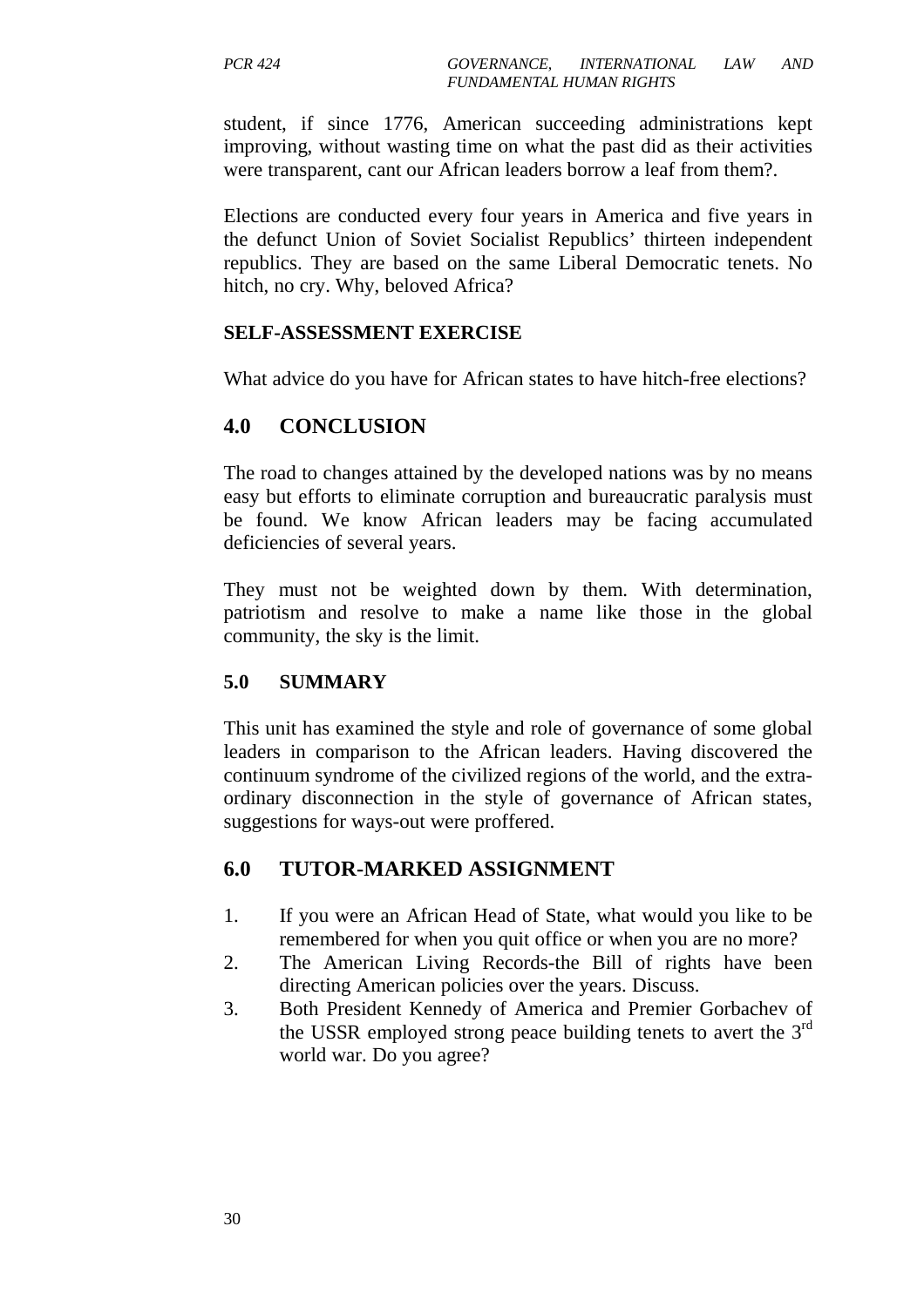student, if since 1776, American succeeding administrations kept improving, without wasting time on what the past did as their activities were transparent, cant our African leaders borrow a leaf from them?.

Elections are conducted every four years in America and five years in the defunct Union of Soviet Socialist Republics' thirteen independent republics. They are based on the same Liberal Democratic tenets. No hitch, no cry. Why, beloved Africa?

**SELF-ASSESSMENT EXERCISE**

What advice do you have for African states to have hitch-free elections?

## 4.0 CONCLUSION

The road to changes attained by the developed nations was by no means easy but efforts to eliminate corruption and bureaucratic paralysis must be found. We know African leaders may be facing accumulated deficiencies of several years.

They must not be weighted down by them. With determination, patriotism and resolve to make a name like those in the global community, the sky is the limit.

### 5.0 SUMMARY

This unit has examined the style and role of governance of some global leaders in comparison to the African leaders. Having discovered the continuum syndrome of the civilized regions of the world, and the extra-ordinary disconnection in the style of governance of African states, suggestions for ways-out were proffered.

## 6.0 TUTOR-MARKED ASSIGNMENT

1. If you were an African Head of State, what would you like to be remembered for when you quit office or when you are no more?
2. The American Living Records-the Bill of rights have been directing American policies over the years. Discuss.
3. Both President Kennedy of America and Premier Gorbachev of the USSR employed strong peace building tenets to avert the 3rd world war. Do you agree?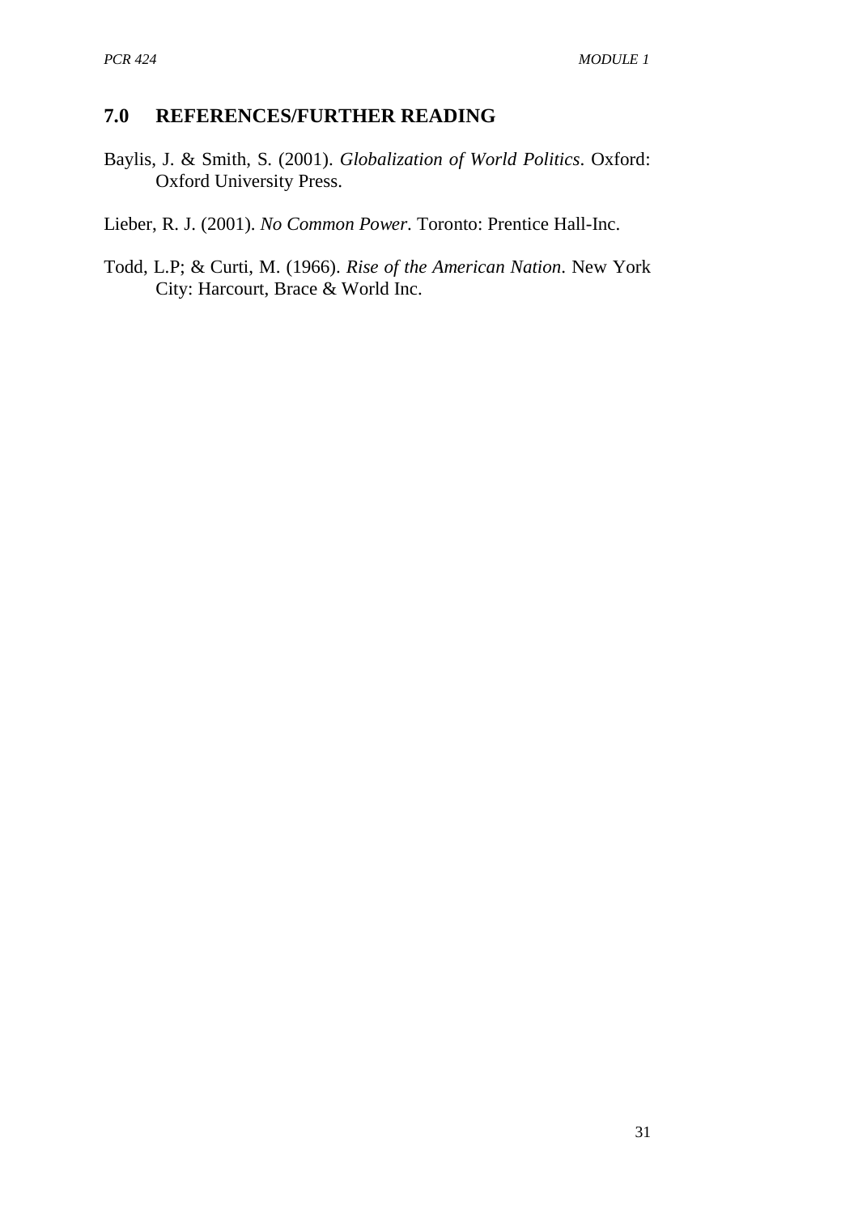## 7.0 REFERENCES/FURTHER READING

Baylis, J. & Smith, S. (2001). *Globalization of World Politics*. Oxford: Oxford University Press.

Lieber, R. J. (2001). *No Common Power*. Toronto: Prentice Hall-Inc.

Todd, L.P; & Curti, M. (1966). *Rise of the American Nation*. New York City: Harcourt, Brace & World Inc.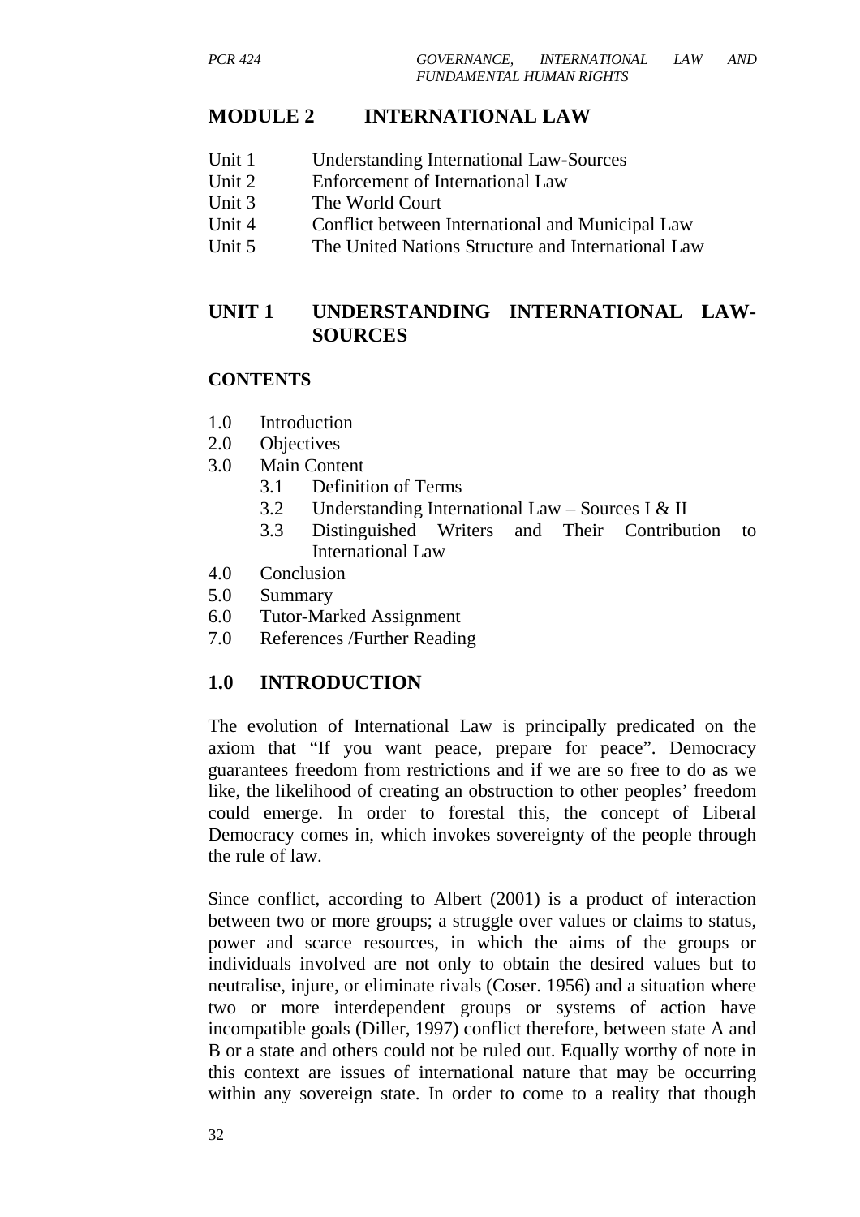## MODULE 2 INTERNATIONAL LAW

- Unit 1 Understanding International Law-Sources
- Unit 2 Enforcement of International Law
- Unit 3 The World Court
- Unit 4 Conflict between International and Municipal Law
- Unit 5 The United Nations Structure and International Law

## UNIT 1 UNDERSTANDING INTERNATIONAL LAW-SOURCES

### CONTENTS

- 1.0 Introduction
- 2.0 Objectives
- 3.0 Main Content
    - 3.1 Definition of Terms
    - 3.2 Understanding International Law – Sources I & II
    - 3.3 Distinguished Writers and Their Contribution to International Law
- 4.0 Conclusion
- 5.0 Summary
- 6.0 Tutor-Marked Assignment
- 7.0 References /Further Reading

## 1.0 INTRODUCTION

The evolution of International Law is principally predicated on the axiom that "If you want peace, prepare for peace". Democracy guarantees freedom from restrictions and if we are so free to do as we like, the likelihood of creating an obstruction to other peoples' freedom could emerge. In order to forestal this, the concept of Liberal Democracy comes in, which invokes sovereignty of the people through the rule of law.

Since conflict, according to Albert (2001) is a product of interaction between two or more groups; a struggle over values or claims to status, power and scarce resources, in which the aims of the groups or individuals involved are not only to obtain the desired values but to neutralise, injure, or eliminate rivals (Coser. 1956) and a situation where two or more interdependent groups or systems of action have incompatible goals (Diller, 1997) conflict therefore, between state A and B or a state and others could not be ruled out. Equally worthy of note in this context are issues of international nature that may be occurring within any sovereign state. In order to come to a reality that though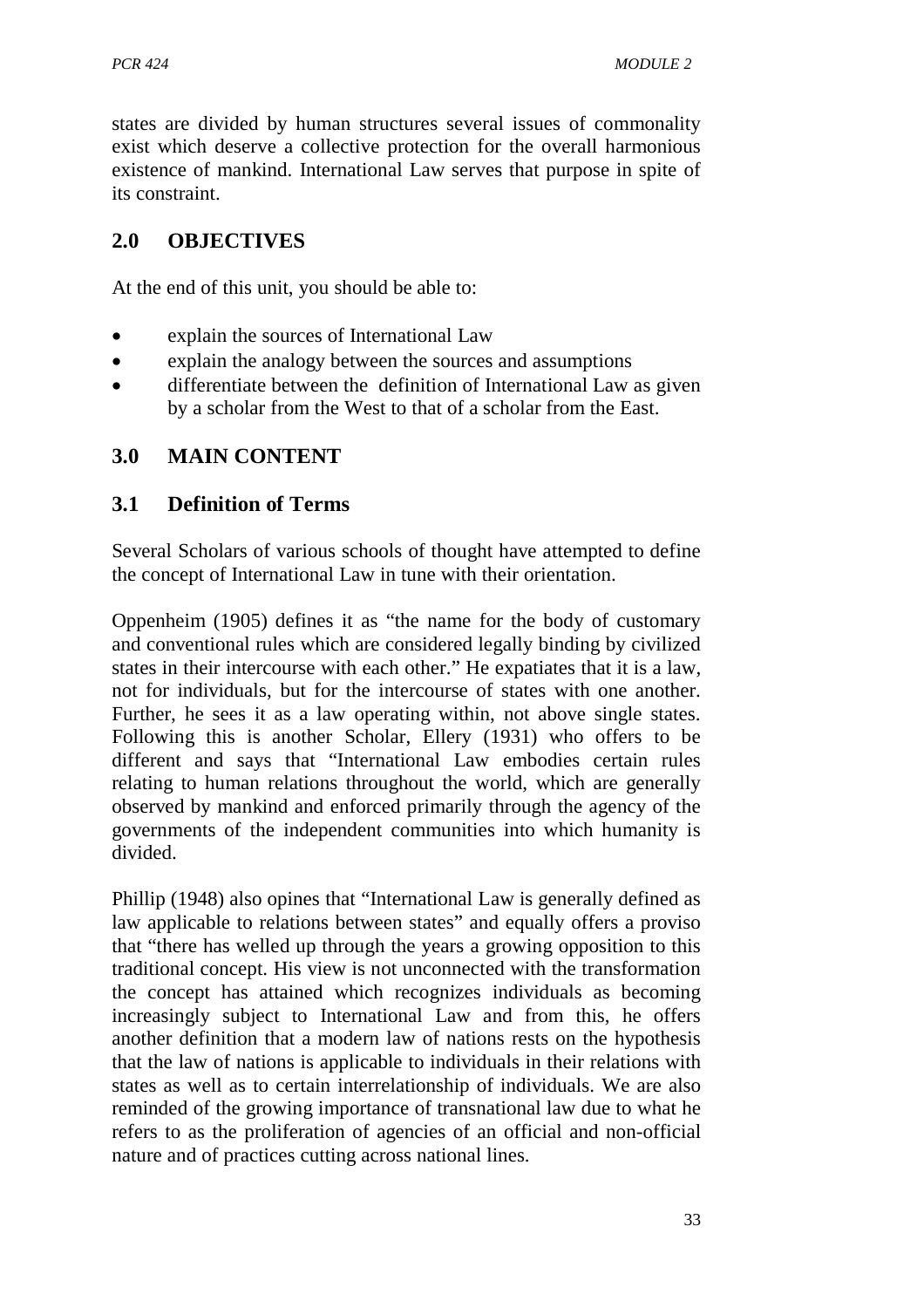states are divided by human structures several issues of commonality exist which deserve a collective protection for the overall harmonious existence of mankind. International Law serves that purpose in spite of its constraint.

## 2.0 OBJECTIVES

At the end of this unit, you should be able to:

- explain the sources of International Law
- explain the analogy between the sources and assumptions
- differentiate between the definition of International Law as given by a scholar from the West to that of a scholar from the East.

## 3.0 MAIN CONTENT

### 3.1 Definition of Terms

Several Scholars of various schools of thought have attempted to define the concept of International Law in tune with their orientation.

Oppenheim (1905) defines it as "the name for the body of customary and conventional rules which are considered legally binding by civilized states in their intercourse with each other." He expatiates that it is a law, not for individuals, but for the intercourse of states with one another. Further, he sees it as a law operating within, not above single states. Following this is another Scholar, Ellery (1931) who offers to be different and says that "International Law embodies certain rules relating to human relations throughout the world, which are generally observed by mankind and enforced primarily through the agency of the governments of the independent communities into which humanity is divided.

Phillip (1948) also opines that "International Law is generally defined as law applicable to relations between states" and equally offers a proviso that "there has welled up through the years a growing opposition to this traditional concept. His view is not unconnected with the transformation the concept has attained which recognizes individuals as becoming increasingly subject to International Law and from this, he offers another definition that a modern law of nations rests on the hypothesis that the law of nations is applicable to individuals in their relations with states as well as to certain interrelationship of individuals. We are also reminded of the growing importance of transnational law due to what he refers to as the proliferation of agencies of an official and non-official nature and of practices cutting across national lines.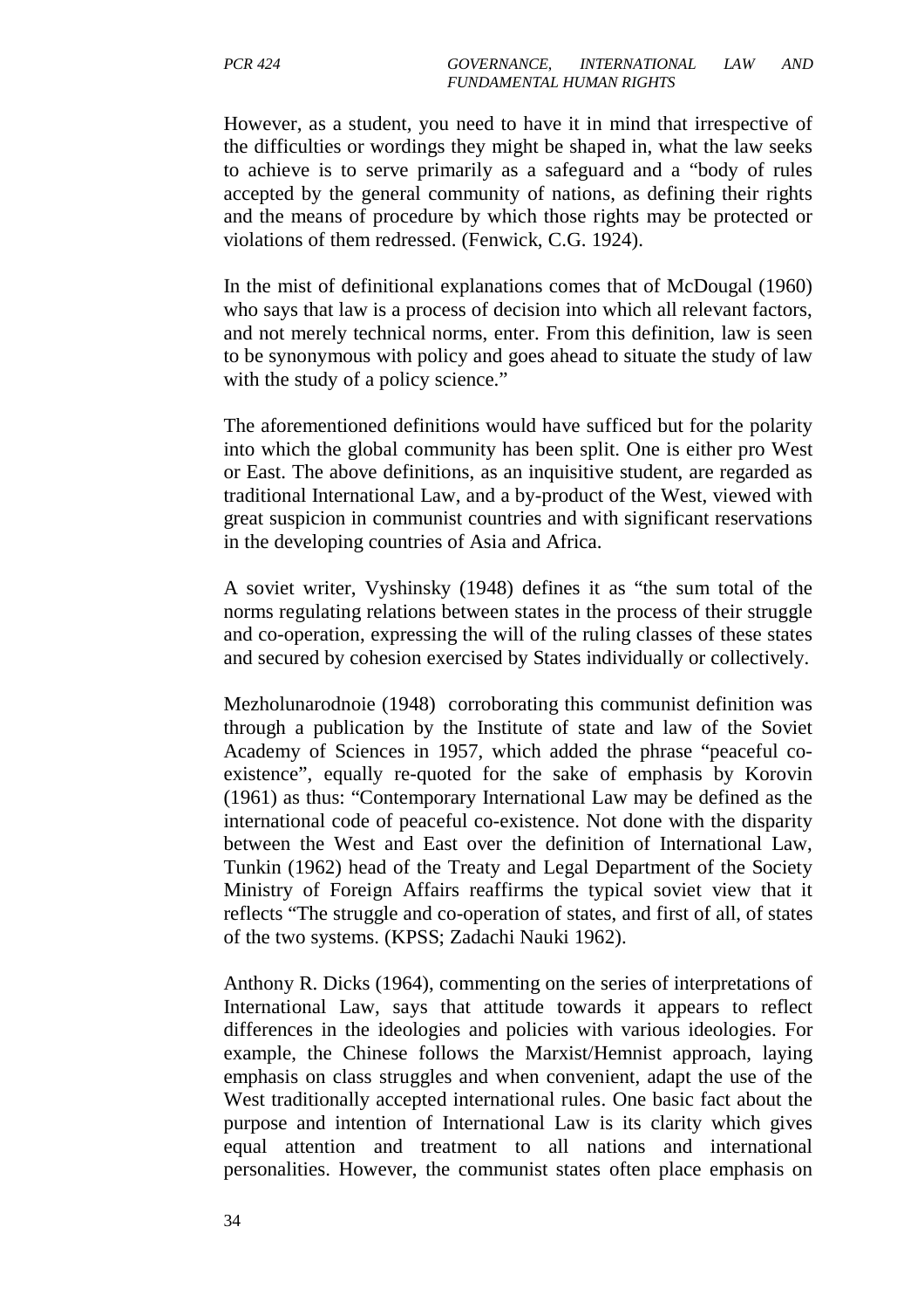However, as a student, you need to have it in mind that irrespective of the difficulties or wordings they might be shaped in, what the law seeks to achieve is to serve primarily as a safeguard and a "body of rules accepted by the general community of nations, as defining their rights and the means of procedure by which those rights may be protected or violations of them redressed. (Fenwick, C.G. 1924).

In the mist of definitional explanations comes that of McDougal (1960) who says that law is a process of decision into which all relevant factors, and not merely technical norms, enter. From this definition, law is seen to be synonymous with policy and goes ahead to situate the study of law with the study of a policy science."

The aforementioned definitions would have sufficed but for the polarity into which the global community has been split. One is either pro West or East. The above definitions, as an inquisitive student, are regarded as traditional International Law, and a by-product of the West, viewed with great suspicion in communist countries and with significant reservations in the developing countries of Asia and Africa.

A soviet writer, Vyshinsky (1948) defines it as "the sum total of the norms regulating relations between states in the process of their struggle and co-operation, expressing the will of the ruling classes of these states and secured by cohesion exercised by States individually or collectively.

Mezholunarodnoie (1948) corroborating this communist definition was through a publication by the Institute of state and law of the Soviet Academy of Sciences in 1957, which added the phrase "peaceful co-existence", equally re-quoted for the sake of emphasis by Korovin (1961) as thus: "Contemporary International Law may be defined as the international code of peaceful co-existence. Not done with the disparity between the West and East over the definition of International Law, Tunkin (1962) head of the Treaty and Legal Department of the Society Ministry of Foreign Affairs reaffirms the typical soviet view that it reflects "The struggle and co-operation of states, and first of all, of states of the two systems. (KPSS; Zadachi Nauki 1962).

Anthony R. Dicks (1964), commenting on the series of interpretations of International Law, says that attitude towards it appears to reflect differences in the ideologies and policies with various ideologies. For example, the Chinese follows the Marxist/Hemnist approach, laying emphasis on class struggles and when convenient, adapt the use of the West traditionally accepted international rules. One basic fact about the purpose and intention of International Law is its clarity which gives equal attention and treatment to all nations and international personalities. However, the communist states often place emphasis on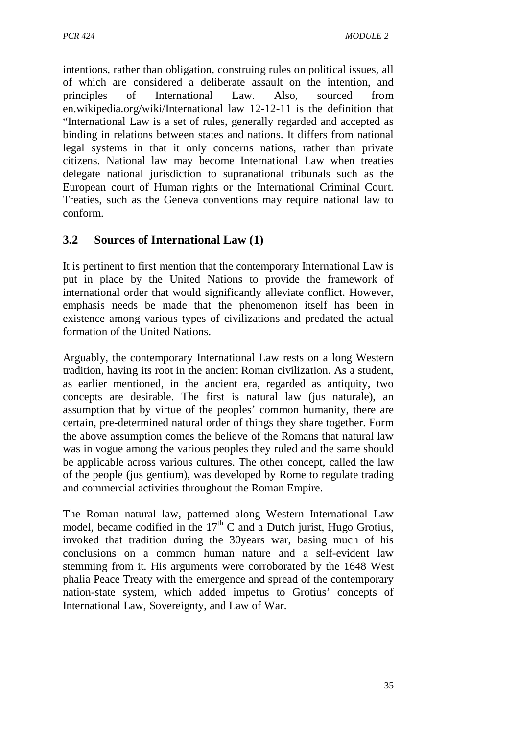intentions, rather than obligation, construing rules on political issues, all of which are considered a deliberate assault on the intention, and principles of International Law. Also, sourced from en.wikipedia.org/wiki/International law 12-12-11 is the definition that "International Law is a set of rules, generally regarded and accepted as binding in relations between states and nations. It differs from national legal systems in that it only concerns nations, rather than private citizens. National law may become International Law when treaties delegate national jurisdiction to supranational tribunals such as the European court of Human rights or the International Criminal Court. Treaties, such as the Geneva conventions may require national law to conform.

## 3.2 Sources of International Law (1)

It is pertinent to first mention that the contemporary International Law is put in place by the United Nations to provide the framework of international order that would significantly alleviate conflict. However, emphasis needs be made that the phenomenon itself has been in existence among various types of civilizations and predated the actual formation of the United Nations.

Arguably, the contemporary International Law rests on a long Western tradition, having its root in the ancient Roman civilization. As a student, as earlier mentioned, in the ancient era, regarded as antiquity, two concepts are desirable. The first is natural law (jus naturale), an assumption that by virtue of the peoples' common humanity, there are certain, pre-determined natural order of things they share together. Form the above assumption comes the believe of the Romans that natural law was in vogue among the various peoples they ruled and the same should be applicable across various cultures. The other concept, called the law of the people (jus gentium), was developed by Rome to regulate trading and commercial activities throughout the Roman Empire.

The Roman natural law, patterned along Western International Law model, became codified in the $17^{th}$ C and a Dutch jurist, Hugo Grotius, invoked that tradition during the 30years war, basing much of his conclusions on a common human nature and a self-evident law stemming from it. His arguments were corroborated by the 1648 West phalia Peace Treaty with the emergence and spread of the contemporary nation-state system, which added impetus to Grotius' concepts of International Law, Sovereignty, and Law of War.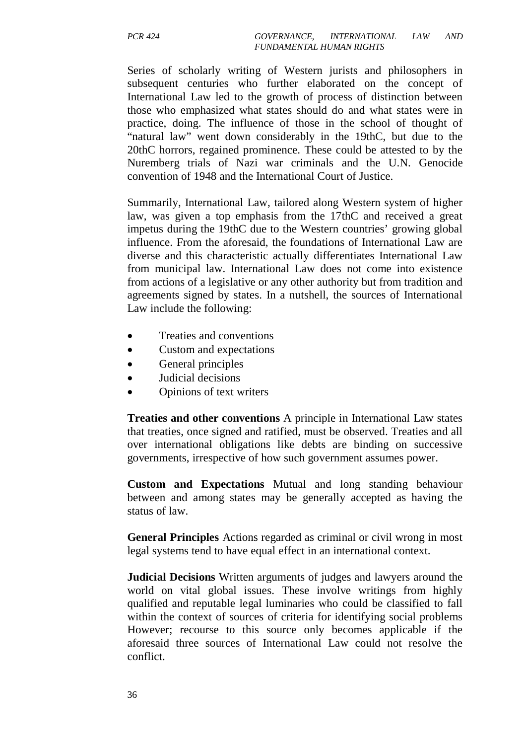Series of scholarly writing of Western jurists and philosophers in subsequent centuries who further elaborated on the concept of International Law led to the growth of process of distinction between those who emphasized what states should do and what states were in practice, doing. The influence of those in the school of thought of "natural law" went down considerably in the 19thC, but due to the 20thC horrors, regained prominence. These could be attested to by the Nuremberg trials of Nazi war criminals and the U.N. Genocide convention of 1948 and the International Court of Justice.

Summarily, International Law, tailored along Western system of higher law, was given a top emphasis from the 17thC and received a great impetus during the 19thC due to the Western countries' growing global influence. From the aforesaid, the foundations of International Law are diverse and this characteristic actually differentiates International Law from municipal law. International Law does not come into existence from actions of a legislative or any other authority but from tradition and agreements signed by states. In a nutshell, the sources of International Law include the following:

- Treaties and conventions
- Custom and expectations
- General principles
- Judicial decisions
- Opinions of text writers

**Treaties and other conventions** A principle in International Law states that treaties, once signed and ratified, must be observed. Treaties and all over international obligations like debts are binding on successive governments, irrespective of how such government assumes power.

**Custom and Expectations** Mutual and long standing behaviour between and among states may be generally accepted as having the status of law.

**General Principles** Actions regarded as criminal or civil wrong in most legal systems tend to have equal effect in an international context.

**Judicial Decisions** Written arguments of judges and lawyers around the world on vital global issues. These involve writings from highly qualified and reputable legal luminaries who could be classified to fall within the context of sources of criteria for identifying social problems However; recourse to this source only becomes applicable if the aforesaid three sources of International Law could not resolve the conflict.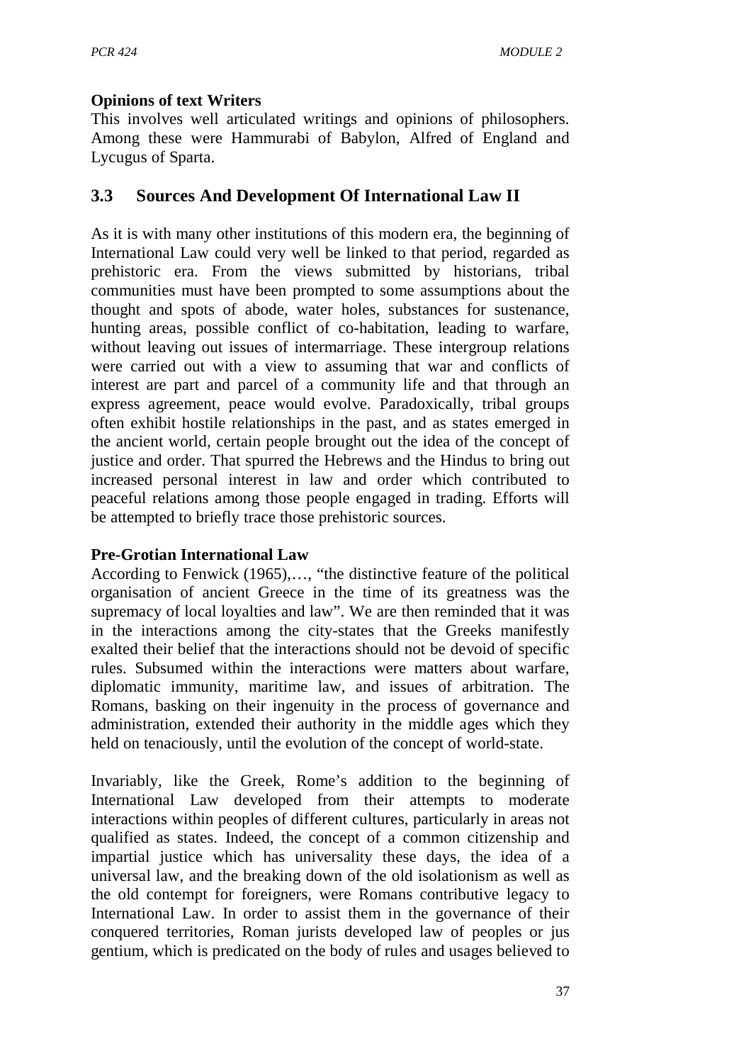**Opinions of text Writers**

This involves well articulated writings and opinions of philosophers. Among these were Hammurabi of Babylon, Alfred of England and Lycugus of Sparta.

## 3.3 Sources And Development Of International Law II

As it is with many other institutions of this modern era, the beginning of International Law could very well be linked to that period, regarded as prehistoric era. From the views submitted by historians, tribal communities must have been prompted to some assumptions about the thought and spots of abode, water holes, substances for sustenance, hunting areas, possible conflict of co-habitation, leading to warfare, without leaving out issues of intermarriage. These intergroup relations were carried out with a view to assuming that war and conflicts of interest are part and parcel of a community life and that through an express agreement, peace would evolve. Paradoxically, tribal groups often exhibit hostile relationships in the past, and as states emerged in the ancient world, certain people brought out the idea of the concept of justice and order. That spurred the Hebrews and the Hindus to bring out increased personal interest in law and order which contributed to peaceful relations among those people engaged in trading. Efforts will be attempted to briefly trace those prehistoric sources.

**Pre-Grotian International Law**

According to Fenwick (1965),…, "the distinctive feature of the political organisation of ancient Greece in the time of its greatness was the supremacy of local loyalties and law". We are then reminded that it was in the interactions among the city-states that the Greeks manifestly exalted their belief that the interactions should not be devoid of specific rules. Subsumed within the interactions were matters about warfare, diplomatic immunity, maritime law, and issues of arbitration. The Romans, basking on their ingenuity in the process of governance and administration, extended their authority in the middle ages which they held on tenaciously, until the evolution of the concept of world-state.

Invariably, like the Greek, Rome's addition to the beginning of International Law developed from their attempts to moderate interactions within peoples of different cultures, particularly in areas not qualified as states. Indeed, the concept of a common citizenship and impartial justice which has universality these days, the idea of a universal law, and the breaking down of the old isolationism as well as the old contempt for foreigners, were Romans contributive legacy to International Law. In order to assist them in the governance of their conquered territories, Roman jurists developed law of peoples or jus gentium, which is predicated on the body of rules and usages believed to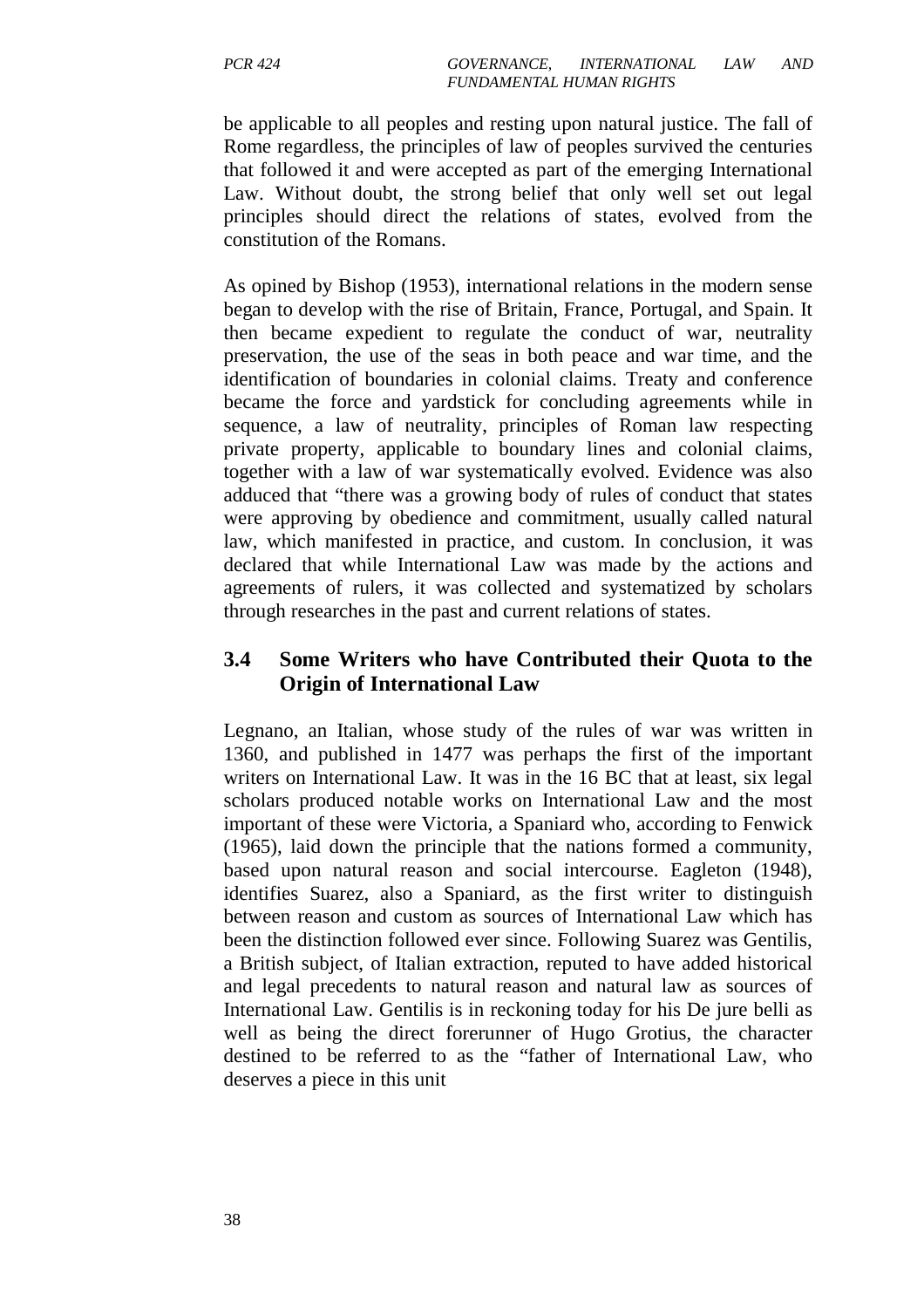be applicable to all peoples and resting upon natural justice. The fall of Rome regardless, the principles of law of peoples survived the centuries that followed it and were accepted as part of the emerging International Law. Without doubt, the strong belief that only well set out legal principles should direct the relations of states, evolved from the constitution of the Romans.

As opined by Bishop (1953), international relations in the modern sense began to develop with the rise of Britain, France, Portugal, and Spain. It then became expedient to regulate the conduct of war, neutrality preservation, the use of the seas in both peace and war time, and the identification of boundaries in colonial claims. Treaty and conference became the force and yardstick for concluding agreements while in sequence, a law of neutrality, principles of Roman law respecting private property, applicable to boundary lines and colonial claims, together with a law of war systematically evolved. Evidence was also adduced that "there was a growing body of rules of conduct that states were approving by obedience and commitment, usually called natural law, which manifested in practice, and custom. In conclusion, it was declared that while International Law was made by the actions and agreements of rulers, it was collected and systematized by scholars through researches in the past and current relations of states.

## 3.4 Some Writers who have Contributed their Quota to the Origin of International Law

Legnano, an Italian, whose study of the rules of war was written in 1360, and published in 1477 was perhaps the first of the important writers on International Law. It was in the 16 BC that at least, six legal scholars produced notable works on International Law and the most important of these were Victoria, a Spaniard who, according to Fenwick (1965), laid down the principle that the nations formed a community, based upon natural reason and social intercourse. Eagleton (1948), identifies Suarez, also a Spaniard, as the first writer to distinguish between reason and custom as sources of International Law which has been the distinction followed ever since. Following Suarez was Gentilis, a British subject, of Italian extraction, reputed to have added historical and legal precedents to natural reason and natural law as sources of International Law. Gentilis is in reckoning today for his De jure belli as well as being the direct forerunner of Hugo Grotius, the character destined to be referred to as the "father of International Law, who deserves a piece in this unit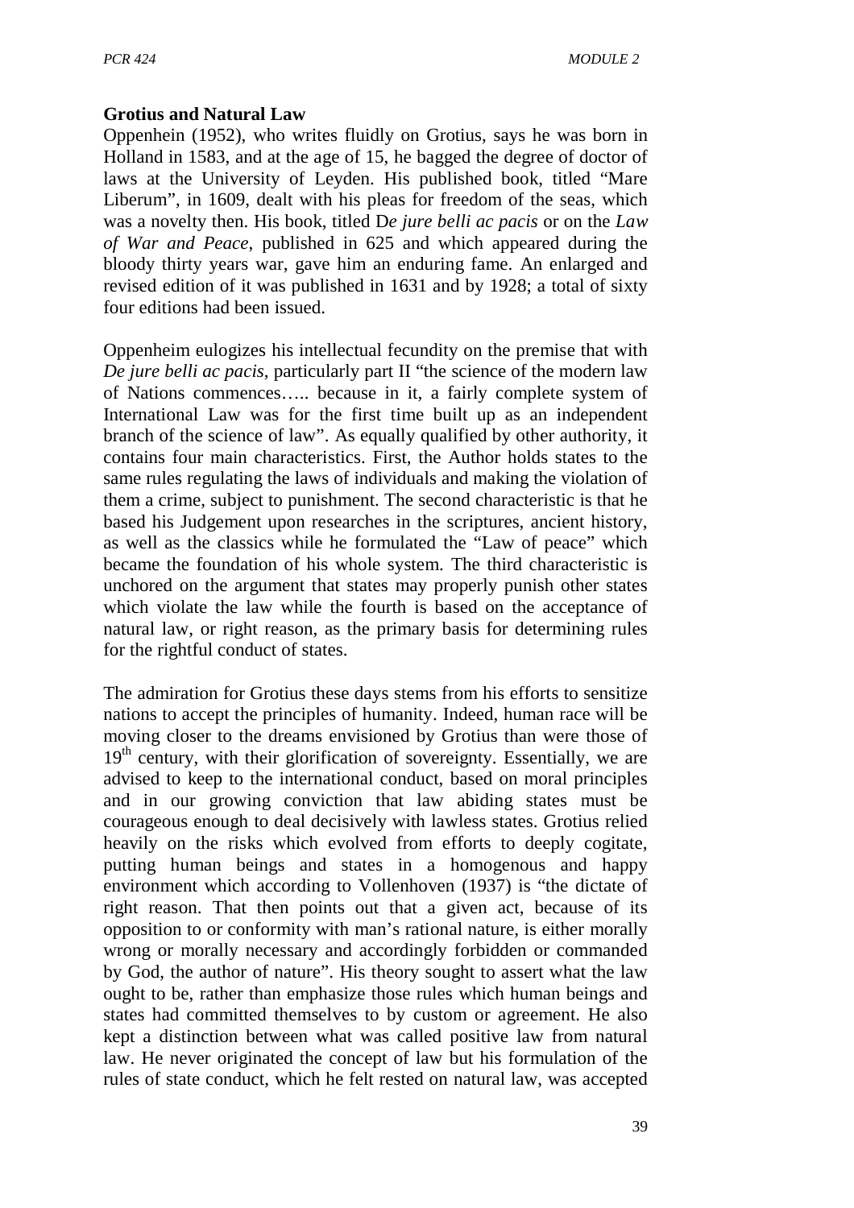**Grotius and Natural Law**

Oppenhein (1952), who writes fluidly on Grotius, says he was born in Holland in 1583, and at the age of 15, he bagged the degree of doctor of laws at the University of Leyden. His published book, titled "Mare Liberum", in 1609, dealt with his pleas for freedom of the seas, which was a novelty then. His book, titled D*e jure belli ac pacis* or on the *Law of War and Peace*, published in 625 and which appeared during the bloody thirty years war, gave him an enduring fame. An enlarged and revised edition of it was published in 1631 and by 1928; a total of sixty four editions had been issued.

Oppenheim eulogizes his intellectual fecundity on the premise that with *De jure belli ac pacis*, particularly part II "the science of the modern law of Nations commences….. because in it, a fairly complete system of International Law was for the first time built up as an independent branch of the science of law". As equally qualified by other authority, it contains four main characteristics. First, the Author holds states to the same rules regulating the laws of individuals and making the violation of them a crime, subject to punishment. The second characteristic is that he based his Judgement upon researches in the scriptures, ancient history, as well as the classics while he formulated the "Law of peace" which became the foundation of his whole system. The third characteristic is unchored on the argument that states may properly punish other states which violate the law while the fourth is based on the acceptance of natural law, or right reason, as the primary basis for determining rules for the rightful conduct of states.

The admiration for Grotius these days stems from his efforts to sensitize nations to accept the principles of humanity. Indeed, human race will be moving closer to the dreams envisioned by Grotius than were those of 19th century, with their glorification of sovereignty. Essentially, we are advised to keep to the international conduct, based on moral principles and in our growing conviction that law abiding states must be courageous enough to deal decisively with lawless states. Grotius relied heavily on the risks which evolved from efforts to deeply cogitate, putting human beings and states in a homogenous and happy environment which according to Vollenhoven (1937) is "the dictate of right reason. That then points out that a given act, because of its opposition to or conformity with man's rational nature, is either morally wrong or morally necessary and accordingly forbidden or commanded by God, the author of nature". His theory sought to assert what the law ought to be, rather than emphasize those rules which human beings and states had committed themselves to by custom or agreement. He also kept a distinction between what was called positive law from natural law. He never originated the concept of law but his formulation of the rules of state conduct, which he felt rested on natural law, was accepted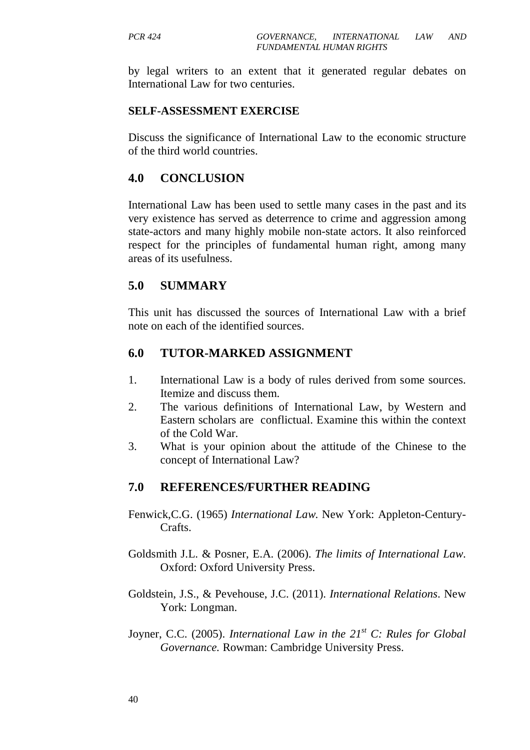by legal writers to an extent that it generated regular debates on International Law for two centuries.

**SELF-ASSESSMENT EXERCISE**

Discuss the significance of International Law to the economic structure of the third world countries.

## 4.0 CONCLUSION

International Law has been used to settle many cases in the past and its very existence has served as deterrence to crime and aggression among state-actors and many highly mobile non-state actors. It also reinforced respect for the principles of fundamental human right, among many areas of its usefulness.

## 5.0 SUMMARY

This unit has discussed the sources of International Law with a brief note on each of the identified sources.

## 6.0 TUTOR-MARKED ASSIGNMENT

1. International Law is a body of rules derived from some sources. Itemize and discuss them.
2. The various definitions of International Law, by Western and Eastern scholars are conflictual. Examine this within the context of the Cold War.
3. What is your opinion about the attitude of the Chinese to the concept of International Law?

## 7.0 REFERENCES/FURTHER READING

Fenwick,C.G. (1965) *International Law.* New York: Appleton-Century-Crafts.

Goldsmith J.L. & Posner, E.A. (2006). *The limits of International Law*. Oxford: Oxford University Press.

Goldstein, J.S., & Pevehouse, J.C. (2011). *International Relations*. New York: Longman.

Joyner, C.C. (2005). *International Law in the 21st C: Rules for Global Governance.* Rowman: Cambridge University Press.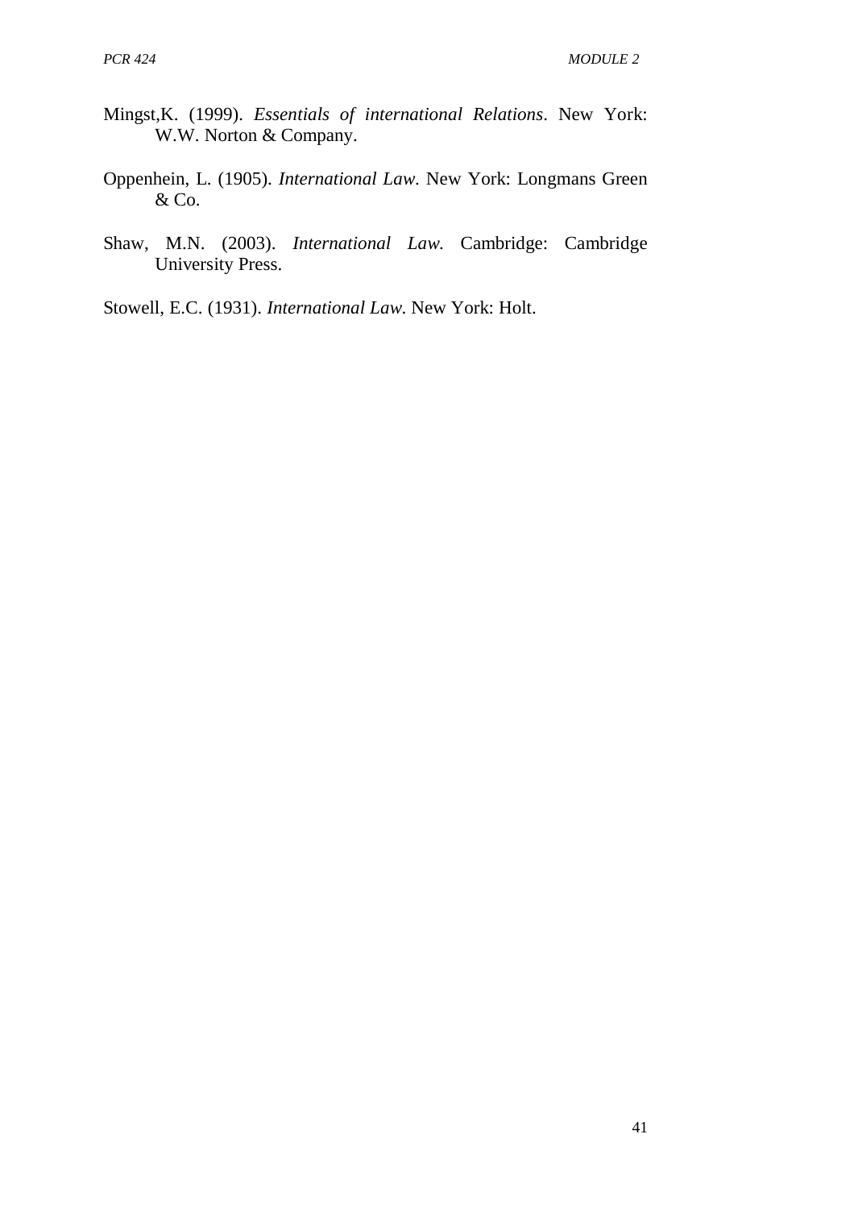Mingst,K. (1999). *Essentials of international Relations*. New York: W.W. Norton & Company.

Oppenhein, L. (1905). *International Law*. New York: Longmans Green & Co.

Shaw, M.N. (2003). *International Law.* Cambridge: Cambridge University Press.

Stowell, E.C. (1931). *International Law.* New York: Holt.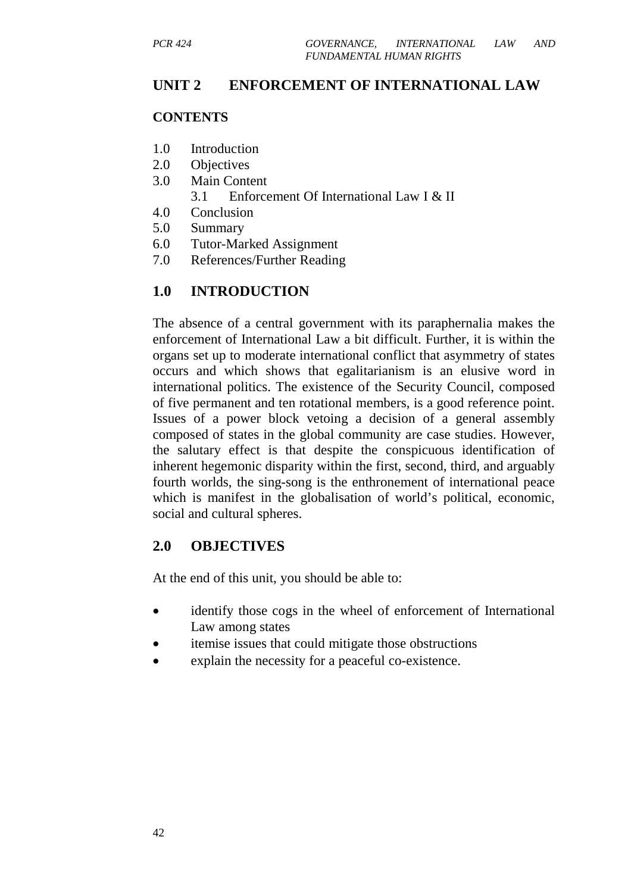## UNIT 2 ENFORCEMENT OF INTERNATIONAL LAW

### CONTENTS

1.0 Introduction
2.0 Objectives
3.0 Main Content
    3.1 Enforcement Of International Law I & II
4.0 Conclusion
5.0 Summary
6.0 Tutor-Marked Assignment
7.0 References/Further Reading

## 1.0 INTRODUCTION

The absence of a central government with its paraphernalia makes the enforcement of International Law a bit difficult. Further, it is within the organs set up to moderate international conflict that asymmetry of states occurs and which shows that egalitarianism is an elusive word in international politics. The existence of the Security Council, composed of five permanent and ten rotational members, is a good reference point. Issues of a power block vetoing a decision of a general assembly composed of states in the global community are case studies. However, the salutary effect is that despite the conspicuous identification of inherent hegemonic disparity within the first, second, third, and arguably fourth worlds, the sing-song is the enthronement of international peace which is manifest in the globalisation of world's political, economic, social and cultural spheres.

## 2.0 OBJECTIVES

At the end of this unit, you should be able to:

- identify those cogs in the wheel of enforcement of International Law among states
- itemise issues that could mitigate those obstructions
- explain the necessity for a peaceful co-existence.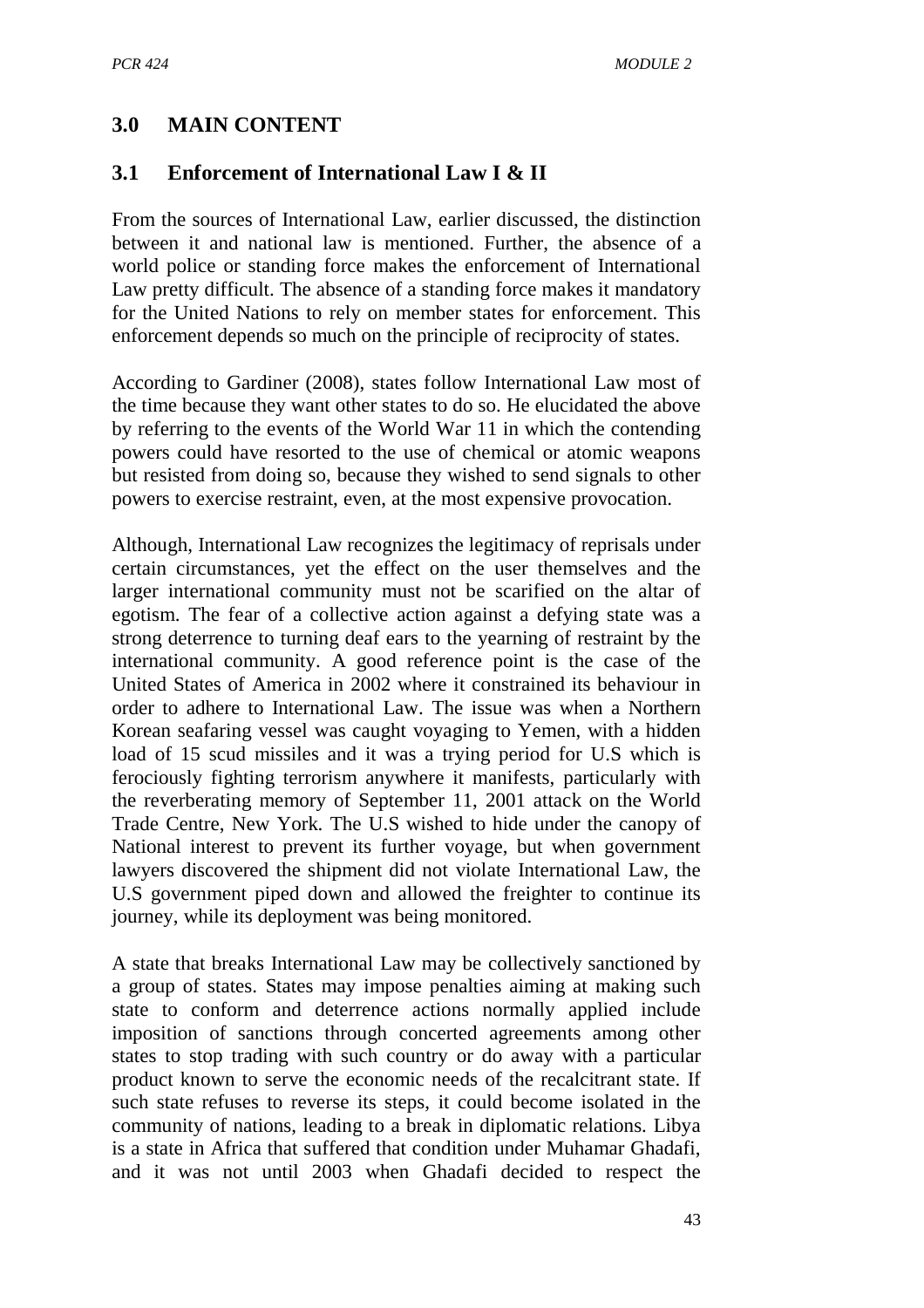## 3.0 MAIN CONTENT

### 3.1 Enforcement of International Law I & II

From the sources of International Law, earlier discussed, the distinction between it and national law is mentioned. Further, the absence of a world police or standing force makes the enforcement of International Law pretty difficult. The absence of a standing force makes it mandatory for the United Nations to rely on member states for enforcement. This enforcement depends so much on the principle of reciprocity of states.

According to Gardiner (2008), states follow International Law most of the time because they want other states to do so. He elucidated the above by referring to the events of the World War 11 in which the contending powers could have resorted to the use of chemical or atomic weapons but resisted from doing so, because they wished to send signals to other powers to exercise restraint, even, at the most expensive provocation.

Although, International Law recognizes the legitimacy of reprisals under certain circumstances, yet the effect on the user themselves and the larger international community must not be scarified on the altar of egotism. The fear of a collective action against a defying state was a strong deterrence to turning deaf ears to the yearning of restraint by the international community. A good reference point is the case of the United States of America in 2002 where it constrained its behaviour in order to adhere to International Law. The issue was when a Northern Korean seafaring vessel was caught voyaging to Yemen, with a hidden load of 15 scud missiles and it was a trying period for U.S which is ferociously fighting terrorism anywhere it manifests, particularly with the reverberating memory of September 11, 2001 attack on the World Trade Centre, New York. The U.S wished to hide under the canopy of National interest to prevent its further voyage, but when government lawyers discovered the shipment did not violate International Law, the U.S government piped down and allowed the freighter to continue its journey, while its deployment was being monitored.

A state that breaks International Law may be collectively sanctioned by a group of states. States may impose penalties aiming at making such state to conform and deterrence actions normally applied include imposition of sanctions through concerted agreements among other states to stop trading with such country or do away with a particular product known to serve the economic needs of the recalcitrant state. If such state refuses to reverse its steps, it could become isolated in the community of nations, leading to a break in diplomatic relations. Libya is a state in Africa that suffered that condition under Muhamar Ghadafi, and it was not until 2003 when Ghadafi decided to respect the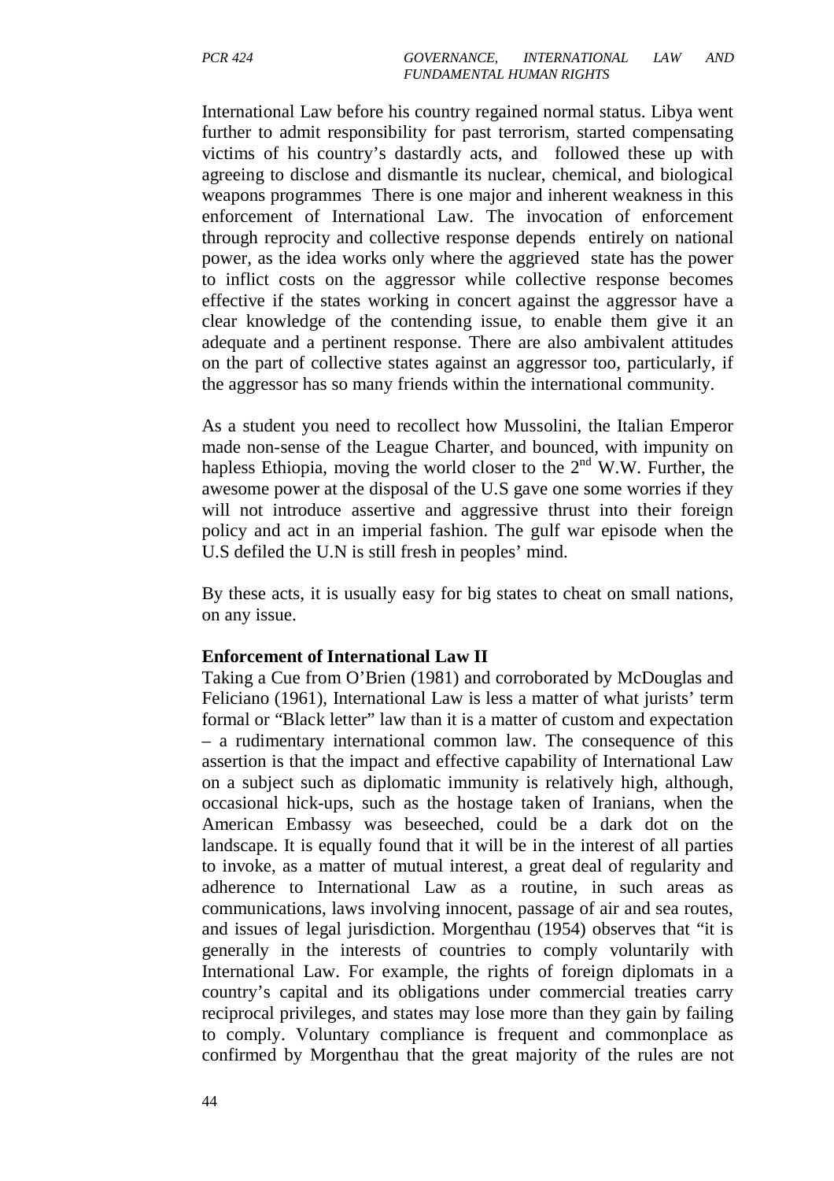International Law before his country regained normal status. Libya went further to admit responsibility for past terrorism, started compensating victims of his country's dastardly acts, and followed these up with agreeing to disclose and dismantle its nuclear, chemical, and biological weapons programmes There is one major and inherent weakness in this enforcement of International Law. The invocation of enforcement through reprocity and collective response depends entirely on national power, as the idea works only where the aggrieved state has the power to inflict costs on the aggressor while collective response becomes effective if the states working in concert against the aggressor have a clear knowledge of the contending issue, to enable them give it an adequate and a pertinent response. There are also ambivalent attitudes on the part of collective states against an aggressor too, particularly, if the aggressor has so many friends within the international community.

As a student you need to recollect how Mussolini, the Italian Emperor made non-sense of the League Charter, and bounced, with impunity on hapless Ethiopia, moving the world closer to the 2[nd] W.W. Further, the awesome power at the disposal of the U.S gave one some worries if they will not introduce assertive and aggressive thrust into their foreign policy and act in an imperial fashion. The gulf war episode when the U.S defiled the U.N is still fresh in peoples' mind.

By these acts, it is usually easy for big states to cheat on small nations, on any issue.

**Enforcement of International Law II**

Taking a Cue from O'Brien (1981) and corroborated by McDouglas and Feliciano (1961), International Law is less a matter of what jurists' term formal or "Black letter" law than it is a matter of custom and expectation – a rudimentary international common law. The consequence of this assertion is that the impact and effective capability of International Law on a subject such as diplomatic immunity is relatively high, although, occasional hick-ups, such as the hostage taken of Iranians, when the American Embassy was beseeched, could be a dark dot on the landscape. It is equally found that it will be in the interest of all parties to invoke, as a matter of mutual interest, a great deal of regularity and adherence to International Law as a routine, in such areas as communications, laws involving innocent, passage of air and sea routes, and issues of legal jurisdiction. Morgenthau (1954) observes that "it is generally in the interests of countries to comply voluntarily with International Law. For example, the rights of foreign diplomats in a country's capital and its obligations under commercial treaties carry reciprocal privileges, and states may lose more than they gain by failing to comply. Voluntary compliance is frequent and commonplace as confirmed by Morgenthau that the great majority of the rules are not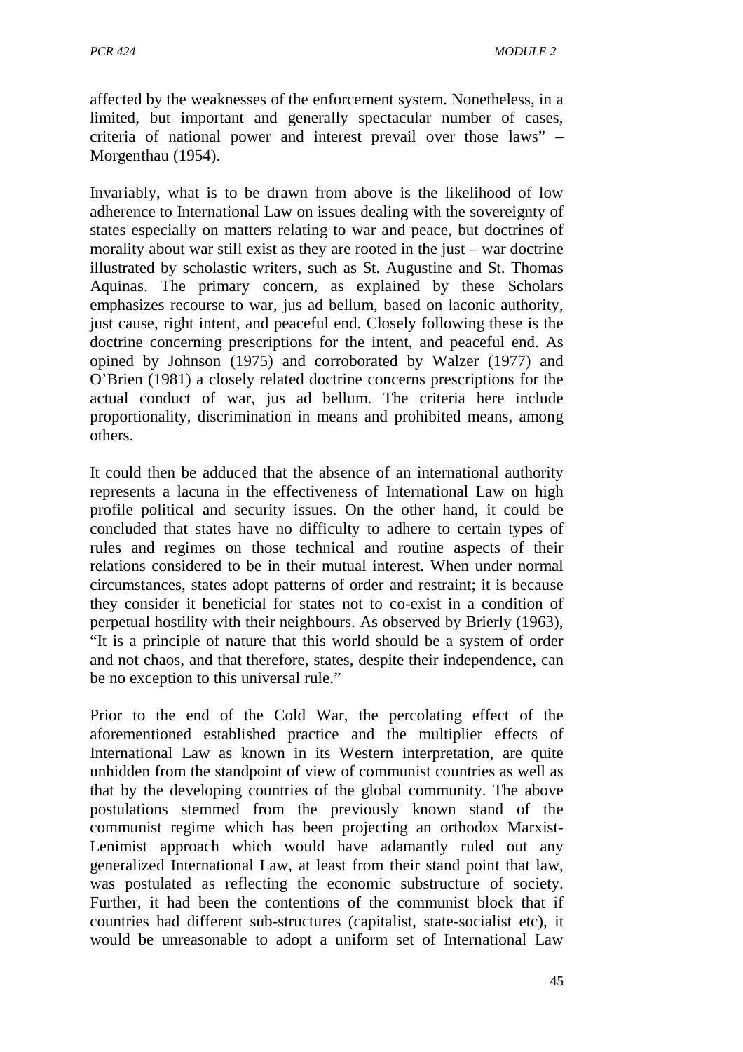affected by the weaknesses of the enforcement system. Nonetheless, in a limited, but important and generally spectacular number of cases, criteria of national power and interest prevail over those laws" – Morgenthau (1954).

Invariably, what is to be drawn from above is the likelihood of low adherence to International Law on issues dealing with the sovereignty of states especially on matters relating to war and peace, but doctrines of morality about war still exist as they are rooted in the just – war doctrine illustrated by scholastic writers, such as St. Augustine and St. Thomas Aquinas. The primary concern, as explained by these Scholars emphasizes recourse to war, jus ad bellum, based on laconic authority, just cause, right intent, and peaceful end. Closely following these is the doctrine concerning prescriptions for the intent, and peaceful end. As opined by Johnson (1975) and corroborated by Walzer (1977) and O'Brien (1981) a closely related doctrine concerns prescriptions for the actual conduct of war, jus ad bellum. The criteria here include proportionality, discrimination in means and prohibited means, among others.

It could then be adduced that the absence of an international authority represents a lacuna in the effectiveness of International Law on high profile political and security issues. On the other hand, it could be concluded that states have no difficulty to adhere to certain types of rules and regimes on those technical and routine aspects of their relations considered to be in their mutual interest. When under normal circumstances, states adopt patterns of order and restraint; it is because they consider it beneficial for states not to co-exist in a condition of perpetual hostility with their neighbours. As observed by Brierly (1963), "It is a principle of nature that this world should be a system of order and not chaos, and that therefore, states, despite their independence, can be no exception to this universal rule."

Prior to the end of the Cold War, the percolating effect of the aforementioned established practice and the multiplier effects of International Law as known in its Western interpretation, are quite unhidden from the standpoint of view of communist countries as well as that by the developing countries of the global community. The above postulations stemmed from the previously known stand of the communist regime which has been projecting an orthodox Marxist-Lenimist approach which would have adamantly ruled out any generalized International Law, at least from their stand point that law, was postulated as reflecting the economic substructure of society. Further, it had been the contentions of the communist block that if countries had different sub-structures (capitalist, state-socialist etc), it would be unreasonable to adopt a uniform set of International Law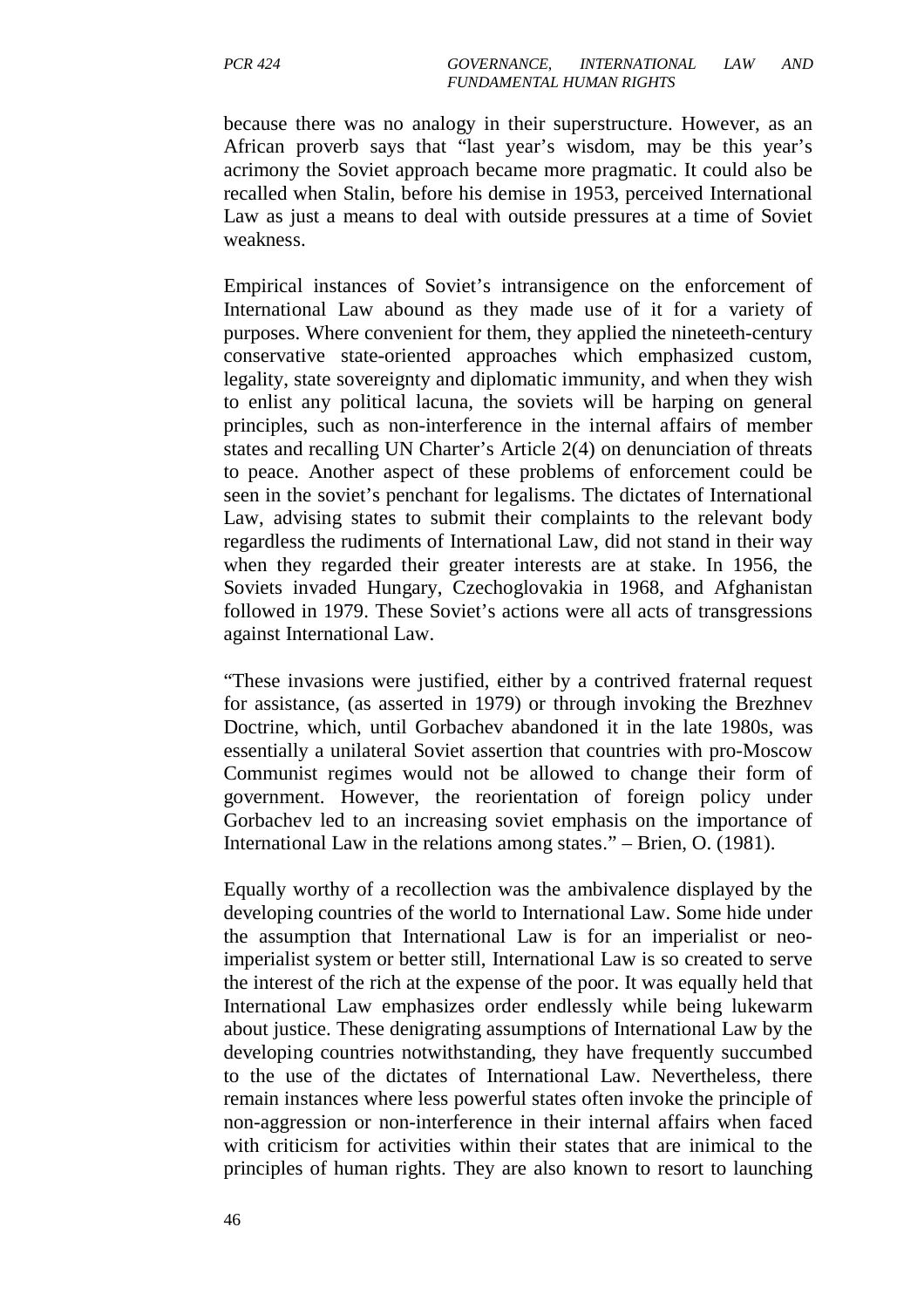because there was no analogy in their superstructure. However, as an African proverb says that "last year's wisdom, may be this year's acrimony the Soviet approach became more pragmatic. It could also be recalled when Stalin, before his demise in 1953, perceived International Law as just a means to deal with outside pressures at a time of Soviet weakness.

Empirical instances of Soviet's intransigence on the enforcement of International Law abound as they made use of it for a variety of purposes. Where convenient for them, they applied the nineteeth-century conservative state-oriented approaches which emphasized custom, legality, state sovereignty and diplomatic immunity, and when they wish to enlist any political lacuna, the soviets will be harping on general principles, such as non-interference in the internal affairs of member states and recalling UN Charter's Article 2(4) on denunciation of threats to peace. Another aspect of these problems of enforcement could be seen in the soviet's penchant for legalisms. The dictates of International Law, advising states to submit their complaints to the relevant body regardless the rudiments of International Law, did not stand in their way when they regarded their greater interests are at stake. In 1956, the Soviets invaded Hungary, Czechoglovakia in 1968, and Afghanistan followed in 1979. These Soviet's actions were all acts of transgressions against International Law.

"These invasions were justified, either by a contrived fraternal request for assistance, (as asserted in 1979) or through invoking the Brezhnev Doctrine, which, until Gorbachev abandoned it in the late 1980s, was essentially a unilateral Soviet assertion that countries with pro-Moscow Communist regimes would not be allowed to change their form of government. However, the reorientation of foreign policy under Gorbachev led to an increasing soviet emphasis on the importance of International Law in the relations among states." – Brien, O. (1981).

Equally worthy of a recollection was the ambivalence displayed by the developing countries of the world to International Law. Some hide under the assumption that International Law is for an imperialist or neo-imperialist system or better still, International Law is so created to serve the interest of the rich at the expense of the poor. It was equally held that International Law emphasizes order endlessly while being lukewarm about justice. These denigrating assumptions of International Law by the developing countries notwithstanding, they have frequently succumbed to the use of the dictates of International Law. Nevertheless, there remain instances where less powerful states often invoke the principle of non-aggression or non-interference in their internal affairs when faced with criticism for activities within their states that are inimical to the principles of human rights. They are also known to resort to launching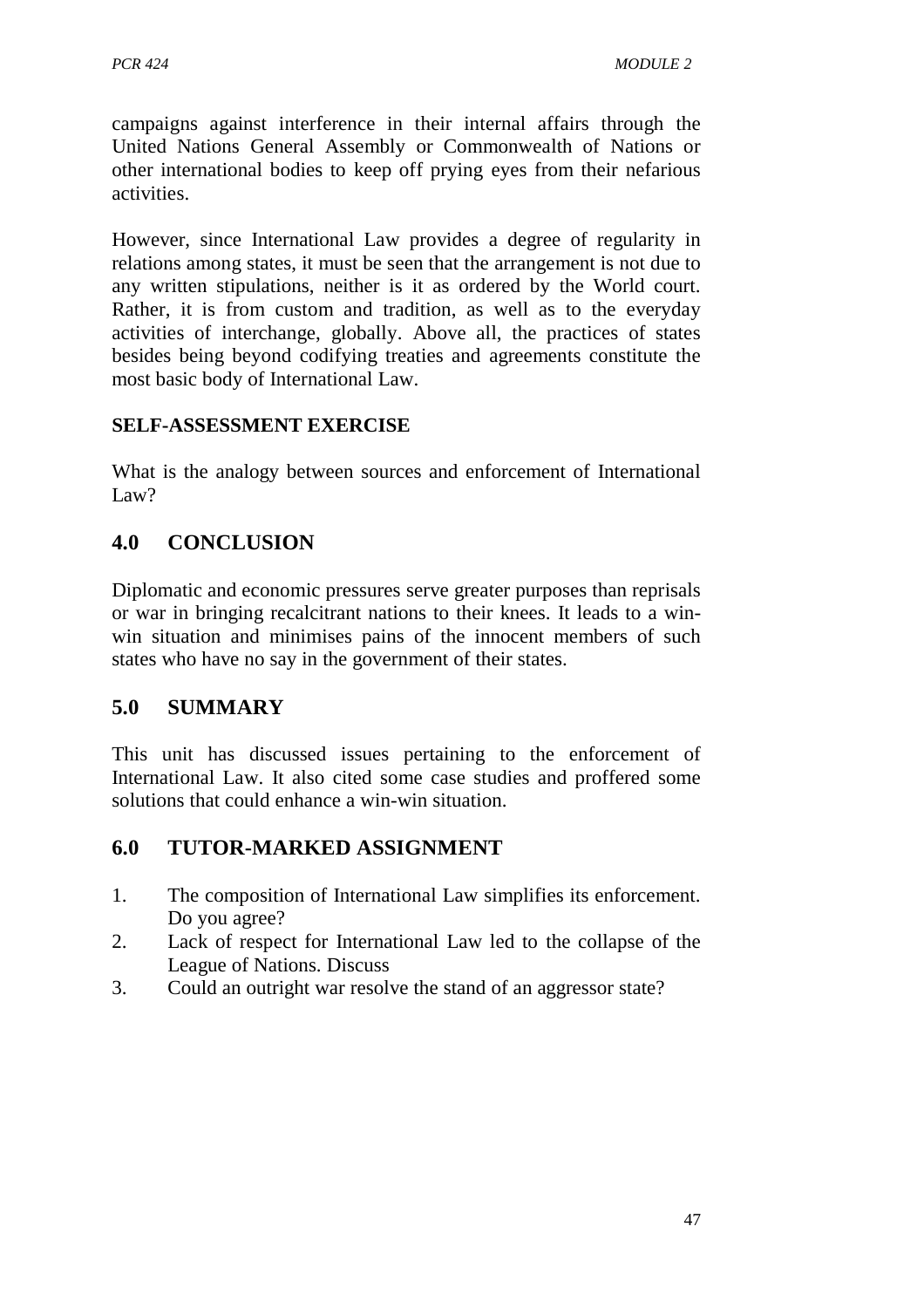campaigns against interference in their internal affairs through the United Nations General Assembly or Commonwealth of Nations or other international bodies to keep off prying eyes from their nefarious activities.

However, since International Law provides a degree of regularity in relations among states, it must be seen that the arrangement is not due to any written stipulations, neither is it as ordered by the World court. Rather, it is from custom and tradition, as well as to the everyday activities of interchange, globally. Above all, the practices of states besides being beyond codifying treaties and agreements constitute the most basic body of International Law.

**SELF-ASSESSMENT EXERCISE**

What is the analogy between sources and enforcement of International Law?

## 4.0 CONCLUSION

Diplomatic and economic pressures serve greater purposes than reprisals or war in bringing recalcitrant nations to their knees. It leads to a win-win situation and minimises pains of the innocent members of such states who have no say in the government of their states.

## 5.0 SUMMARY

This unit has discussed issues pertaining to the enforcement of International Law. It also cited some case studies and proffered some solutions that could enhance a win-win situation.

## 6.0 TUTOR-MARKED ASSIGNMENT

1. The composition of International Law simplifies its enforcement. Do you agree?
2. Lack of respect for International Law led to the collapse of the League of Nations. Discuss
3. Could an outright war resolve the stand of an aggressor state?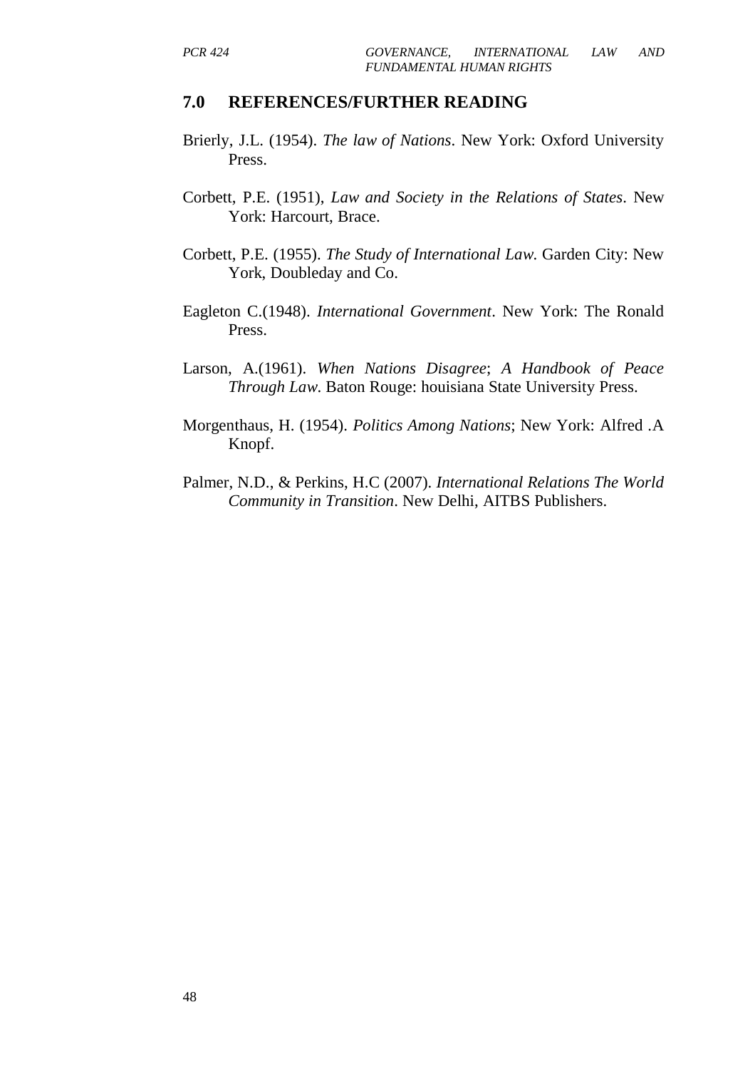## 7.0 REFERENCES/FURTHER READING

Brierly, J.L. (1954). *The law of Nations*. New York: Oxford University Press.

Corbett, P.E. (1951), *Law and Society in the Relations of States*. New York: Harcourt, Brace.

Corbett, P.E. (1955). *The Study of International Law.* Garden City: New York, Doubleday and Co.

Eagleton C.(1948). *International Government*. New York: The Ronald Press.

Larson, A.(1961). *When Nations Disagree*; *A Handbook of Peace Through Law.* Baton Rouge: houisiana State University Press.

Morgenthaus, H. (1954). *Politics Among Nations*; New York: Alfred .A Knopf.

Palmer, N.D., & Perkins, H.C (2007). *International Relations The World Community in Transition*. New Delhi, AITBS Publishers.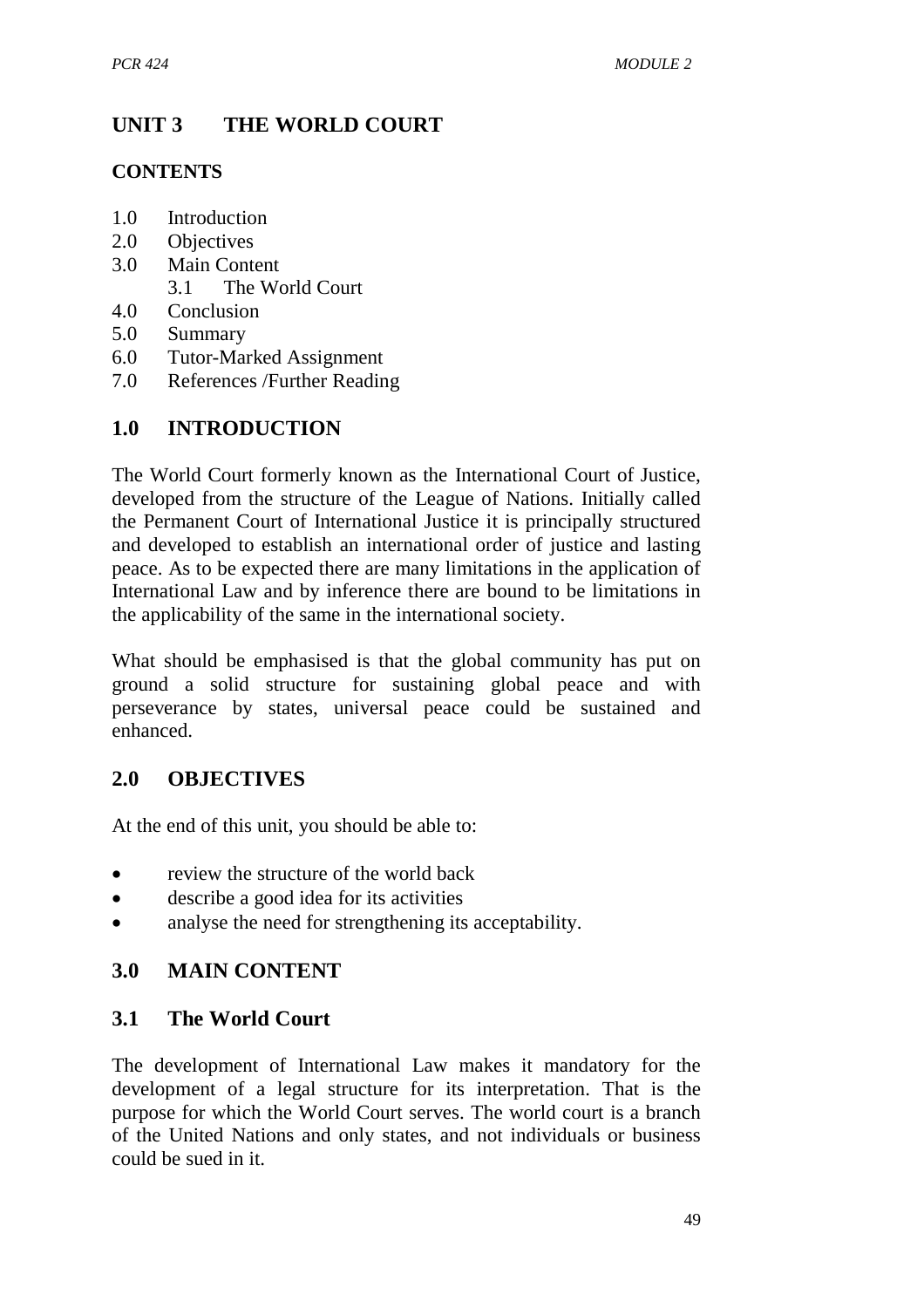# UNIT 3 THE WORLD COURT

## CONTENTS

1.0 Introduction
2.0 Objectives
3.0 Main Content
 3.1 The World Court
4.0 Conclusion
5.0 Summary
6.0 Tutor-Marked Assignment
7.0 References /Further Reading

## 1.0 INTRODUCTION

The World Court formerly known as the International Court of Justice, developed from the structure of the League of Nations. Initially called the Permanent Court of International Justice it is principally structured and developed to establish an international order of justice and lasting peace. As to be expected there are many limitations in the application of International Law and by inference there are bound to be limitations in the applicability of the same in the international society.

What should be emphasised is that the global community has put on ground a solid structure for sustaining global peace and with perseverance by states, universal peace could be sustained and enhanced.

## 2.0 OBJECTIVES

At the end of this unit, you should be able to:

- review the structure of the world back
- describe a good idea for its activities
- analyse the need for strengthening its acceptability.

## 3.0 MAIN CONTENT

### 3.1 The World Court

The development of International Law makes it mandatory for the development of a legal structure for its interpretation. That is the purpose for which the World Court serves. The world court is a branch of the United Nations and only states, and not individuals or business could be sued in it.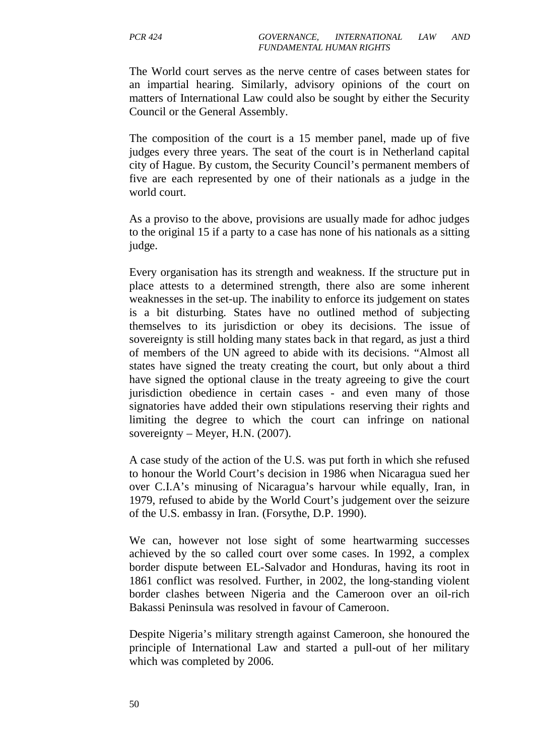The World court serves as the nerve centre of cases between states for an impartial hearing. Similarly, advisory opinions of the court on matters of International Law could also be sought by either the Security Council or the General Assembly.

The composition of the court is a 15 member panel, made up of five judges every three years. The seat of the court is in Netherland capital city of Hague. By custom, the Security Council's permanent members of five are each represented by one of their nationals as a judge in the world court.

As a proviso to the above, provisions are usually made for adhoc judges to the original 15 if a party to a case has none of his nationals as a sitting judge.

Every organisation has its strength and weakness. If the structure put in place attests to a determined strength, there also are some inherent weaknesses in the set-up. The inability to enforce its judgement on states is a bit disturbing. States have no outlined method of subjecting themselves to its jurisdiction or obey its decisions. The issue of sovereignty is still holding many states back in that regard, as just a third of members of the UN agreed to abide with its decisions. "Almost all states have signed the treaty creating the court, but only about a third have signed the optional clause in the treaty agreeing to give the court jurisdiction obedience in certain cases - and even many of those signatories have added their own stipulations reserving their rights and limiting the degree to which the court can infringe on national sovereignty – Meyer, H.N. (2007).

A case study of the action of the U.S. was put forth in which she refused to honour the World Court's decision in 1986 when Nicaragua sued her over C.I.A's minusing of Nicaragua's harvour while equally, Iran, in 1979, refused to abide by the World Court's judgement over the seizure of the U.S. embassy in Iran. (Forsythe, D.P. 1990).

We can, however not lose sight of some heartwarming successes achieved by the so called court over some cases. In 1992, a complex border dispute between EL-Salvador and Honduras, having its root in 1861 conflict was resolved. Further, in 2002, the long-standing violent border clashes between Nigeria and the Cameroon over an oil-rich Bakassi Peninsula was resolved in favour of Cameroon.

Despite Nigeria's military strength against Cameroon, she honoured the principle of International Law and started a pull-out of her military which was completed by 2006.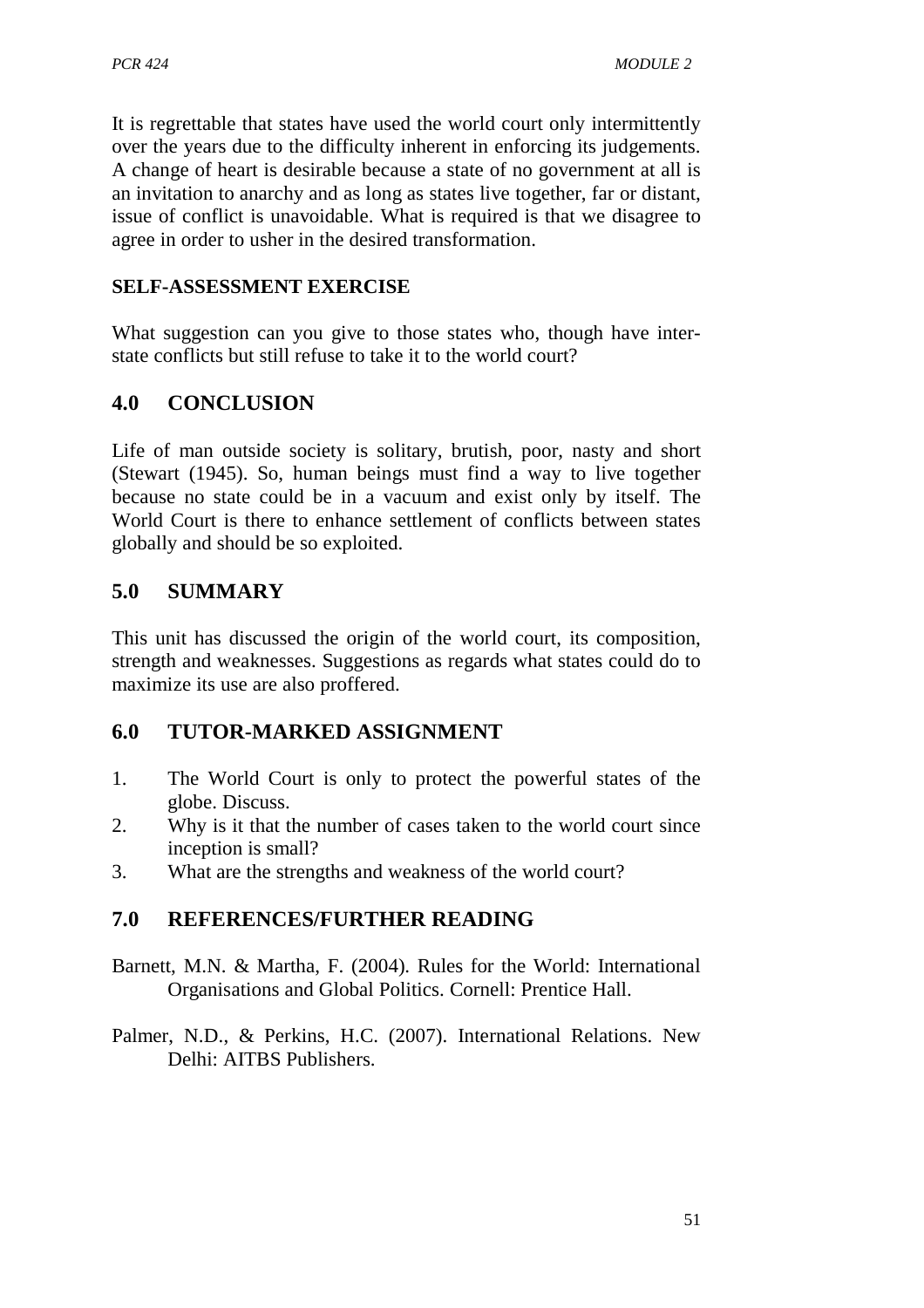It is regrettable that states have used the world court only intermittently over the years due to the difficulty inherent in enforcing its judgements. A change of heart is desirable because a state of no government at all is an invitation to anarchy and as long as states live together, far or distant, issue of conflict is unavoidable. What is required is that we disagree to agree in order to usher in the desired transformation.

**SELF-ASSESSMENT EXERCISE**

What suggestion can you give to those states who, though have inter-state conflicts but still refuse to take it to the world court?

## 4.0 CONCLUSION

Life of man outside society is solitary, brutish, poor, nasty and short (Stewart (1945). So, human beings must find a way to live together because no state could be in a vacuum and exist only by itself. The World Court is there to enhance settlement of conflicts between states globally and should be so exploited.

## 5.0 SUMMARY

This unit has discussed the origin of the world court, its composition, strength and weaknesses. Suggestions as regards what states could do to maximize its use are also proffered.

## 6.0 TUTOR-MARKED ASSIGNMENT

1. The World Court is only to protect the powerful states of the globe. Discuss.
2. Why is it that the number of cases taken to the world court since inception is small?
3. What are the strengths and weakness of the world court?

## 7.0 REFERENCES/FURTHER READING

Barnett, M.N. & Martha, F. (2004). Rules for the World: International Organisations and Global Politics. Cornell: Prentice Hall.

Palmer, N.D., & Perkins, H.C. (2007). International Relations. New Delhi: AITBS Publishers.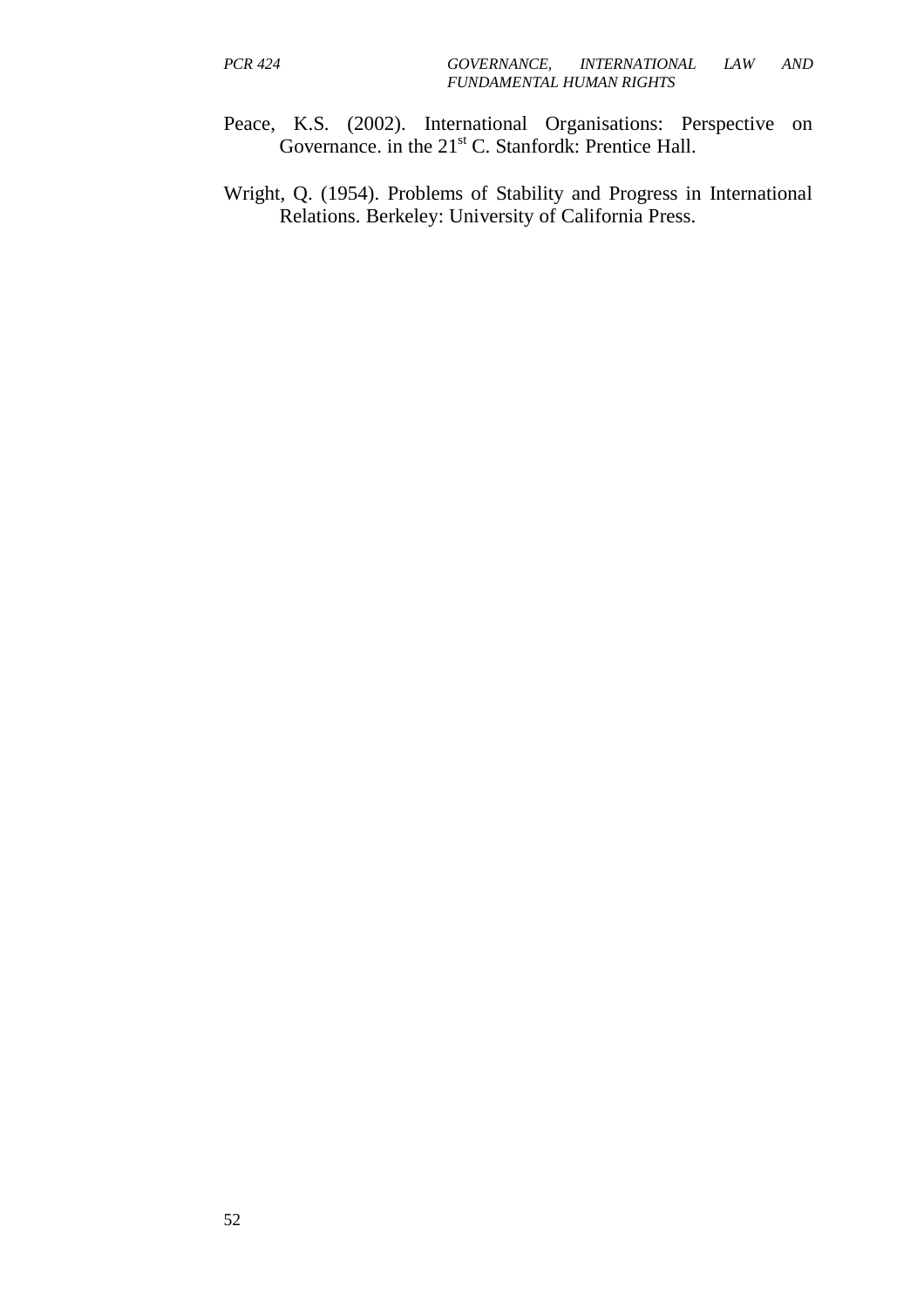Peace, K.S. (2002). International Organisations: Perspective on Governance. in the 21st C. Stanfordk: Prentice Hall.

Wright, Q. (1954). Problems of Stability and Progress in International Relations. Berkeley: University of California Press.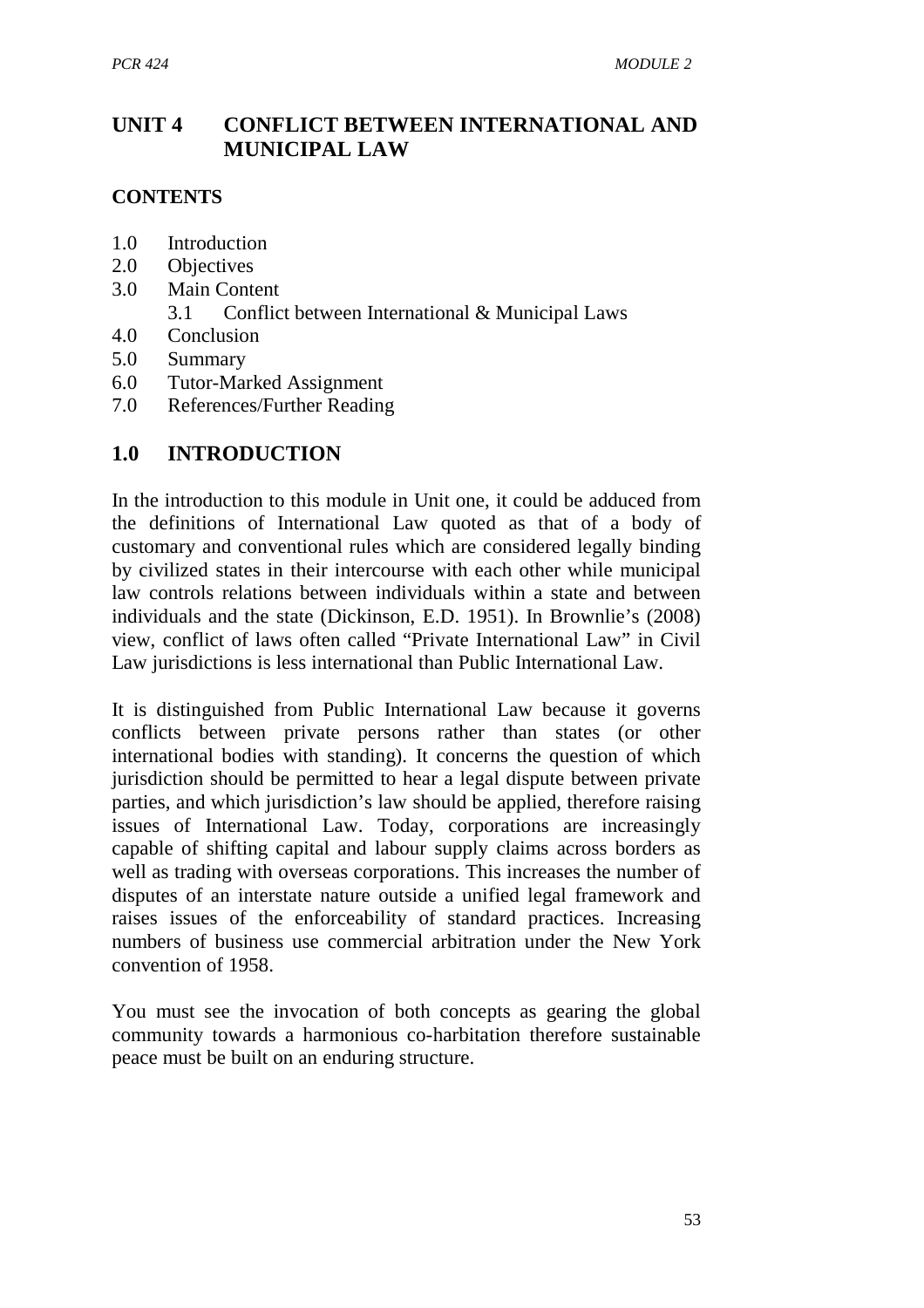# UNIT 4 CONFLICT BETWEEN INTERNATIONAL AND MUNICIPAL LAW

## CONTENTS

- 1.0 Introduction
- 2.0 Objectives
- 3.0 Main Content
  - 3.1 Conflict between International & Municipal Laws
- 4.0 Conclusion
- 5.0 Summary
- 6.0 Tutor-Marked Assignment
- 7.0 References/Further Reading

## 1.0 INTRODUCTION

In the introduction to this module in Unit one, it could be adduced from the definitions of International Law quoted as that of a body of customary and conventional rules which are considered legally binding by civilized states in their intercourse with each other while municipal law controls relations between individuals within a state and between individuals and the state (Dickinson, E.D. 1951). In Brownlie's (2008) view, conflict of laws often called "Private International Law" in Civil Law jurisdictions is less international than Public International Law.

It is distinguished from Public International Law because it governs conflicts between private persons rather than states (or other international bodies with standing). It concerns the question of which jurisdiction should be permitted to hear a legal dispute between private parties, and which jurisdiction's law should be applied, therefore raising issues of International Law. Today, corporations are increasingly capable of shifting capital and labour supply claims across borders as well as trading with overseas corporations. This increases the number of disputes of an interstate nature outside a unified legal framework and raises issues of the enforceability of standard practices. Increasing numbers of business use commercial arbitration under the New York convention of 1958.

You must see the invocation of both concepts as gearing the global community towards a harmonious co-harbitation therefore sustainable peace must be built on an enduring structure.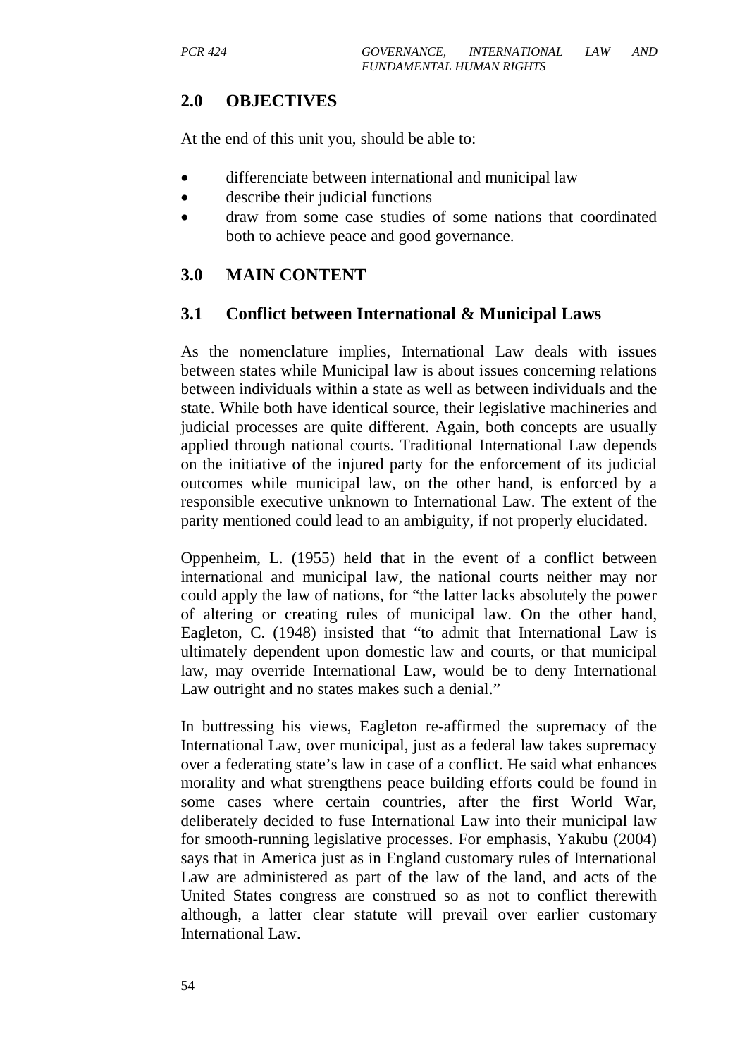## 2.0 OBJECTIVES

At the end of this unit you, should be able to:

- differenciate between international and municipal law
- describe their judicial functions
- draw from some case studies of some nations that coordinated both to achieve peace and good governance.

## 3.0 MAIN CONTENT

### 3.1 Conflict between International & Municipal Laws

As the nomenclature implies, International Law deals with issues between states while Municipal law is about issues concerning relations between individuals within a state as well as between individuals and the state. While both have identical source, their legislative machineries and judicial processes are quite different. Again, both concepts are usually applied through national courts. Traditional International Law depends on the initiative of the injured party for the enforcement of its judicial outcomes while municipal law, on the other hand, is enforced by a responsible executive unknown to International Law. The extent of the parity mentioned could lead to an ambiguity, if not properly elucidated.

Oppenheim, L. (1955) held that in the event of a conflict between international and municipal law, the national courts neither may nor could apply the law of nations, for "the latter lacks absolutely the power of altering or creating rules of municipal law. On the other hand, Eagleton, C. (1948) insisted that "to admit that International Law is ultimately dependent upon domestic law and courts, or that municipal law, may override International Law, would be to deny International Law outright and no states makes such a denial."

In buttressing his views, Eagleton re-affirmed the supremacy of the International Law, over municipal, just as a federal law takes supremacy over a federating state's law in case of a conflict. He said what enhances morality and what strengthens peace building efforts could be found in some cases where certain countries, after the first World War, deliberately decided to fuse International Law into their municipal law for smooth-running legislative processes. For emphasis, Yakubu (2004) says that in America just as in England customary rules of International Law are administered as part of the law of the land, and acts of the United States congress are construed so as not to conflict therewith although, a latter clear statute will prevail over earlier customary International Law.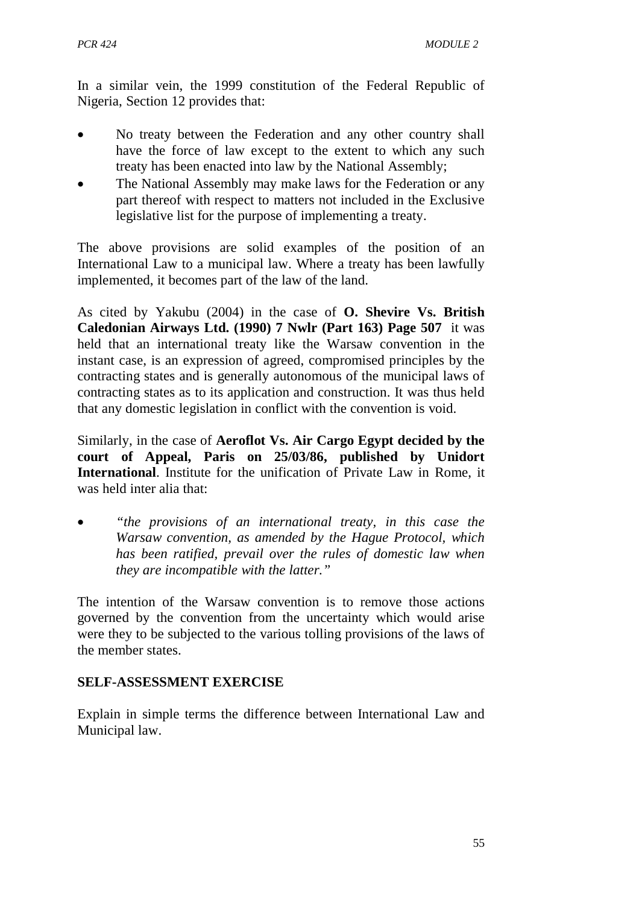In a similar vein, the 1999 constitution of the Federal Republic of Nigeria, Section 12 provides that:

- No treaty between the Federation and any other country shall have the force of law except to the extent to which any such treaty has been enacted into law by the National Assembly;
- The National Assembly may make laws for the Federation or any part thereof with respect to matters not included in the Exclusive legislative list for the purpose of implementing a treaty.

The above provisions are solid examples of the position of an International Law to a municipal law. Where a treaty has been lawfully implemented, it becomes part of the law of the land.

As cited by Yakubu (2004) in the case of **O. Shevire Vs. British Caledonian Airways Ltd. (1990) 7 Nwlr (Part 163) Page 507** it was held that an international treaty like the Warsaw convention in the instant case, is an expression of agreed, compromised principles by the contracting states and is generally autonomous of the municipal laws of contracting states as to its application and construction. It was thus held that any domestic legislation in conflict with the convention is void.

Similarly, in the case of **Aeroflot Vs. Air Cargo Egypt decided by the court of Appeal, Paris on 25/03/86, published by Unidort International**. Institute for the unification of Private Law in Rome, it was held inter alia that:

- *"the provisions of an international treaty, in this case the Warsaw convention, as amended by the Hague Protocol, which has been ratified, prevail over the rules of domestic law when they are incompatible with the latter."*

The intention of the Warsaw convention is to remove those actions governed by the convention from the uncertainty which would arise were they to be subjected to the various tolling provisions of the laws of the member states.

**SELF-ASSESSMENT EXERCISE**

Explain in simple terms the difference between International Law and Municipal law.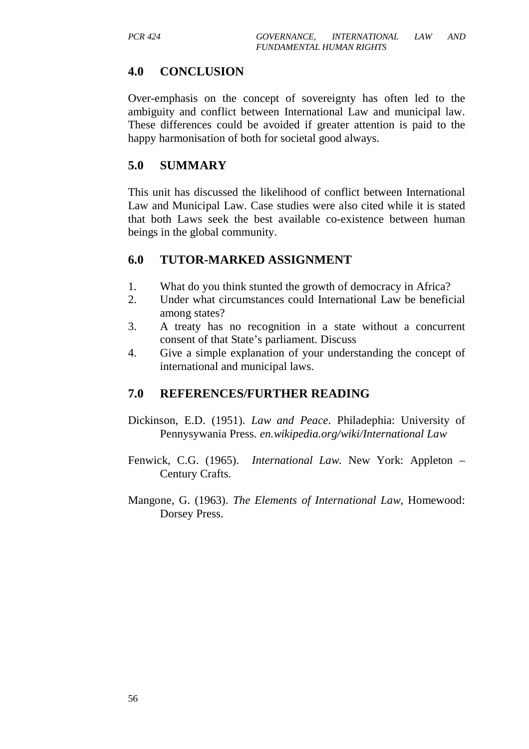## 4.0 CONCLUSION

Over-emphasis on the concept of sovereignty has often led to the ambiguity and conflict between International Law and municipal law. These differences could be avoided if greater attention is paid to the happy harmonisation of both for societal good always.

## 5.0 SUMMARY

This unit has discussed the likelihood of conflict between International Law and Municipal Law. Case studies were also cited while it is stated that both Laws seek the best available co-existence between human beings in the global community.

## 6.0 TUTOR-MARKED ASSIGNMENT

1. What do you think stunted the growth of democracy in Africa?
2. Under what circumstances could International Law be beneficial among states?
3. A treaty has no recognition in a state without a concurrent consent of that State's parliament. Discuss
4. Give a simple explanation of your understanding the concept of international and municipal laws.

## 7.0 REFERENCES/FURTHER READING

Dickinson, E.D. (1951). *Law and Peace*. Philadephia: University of Pennysywania Press. *en.wikipedia.org/wiki/International Law*

Fenwick, C.G. (1965). *International Law.* New York: Appleton – Century Crafts.

Mangone, G. (1963). *The Elements of International Law*, Homewood: Dorsey Press.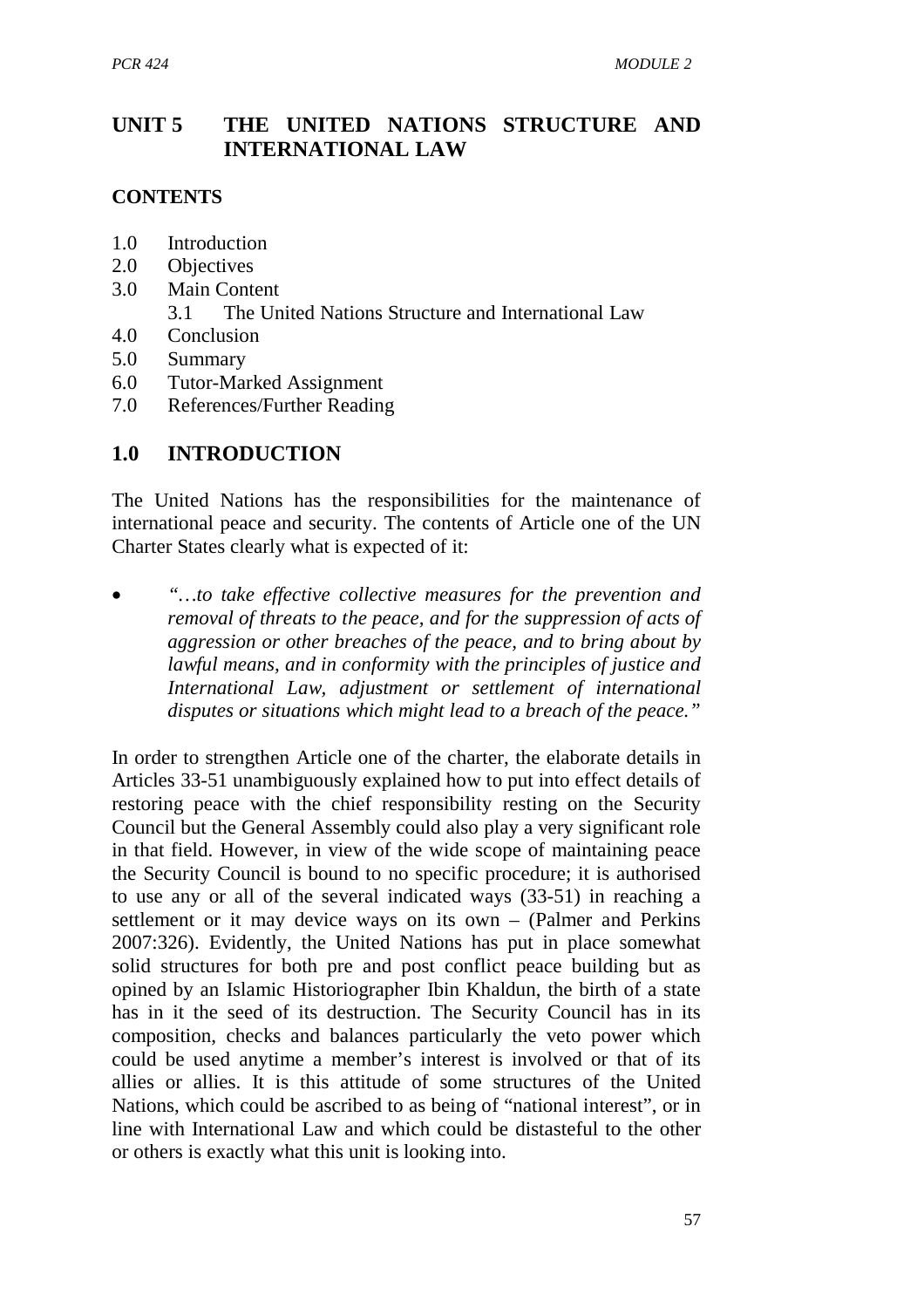# UNIT 5 THE UNITED NATIONS STRUCTURE AND INTERNATIONAL LAW

**CONTENTS**

1.0 Introduction
2.0 Objectives
3.0 Main Content
   3.1 The United Nations Structure and International Law
4.0 Conclusion
5.0 Summary
6.0 Tutor-Marked Assignment
7.0 References/Further Reading

## 1.0 INTRODUCTION

The United Nations has the responsibilities for the maintenance of international peace and security. The contents of Article one of the UN Charter States clearly what is expected of it:

- *"…to take effective collective measures for the prevention and removal of threats to the peace, and for the suppression of acts of aggression or other breaches of the peace, and to bring about by lawful means, and in conformity with the principles of justice and International Law, adjustment or settlement of international disputes or situations which might lead to a breach of the peace."*

In order to strengthen Article one of the charter, the elaborate details in Articles 33-51 unambiguously explained how to put into effect details of restoring peace with the chief responsibility resting on the Security Council but the General Assembly could also play a very significant role in that field. However, in view of the wide scope of maintaining peace the Security Council is bound to no specific procedure; it is authorised to use any or all of the several indicated ways (33-51) in reaching a settlement or it may device ways on its own – (Palmer and Perkins 2007:326). Evidently, the United Nations has put in place somewhat solid structures for both pre and post conflict peace building but as opined by an Islamic Historiographer Ibin Khaldun, the birth of a state has in it the seed of its destruction. The Security Council has in its composition, checks and balances particularly the veto power which could be used anytime a member's interest is involved or that of its allies or allies. It is this attitude of some structures of the United Nations, which could be ascribed to as being of "national interest", or in line with International Law and which could be distasteful to the other or others is exactly what this unit is looking into.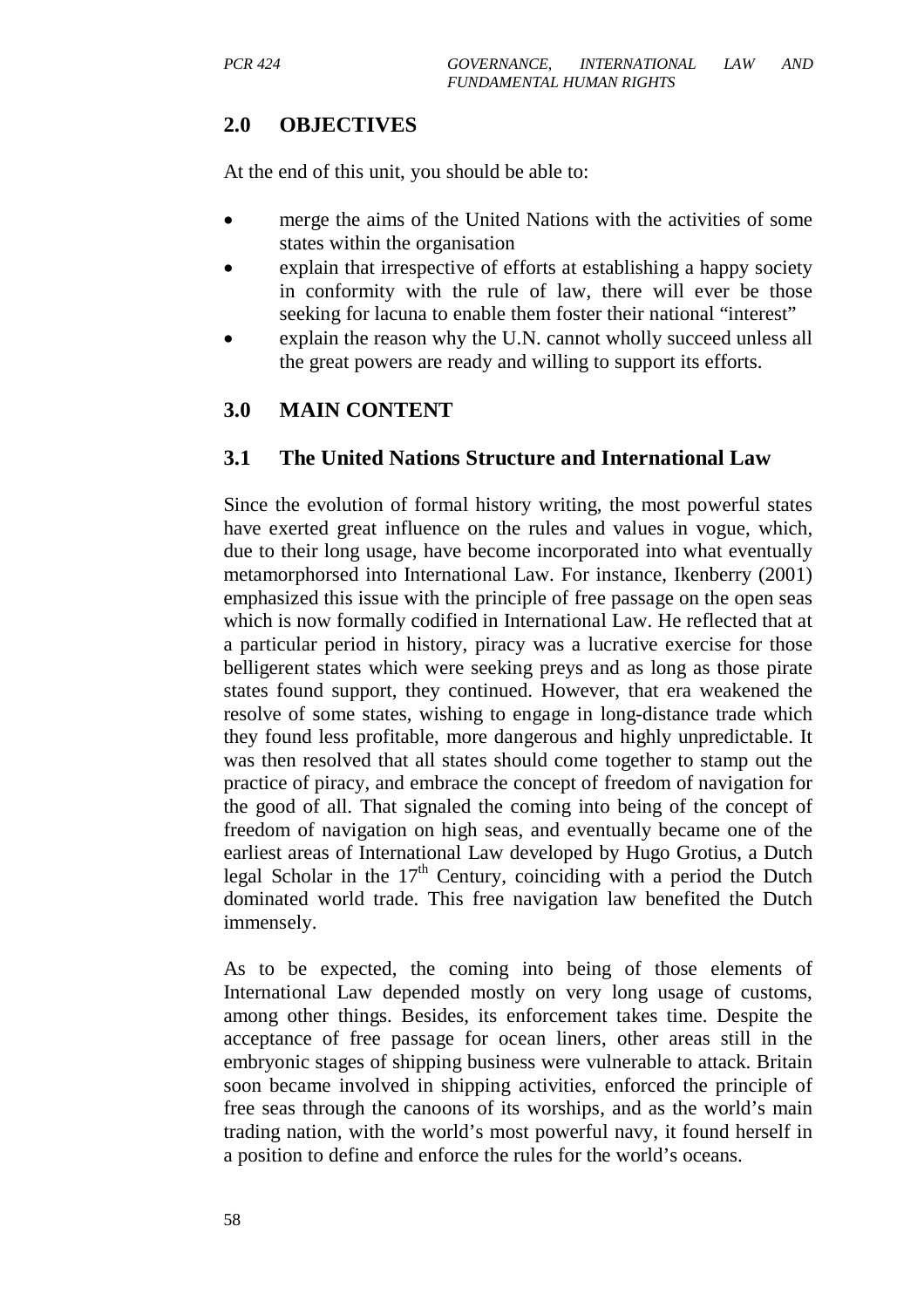## 2.0 OBJECTIVES

At the end of this unit, you should be able to:

- merge the aims of the United Nations with the activities of some states within the organisation
- explain that irrespective of efforts at establishing a happy society in conformity with the rule of law, there will ever be those seeking for lacuna to enable them foster their national "interest"
- explain the reason why the U.N. cannot wholly succeed unless all the great powers are ready and willing to support its efforts.

## 3.0 MAIN CONTENT

### 3.1 The United Nations Structure and International Law

Since the evolution of formal history writing, the most powerful states have exerted great influence on the rules and values in vogue, which, due to their long usage, have become incorporated into what eventually metamorphorsed into International Law. For instance, Ikenberry (2001) emphasized this issue with the principle of free passage on the open seas which is now formally codified in International Law. He reflected that at a particular period in history, piracy was a lucrative exercise for those belligerent states which were seeking preys and as long as those pirate states found support, they continued. However, that era weakened the resolve of some states, wishing to engage in long-distance trade which they found less profitable, more dangerous and highly unpredictable. It was then resolved that all states should come together to stamp out the practice of piracy, and embrace the concept of freedom of navigation for the good of all. That signaled the coming into being of the concept of freedom of navigation on high seas, and eventually became one of the earliest areas of International Law developed by Hugo Grotius, a Dutch legal Scholar in the 17th Century, coinciding with a period the Dutch dominated world trade. This free navigation law benefited the Dutch immensely.

As to be expected, the coming into being of those elements of International Law depended mostly on very long usage of customs, among other things. Besides, its enforcement takes time. Despite the acceptance of free passage for ocean liners, other areas still in the embryonic stages of shipping business were vulnerable to attack. Britain soon became involved in shipping activities, enforced the principle of free seas through the canoons of its worships, and as the world's main trading nation, with the world's most powerful navy, it found herself in a position to define and enforce the rules for the world's oceans.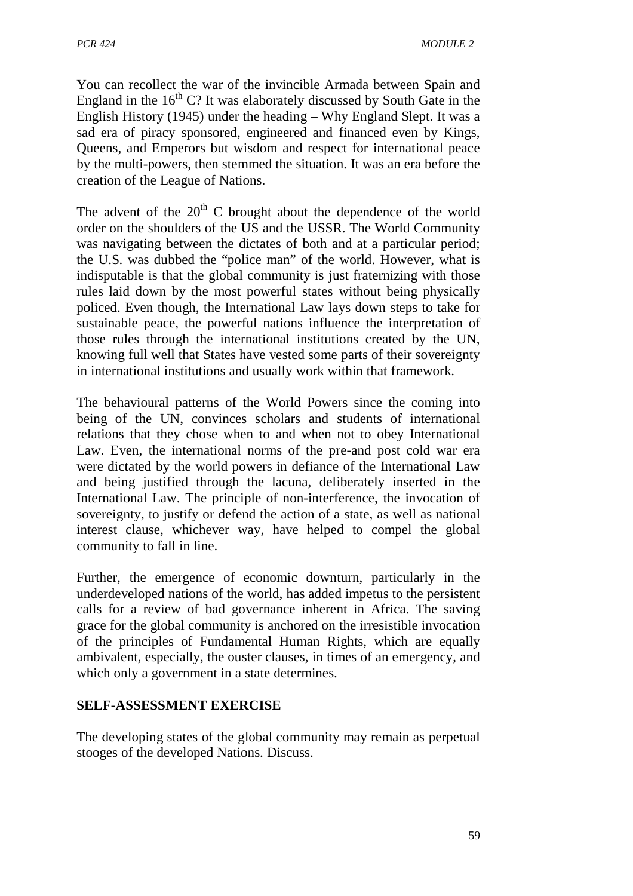You can recollect the war of the invincible Armada between Spain and England in the $16^{th}$ C? It was elaborately discussed by South Gate in the English History (1945) under the heading – Why England Slept. It was a sad era of piracy sponsored, engineered and financed even by Kings, Queens, and Emperors but wisdom and respect for international peace by the multi-powers, then stemmed the situation. It was an era before the creation of the League of Nations.

The advent of the $20^{th}$ C brought about the dependence of the world order on the shoulders of the US and the USSR. The World Community was navigating between the dictates of both and at a particular period; the U.S. was dubbed the "police man" of the world. However, what is indisputable is that the global community is just fraternizing with those rules laid down by the most powerful states without being physically policed. Even though, the International Law lays down steps to take for sustainable peace, the powerful nations influence the interpretation of those rules through the international institutions created by the UN, knowing full well that States have vested some parts of their sovereignty in international institutions and usually work within that framework.

The behavioural patterns of the World Powers since the coming into being of the UN, convinces scholars and students of international relations that they chose when to and when not to obey International Law. Even, the international norms of the pre-and post cold war era were dictated by the world powers in defiance of the International Law and being justified through the lacuna, deliberately inserted in the International Law. The principle of non-interference, the invocation of sovereignty, to justify or defend the action of a state, as well as national interest clause, whichever way, have helped to compel the global community to fall in line.

Further, the emergence of economic downturn, particularly in the underdeveloped nations of the world, has added impetus to the persistent calls for a review of bad governance inherent in Africa. The saving grace for the global community is anchored on the irresistible invocation of the principles of Fundamental Human Rights, which are equally ambivalent, especially, the ouster clauses, in times of an emergency, and which only a government in a state determines.

**SELF-ASSESSMENT EXERCISE**

The developing states of the global community may remain as perpetual stooges of the developed Nations. Discuss.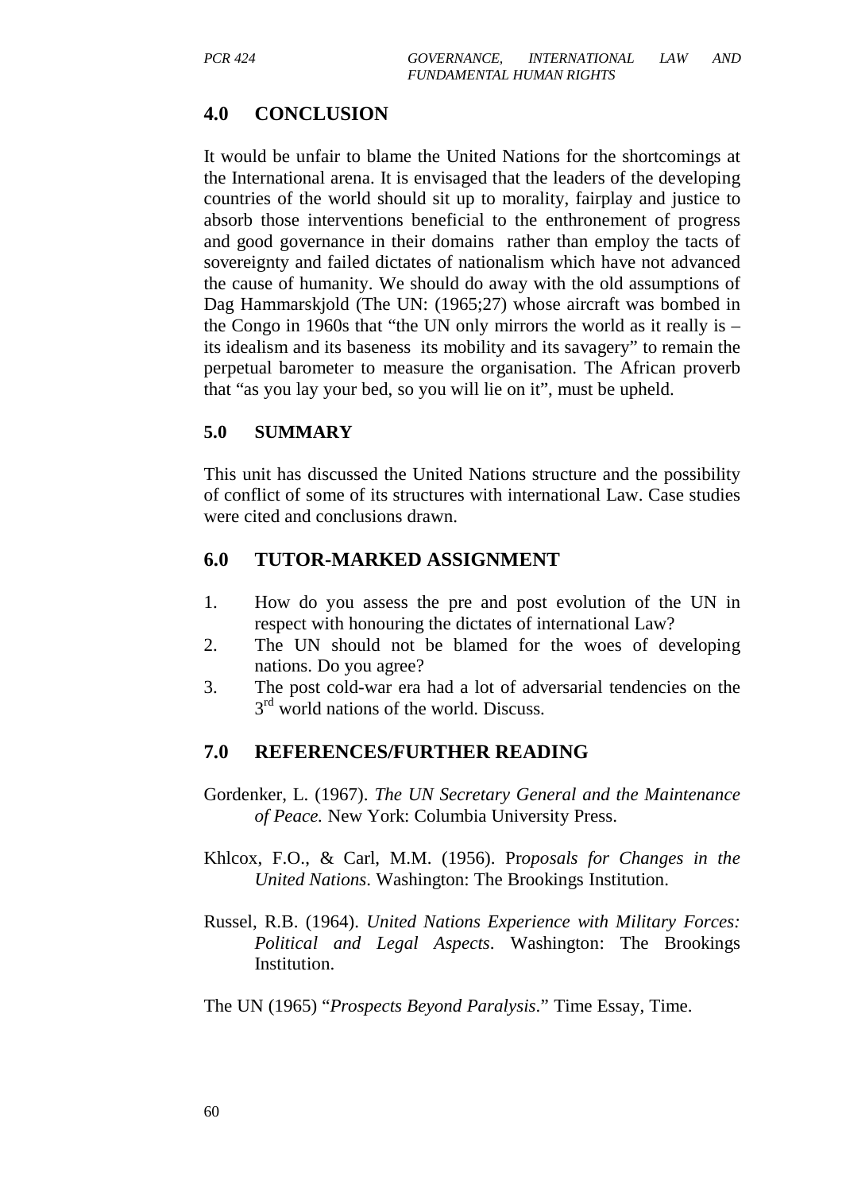## 4.0 CONCLUSION

It would be unfair to blame the United Nations for the shortcomings at the International arena. It is envisaged that the leaders of the developing countries of the world should sit up to morality, fairplay and justice to absorb those interventions beneficial to the enthronement of progress and good governance in their domains rather than employ the tacts of sovereignty and failed dictates of nationalism which have not advanced the cause of humanity. We should do away with the old assumptions of Dag Hammarskjold (The UN: (1965;27) whose aircraft was bombed in the Congo in 1960s that "the UN only mirrors the world as it really is – its idealism and its baseness its mobility and its savagery" to remain the perpetual barometer to measure the organisation. The African proverb that "as you lay your bed, so you will lie on it", must be upheld.

### 5.0 SUMMARY

This unit has discussed the United Nations structure and the possibility of conflict of some of its structures with international Law. Case studies were cited and conclusions drawn.

## 6.0 TUTOR-MARKED ASSIGNMENT

1. How do you assess the pre and post evolution of the UN in respect with honouring the dictates of international Law?
2. The UN should not be blamed for the woes of developing nations. Do you agree?
3. The post cold-war era had a lot of adversarial tendencies on the 3rd world nations of the world. Discuss.

## 7.0 REFERENCES/FURTHER READING

Gordenker, L. (1967). *The UN Secretary General and the Maintenance of Peace.* New York: Columbia University Press.

Khlcox, F.O., & Carl, M.M. (1956). Pr*oposals for Changes in the United Nations*. Washington: The Brookings Institution.

Russel, R.B. (1964). *United Nations Experience with Military Forces: Political and Legal Aspects*. Washington: The Brookings Institution.

The UN (1965) "*Prospects Beyond Paralysis*." Time Essay, Time.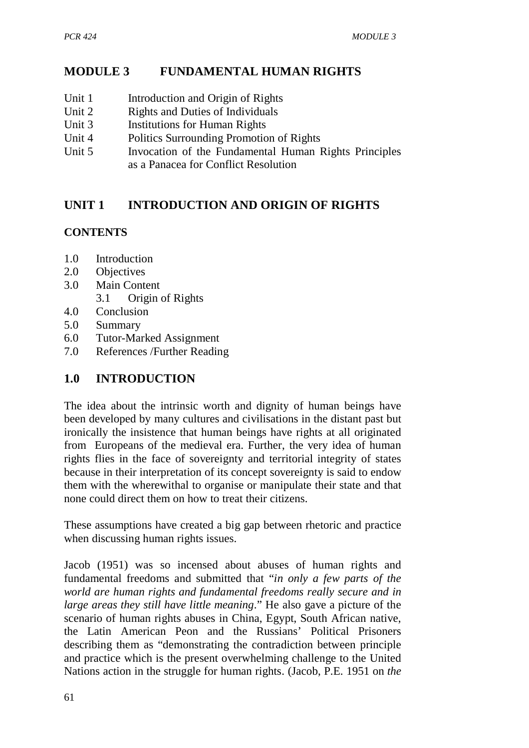# MODULE 3 FUNDAMENTAL HUMAN RIGHTS

- Unit 1 Introduction and Origin of Rights
- Unit 2 Rights and Duties of Individuals
- Unit 3 Institutions for Human Rights
- Unit 4 Politics Surrounding Promotion of Rights
- Unit 5 Invocation of the Fundamental Human Rights Principles as a Panacea for Conflict Resolution

## UNIT 1 INTRODUCTION AND ORIGIN OF RIGHTS

### CONTENTS

- 1.0 Introduction
- 2.0 Objectives
- 3.0 Main Content
  - 3.1 Origin of Rights
- 4.0 Conclusion
- 5.0 Summary
- 6.0 Tutor-Marked Assignment
- 7.0 References /Further Reading

## 1.0 INTRODUCTION

The idea about the intrinsic worth and dignity of human beings have been developed by many cultures and civilisations in the distant past but ironically the insistence that human beings have rights at all originated from Europeans of the medieval era. Further, the very idea of human rights flies in the face of sovereignty and territorial integrity of states because in their interpretation of its concept sovereignty is said to endow them with the wherewithal to organise or manipulate their state and that none could direct them on how to treat their citizens.

These assumptions have created a big gap between rhetoric and practice when discussing human rights issues.

Jacob (1951) was so incensed about abuses of human rights and fundamental freedoms and submitted that "*in only a few parts of the world are human rights and fundamental freedoms really secure and in large areas they still have little meaning*." He also gave a picture of the scenario of human rights abuses in China, Egypt, South African native, the Latin American Peon and the Russians' Political Prisoners describing them as "demonstrating the contradiction between principle and practice which is the present overwhelming challenge to the United Nations action in the struggle for human rights. (Jacob, P.E. 1951 on *the*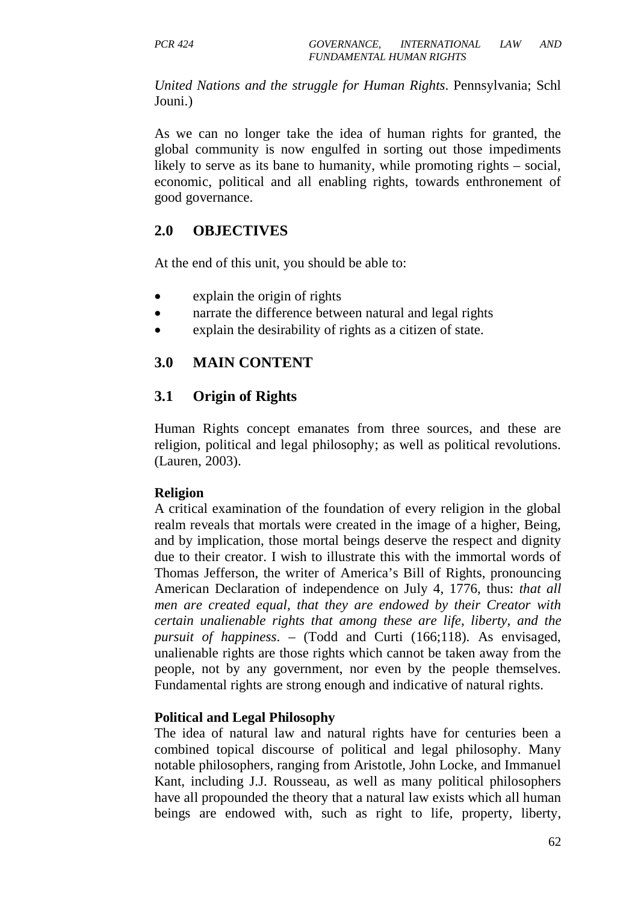*United Nations and the struggle for Human Rights*. Pennsylvania; Schl Jouni.)

As we can no longer take the idea of human rights for granted, the global community is now engulfed in sorting out those impediments likely to serve as its bane to humanity, while promoting rights – social, economic, political and all enabling rights, towards enthronement of good governance.

## 2.0 OBJECTIVES

At the end of this unit, you should be able to:

- explain the origin of rights
- narrate the difference between natural and legal rights
- explain the desirability of rights as a citizen of state.

## 3.0 MAIN CONTENT

### 3.1 Origin of Rights

Human Rights concept emanates from three sources, and these are religion, political and legal philosophy; as well as political revolutions. (Lauren, 2003).

**Religion**

A critical examination of the foundation of every religion in the global realm reveals that mortals were created in the image of a higher, Being, and by implication, those mortal beings deserve the respect and dignity due to their creator. I wish to illustrate this with the immortal words of Thomas Jefferson, the writer of America's Bill of Rights, pronouncing American Declaration of independence on July 4, 1776, thus: *that all men are created equal, that they are endowed by their Creator with certain unalienable rights that among these are life, liberty, and the pursuit of happiness*. – (Todd and Curti (166;118). As envisaged, unalienable rights are those rights which cannot be taken away from the people, not by any government, nor even by the people themselves. Fundamental rights are strong enough and indicative of natural rights.

**Political and Legal Philosophy**

The idea of natural law and natural rights have for centuries been a combined topical discourse of political and legal philosophy. Many notable philosophers, ranging from Aristotle, John Locke, and Immanuel Kant, including J.J. Rousseau, as well as many political philosophers have all propounded the theory that a natural law exists which all human beings are endowed with, such as right to life, property, liberty,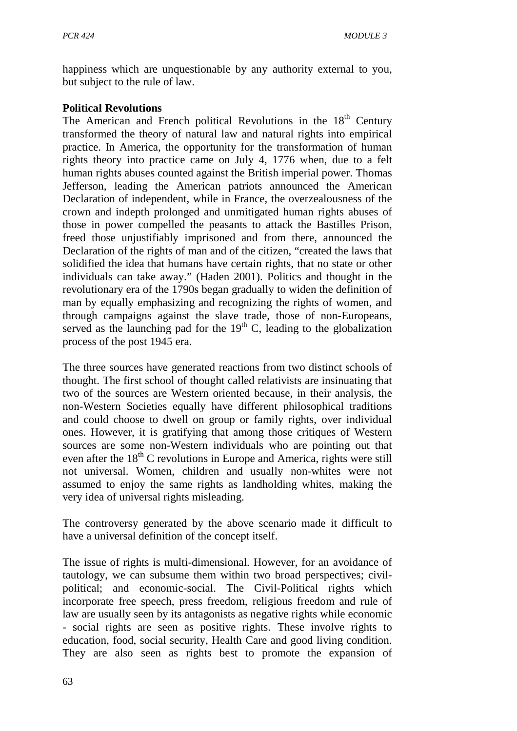happiness which are unquestionable by any authority external to you, but subject to the rule of law.

**Political Revolutions**

The American and French political Revolutions in the 18th Century transformed the theory of natural law and natural rights into empirical practice. In America, the opportunity for the transformation of human rights theory into practice came on July 4, 1776 when, due to a felt human rights abuses counted against the British imperial power. Thomas Jefferson, leading the American patriots announced the American Declaration of independent, while in France, the overzealousness of the crown and indepth prolonged and unmitigated human rights abuses of those in power compelled the peasants to attack the Bastilles Prison, freed those unjustifiably imprisoned and from there, announced the Declaration of the rights of man and of the citizen, "created the laws that solidified the idea that humans have certain rights, that no state or other individuals can take away." (Haden 2001). Politics and thought in the revolutionary era of the 1790s began gradually to widen the definition of man by equally emphasizing and recognizing the rights of women, and through campaigns against the slave trade, those of non-Europeans, served as the launching pad for the 19th C, leading to the globalization process of the post 1945 era.

The three sources have generated reactions from two distinct schools of thought. The first school of thought called relativists are insinuating that two of the sources are Western oriented because, in their analysis, the non-Western Societies equally have different philosophical traditions and could choose to dwell on group or family rights, over individual ones. However, it is gratifying that among those critiques of Western sources are some non-Western individuals who are pointing out that even after the 18th C revolutions in Europe and America, rights were still not universal. Women, children and usually non-whites were not assumed to enjoy the same rights as landholding whites, making the very idea of universal rights misleading.

The controversy generated by the above scenario made it difficult to have a universal definition of the concept itself.

The issue of rights is multi-dimensional. However, for an avoidance of tautology, we can subsume them within two broad perspectives; civil-political; and economic-social. The Civil-Political rights which incorporate free speech, press freedom, religious freedom and rule of law are usually seen by its antagonists as negative rights while economic - social rights are seen as positive rights. These involve rights to education, food, social security, Health Care and good living condition. They are also seen as rights best to promote the expansion of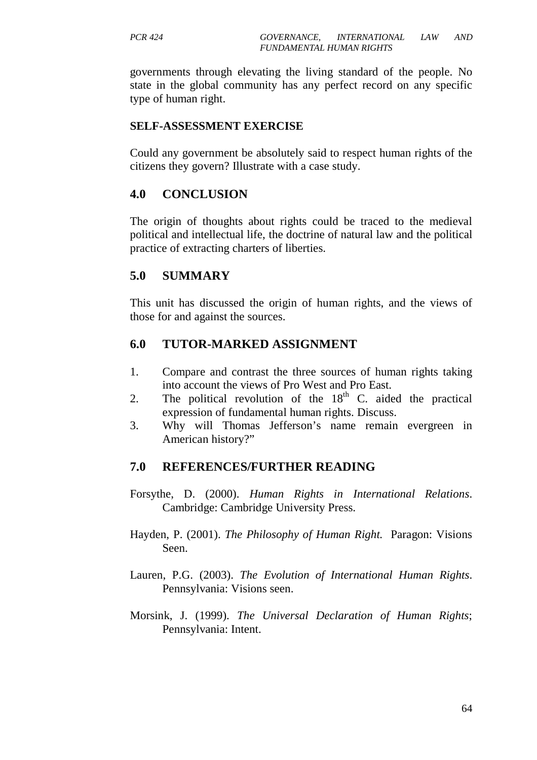governments through elevating the living standard of the people. No state in the global community has any perfect record on any specific type of human right.

**SELF-ASSESSMENT EXERCISE**

Could any government be absolutely said to respect human rights of the citizens they govern? Illustrate with a case study.

## 4.0 CONCLUSION

The origin of thoughts about rights could be traced to the medieval political and intellectual life, the doctrine of natural law and the political practice of extracting charters of liberties.

## 5.0 SUMMARY

This unit has discussed the origin of human rights, and the views of those for and against the sources.

## 6.0 TUTOR-MARKED ASSIGNMENT

1. Compare and contrast the three sources of human rights taking into account the views of Pro West and Pro East.
2. The political revolution of the 18th C. aided the practical expression of fundamental human rights. Discuss.
3. Why will Thomas Jefferson's name remain evergreen in American history?"

## 7.0 REFERENCES/FURTHER READING

Forsythe, D. (2000). *Human Rights in International Relations*. Cambridge: Cambridge University Press.

Hayden, P. (2001). *The Philosophy of Human Right.* Paragon: Visions Seen.

Lauren, P.G. (2003). *The Evolution of International Human Rights*. Pennsylvania: Visions seen.

Morsink, J. (1999). *The Universal Declaration of Human Rights*; Pennsylvania: Intent.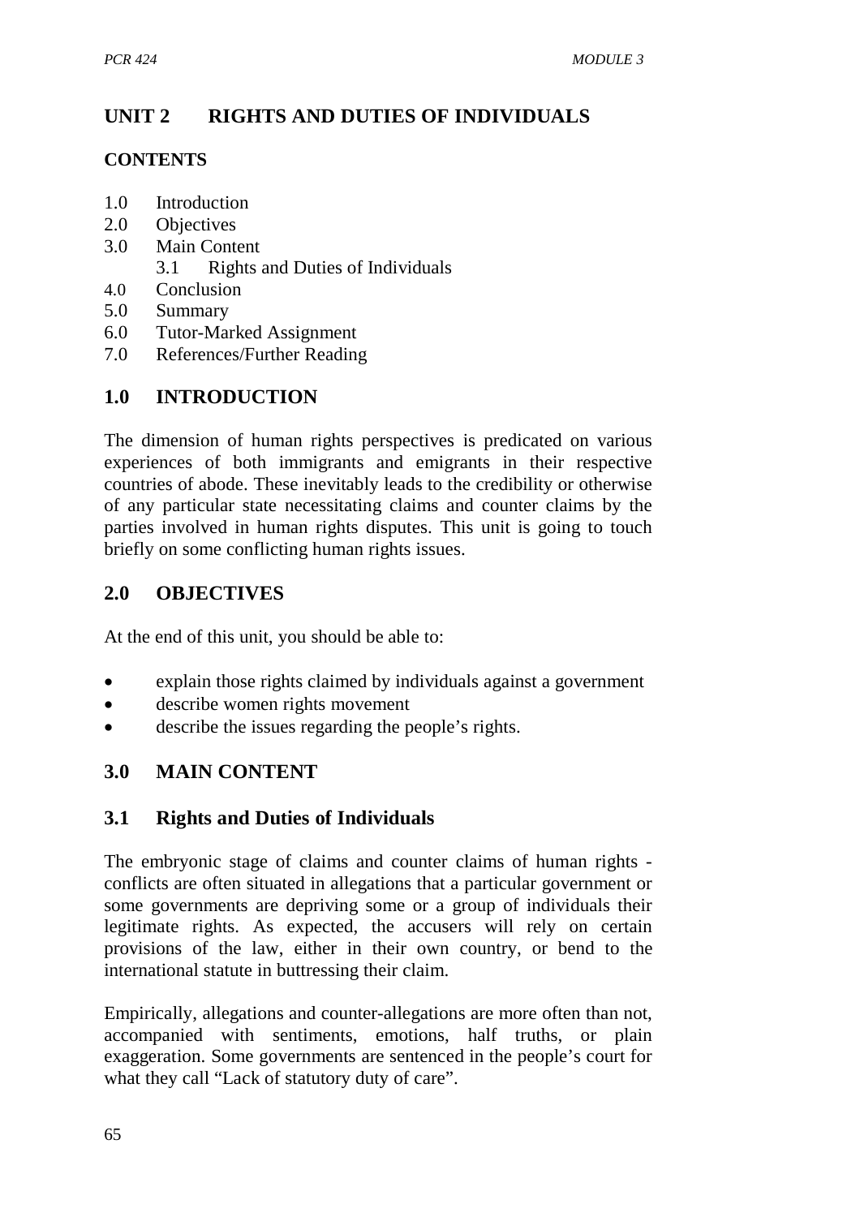# UNIT 2 RIGHTS AND DUTIES OF INDIVIDUALS

**CONTENTS**

1.0 Introduction
2.0 Objectives
3.0 Main Content
  3.1 Rights and Duties of Individuals
4.0 Conclusion
5.0 Summary
6.0 Tutor-Marked Assignment
7.0 References/Further Reading

## 1.0 INTRODUCTION

The dimension of human rights perspectives is predicated on various experiences of both immigrants and emigrants in their respective countries of abode. These inevitably leads to the credibility or otherwise of any particular state necessitating claims and counter claims by the parties involved in human rights disputes. This unit is going to touch briefly on some conflicting human rights issues.

## 2.0 OBJECTIVES

At the end of this unit, you should be able to:

- explain those rights claimed by individuals against a government
- describe women rights movement
- describe the issues regarding the people's rights.

## 3.0 MAIN CONTENT

### 3.1 Rights and Duties of Individuals

The embryonic stage of claims and counter claims of human rights - conflicts are often situated in allegations that a particular government or some governments are depriving some or a group of individuals their legitimate rights. As expected, the accusers will rely on certain provisions of the law, either in their own country, or bend to the international statute in buttressing their claim.

Empirically, allegations and counter-allegations are more often than not, accompanied with sentiments, emotions, half truths, or plain exaggeration. Some governments are sentenced in the people's court for what they call "Lack of statutory duty of care".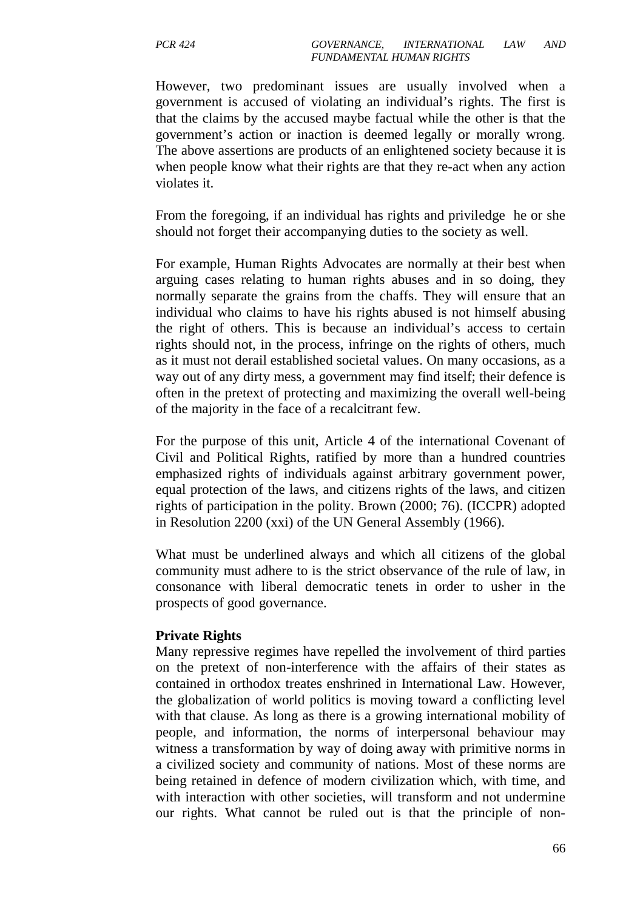However, two predominant issues are usually involved when a government is accused of violating an individual's rights. The first is that the claims by the accused maybe factual while the other is that the government's action or inaction is deemed legally or morally wrong. The above assertions are products of an enlightened society because it is when people know what their rights are that they re-act when any action violates it.

From the foregoing, if an individual has rights and priviledge he or she should not forget their accompanying duties to the society as well.

For example, Human Rights Advocates are normally at their best when arguing cases relating to human rights abuses and in so doing, they normally separate the grains from the chaffs. They will ensure that an individual who claims to have his rights abused is not himself abusing the right of others. This is because an individual's access to certain rights should not, in the process, infringe on the rights of others, much as it must not derail established societal values. On many occasions, as a way out of any dirty mess, a government may find itself; their defence is often in the pretext of protecting and maximizing the overall well-being of the majority in the face of a recalcitrant few.

For the purpose of this unit, Article 4 of the international Covenant of Civil and Political Rights, ratified by more than a hundred countries emphasized rights of individuals against arbitrary government power, equal protection of the laws, and citizens rights of the laws, and citizen rights of participation in the polity. Brown (2000; 76). (ICCPR) adopted in Resolution 2200 (xxi) of the UN General Assembly (1966).

What must be underlined always and which all citizens of the global community must adhere to is the strict observance of the rule of law, in consonance with liberal democratic tenets in order to usher in the prospects of good governance.

**Private Rights**

Many repressive regimes have repelled the involvement of third parties on the pretext of non-interference with the affairs of their states as contained in orthodox treates enshrined in International Law. However, the globalization of world politics is moving toward a conflicting level with that clause. As long as there is a growing international mobility of people, and information, the norms of interpersonal behaviour may witness a transformation by way of doing away with primitive norms in a civilized society and community of nations. Most of these norms are being retained in defence of modern civilization which, with time, and with interaction with other societies, will transform and not undermine our rights. What cannot be ruled out is that the principle of non-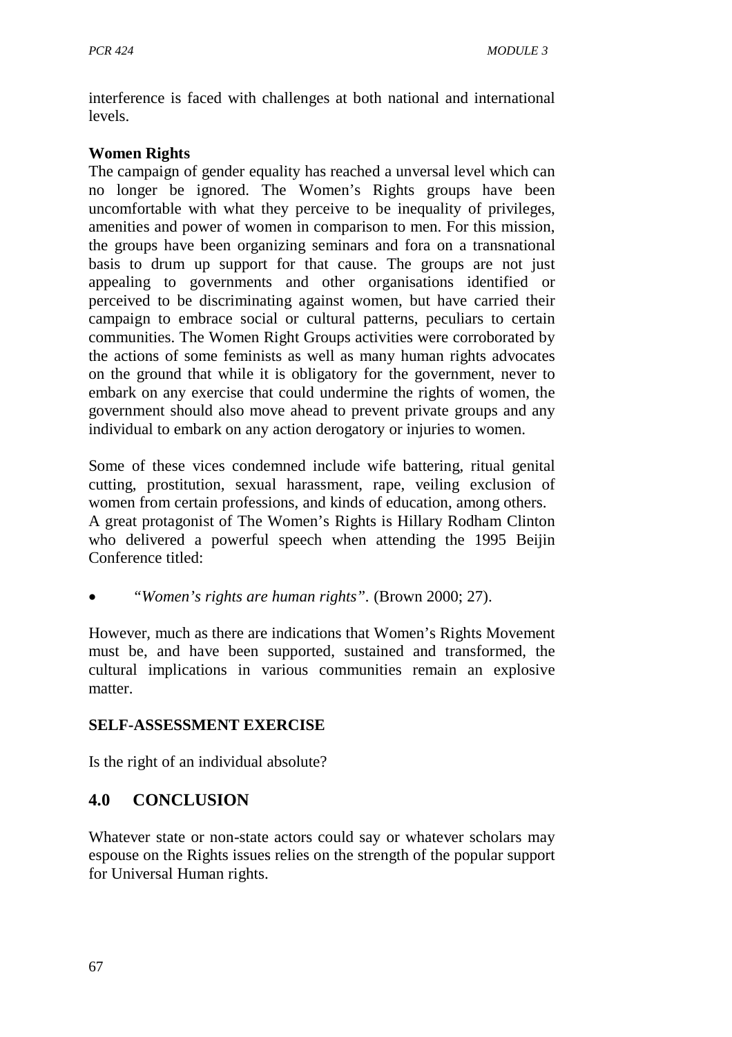interference is faced with challenges at both national and international levels.

**Women Rights**

The campaign of gender equality has reached a unversal level which can no longer be ignored. The Women's Rights groups have been uncomfortable with what they perceive to be inequality of privileges, amenities and power of women in comparison to men. For this mission, the groups have been organizing seminars and fora on a transnational basis to drum up support for that cause. The groups are not just appealing to governments and other organisations identified or perceived to be discriminating against women, but have carried their campaign to embrace social or cultural patterns, peculiars to certain communities. The Women Right Groups activities were corroborated by the actions of some feminists as well as many human rights advocates on the ground that while it is obligatory for the government, never to embark on any exercise that could undermine the rights of women, the government should also move ahead to prevent private groups and any individual to embark on any action derogatory or injuries to women.

Some of these vices condemned include wife battering, ritual genital cutting, prostitution, sexual harassment, rape, veiling exclusion of women from certain professions, and kinds of education, among others. A great protagonist of The Women's Rights is Hillary Rodham Clinton who delivered a powerful speech when attending the 1995 Beijin Conference titled:

- *"Women's rights are human rights".* (Brown 2000; 27).

However, much as there are indications that Women's Rights Movement must be, and have been supported, sustained and transformed, the cultural implications in various communities remain an explosive matter.

**SELF-ASSESSMENT EXERCISE**

Is the right of an individual absolute?

## 4.0 CONCLUSION

Whatever state or non-state actors could say or whatever scholars may espouse on the Rights issues relies on the strength of the popular support for Universal Human rights.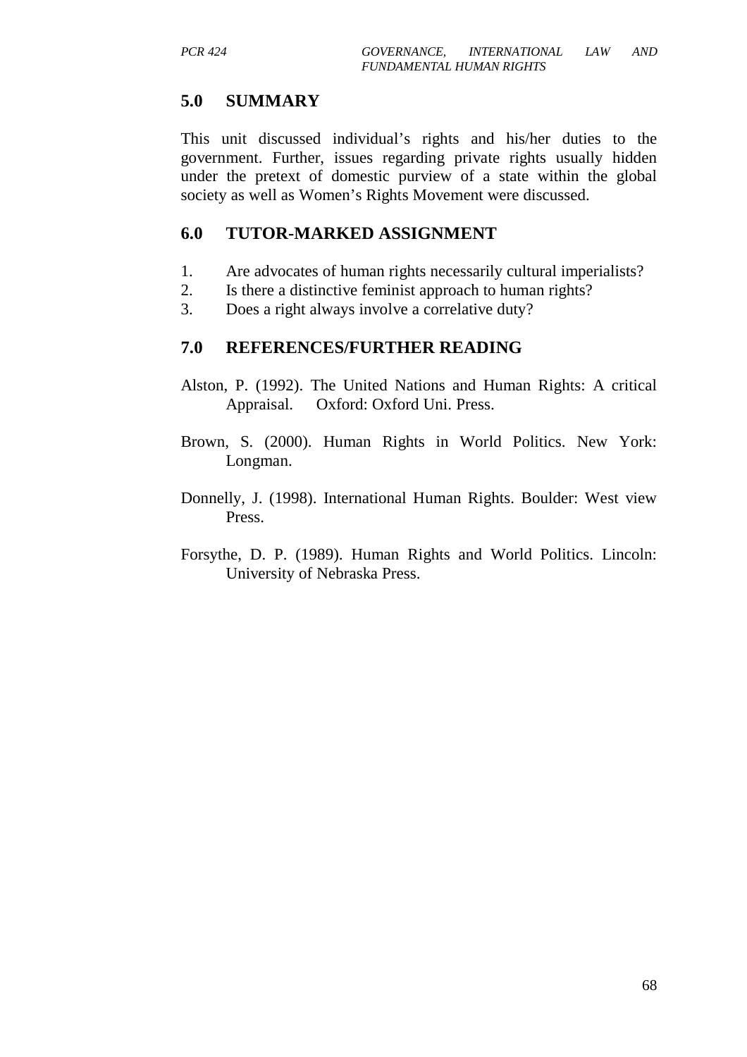## 5.0 SUMMARY

This unit discussed individual's rights and his/her duties to the government. Further, issues regarding private rights usually hidden under the pretext of domestic purview of a state within the global society as well as Women's Rights Movement were discussed.

## 6.0 TUTOR-MARKED ASSIGNMENT

1. Are advocates of human rights necessarily cultural imperialists?
2. Is there a distinctive feminist approach to human rights?
3. Does a right always involve a correlative duty?

## 7.0 REFERENCES/FURTHER READING

Alston, P. (1992). The United Nations and Human Rights: A critical Appraisal. Oxford: Oxford Uni. Press.

Brown, S. (2000). Human Rights in World Politics. New York: Longman.

Donnelly, J. (1998). International Human Rights. Boulder: West view Press.

Forsythe, D. P. (1989). Human Rights and World Politics. Lincoln: University of Nebraska Press.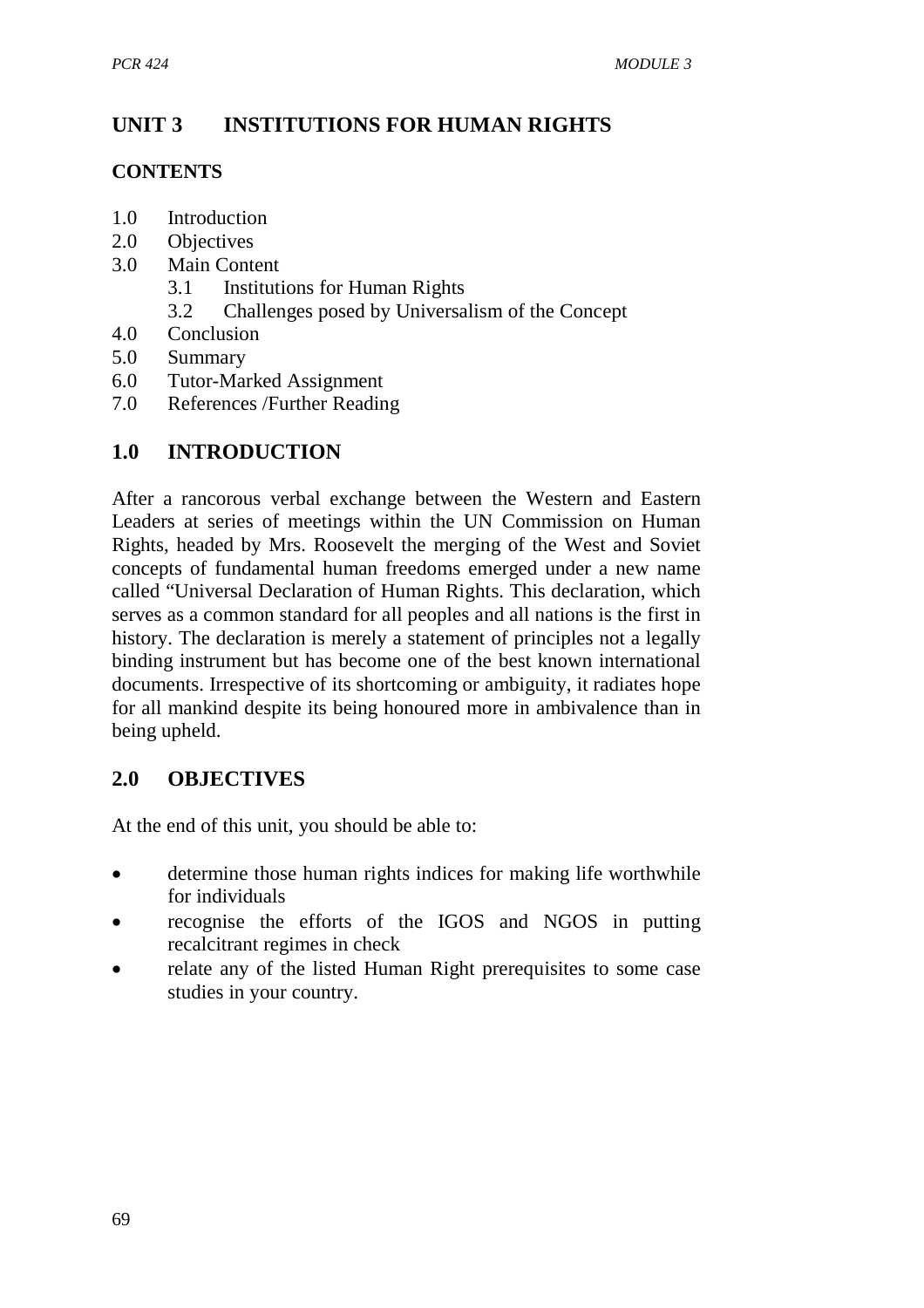## UNIT 3 INSTITUTIONS FOR HUMAN RIGHTS

### CONTENTS

1.0 Introduction
2.0 Objectives
3.0 Main Content
    3.1 Institutions for Human Rights
    3.2 Challenges posed by Universalism of the Concept
4.0 Conclusion
5.0 Summary
6.0 Tutor-Marked Assignment
7.0 References /Further Reading

## 1.0 INTRODUCTION

After a rancorous verbal exchange between the Western and Eastern Leaders at series of meetings within the UN Commission on Human Rights, headed by Mrs. Roosevelt the merging of the West and Soviet concepts of fundamental human freedoms emerged under a new name called "Universal Declaration of Human Rights. This declaration, which serves as a common standard for all peoples and all nations is the first in history. The declaration is merely a statement of principles not a legally binding instrument but has become one of the best known international documents. Irrespective of its shortcoming or ambiguity, it radiates hope for all mankind despite its being honoured more in ambivalence than in being upheld.

## 2.0 OBJECTIVES

At the end of this unit, you should be able to:

- determine those human rights indices for making life worthwhile for individuals
- recognise the efforts of the IGOS and NGOS in putting recalcitrant regimes in check
- relate any of the listed Human Right prerequisites to some case studies in your country.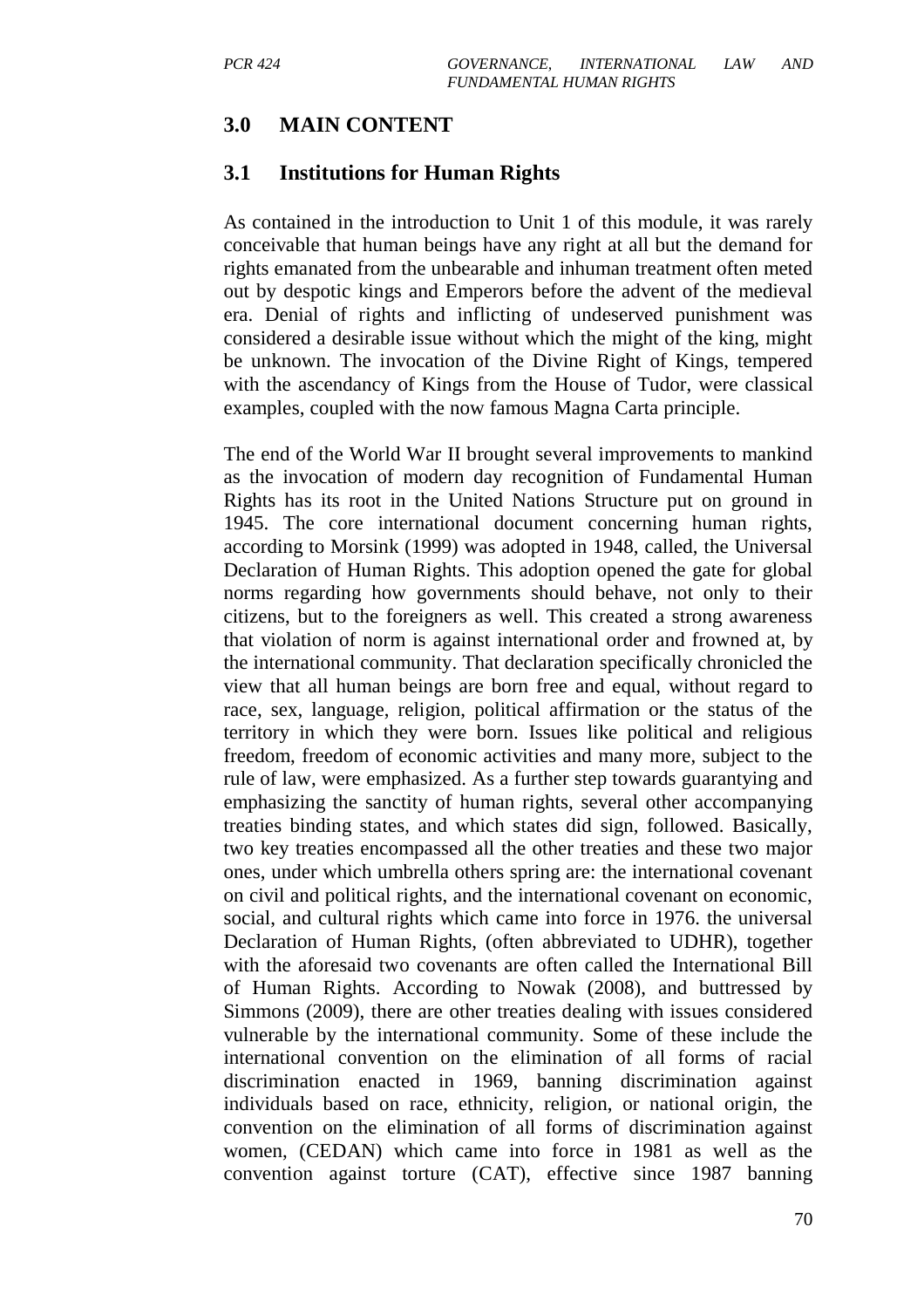## 3.0 MAIN CONTENT

### 3.1 Institutions for Human Rights

As contained in the introduction to Unit 1 of this module, it was rarely conceivable that human beings have any right at all but the demand for rights emanated from the unbearable and inhuman treatment often meted out by despotic kings and Emperors before the advent of the medieval era. Denial of rights and inflicting of undeserved punishment was considered a desirable issue without which the might of the king, might be unknown. The invocation of the Divine Right of Kings, tempered with the ascendancy of Kings from the House of Tudor, were classical examples, coupled with the now famous Magna Carta principle.

The end of the World War II brought several improvements to mankind as the invocation of modern day recognition of Fundamental Human Rights has its root in the United Nations Structure put on ground in 1945. The core international document concerning human rights, according to Morsink (1999) was adopted in 1948, called, the Universal Declaration of Human Rights. This adoption opened the gate for global norms regarding how governments should behave, not only to their citizens, but to the foreigners as well. This created a strong awareness that violation of norm is against international order and frowned at, by the international community. That declaration specifically chronicled the view that all human beings are born free and equal, without regard to race, sex, language, religion, political affirmation or the status of the territory in which they were born. Issues like political and religious freedom, freedom of economic activities and many more, subject to the rule of law, were emphasized. As a further step towards guarantying and emphasizing the sanctity of human rights, several other accompanying treaties binding states, and which states did sign, followed. Basically, two key treaties encompassed all the other treaties and these two major ones, under which umbrella others spring are: the international covenant on civil and political rights, and the international covenant on economic, social, and cultural rights which came into force in 1976. the universal Declaration of Human Rights, (often abbreviated to UDHR), together with the aforesaid two covenants are often called the International Bill of Human Rights. According to Nowak (2008), and buttressed by Simmons (2009), there are other treaties dealing with issues considered vulnerable by the international community. Some of these include the international convention on the elimination of all forms of racial discrimination enacted in 1969, banning discrimination against individuals based on race, ethnicity, religion, or national origin, the convention on the elimination of all forms of discrimination against women, (CEDAN) which came into force in 1981 as well as the convention against torture (CAT), effective since 1987 banning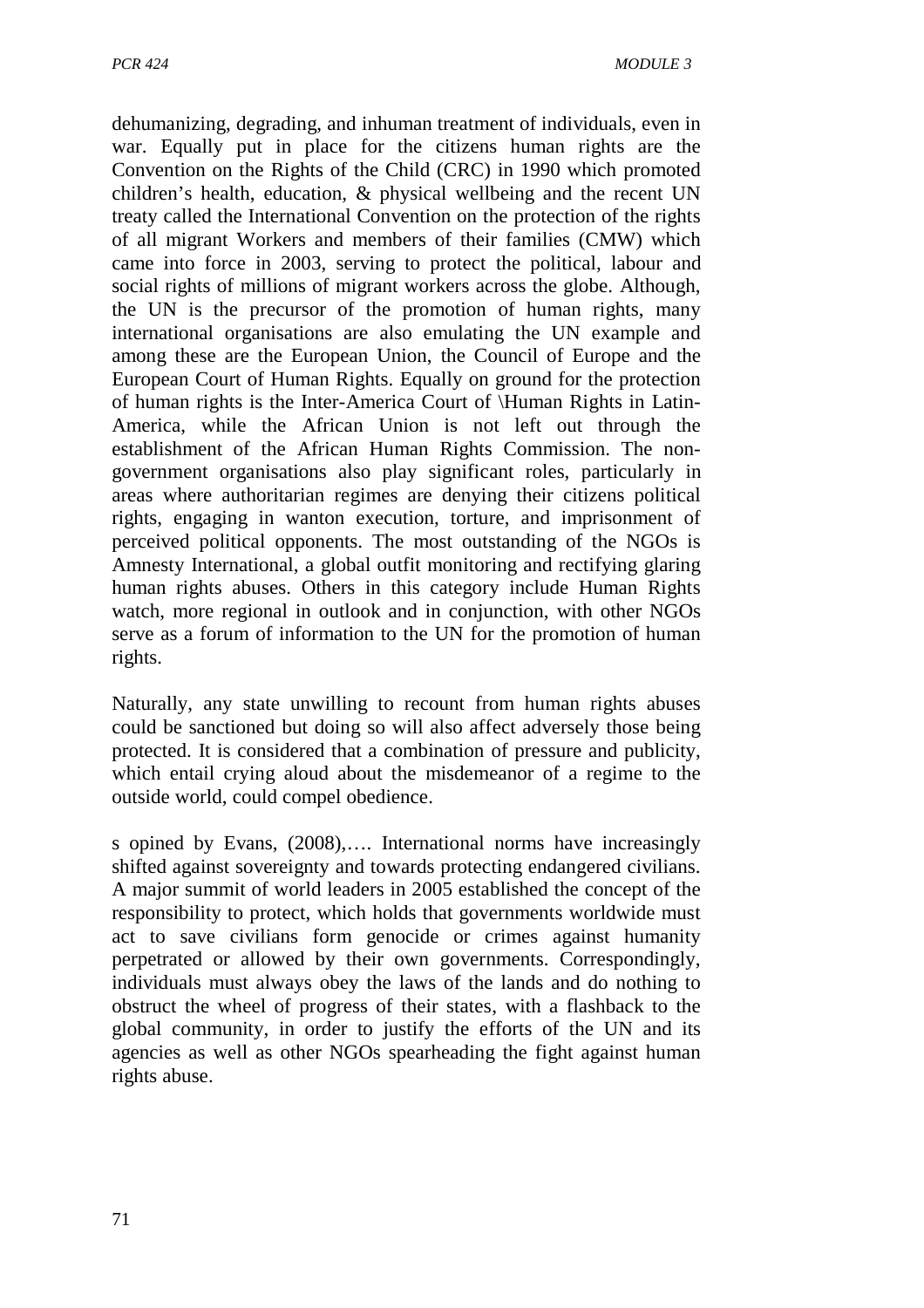dehumanizing, degrading, and inhuman treatment of individuals, even in war. Equally put in place for the citizens human rights are the Convention on the Rights of the Child (CRC) in 1990 which promoted children's health, education, & physical wellbeing and the recent UN treaty called the International Convention on the protection of the rights of all migrant Workers and members of their families (CMW) which came into force in 2003, serving to protect the political, labour and social rights of millions of migrant workers across the globe. Although, the UN is the precursor of the promotion of human rights, many international organisations are also emulating the UN example and among these are the European Union, the Council of Europe and the European Court of Human Rights. Equally on ground for the protection of human rights is the Inter-America Court of \Human Rights in Latin-America, while the African Union is not left out through the establishment of the African Human Rights Commission. The non-government organisations also play significant roles, particularly in areas where authoritarian regimes are denying their citizens political rights, engaging in wanton execution, torture, and imprisonment of perceived political opponents. The most outstanding of the NGOs is Amnesty International, a global outfit monitoring and rectifying glaring human rights abuses. Others in this category include Human Rights watch, more regional in outlook and in conjunction, with other NGOs serve as a forum of information to the UN for the promotion of human rights.

Naturally, any state unwilling to recount from human rights abuses could be sanctioned but doing so will also affect adversely those being protected. It is considered that a combination of pressure and publicity, which entail crying aloud about the misdemeanor of a regime to the outside world, could compel obedience.

s opined by Evans, (2008),…. International norms have increasingly shifted against sovereignty and towards protecting endangered civilians. A major summit of world leaders in 2005 established the concept of the responsibility to protect, which holds that governments worldwide must act to save civilians form genocide or crimes against humanity perpetrated or allowed by their own governments. Correspondingly, individuals must always obey the laws of the lands and do nothing to obstruct the wheel of progress of their states, with a flashback to the global community, in order to justify the efforts of the UN and its agencies as well as other NGOs spearheading the fight against human rights abuse.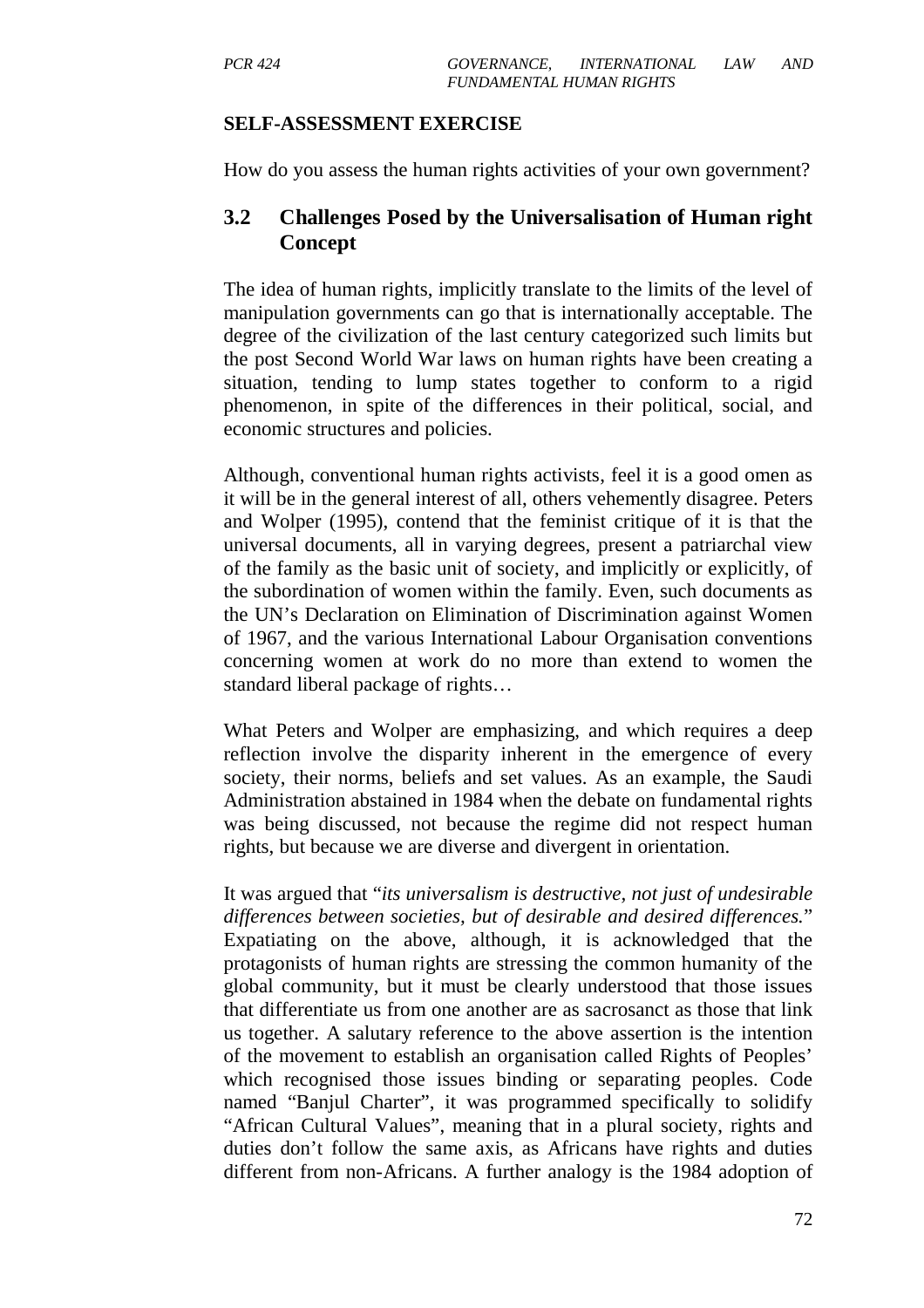**SELF-ASSESSMENT EXERCISE**

How do you assess the human rights activities of your own government?

## 3.2 Challenges Posed by the Universalisation of Human right Concept

The idea of human rights, implicitly translate to the limits of the level of manipulation governments can go that is internationally acceptable. The degree of the civilization of the last century categorized such limits but the post Second World War laws on human rights have been creating a situation, tending to lump states together to conform to a rigid phenomenon, in spite of the differences in their political, social, and economic structures and policies.

Although, conventional human rights activists, feel it is a good omen as it will be in the general interest of all, others vehemently disagree. Peters and Wolper (1995), contend that the feminist critique of it is that the universal documents, all in varying degrees, present a patriarchal view of the family as the basic unit of society, and implicitly or explicitly, of the subordination of women within the family. Even, such documents as the UN's Declaration on Elimination of Discrimination against Women of 1967, and the various International Labour Organisation conventions concerning women at work do no more than extend to women the standard liberal package of rights…

What Peters and Wolper are emphasizing, and which requires a deep reflection involve the disparity inherent in the emergence of every society, their norms, beliefs and set values. As an example, the Saudi Administration abstained in 1984 when the debate on fundamental rights was being discussed, not because the regime did not respect human rights, but because we are diverse and divergent in orientation.

It was argued that "*its universalism is destructive, not just of undesirable differences between societies, but of desirable and desired differences.*" Expatiating on the above, although, it is acknowledged that the protagonists of human rights are stressing the common humanity of the global community, but it must be clearly understood that those issues that differentiate us from one another are as sacrosanct as those that link us together. A salutary reference to the above assertion is the intention of the movement to establish an organisation called Rights of Peoples' which recognised those issues binding or separating peoples. Code named "Banjul Charter", it was programmed specifically to solidify "African Cultural Values", meaning that in a plural society, rights and duties don't follow the same axis, as Africans have rights and duties different from non-Africans. A further analogy is the 1984 adoption of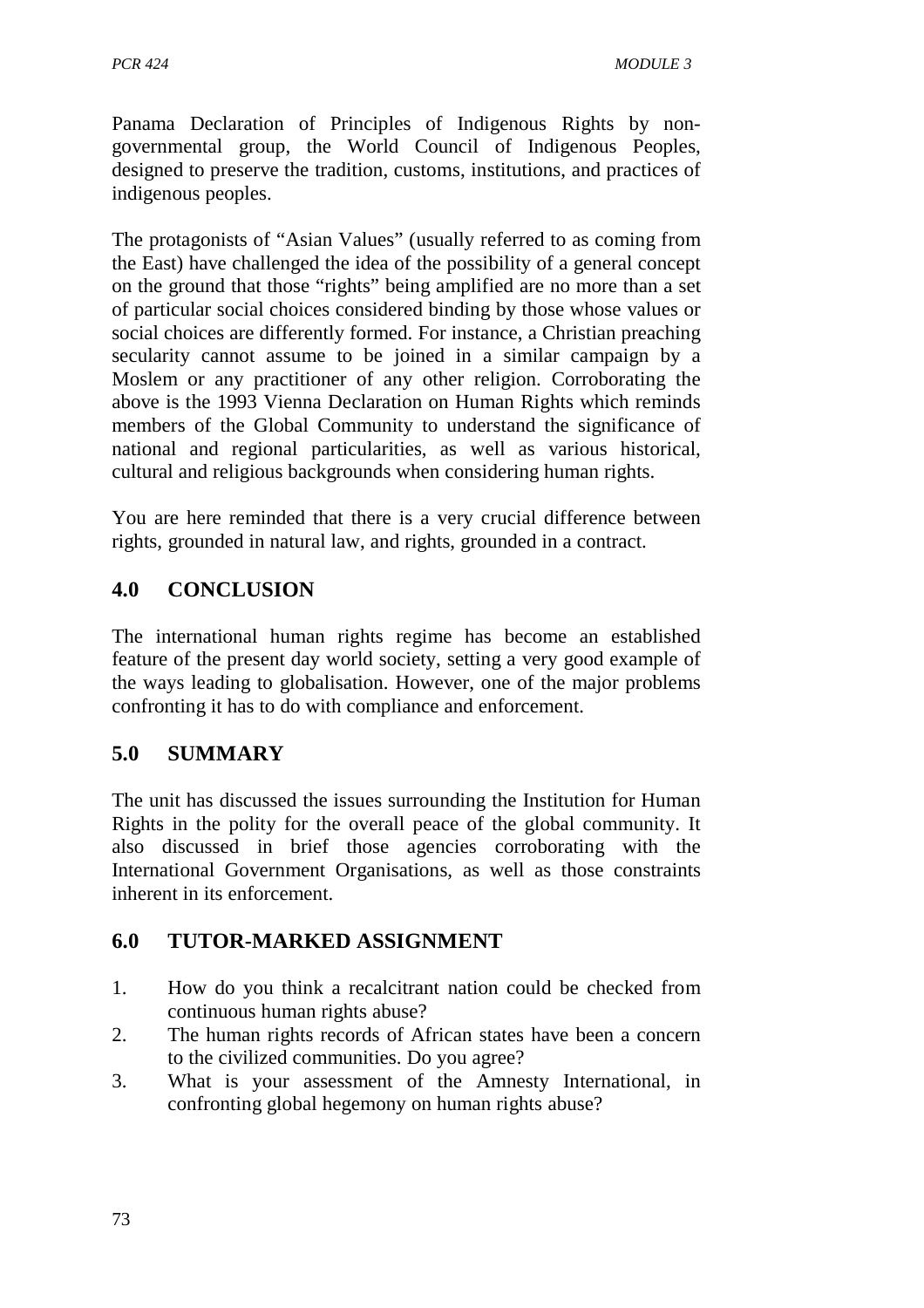Panama Declaration of Principles of Indigenous Rights by non-governmental group, the World Council of Indigenous Peoples, designed to preserve the tradition, customs, institutions, and practices of indigenous peoples.

The protagonists of "Asian Values" (usually referred to as coming from the East) have challenged the idea of the possibility of a general concept on the ground that those "rights" being amplified are no more than a set of particular social choices considered binding by those whose values or social choices are differently formed. For instance, a Christian preaching secularity cannot assume to be joined in a similar campaign by a Moslem or any practitioner of any other religion. Corroborating the above is the 1993 Vienna Declaration on Human Rights which reminds members of the Global Community to understand the significance of national and regional particularities, as well as various historical, cultural and religious backgrounds when considering human rights.

You are here reminded that there is a very crucial difference between rights, grounded in natural law, and rights, grounded in a contract.

## 4.0 CONCLUSION

The international human rights regime has become an established feature of the present day world society, setting a very good example of the ways leading to globalisation. However, one of the major problems confronting it has to do with compliance and enforcement.

## 5.0 SUMMARY

The unit has discussed the issues surrounding the Institution for Human Rights in the polity for the overall peace of the global community. It also discussed in brief those agencies corroborating with the International Government Organisations, as well as those constraints inherent in its enforcement.

## 6.0 TUTOR-MARKED ASSIGNMENT

1. How do you think a recalcitrant nation could be checked from continuous human rights abuse?
2. The human rights records of African states have been a concern to the civilized communities. Do you agree?
3. What is your assessment of the Amnesty International, in confronting global hegemony on human rights abuse?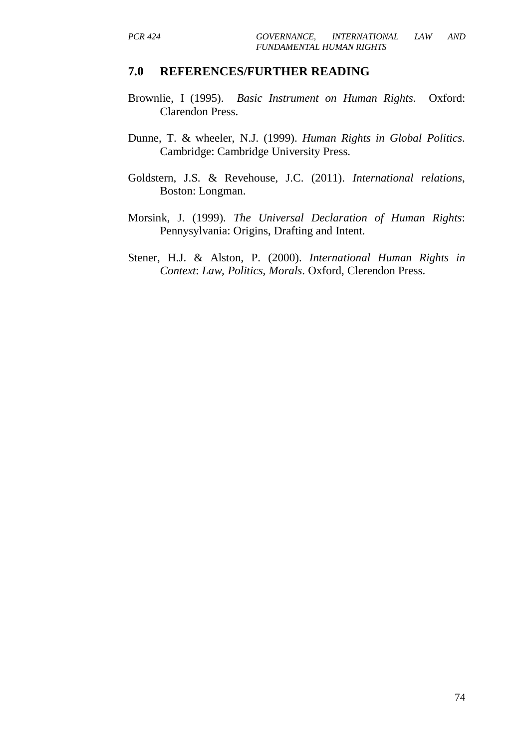## 7.0 REFERENCES/FURTHER READING

Brownlie, I (1995). *Basic Instrument on Human Rights*. Oxford: Clarendon Press.

Dunne, T. & wheeler, N.J. (1999). *Human Rights in Global Politics*. Cambridge: Cambridge University Press.

Goldstern, J.S. & Revehouse, J.C. (2011). *International relations*, Boston: Longman.

Morsink, J. (1999). *The Universal Declaration of Human Rights*: Pennysylvania: Origins, Drafting and Intent.

Stener, H.J. & Alston, P. (2000). *International Human Rights in Context*: *Law, Politics, Morals*. Oxford, Clerendon Press.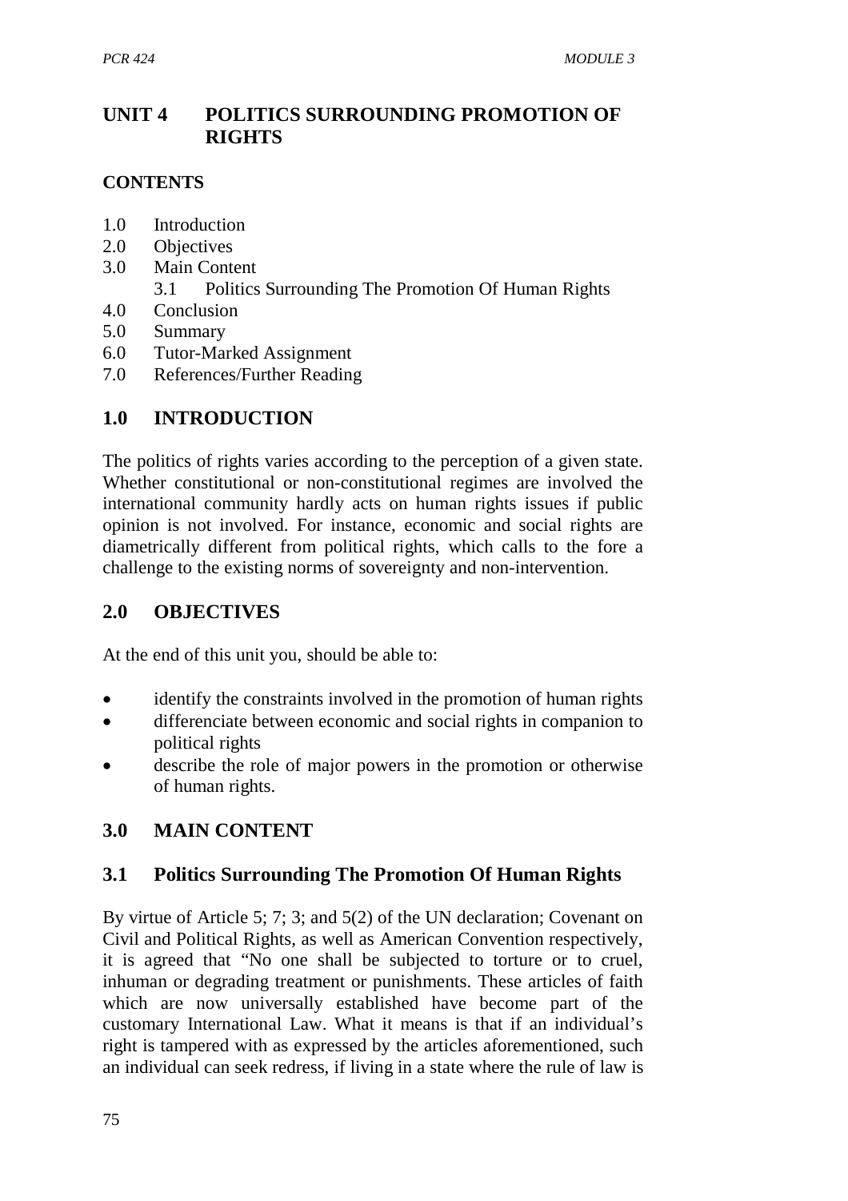# UNIT 4 POLITICS SURROUNDING PROMOTION OF RIGHTS

**CONTENTS**

1.0 Introduction
2.0 Objectives
3.0 Main Content
  3.1 Politics Surrounding The Promotion Of Human Rights
4.0 Conclusion
5.0 Summary
6.0 Tutor-Marked Assignment
7.0 References/Further Reading

## 1.0 INTRODUCTION

The politics of rights varies according to the perception of a given state. Whether constitutional or non-constitutional regimes are involved the international community hardly acts on human rights issues if public opinion is not involved. For instance, economic and social rights are diametrically different from political rights, which calls to the fore a challenge to the existing norms of sovereignty and non-intervention.

## 2.0 OBJECTIVES

At the end of this unit you, should be able to:

- identify the constraints involved in the promotion of human rights
- differenciate between economic and social rights in companion to political rights
- describe the role of major powers in the promotion or otherwise of human rights.

## 3.0 MAIN CONTENT

### 3.1 Politics Surrounding The Promotion Of Human Rights

By virtue of Article 5; 7; 3; and 5(2) of the UN declaration; Covenant on Civil and Political Rights, as well as American Convention respectively, it is agreed that "No one shall be subjected to torture or to cruel, inhuman or degrading treatment or punishments. These articles of faith which are now universally established have become part of the customary International Law. What it means is that if an individual's right is tampered with as expressed by the articles aforementioned, such an individual can seek redress, if living in a state where the rule of law is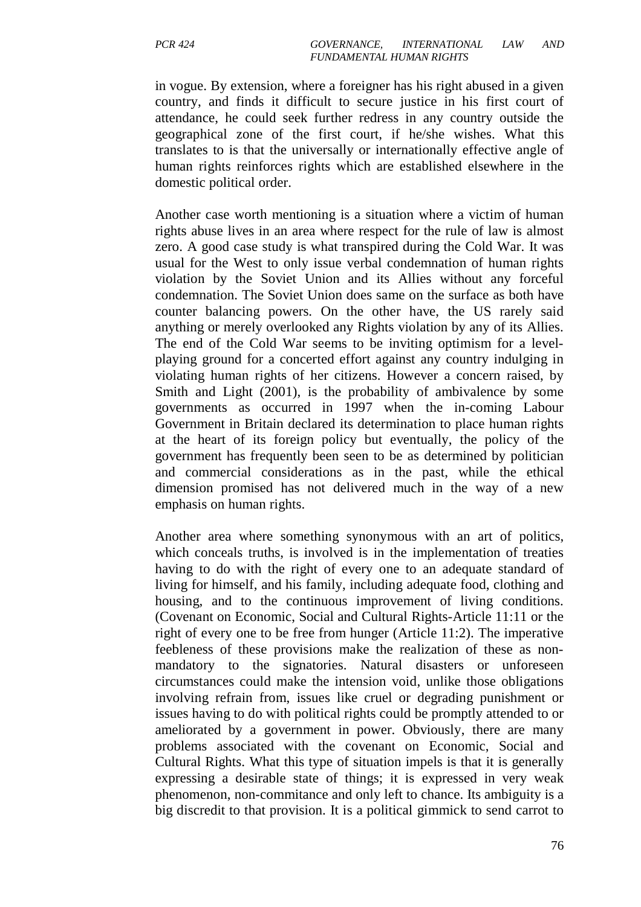in vogue. By extension, where a foreigner has his right abused in a given country, and finds it difficult to secure justice in his first court of attendance, he could seek further redress in any country outside the geographical zone of the first court, if he/she wishes. What this translates to is that the universally or internationally effective angle of human rights reinforces rights which are established elsewhere in the domestic political order.

Another case worth mentioning is a situation where a victim of human rights abuse lives in an area where respect for the rule of law is almost zero. A good case study is what transpired during the Cold War. It was usual for the West to only issue verbal condemnation of human rights violation by the Soviet Union and its Allies without any forceful condemnation. The Soviet Union does same on the surface as both have counter balancing powers. On the other have, the US rarely said anything or merely overlooked any Rights violation by any of its Allies. The end of the Cold War seems to be inviting optimism for a level-playing ground for a concerted effort against any country indulging in violating human rights of her citizens. However a concern raised, by Smith and Light (2001), is the probability of ambivalence by some governments as occurred in 1997 when the in-coming Labour Government in Britain declared its determination to place human rights at the heart of its foreign policy but eventually, the policy of the government has frequently been seen to be as determined by politician and commercial considerations as in the past, while the ethical dimension promised has not delivered much in the way of a new emphasis on human rights.

Another area where something synonymous with an art of politics, which conceals truths, is involved is in the implementation of treaties having to do with the right of every one to an adequate standard of living for himself, and his family, including adequate food, clothing and housing, and to the continuous improvement of living conditions. (Covenant on Economic, Social and Cultural Rights-Article 11:11 or the right of every one to be free from hunger (Article 11:2). The imperative feebleness of these provisions make the realization of these as non-mandatory to the signatories. Natural disasters or unforeseen circumstances could make the intension void, unlike those obligations involving refrain from, issues like cruel or degrading punishment or issues having to do with political rights could be promptly attended to or ameliorated by a government in power. Obviously, there are many problems associated with the covenant on Economic, Social and Cultural Rights. What this type of situation impels is that it is generally expressing a desirable state of things; it is expressed in very weak phenomenon, non-commitance and only left to chance. Its ambiguity is a big discredit to that provision. It is a political gimmick to send carrot to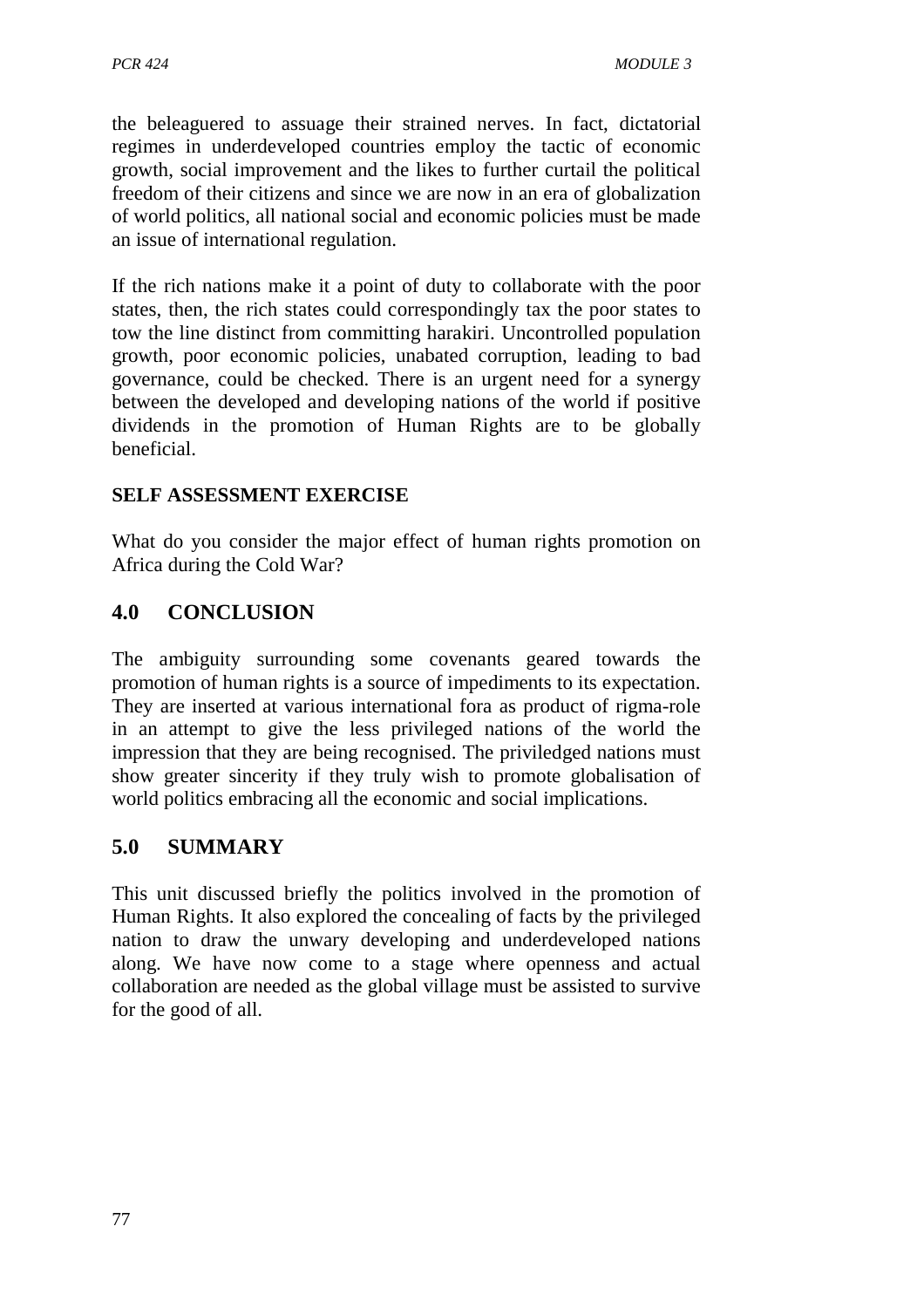the beleaguered to assuage their strained nerves. In fact, dictatorial regimes in underdeveloped countries employ the tactic of economic growth, social improvement and the likes to further curtail the political freedom of their citizens and since we are now in an era of globalization of world politics, all national social and economic policies must be made an issue of international regulation.

If the rich nations make it a point of duty to collaborate with the poor states, then, the rich states could correspondingly tax the poor states to tow the line distinct from committing harakiri. Uncontrolled population growth, poor economic policies, unabated corruption, leading to bad governance, could be checked. There is an urgent need for a synergy between the developed and developing nations of the world if positive dividends in the promotion of Human Rights are to be globally beneficial.

**SELF ASSESSMENT EXERCISE**

What do you consider the major effect of human rights promotion on Africa during the Cold War?

## 4.0 CONCLUSION

The ambiguity surrounding some covenants geared towards the promotion of human rights is a source of impediments to its expectation. They are inserted at various international fora as product of rigma-role in an attempt to give the less privileged nations of the world the impression that they are being recognised. The priviledged nations must show greater sincerity if they truly wish to promote globalisation of world politics embracing all the economic and social implications.

## 5.0 SUMMARY

This unit discussed briefly the politics involved in the promotion of Human Rights. It also explored the concealing of facts by the privileged nation to draw the unwary developing and underdeveloped nations along. We have now come to a stage where openness and actual collaboration are needed as the global village must be assisted to survive for the good of all.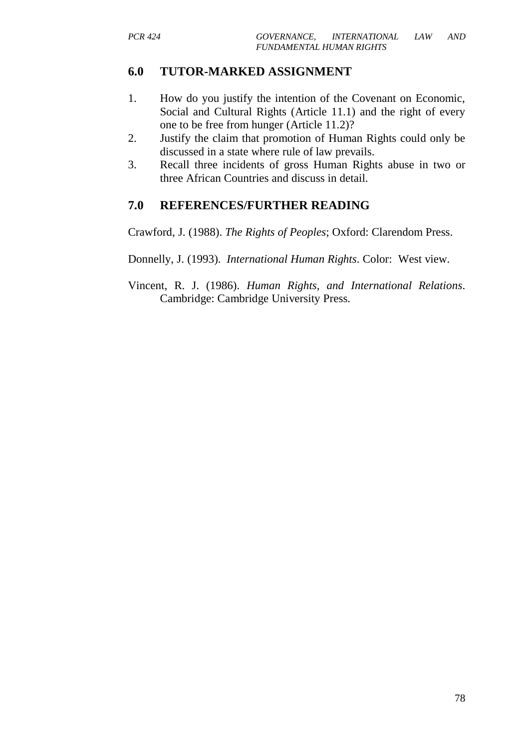## 6.0 TUTOR-MARKED ASSIGNMENT

1. How do you justify the intention of the Covenant on Economic, Social and Cultural Rights (Article 11.1) and the right of every one to be free from hunger (Article 11.2)?
2. Justify the claim that promotion of Human Rights could only be discussed in a state where rule of law prevails.
3. Recall three incidents of gross Human Rights abuse in two or three African Countries and discuss in detail.

## 7.0 REFERENCES/FURTHER READING

Crawford, J. (1988). *The Rights of Peoples*; Oxford: Clarendom Press.

Donnelly, J. (1993). *International Human Rights*. Color: West view.

Vincent, R. J. (1986). *Human Rights, and International Relations*. Cambridge: Cambridge University Press.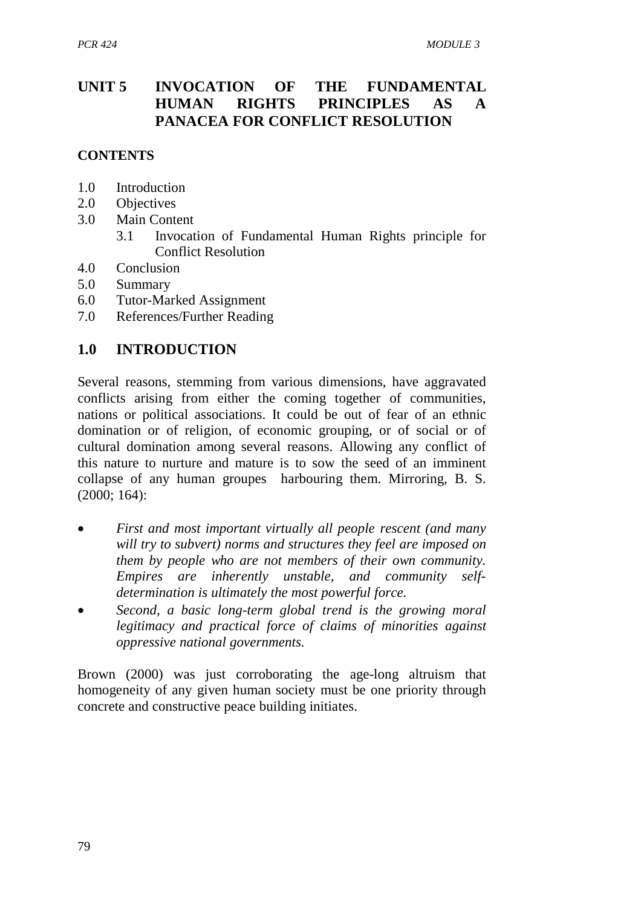# UNIT 5 INVOCATION OF THE FUNDAMENTAL HUMAN RIGHTS PRINCIPLES AS A PANACEA FOR CONFLICT RESOLUTION

**CONTENTS**

- 1.0 Introduction
- 2.0 Objectives
- 3.0 Main Content
  - 3.1 Invocation of Fundamental Human Rights principle for Conflict Resolution
- 4.0 Conclusion
- 5.0 Summary
- 6.0 Tutor-Marked Assignment
- 7.0 References/Further Reading

## 1.0 INTRODUCTION

Several reasons, stemming from various dimensions, have aggravated conflicts arising from either the coming together of communities, nations or political associations. It could be out of fear of an ethnic domination or of religion, of economic grouping, or of social or of cultural domination among several reasons. Allowing any conflict of this nature to nurture and mature is to sow the seed of an imminent collapse of any human groupes harbouring them. Mirroring, B. S. (2000; 164):

- *First and most important virtually all people rescent (and many will try to subvert) norms and structures they feel are imposed on them by people who are not members of their own community. Empires are inherently unstable, and community self-determination is ultimately the most powerful force.*
- *Second, a basic long-term global trend is the growing moral legitimacy and practical force of claims of minorities against oppressive national governments.*

Brown (2000) was just corroborating the age-long altruism that homogeneity of any given human society must be one priority through concrete and constructive peace building initiates.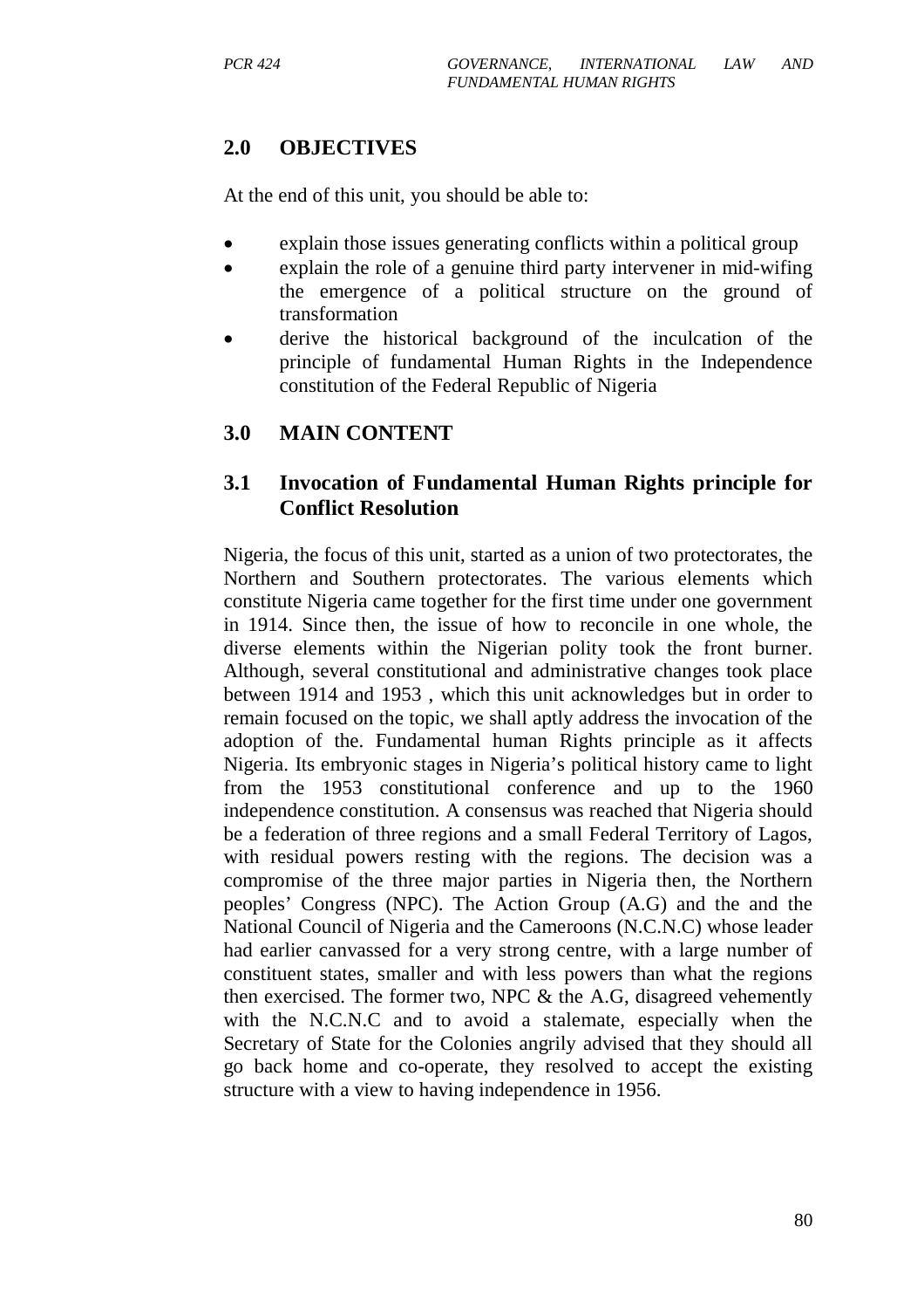## 2.0 OBJECTIVES

At the end of this unit, you should be able to:

- explain those issues generating conflicts within a political group
- explain the role of a genuine third party intervener in mid-wifing the emergence of a political structure on the ground of transformation
- derive the historical background of the inculcation of the principle of fundamental Human Rights in the Independence constitution of the Federal Republic of Nigeria

## 3.0 MAIN CONTENT

### 3.1 Invocation of Fundamental Human Rights principle for Conflict Resolution

Nigeria, the focus of this unit, started as a union of two protectorates, the Northern and Southern protectorates. The various elements which constitute Nigeria came together for the first time under one government in 1914. Since then, the issue of how to reconcile in one whole, the diverse elements within the Nigerian polity took the front burner. Although, several constitutional and administrative changes took place between 1914 and 1953 , which this unit acknowledges but in order to remain focused on the topic, we shall aptly address the invocation of the adoption of the. Fundamental human Rights principle as it affects Nigeria. Its embryonic stages in Nigeria's political history came to light from the 1953 constitutional conference and up to the 1960 independence constitution. A consensus was reached that Nigeria should be a federation of three regions and a small Federal Territory of Lagos, with residual powers resting with the regions. The decision was a compromise of the three major parties in Nigeria then, the Northern peoples' Congress (NPC). The Action Group (A.G) and the and the National Council of Nigeria and the Cameroons (N.C.N.C) whose leader had earlier canvassed for a very strong centre, with a large number of constituent states, smaller and with less powers than what the regions then exercised. The former two, NPC & the A.G, disagreed vehemently with the N.C.N.C and to avoid a stalemate, especially when the Secretary of State for the Colonies angrily advised that they should all go back home and co-operate, they resolved to accept the existing structure with a view to having independence in 1956.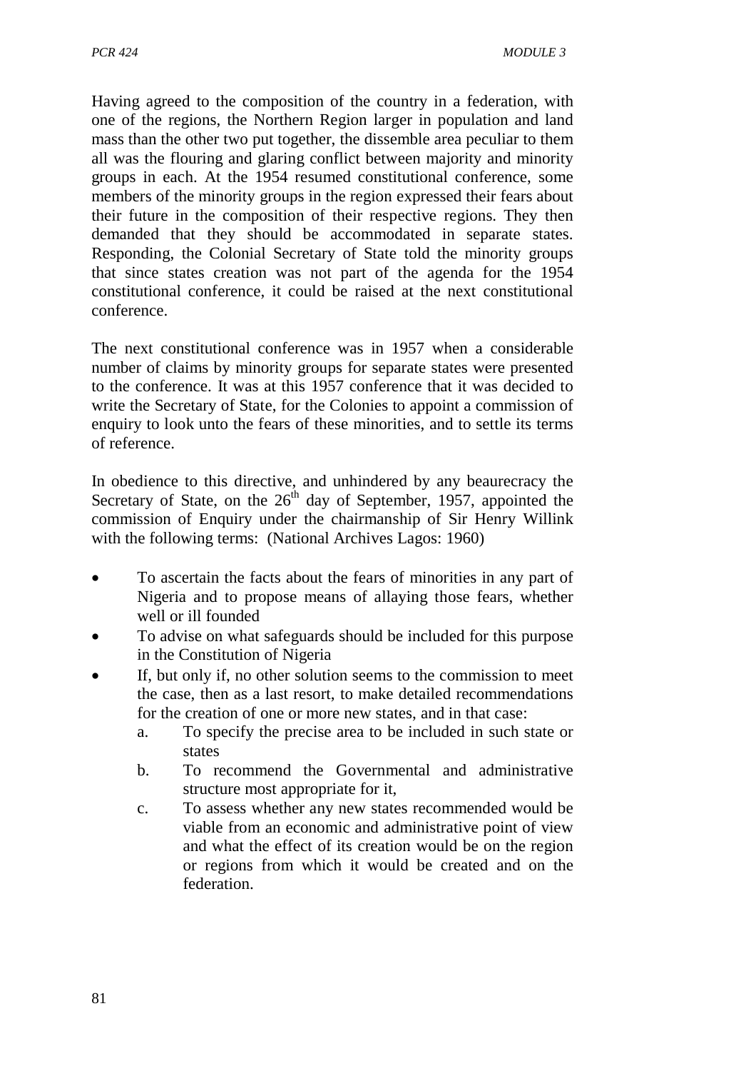Having agreed to the composition of the country in a federation, with one of the regions, the Northern Region larger in population and land mass than the other two put together, the dissemble area peculiar to them all was the flouring and glaring conflict between majority and minority groups in each. At the 1954 resumed constitutional conference, some members of the minority groups in the region expressed their fears about their future in the composition of their respective regions. They then demanded that they should be accommodated in separate states. Responding, the Colonial Secretary of State told the minority groups that since states creation was not part of the agenda for the 1954 constitutional conference, it could be raised at the next constitutional conference.

The next constitutional conference was in 1957 when a considerable number of claims by minority groups for separate states were presented to the conference. It was at this 1957 conference that it was decided to write the Secretary of State, for the Colonies to appoint a commission of enquiry to look unto the fears of these minorities, and to settle its terms of reference.

In obedience to this directive, and unhindered by any beaurecracy the Secretary of State, on the 26th day of September, 1957, appointed the commission of Enquiry under the chairmanship of Sir Henry Willink with the following terms: (National Archives Lagos: 1960)

- To ascertain the facts about the fears of minorities in any part of Nigeria and to propose means of allaying those fears, whether well or ill founded
- To advise on what safeguards should be included for this purpose in the Constitution of Nigeria
- If, but only if, no other solution seems to the commission to meet the case, then as a last resort, to make detailed recommendations for the creation of one or more new states, and in that case:
  a. To specify the precise area to be included in such state or states
  b. To recommend the Governmental and administrative structure most appropriate for it,
  c. To assess whether any new states recommended would be viable from an economic and administrative point of view and what the effect of its creation would be on the region or regions from which it would be created and on the federation.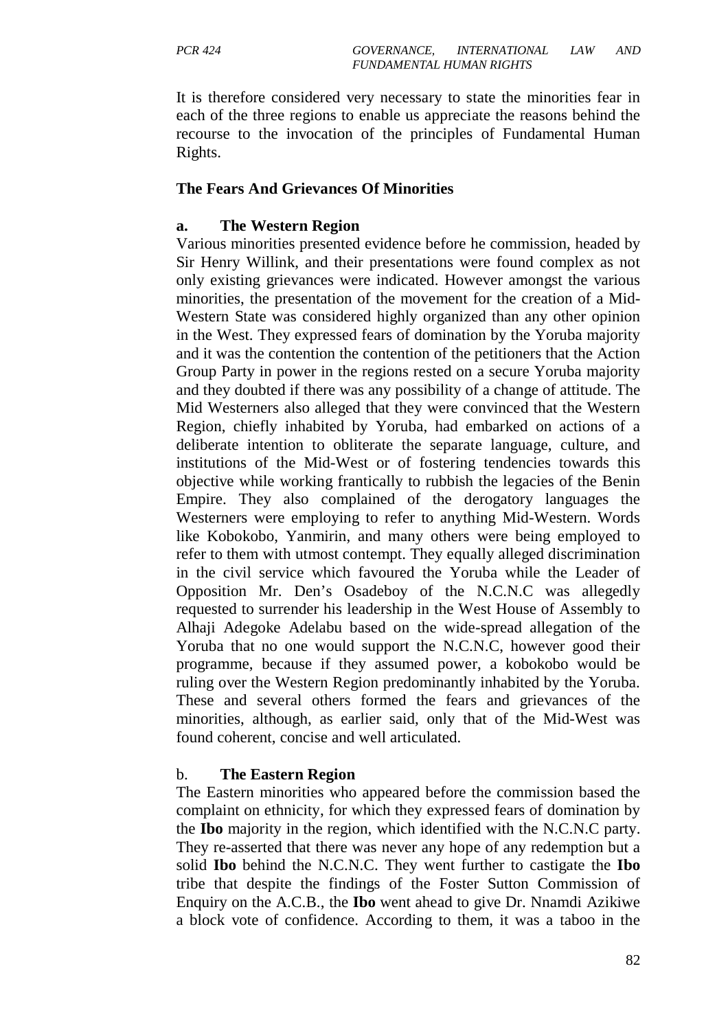It is therefore considered very necessary to state the minorities fear in each of the three regions to enable us appreciate the reasons behind the recourse to the invocation of the principles of Fundamental Human Rights.

### The Fears And Grievances Of Minorities

#### a. The Western Region

Various minorities presented evidence before he commission, headed by Sir Henry Willink, and their presentations were found complex as not only existing grievances were indicated. However amongst the various minorities, the presentation of the movement for the creation of a Mid-Western State was considered highly organized than any other opinion in the West. They expressed fears of domination by the Yoruba majority and it was the contention the contention of the petitioners that the Action Group Party in power in the regions rested on a secure Yoruba majority and they doubted if there was any possibility of a change of attitude. The Mid Westerners also alleged that they were convinced that the Western Region, chiefly inhabited by Yoruba, had embarked on actions of a deliberate intention to obliterate the separate language, culture, and institutions of the Mid-West or of fostering tendencies towards this objective while working frantically to rubbish the legacies of the Benin Empire. They also complained of the derogatory languages the Westerners were employing to refer to anything Mid-Western. Words like Kobokobo, Yanmirin, and many others were being employed to refer to them with utmost contempt. They equally alleged discrimination in the civil service which favoured the Yoruba while the Leader of Opposition Mr. Den's Osadeboy of the N.C.N.C was allegedly requested to surrender his leadership in the West House of Assembly to Alhaji Adegoke Adelabu based on the wide-spread allegation of the Yoruba that no one would support the N.C.N.C, however good their programme, because if they assumed power, a kobokobo would be ruling over the Western Region predominantly inhabited by the Yoruba. These and several others formed the fears and grievances of the minorities, although, as earlier said, only that of the Mid-West was found coherent, concise and well articulated.

#### b. The Eastern Region

The Eastern minorities who appeared before the commission based the complaint on ethnicity, for which they expressed fears of domination by the **Ibo** majority in the region, which identified with the N.C.N.C party. They re-asserted that there was never any hope of any redemption but a solid **Ibo** behind the N.C.N.C. They went further to castigate the **Ibo** tribe that despite the findings of the Foster Sutton Commission of Enquiry on the A.C.B., the **Ibo** went ahead to give Dr. Nnamdi Azikiwe a block vote of confidence. According to them, it was a taboo in the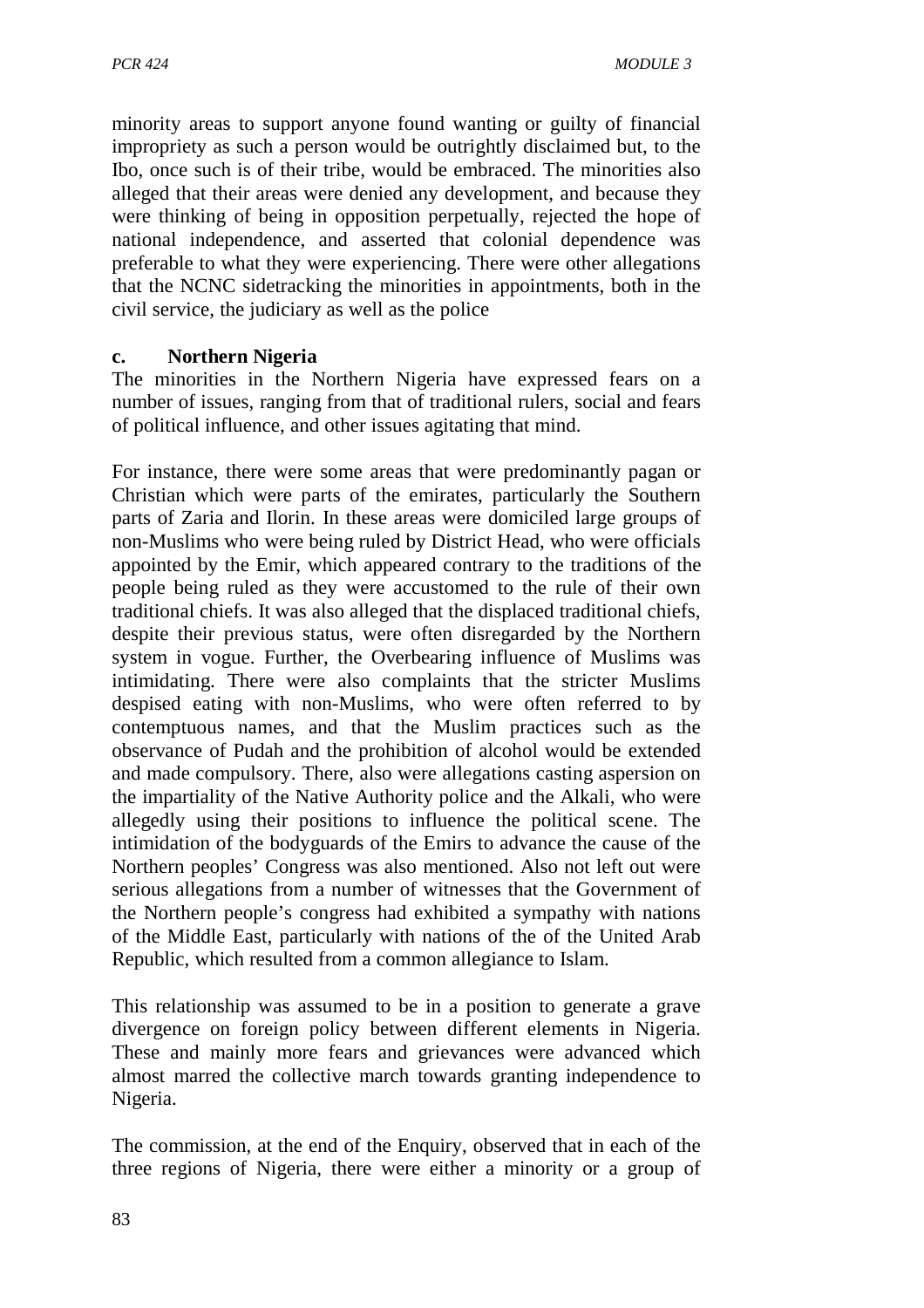minority areas to support anyone found wanting or guilty of financial impropriety as such a person would be outrightly disclaimed but, to the Ibo, once such is of their tribe, would be embraced. The minorities also alleged that their areas were denied any development, and because they were thinking of being in opposition perpetually, rejected the hope of national independence, and asserted that colonial dependence was preferable to what they were experiencing. There were other allegations that the NCNC sidetracking the minorities in appointments, both in the civil service, the judiciary as well as the police

**c. Northern Nigeria**

The minorities in the Northern Nigeria have expressed fears on a number of issues, ranging from that of traditional rulers, social and fears of political influence, and other issues agitating that mind.

For instance, there were some areas that were predominantly pagan or Christian which were parts of the emirates, particularly the Southern parts of Zaria and Ilorin. In these areas were domiciled large groups of non-Muslims who were being ruled by District Head, who were officials appointed by the Emir, which appeared contrary to the traditions of the people being ruled as they were accustomed to the rule of their own traditional chiefs. It was also alleged that the displaced traditional chiefs, despite their previous status, were often disregarded by the Northern system in vogue. Further, the Overbearing influence of Muslims was intimidating. There were also complaints that the stricter Muslims despised eating with non-Muslims, who were often referred to by contemptuous names, and that the Muslim practices such as the observance of Pudah and the prohibition of alcohol would be extended and made compulsory. There, also were allegations casting aspersion on the impartiality of the Native Authority police and the Alkali, who were allegedly using their positions to influence the political scene. The intimidation of the bodyguards of the Emirs to advance the cause of the Northern peoples' Congress was also mentioned. Also not left out were serious allegations from a number of witnesses that the Government of the Northern people's congress had exhibited a sympathy with nations of the Middle East, particularly with nations of the of the United Arab Republic, which resulted from a common allegiance to Islam.

This relationship was assumed to be in a position to generate a grave divergence on foreign policy between different elements in Nigeria. These and mainly more fears and grievances were advanced which almost marred the collective march towards granting independence to Nigeria.

The commission, at the end of the Enquiry, observed that in each of the three regions of Nigeria, there were either a minority or a group of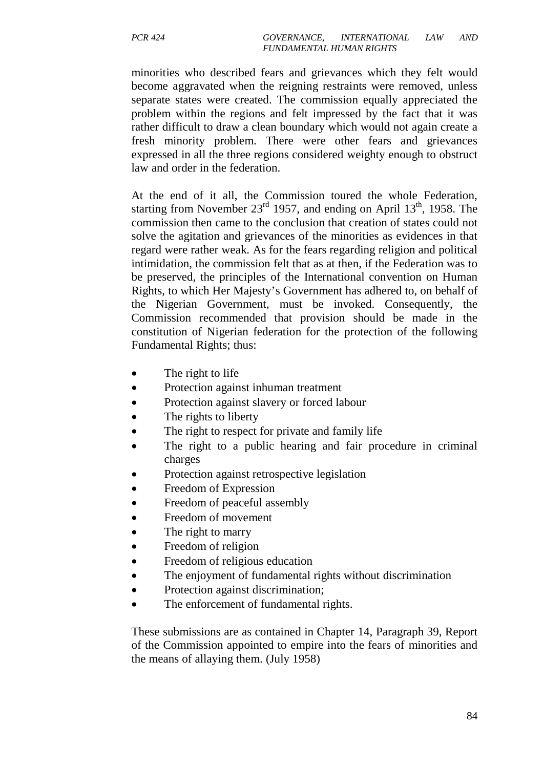minorities who described fears and grievances which they felt would become aggravated when the reigning restraints were removed, unless separate states were created. The commission equally appreciated the problem within the regions and felt impressed by the fact that it was rather difficult to draw a clean boundary which would not again create a fresh minority problem. There were other fears and grievances expressed in all the three regions considered weighty enough to obstruct law and order in the federation.

At the end of it all, the Commission toured the whole Federation, starting from November 23rd 1957, and ending on April 13th, 1958. The commission then came to the conclusion that creation of states could not solve the agitation and grievances of the minorities as evidences in that regard were rather weak. As for the fears regarding religion and political intimidation, the commission felt that as at then, if the Federation was to be preserved, the principles of the International convention on Human Rights, to which Her Majesty's Government has adhered to, on behalf of the Nigerian Government, must be invoked. Consequently, the Commission recommended that provision should be made in the constitution of Nigerian federation for the protection of the following Fundamental Rights; thus:

- The right to life
- Protection against inhuman treatment
- Protection against slavery or forced labour
- The rights to liberty
- The right to respect for private and family life
- The right to a public hearing and fair procedure in criminal charges
- Protection against retrospective legislation
- Freedom of Expression
- Freedom of peaceful assembly
- Freedom of movement
- The right to marry
- Freedom of religion
- Freedom of religious education
- The enjoyment of fundamental rights without discrimination
- Protection against discrimination;
- The enforcement of fundamental rights.

These submissions are as contained in Chapter 14, Paragraph 39, Report of the Commission appointed to empire into the fears of minorities and the means of allaying them. (July 1958)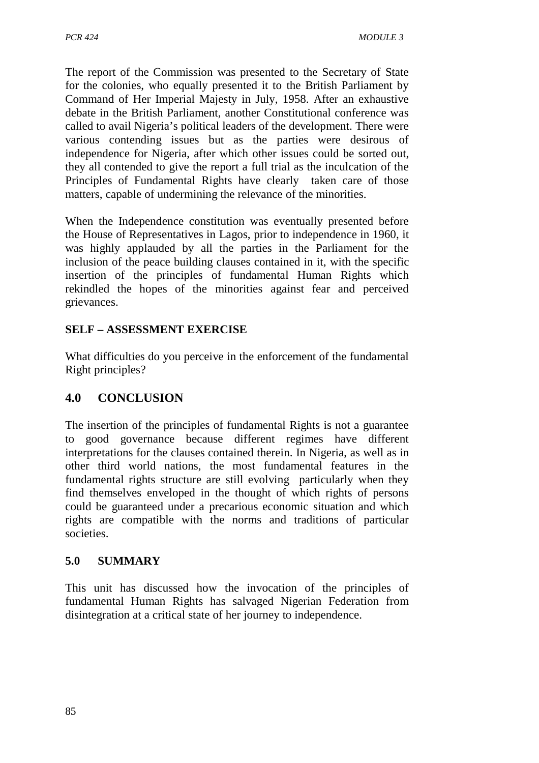The report of the Commission was presented to the Secretary of State for the colonies, who equally presented it to the British Parliament by Command of Her Imperial Majesty in July, 1958. After an exhaustive debate in the British Parliament, another Constitutional conference was called to avail Nigeria's political leaders of the development. There were various contending issues but as the parties were desirous of independence for Nigeria, after which other issues could be sorted out, they all contended to give the report a full trial as the inculcation of the Principles of Fundamental Rights have clearly taken care of those matters, capable of undermining the relevance of the minorities.

When the Independence constitution was eventually presented before the House of Representatives in Lagos, prior to independence in 1960, it was highly applauded by all the parties in the Parliament for the inclusion of the peace building clauses contained in it, with the specific insertion of the principles of fundamental Human Rights which rekindled the hopes of the minorities against fear and perceived grievances.

**SELF – ASSESSMENT EXERCISE**

What difficulties do you perceive in the enforcement of the fundamental Right principles?

## 4.0 CONCLUSION

The insertion of the principles of fundamental Rights is not a guarantee to good governance because different regimes have different interpretations for the clauses contained therein. In Nigeria, as well as in other third world nations, the most fundamental features in the fundamental rights structure are still evolving particularly when they find themselves enveloped in the thought of which rights of persons could be guaranteed under a precarious economic situation and which rights are compatible with the norms and traditions of particular societies.

## 5.0 SUMMARY

This unit has discussed how the invocation of the principles of fundamental Human Rights has salvaged Nigerian Federation from disintegration at a critical state of her journey to independence.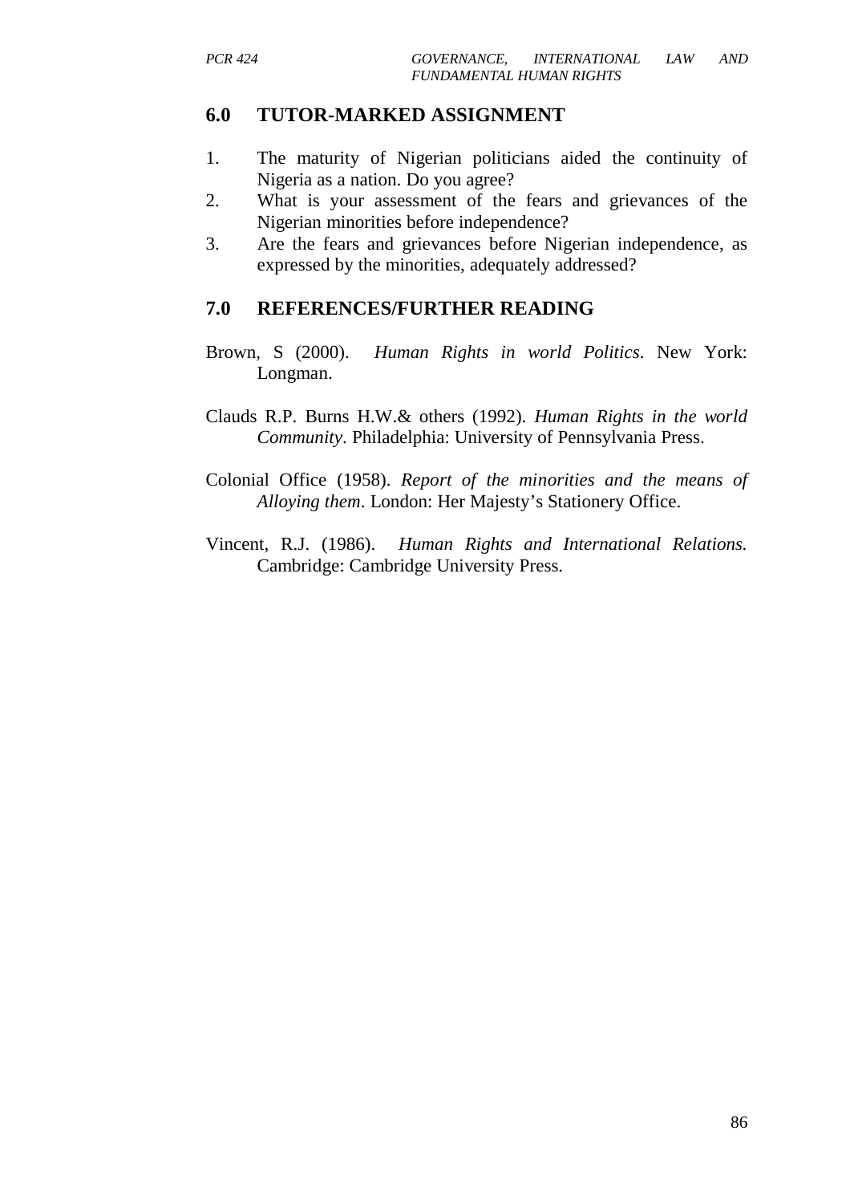## 6.0 TUTOR-MARKED ASSIGNMENT

1. The maturity of Nigerian politicians aided the continuity of Nigeria as a nation. Do you agree?
2. What is your assessment of the fears and grievances of the Nigerian minorities before independence?
3. Are the fears and grievances before Nigerian independence, as expressed by the minorities, adequately addressed?

## 7.0 REFERENCES/FURTHER READING

Brown, S (2000). *Human Rights in world Politics*. New York: Longman.

Clauds R.P. Burns H.W.& others (1992). *Human Rights in the world Community*. Philadelphia: University of Pennsylvania Press.

Colonial Office (1958). *Report of the minorities and the means of Alloying them*. London: Her Majesty's Stationery Office.

Vincent, R.J. (1986). *Human Rights and International Relations.* Cambridge: Cambridge University Press.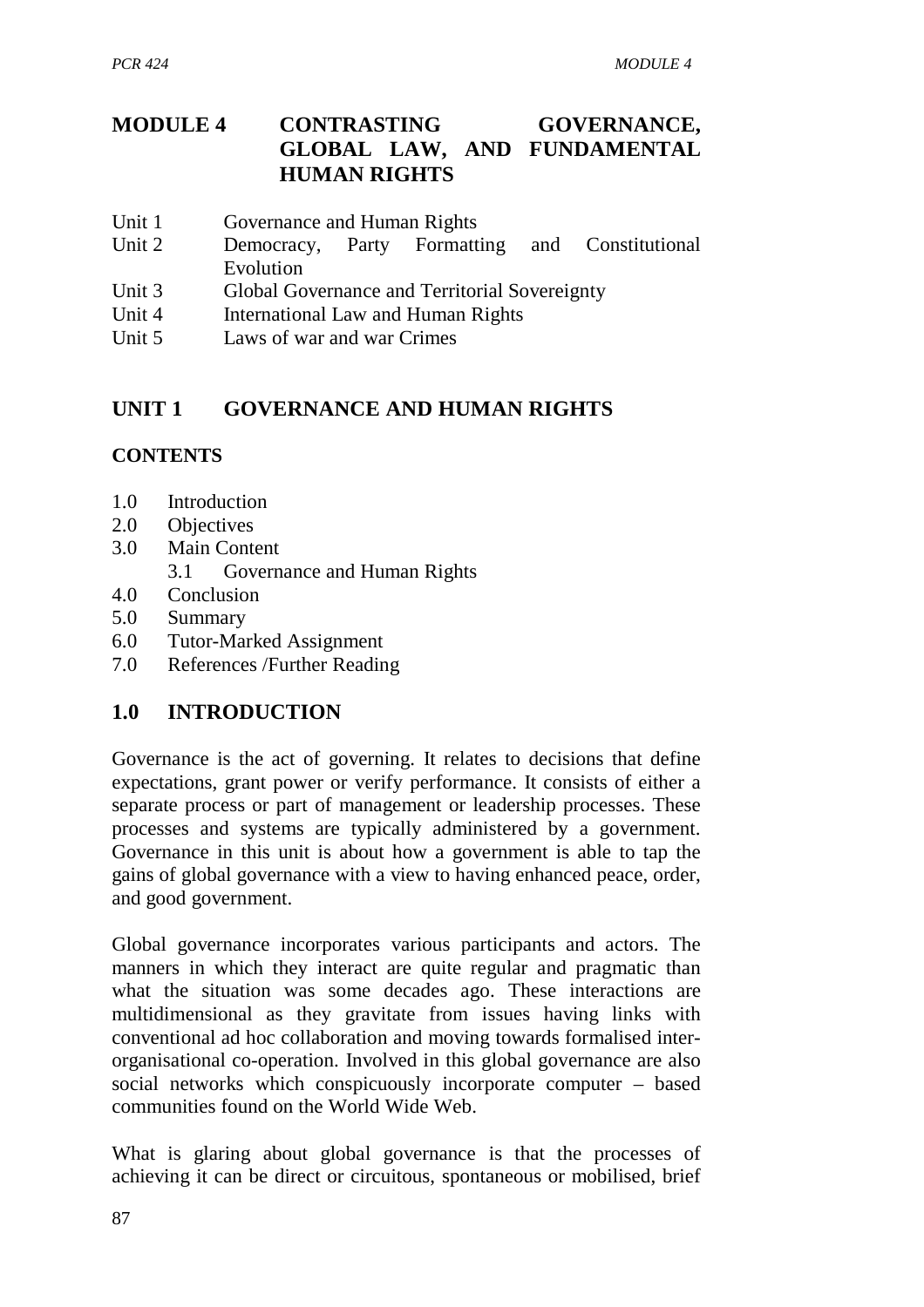# MODULE 4 CONTRASTING GOVERNANCE, GLOBAL LAW, AND FUNDAMENTAL HUMAN RIGHTS

Unit 1 Governance and Human Rights
Unit 2 Democracy, Party Formatting and Constitutional Evolution
Unit 3 Global Governance and Territorial Sovereignty
Unit 4 International Law and Human Rights
Unit 5 Laws of war and war Crimes

## UNIT 1 GOVERNANCE AND HUMAN RIGHTS

### CONTENTS

1.0 Introduction
2.0 Objectives
3.0 Main Content
  3.1 Governance and Human Rights
4.0 Conclusion
5.0 Summary
6.0 Tutor-Marked Assignment
7.0 References /Further Reading

## 1.0 INTRODUCTION

Governance is the act of governing. It relates to decisions that define expectations, grant power or verify performance. It consists of either a separate process or part of management or leadership processes. These processes and systems are typically administered by a government. Governance in this unit is about how a government is able to tap the gains of global governance with a view to having enhanced peace, order, and good government.

Global governance incorporates various participants and actors. The manners in which they interact are quite regular and pragmatic than what the situation was some decades ago. These interactions are multidimensional as they gravitate from issues having links with conventional ad hoc collaboration and moving towards formalised inter-organisational co-operation. Involved in this global governance are also social networks which conspicuously incorporate computer – based communities found on the World Wide Web.

What is glaring about global governance is that the processes of achieving it can be direct or circuitous, spontaneous or mobilised, brief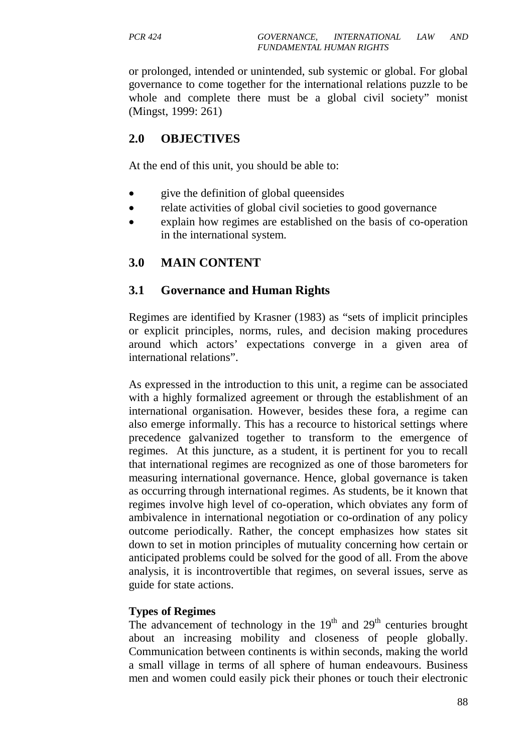or prolonged, intended or unintended, sub systemic or global. For global governance to come together for the international relations puzzle to be whole and complete there must be a global civil society" monist (Mingst, 1999: 261)

## 2.0 OBJECTIVES

At the end of this unit, you should be able to:

- give the definition of global queensides
- relate activities of global civil societies to good governance
- explain how regimes are established on the basis of co-operation in the international system.

## 3.0 MAIN CONTENT

### 3.1 Governance and Human Rights

Regimes are identified by Krasner (1983) as "sets of implicit principles or explicit principles, norms, rules, and decision making procedures around which actors' expectations converge in a given area of international relations".

As expressed in the introduction to this unit, a regime can be associated with a highly formalized agreement or through the establishment of an international organisation. However, besides these fora, a regime can also emerge informally. This has a recource to historical settings where precedence galvanized together to transform to the emergence of regimes. At this juncture, as a student, it is pertinent for you to recall that international regimes are recognized as one of those barometers for measuring international governance. Hence, global governance is taken as occurring through international regimes. As students, be it known that regimes involve high level of co-operation, which obviates any form of ambivalence in international negotiation or co-ordination of any policy outcome periodically. Rather, the concept emphasizes how states sit down to set in motion principles of mutuality concerning how certain or anticipated problems could be solved for the good of all. From the above analysis, it is incontrovertible that regimes, on several issues, serve as guide for state actions.

**Types of Regimes**

The advancement of technology in the 19th and 29th centuries brought about an increasing mobility and closeness of people globally. Communication between continents is within seconds, making the world a small village in terms of all sphere of human endeavours. Business men and women could easily pick their phones or touch their electronic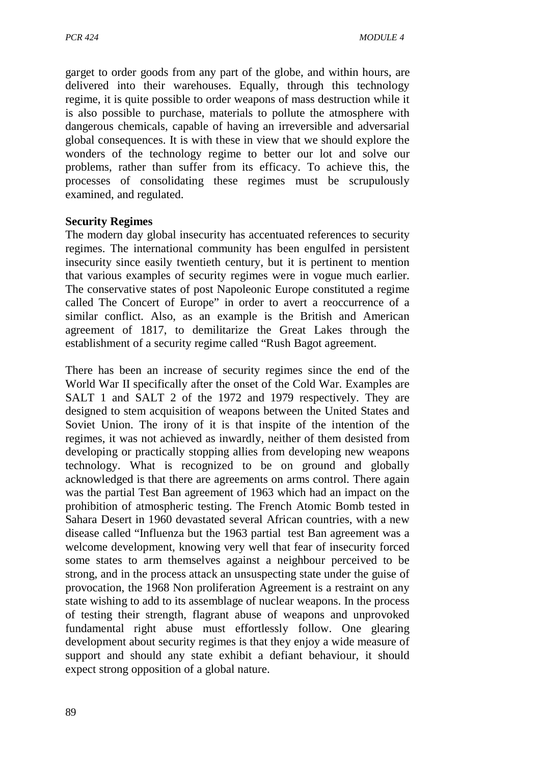garget to order goods from any part of the globe, and within hours, are delivered into their warehouses. Equally, through this technology regime, it is quite possible to order weapons of mass destruction while it is also possible to purchase, materials to pollute the atmosphere with dangerous chemicals, capable of having an irreversible and adversarial global consequences. It is with these in view that we should explore the wonders of the technology regime to better our lot and solve our problems, rather than suffer from its efficacy. To achieve this, the processes of consolidating these regimes must be scrupulously examined, and regulated.

**Security Regimes**

The modern day global insecurity has accentuated references to security regimes. The international community has been engulfed in persistent insecurity since easily twentieth century, but it is pertinent to mention that various examples of security regimes were in vogue much earlier. The conservative states of post Napoleonic Europe constituted a regime called The Concert of Europe" in order to avert a reoccurrence of a similar conflict. Also, as an example is the British and American agreement of 1817, to demilitarize the Great Lakes through the establishment of a security regime called "Rush Bagot agreement.

There has been an increase of security regimes since the end of the World War II specifically after the onset of the Cold War. Examples are SALT 1 and SALT 2 of the 1972 and 1979 respectively. They are designed to stem acquisition of weapons between the United States and Soviet Union. The irony of it is that inspite of the intention of the regimes, it was not achieved as inwardly, neither of them desisted from developing or practically stopping allies from developing new weapons technology. What is recognized to be on ground and globally acknowledged is that there are agreements on arms control. There again was the partial Test Ban agreement of 1963 which had an impact on the prohibition of atmospheric testing. The French Atomic Bomb tested in Sahara Desert in 1960 devastated several African countries, with a new disease called "Influenza but the 1963 partial test Ban agreement was a welcome development, knowing very well that fear of insecurity forced some states to arm themselves against a neighbour perceived to be strong, and in the process attack an unsuspecting state under the guise of provocation, the 1968 Non proliferation Agreement is a restraint on any state wishing to add to its assemblage of nuclear weapons. In the process of testing their strength, flagrant abuse of weapons and unprovoked fundamental right abuse must effortlessly follow. One glearing development about security regimes is that they enjoy a wide measure of support and should any state exhibit a defiant behaviour, it should expect strong opposition of a global nature.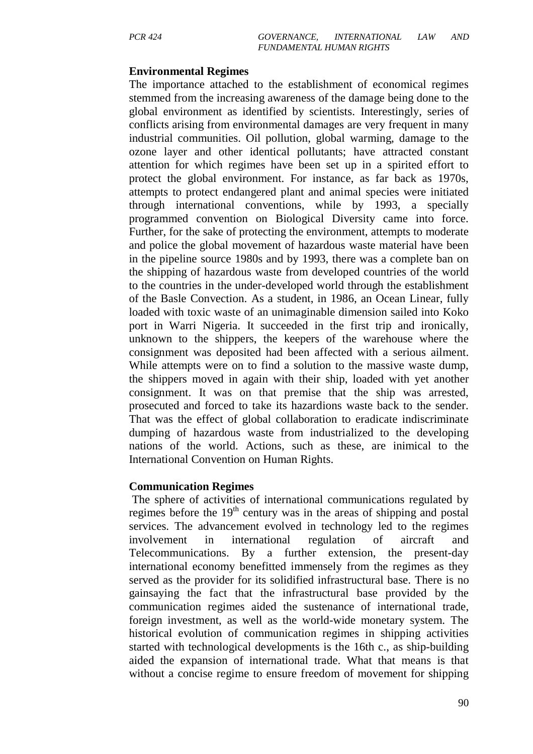**Environmental Regimes**

The importance attached to the establishment of economical regimes stemmed from the increasing awareness of the damage being done to the global environment as identified by scientists. Interestingly, series of conflicts arising from environmental damages are very frequent in many industrial communities. Oil pollution, global warming, damage to the ozone layer and other identical pollutants; have attracted constant attention for which regimes have been set up in a spirited effort to protect the global environment. For instance, as far back as 1970s, attempts to protect endangered plant and animal species were initiated through international conventions, while by 1993, a specially programmed convention on Biological Diversity came into force. Further, for the sake of protecting the environment, attempts to moderate and police the global movement of hazardous waste material have been in the pipeline source 1980s and by 1993, there was a complete ban on the shipping of hazardous waste from developed countries of the world to the countries in the under-developed world through the establishment of the Basle Convection. As a student, in 1986, an Ocean Linear, fully loaded with toxic waste of an unimaginable dimension sailed into Koko port in Warri Nigeria. It succeeded in the first trip and ironically, unknown to the shippers, the keepers of the warehouse where the consignment was deposited had been affected with a serious ailment. While attempts were on to find a solution to the massive waste dump, the shippers moved in again with their ship, loaded with yet another consignment. It was on that premise that the ship was arrested, prosecuted and forced to take its hazardions waste back to the sender. That was the effect of global collaboration to eradicate indiscriminate dumping of hazardous waste from industrialized to the developing nations of the world. Actions, such as these, are inimical to the International Convention on Human Rights.

**Communication Regimes**

The sphere of activities of international communications regulated by regimes before the 19th century was in the areas of shipping and postal services. The advancement evolved in technology led to the regimes involvement in international regulation of aircraft and Telecommunications. By a further extension, the present-day international economy benefitted immensely from the regimes as they served as the provider for its solidified infrastructural base. There is no gainsaying the fact that the infrastructural base provided by the communication regimes aided the sustenance of international trade, foreign investment, as well as the world-wide monetary system. The historical evolution of communication regimes in shipping activities started with technological developments is the 16th c., as ship-building aided the expansion of international trade. What that means is that without a concise regime to ensure freedom of movement for shipping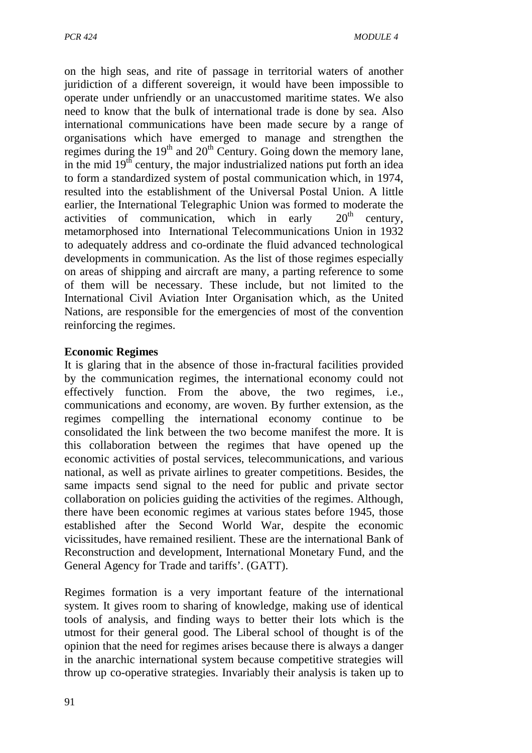on the high seas, and rite of passage in territorial waters of another juridiction of a different sovereign, it would have been impossible to operate under unfriendly or an unaccustomed maritime states. We also need to know that the bulk of international trade is done by sea. Also international communications have been made secure by a range of organisations which have emerged to manage and strengthen the regimes during the 19th and 20th Century. Going down the memory lane, in the mid 19th century, the major industrialized nations put forth an idea to form a standardized system of postal communication which, in 1974, resulted into the establishment of the Universal Postal Union. A little earlier, the International Telegraphic Union was formed to moderate the activities of communication, which in early 20th century, metamorphosed into International Telecommunications Union in 1932 to adequately address and co-ordinate the fluid advanced technological developments in communication. As the list of those regimes especially on areas of shipping and aircraft are many, a parting reference to some of them will be necessary. These include, but not limited to the International Civil Aviation Inter Organisation which, as the United Nations, are responsible for the emergencies of most of the convention reinforcing the regimes.

**Economic Regimes**

It is glaring that in the absence of those in-fractural facilities provided by the communication regimes, the international economy could not effectively function. From the above, the two regimes, i.e., communications and economy, are woven. By further extension, as the regimes compelling the international economy continue to be consolidated the link between the two become manifest the more. It is this collaboration between the regimes that have opened up the economic activities of postal services, telecommunications, and various national, as well as private airlines to greater competitions. Besides, the same impacts send signal to the need for public and private sector collaboration on policies guiding the activities of the regimes. Although, there have been economic regimes at various states before 1945, those established after the Second World War, despite the economic vicissitudes, have remained resilient. These are the international Bank of Reconstruction and development, International Monetary Fund, and the General Agency for Trade and tariffs'. (GATT).

Regimes formation is a very important feature of the international system. It gives room to sharing of knowledge, making use of identical tools of analysis, and finding ways to better their lots which is the utmost for their general good. The Liberal school of thought is of the opinion that the need for regimes arises because there is always a danger in the anarchic international system because competitive strategies will throw up co-operative strategies. Invariably their analysis is taken up to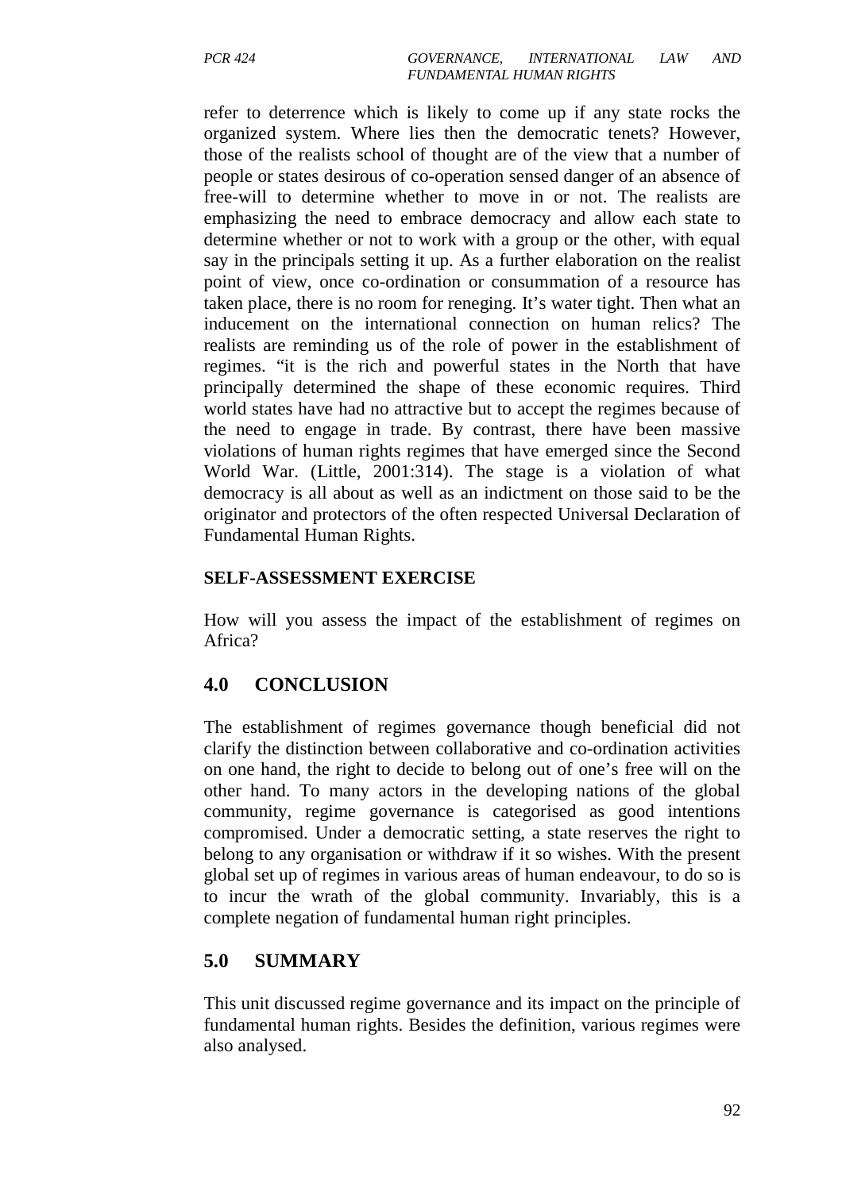refer to deterrence which is likely to come up if any state rocks the organized system. Where lies then the democratic tenets? However, those of the realists school of thought are of the view that a number of people or states desirous of co-operation sensed danger of an absence of free-will to determine whether to move in or not. The realists are emphasizing the need to embrace democracy and allow each state to determine whether or not to work with a group or the other, with equal say in the principals setting it up. As a further elaboration on the realist point of view, once co-ordination or consummation of a resource has taken place, there is no room for reneging. It's water tight. Then what an inducement on the international connection on human relics? The realists are reminding us of the role of power in the establishment of regimes. "it is the rich and powerful states in the North that have principally determined the shape of these economic requires. Third world states have had no attractive but to accept the regimes because of the need to engage in trade. By contrast, there have been massive violations of human rights regimes that have emerged since the Second World War. (Little, 2001:314). The stage is a violation of what democracy is all about as well as an indictment on those said to be the originator and protectors of the often respected Universal Declaration of Fundamental Human Rights.

**SELF-ASSESSMENT EXERCISE**

How will you assess the impact of the establishment of regimes on Africa?

## 4.0 CONCLUSION

The establishment of regimes governance though beneficial did not clarify the distinction between collaborative and co-ordination activities on one hand, the right to decide to belong out of one's free will on the other hand. To many actors in the developing nations of the global community, regime governance is categorised as good intentions compromised. Under a democratic setting, a state reserves the right to belong to any organisation or withdraw if it so wishes. With the present global set up of regimes in various areas of human endeavour, to do so is to incur the wrath of the global community. Invariably, this is a complete negation of fundamental human right principles.

## 5.0 SUMMARY

This unit discussed regime governance and its impact on the principle of fundamental human rights. Besides the definition, various regimes were also analysed.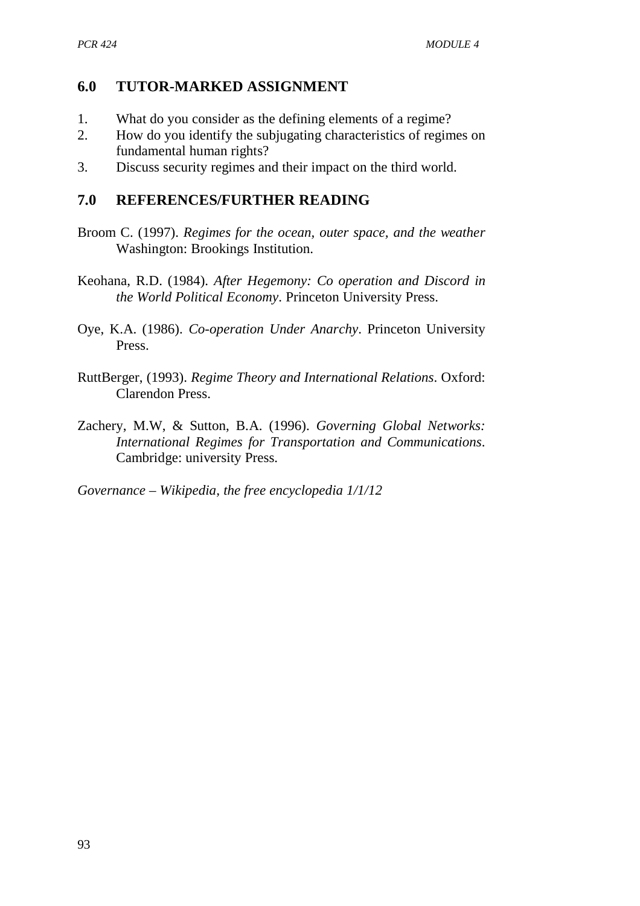## 6.0 TUTOR-MARKED ASSIGNMENT

1. What do you consider as the defining elements of a regime?
2. How do you identify the subjugating characteristics of regimes on fundamental human rights?
3. Discuss security regimes and their impact on the third world.

## 7.0 REFERENCES/FURTHER READING

Broom C. (1997). *Regimes for the ocean, outer space, and the weather* Washington: Brookings Institution.

Keohana, R.D. (1984). *After Hegemony: Co operation and Discord in the World Political Economy*. Princeton University Press.

Oye, K.A. (1986). *Co-operation Under Anarchy*. Princeton University Press.

RuttBerger, (1993). *Regime Theory and International Relations*. Oxford: Clarendon Press.

Zachery, M.W, & Sutton, B.A. (1996). *Governing Global Networks: International Regimes for Transportation and Communications*. Cambridge: university Press.

*Governance – Wikipedia, the free encyclopedia 1/1/12*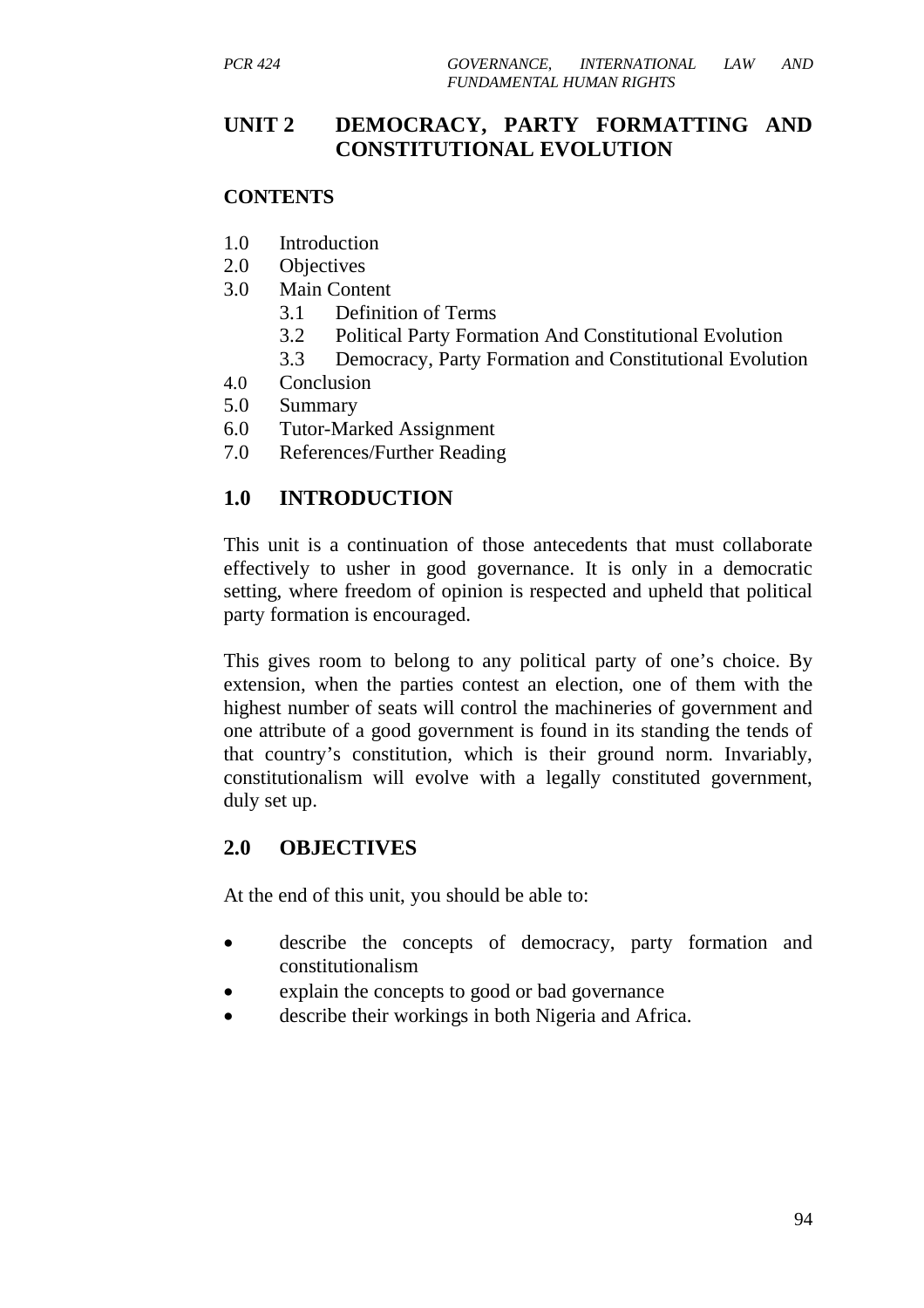## UNIT 2 DEMOCRACY, PARTY FORMATTING AND CONSTITUTIONAL EVOLUTION

**CONTENTS**

1.0 Introduction
2.0 Objectives
3.0 Main Content
   3.1 Definition of Terms
   3.2 Political Party Formation And Constitutional Evolution
   3.3 Democracy, Party Formation and Constitutional Evolution
4.0 Conclusion
5.0 Summary
6.0 Tutor-Marked Assignment
7.0 References/Further Reading

## 1.0 INTRODUCTION

This unit is a continuation of those antecedents that must collaborate effectively to usher in good governance. It is only in a democratic setting, where freedom of opinion is respected and upheld that political party formation is encouraged.

This gives room to belong to any political party of one's choice. By extension, when the parties contest an election, one of them with the highest number of seats will control the machineries of government and one attribute of a good government is found in its standing the tends of that country's constitution, which is their ground norm. Invariably, constitutionalism will evolve with a legally constituted government, duly set up.

## 2.0 OBJECTIVES

At the end of this unit, you should be able to:

- describe the concepts of democracy, party formation and constitutionalism
- explain the concepts to good or bad governance
- describe their workings in both Nigeria and Africa.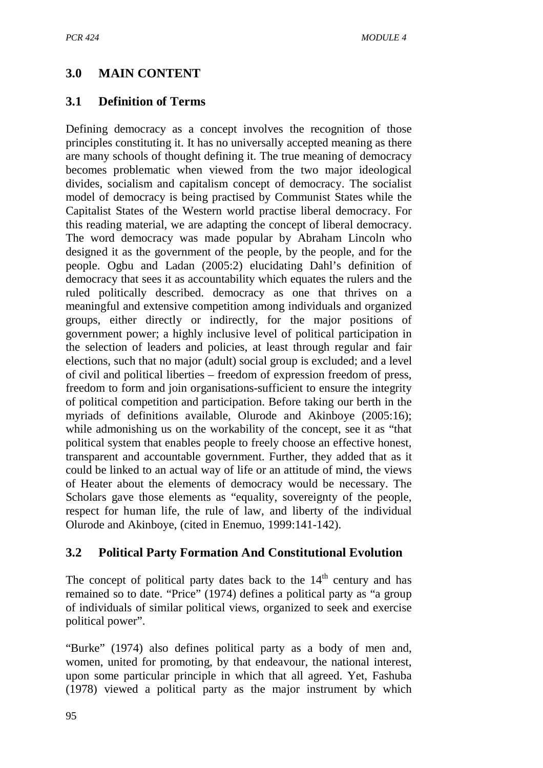## 3.0 MAIN CONTENT

### 3.1 Definition of Terms

Defining democracy as a concept involves the recognition of those principles constituting it. It has no universally accepted meaning as there are many schools of thought defining it. The true meaning of democracy becomes problematic when viewed from the two major ideological divides, socialism and capitalism concept of democracy. The socialist model of democracy is being practised by Communist States while the Capitalist States of the Western world practise liberal democracy. For this reading material, we are adapting the concept of liberal democracy. The word democracy was made popular by Abraham Lincoln who designed it as the government of the people, by the people, and for the people. Ogbu and Ladan (2005:2) elucidating Dahl's definition of democracy that sees it as accountability which equates the rulers and the ruled politically described. democracy as one that thrives on a meaningful and extensive competition among individuals and organized groups, either directly or indirectly, for the major positions of government power; a highly inclusive level of political participation in the selection of leaders and policies, at least through regular and fair elections, such that no major (adult) social group is excluded; and a level of civil and political liberties – freedom of expression freedom of press, freedom to form and join organisations-sufficient to ensure the integrity of political competition and participation. Before taking our berth in the myriads of definitions available, Olurode and Akinboye (2005:16); while admonishing us on the workability of the concept, see it as "that political system that enables people to freely choose an effective honest, transparent and accountable government. Further, they added that as it could be linked to an actual way of life or an attitude of mind, the views of Heater about the elements of democracy would be necessary. The Scholars gave those elements as "equality, sovereignty of the people, respect for human life, the rule of law, and liberty of the individual Olurode and Akinboye, (cited in Enemuo, 1999:141-142).

### 3.2 Political Party Formation And Constitutional Evolution

The concept of political party dates back to the 14th century and has remained so to date. "Price" (1974) defines a political party as "a group of individuals of similar political views, organized to seek and exercise political power".

"Burke" (1974) also defines political party as a body of men and, women, united for promoting, by that endeavour, the national interest, upon some particular principle in which that all agreed. Yet, Fashuba (1978) viewed a political party as the major instrument by which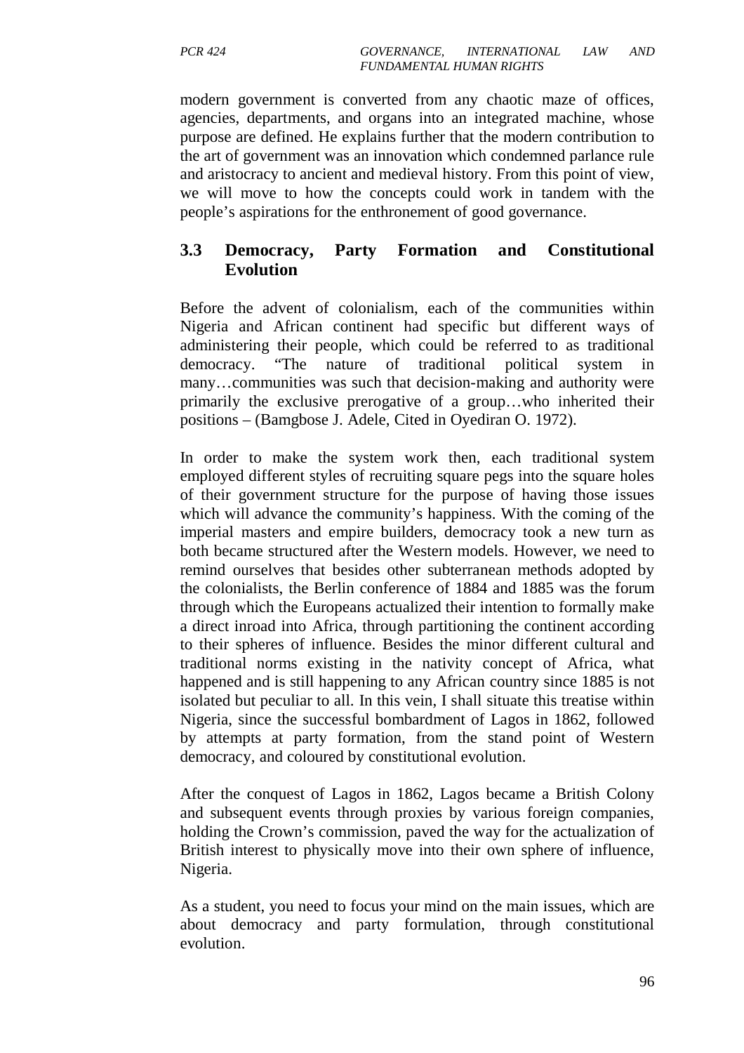modern government is converted from any chaotic maze of offices, agencies, departments, and organs into an integrated machine, whose purpose are defined. He explains further that the modern contribution to the art of government was an innovation which condemned parlance rule and aristocracy to ancient and medieval history. From this point of view, we will move to how the concepts could work in tandem with the people's aspirations for the enthronement of good governance.

## 3.3 Democracy, Party Formation and Constitutional Evolution

Before the advent of colonialism, each of the communities within Nigeria and African continent had specific but different ways of administering their people, which could be referred to as traditional democracy. "The nature of traditional political system in many…communities was such that decision-making and authority were primarily the exclusive prerogative of a group…who inherited their positions – (Bamgbose J. Adele, Cited in Oyediran O. 1972).

In order to make the system work then, each traditional system employed different styles of recruiting square pegs into the square holes of their government structure for the purpose of having those issues which will advance the community's happiness. With the coming of the imperial masters and empire builders, democracy took a new turn as both became structured after the Western models. However, we need to remind ourselves that besides other subterranean methods adopted by the colonialists, the Berlin conference of 1884 and 1885 was the forum through which the Europeans actualized their intention to formally make a direct inroad into Africa, through partitioning the continent according to their spheres of influence. Besides the minor different cultural and traditional norms existing in the nativity concept of Africa, what happened and is still happening to any African country since 1885 is not isolated but peculiar to all. In this vein, I shall situate this treatise within Nigeria, since the successful bombardment of Lagos in 1862, followed by attempts at party formation, from the stand point of Western democracy, and coloured by constitutional evolution.

After the conquest of Lagos in 1862, Lagos became a British Colony and subsequent events through proxies by various foreign companies, holding the Crown's commission, paved the way for the actualization of British interest to physically move into their own sphere of influence, Nigeria.

As a student, you need to focus your mind on the main issues, which are about democracy and party formulation, through constitutional evolution.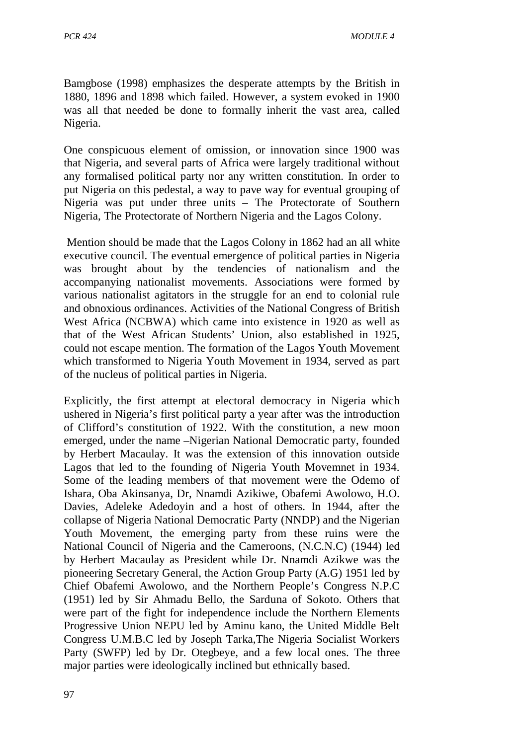Bamgbose (1998) emphasizes the desperate attempts by the British in 1880, 1896 and 1898 which failed. However, a system evoked in 1900 was all that needed be done to formally inherit the vast area, called Nigeria.

One conspicuous element of omission, or innovation since 1900 was that Nigeria, and several parts of Africa were largely traditional without any formalised political party nor any written constitution. In order to put Nigeria on this pedestal, a way to pave way for eventual grouping of Nigeria was put under three units – The Protectorate of Southern Nigeria, The Protectorate of Northern Nigeria and the Lagos Colony.

Mention should be made that the Lagos Colony in 1862 had an all white executive council. The eventual emergence of political parties in Nigeria was brought about by the tendencies of nationalism and the accompanying nationalist movements. Associations were formed by various nationalist agitators in the struggle for an end to colonial rule and obnoxious ordinances. Activities of the National Congress of British West Africa (NCBWA) which came into existence in 1920 as well as that of the West African Students' Union, also established in 1925, could not escape mention. The formation of the Lagos Youth Movement which transformed to Nigeria Youth Movement in 1934, served as part of the nucleus of political parties in Nigeria.

Explicitly, the first attempt at electoral democracy in Nigeria which ushered in Nigeria's first political party a year after was the introduction of Clifford's constitution of 1922. With the constitution, a new moon emerged, under the name –Nigerian National Democratic party, founded by Herbert Macaulay. It was the extension of this innovation outside Lagos that led to the founding of Nigeria Youth Movemnet in 1934. Some of the leading members of that movement were the Odemo of Ishara, Oba Akinsanya, Dr, Nnamdi Azikiwe, Obafemi Awolowo, H.O. Davies, Adeleke Adedoyin and a host of others. In 1944, after the collapse of Nigeria National Democratic Party (NNDP) and the Nigerian Youth Movement, the emerging party from these ruins were the National Council of Nigeria and the Cameroons, (N.C.N.C) (1944) led by Herbert Macaulay as President while Dr. Nnamdi Azikwe was the pioneering Secretary General, the Action Group Party (A.G) 1951 led by Chief Obafemi Awolowo, and the Northern People's Congress N.P.C (1951) led by Sir Ahmadu Bello, the Sarduna of Sokoto. Others that were part of the fight for independence include the Northern Elements Progressive Union NEPU led by Aminu kano, the United Middle Belt Congress U.M.B.C led by Joseph Tarka,The Nigeria Socialist Workers Party (SWFP) led by Dr. Otegbeye, and a few local ones. The three major parties were ideologically inclined but ethnically based.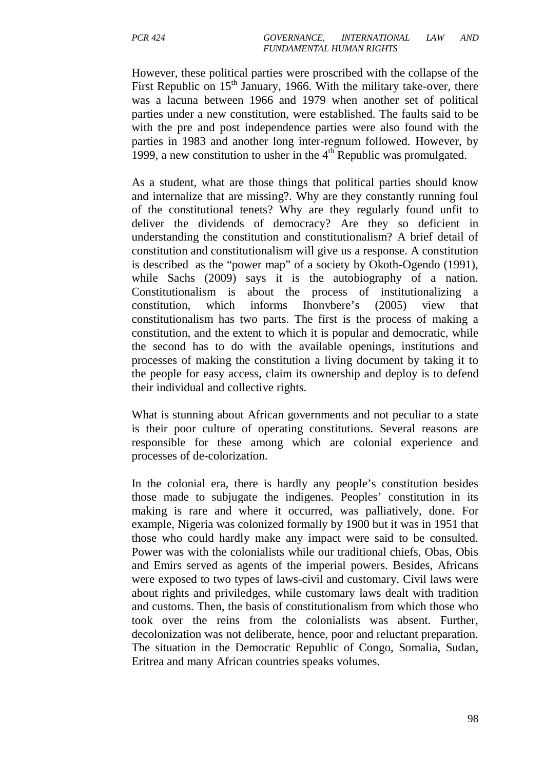However, these political parties were proscribed with the collapse of the First Republic on 15th January, 1966. With the military take-over, there was a lacuna between 1966 and 1979 when another set of political parties under a new constitution, were established. The faults said to be with the pre and post independence parties were also found with the parties in 1983 and another long inter-regnum followed. However, by 1999, a new constitution to usher in the 4th Republic was promulgated.

As a student, what are those things that political parties should know and internalize that are missing?. Why are they constantly running foul of the constitutional tenets? Why are they regularly found unfit to deliver the dividends of democracy? Are they so deficient in understanding the constitution and constitutionalism? A brief detail of constitution and constitutionalism will give us a response. A constitution is described as the "power map" of a society by Okoth-Ogendo (1991), while Sachs (2009) says it is the autobiography of a nation. Constitutionalism is about the process of institutionalizing a constitution, which informs Ihonvbere's (2005) view that constitutionalism has two parts. The first is the process of making a constitution, and the extent to which it is popular and democratic, while the second has to do with the available openings, institutions and processes of making the constitution a living document by taking it to the people for easy access, claim its ownership and deploy is to defend their individual and collective rights.

What is stunning about African governments and not peculiar to a state is their poor culture of operating constitutions. Several reasons are responsible for these among which are colonial experience and processes of de-colorization.

In the colonial era, there is hardly any people's constitution besides those made to subjugate the indigenes. Peoples' constitution in its making is rare and where it occurred, was palliatively, done. For example, Nigeria was colonized formally by 1900 but it was in 1951 that those who could hardly make any impact were said to be consulted. Power was with the colonialists while our traditional chiefs, Obas, Obis and Emirs served as agents of the imperial powers. Besides, Africans were exposed to two types of laws-civil and customary. Civil laws were about rights and priviledges, while customary laws dealt with tradition and customs. Then, the basis of constitutionalism from which those who took over the reins from the colonialists was absent. Further, decolonization was not deliberate, hence, poor and reluctant preparation. The situation in the Democratic Republic of Congo, Somalia, Sudan, Eritrea and many African countries speaks volumes.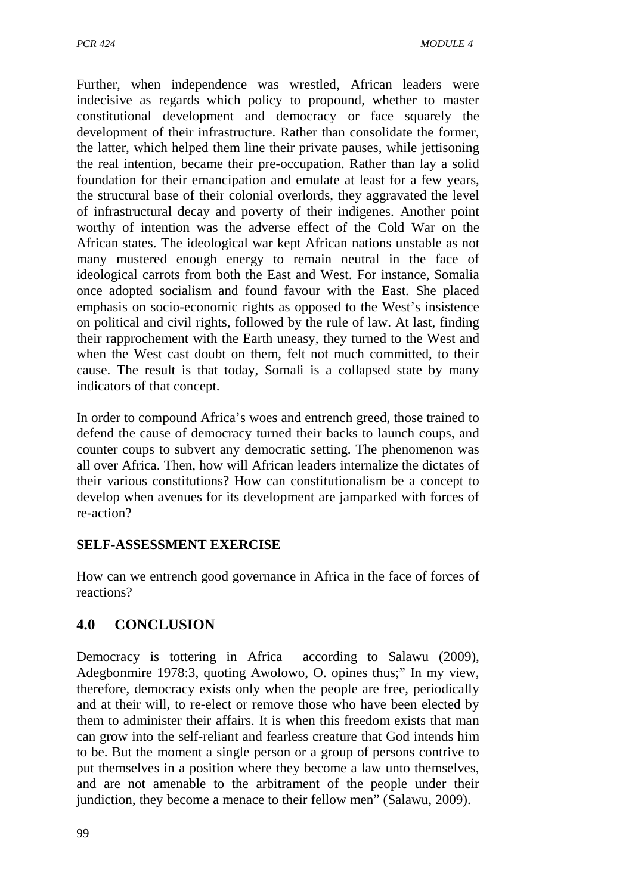Further, when independence was wrestled, African leaders were indecisive as regards which policy to propound, whether to master constitutional development and democracy or face squarely the development of their infrastructure. Rather than consolidate the former, the latter, which helped them line their private pauses, while jettisoning the real intention, became their pre-occupation. Rather than lay a solid foundation for their emancipation and emulate at least for a few years, the structural base of their colonial overlords, they aggravated the level of infrastructural decay and poverty of their indigenes. Another point worthy of intention was the adverse effect of the Cold War on the African states. The ideological war kept African nations unstable as not many mustered enough energy to remain neutral in the face of ideological carrots from both the East and West. For instance, Somalia once adopted socialism and found favour with the East. She placed emphasis on socio-economic rights as opposed to the West's insistence on political and civil rights, followed by the rule of law. At last, finding their rapprochement with the Earth uneasy, they turned to the West and when the West cast doubt on them, felt not much committed, to their cause. The result is that today, Somali is a collapsed state by many indicators of that concept.

In order to compound Africa's woes and entrench greed, those trained to defend the cause of democracy turned their backs to launch coups, and counter coups to subvert any democratic setting. The phenomenon was all over Africa. Then, how will African leaders internalize the dictates of their various constitutions? How can constitutionalism be a concept to develop when avenues for its development are jamparked with forces of re-action?

**SELF-ASSESSMENT EXERCISE**

How can we entrench good governance in Africa in the face of forces of reactions?

## 4.0 CONCLUSION

Democracy is tottering in Africa according to Salawu (2009), Adegbonmire 1978:3, quoting Awolowo, O. opines thus;" In my view, therefore, democracy exists only when the people are free, periodically and at their will, to re-elect or remove those who have been elected by them to administer their affairs. It is when this freedom exists that man can grow into the self-reliant and fearless creature that God intends him to be. But the moment a single person or a group of persons contrive to put themselves in a position where they become a law unto themselves, and are not amenable to the arbitrament of the people under their jundiction, they become a menace to their fellow men" (Salawu, 2009).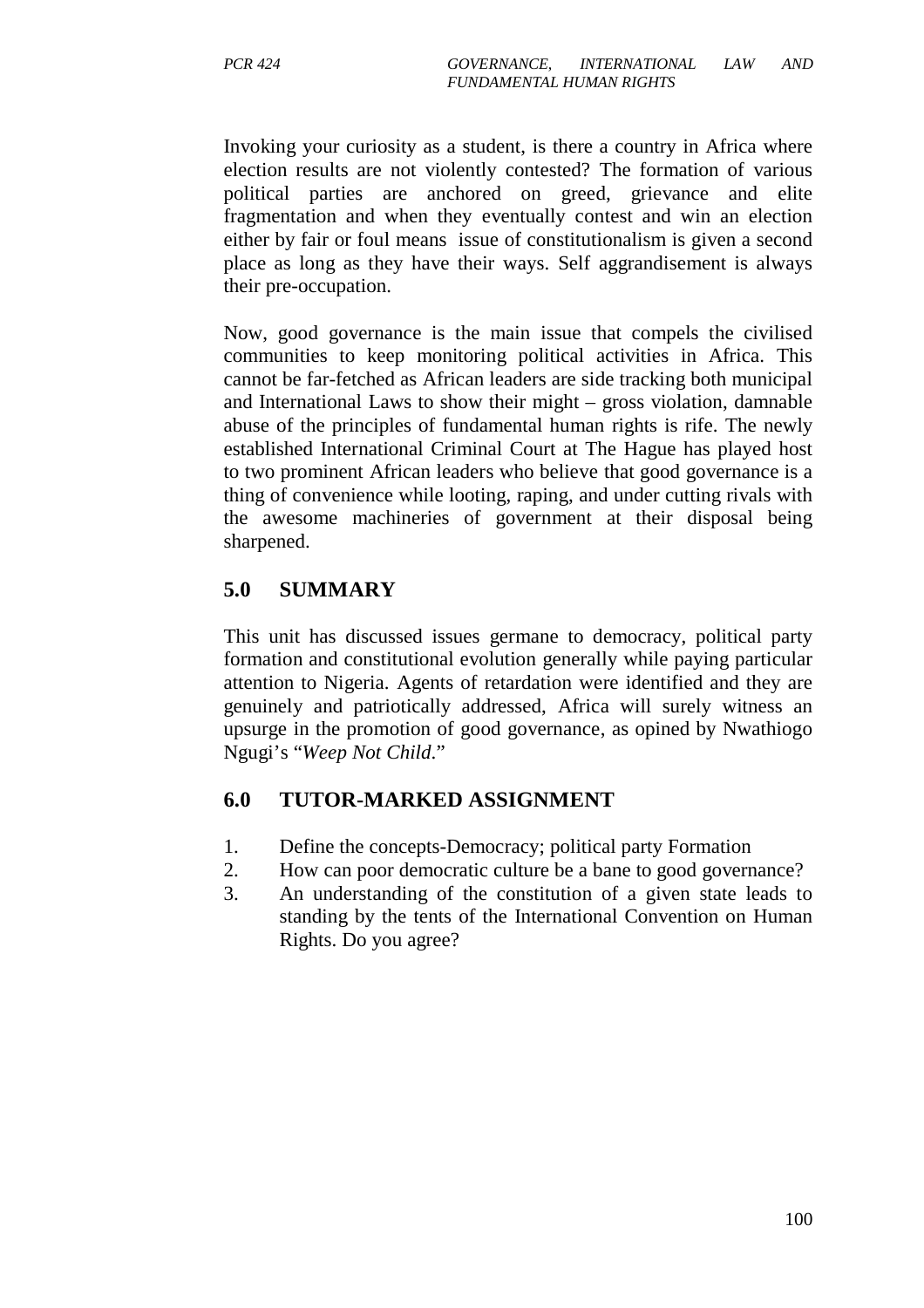Invoking your curiosity as a student, is there a country in Africa where election results are not violently contested? The formation of various political parties are anchored on greed, grievance and elite fragmentation and when they eventually contest and win an election either by fair or foul means issue of constitutionalism is given a second place as long as they have their ways. Self aggrandisement is always their pre-occupation.

Now, good governance is the main issue that compels the civilised communities to keep monitoring political activities in Africa. This cannot be far-fetched as African leaders are side tracking both municipal and International Laws to show their might – gross violation, damnable abuse of the principles of fundamental human rights is rife. The newly established International Criminal Court at The Hague has played host to two prominent African leaders who believe that good governance is a thing of convenience while looting, raping, and under cutting rivals with the awesome machineries of government at their disposal being sharpened.

## 5.0 SUMMARY

This unit has discussed issues germane to democracy, political party formation and constitutional evolution generally while paying particular attention to Nigeria. Agents of retardation were identified and they are genuinely and patriotically addressed, Africa will surely witness an upsurge in the promotion of good governance, as opined by Nwathiogo Ngugi's "*Weep Not Child*."

## 6.0 TUTOR-MARKED ASSIGNMENT

1. Define the concepts-Democracy; political party Formation
2. How can poor democratic culture be a bane to good governance?
3. An understanding of the constitution of a given state leads to standing by the tents of the International Convention on Human Rights. Do you agree?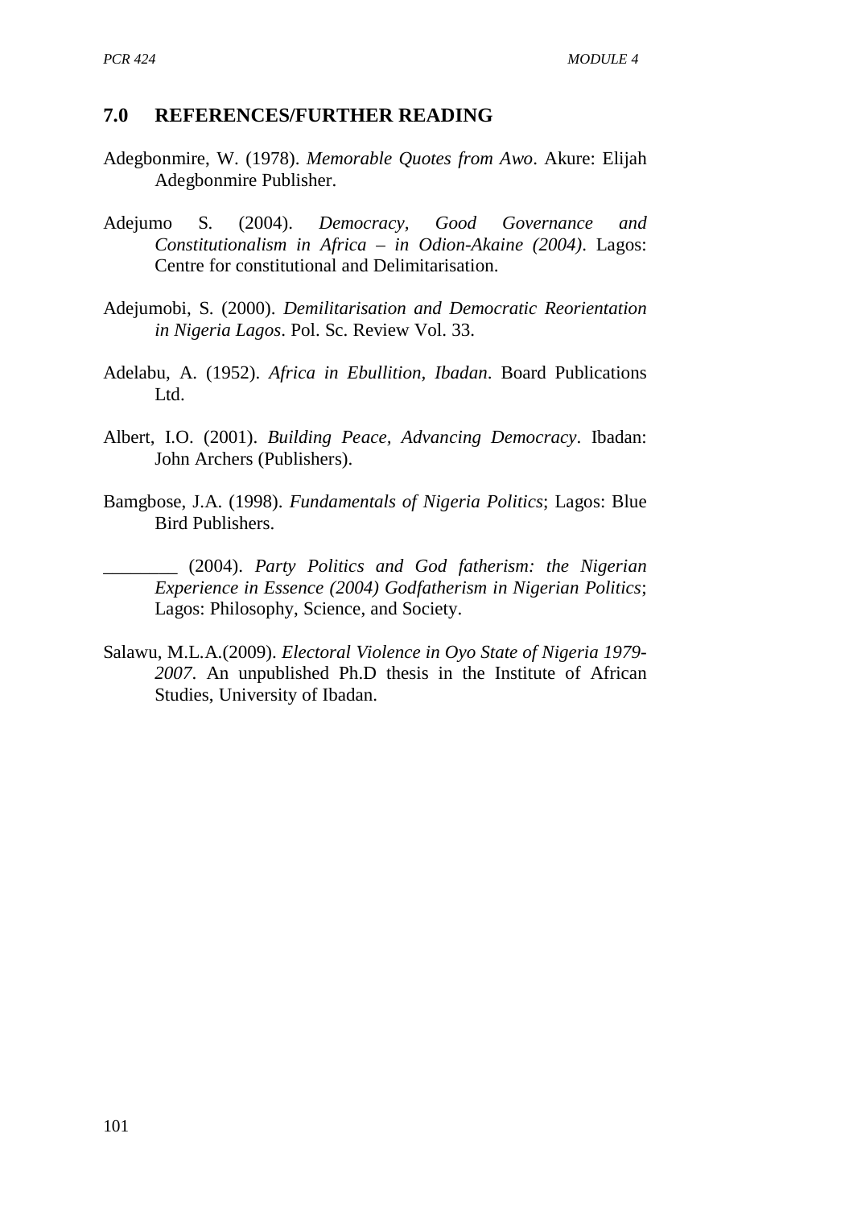## 7.0 REFERENCES/FURTHER READING

Adegbonmire, W. (1978). *Memorable Quotes from Awo*. Akure: Elijah Adegbonmire Publisher.

Adejumo S. (2004). *Democracy, Good Governance and Constitutionalism in Africa – in Odion-Akaine (2004)*. Lagos: Centre for constitutional and Delimitarisation.

Adejumobi, S. (2000). *Demilitarisation and Democratic Reorientation in Nigeria Lagos*. Pol. Sc. Review Vol. 33.

Adelabu, A. (1952). *Africa in Ebullition, Ibadan*. Board Publications Ltd.

Albert, I.O. (2001). *Building Peace, Advancing Democracy*. Ibadan: John Archers (Publishers).

Bamgbose, J.A. (1998). *Fundamentals of Nigeria Politics*; Lagos: Blue Bird Publishers.

________ (2004). *Party Politics and God fatherism: the Nigerian Experience in Essence (2004) Godfatherism in Nigerian Politics*; Lagos: Philosophy, Science, and Society.

Salawu, M.L.A.(2009). *Electoral Violence in Oyo State of Nigeria 1979-2007*. An unpublished Ph.D thesis in the Institute of African Studies, University of Ibadan.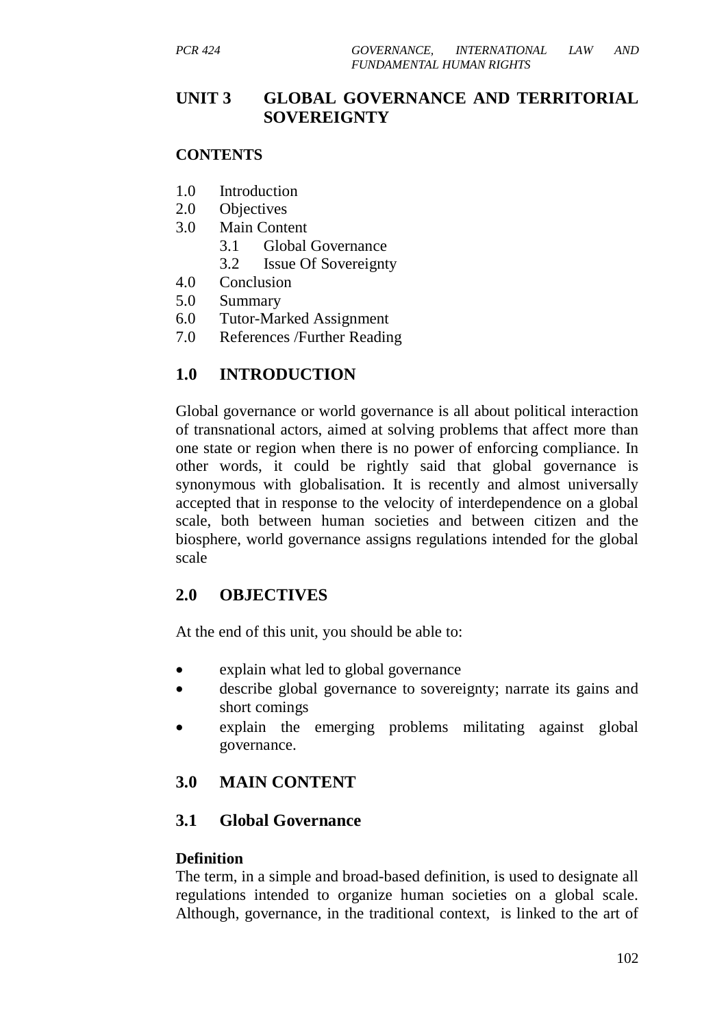## UNIT 3 GLOBAL GOVERNANCE AND TERRITORIAL SOVEREIGNTY

**CONTENTS**

1.0 Introduction
2.0 Objectives
3.0 Main Content
    3.1 Global Governance
    3.2 Issue Of Sovereignty
4.0 Conclusion
5.0 Summary
6.0 Tutor-Marked Assignment
7.0 References /Further Reading

## 1.0 INTRODUCTION

Global governance or world governance is all about political interaction of transnational actors, aimed at solving problems that affect more than one state or region when there is no power of enforcing compliance. In other words, it could be rightly said that global governance is synonymous with globalisation. It is recently and almost universally accepted that in response to the velocity of interdependence on a global scale, both between human societies and between citizen and the biosphere, world governance assigns regulations intended for the global scale

## 2.0 OBJECTIVES

At the end of this unit, you should be able to:

- explain what led to global governance
- describe global governance to sovereignty; narrate its gains and short comings
- explain the emerging problems militating against global governance.

## 3.0 MAIN CONTENT

### 3.1 Global Governance

**Definition**

The term, in a simple and broad-based definition, is used to designate all regulations intended to organize human societies on a global scale. Although, governance, in the traditional context, is linked to the art of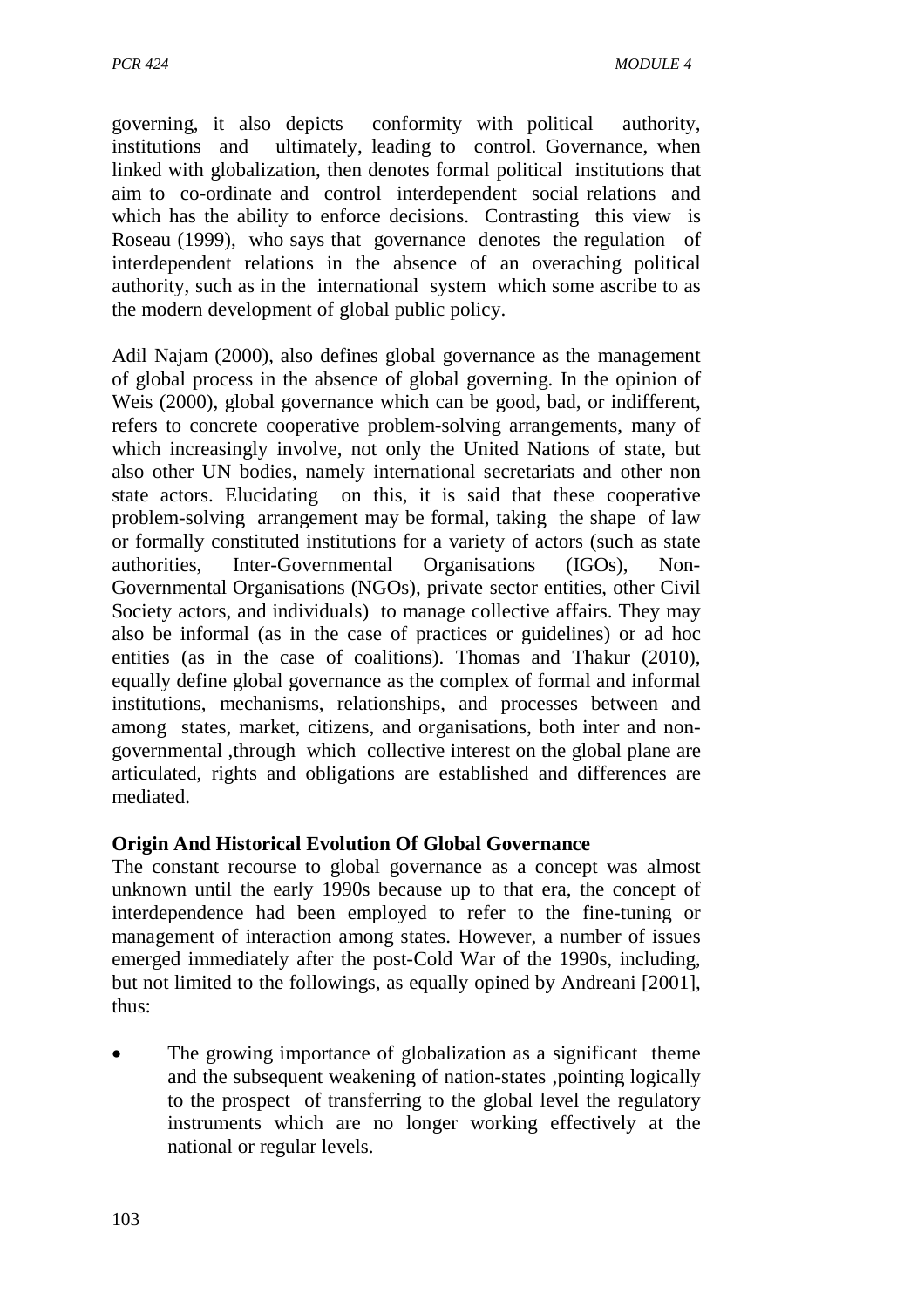governing, it also depicts conformity with political authority, institutions and ultimately, leading to control. Governance, when linked with globalization, then denotes formal political institutions that aim to co-ordinate and control interdependent social relations and which has the ability to enforce decisions. Contrasting this view is Roseau (1999), who says that governance denotes the regulation of interdependent relations in the absence of an overaching political authority, such as in the international system which some ascribe to as the modern development of global public policy.

Adil Najam (2000), also defines global governance as the management of global process in the absence of global governing. In the opinion of Weis (2000), global governance which can be good, bad, or indifferent, refers to concrete cooperative problem-solving arrangements, many of which increasingly involve, not only the United Nations of state, but also other UN bodies, namely international secretariats and other non state actors. Elucidating on this, it is said that these cooperative problem-solving arrangement may be formal, taking the shape of law or formally constituted institutions for a variety of actors (such as state authorities, Inter-Governmental Organisations (IGOs), Non-Governmental Organisations (NGOs), private sector entities, other Civil Society actors, and individuals) to manage collective affairs. They may also be informal (as in the case of practices or guidelines) or ad hoc entities (as in the case of coalitions). Thomas and Thakur (2010), equally define global governance as the complex of formal and informal institutions, mechanisms, relationships, and processes between and among states, market, citizens, and organisations, both inter and non-governmental ,through which collective interest on the global plane are articulated, rights and obligations are established and differences are mediated.

**Origin And Historical Evolution Of Global Governance**

The constant recourse to global governance as a concept was almost unknown until the early 1990s because up to that era, the concept of interdependence had been employed to refer to the fine-tuning or management of interaction among states. However, a number of issues emerged immediately after the post-Cold War of the 1990s, including, but not limited to the followings, as equally opined by Andreani [2001], thus:

- The growing importance of globalization as a significant theme and the subsequent weakening of nation-states ,pointing logically to the prospect of transferring to the global level the regulatory instruments which are no longer working effectively at the national or regular levels.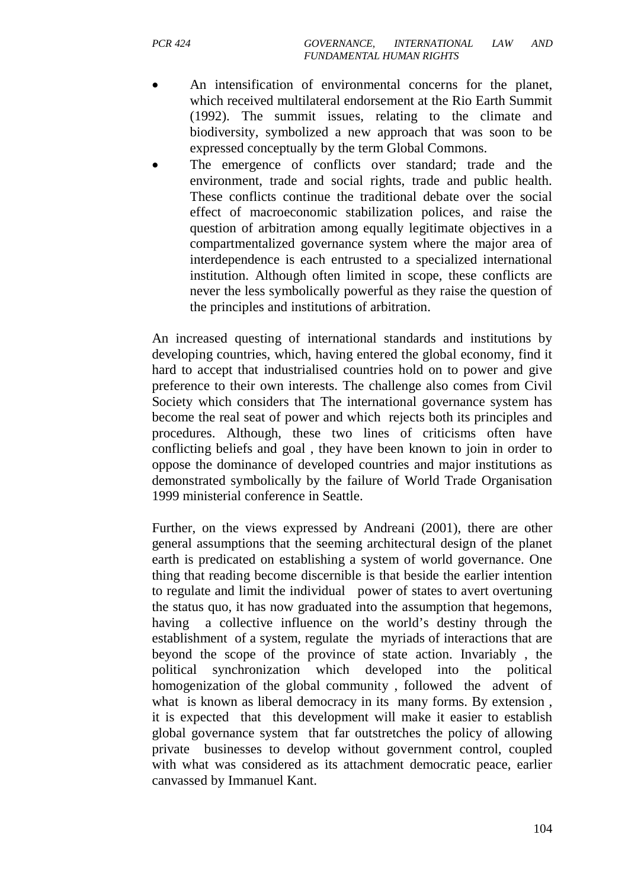- An intensification of environmental concerns for the planet, which received multilateral endorsement at the Rio Earth Summit (1992). The summit issues, relating to the climate and biodiversity, symbolized a new approach that was soon to be expressed conceptually by the term Global Commons.
- The emergence of conflicts over standard; trade and the environment, trade and social rights, trade and public health. These conflicts continue the traditional debate over the social effect of macroeconomic stabilization polices, and raise the question of arbitration among equally legitimate objectives in a compartmentalized governance system where the major area of interdependence is each entrusted to a specialized international institution. Although often limited in scope, these conflicts are never the less symbolically powerful as they raise the question of the principles and institutions of arbitration.

An increased questing of international standards and institutions by developing countries, which, having entered the global economy, find it hard to accept that industrialised countries hold on to power and give preference to their own interests. The challenge also comes from Civil Society which considers that The international governance system has become the real seat of power and which rejects both its principles and procedures. Although, these two lines of criticisms often have conflicting beliefs and goal , they have been known to join in order to oppose the dominance of developed countries and major institutions as demonstrated symbolically by the failure of World Trade Organisation 1999 ministerial conference in Seattle.

Further, on the views expressed by Andreani (2001), there are other general assumptions that the seeming architectural design of the planet earth is predicated on establishing a system of world governance. One thing that reading become discernible is that beside the earlier intention to regulate and limit the individual power of states to avert overtuning the status quo, it has now graduated into the assumption that hegemons, having a collective influence on the world's destiny through the establishment of a system, regulate the myriads of interactions that are beyond the scope of the province of state action. Invariably , the political synchronization which developed into the political homogenization of the global community , followed the advent of what is known as liberal democracy in its many forms. By extension , it is expected that this development will make it easier to establish global governance system that far outstretches the policy of allowing private businesses to develop without government control, coupled with what was considered as its attachment democratic peace, earlier canvassed by Immanuel Kant.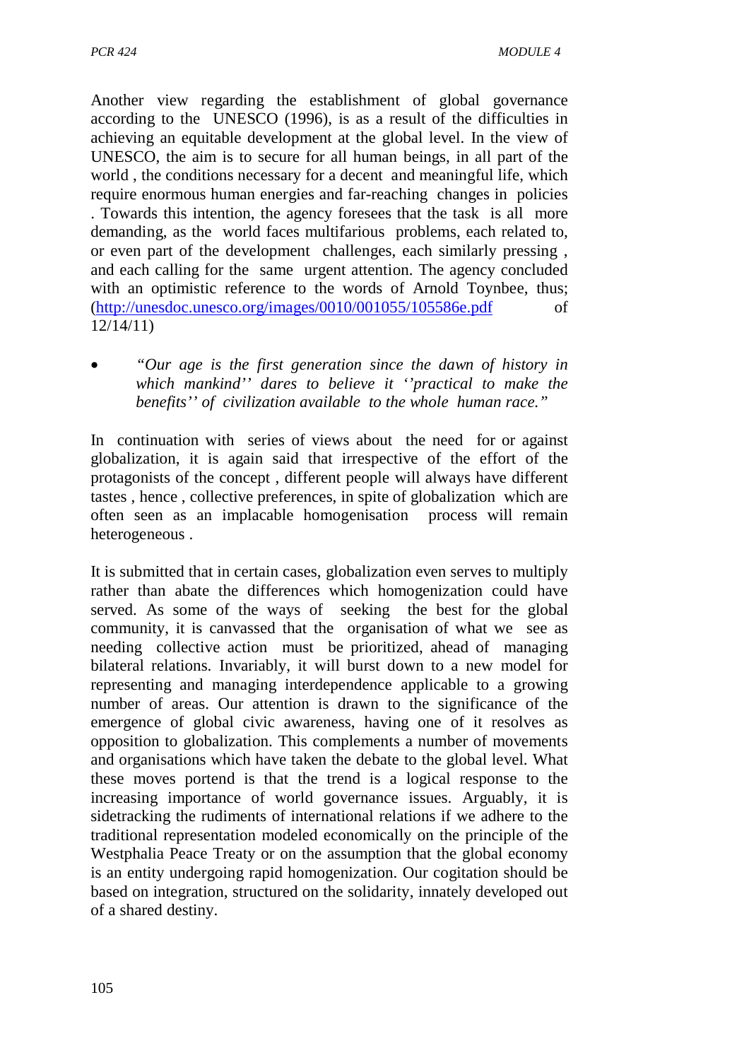Another view regarding the establishment of global governance according to the UNESCO (1996), is as a result of the difficulties in achieving an equitable development at the global level. In the view of UNESCO, the aim is to secure for all human beings, in all part of the world , the conditions necessary for a decent and meaningful life, which require enormous human energies and far-reaching changes in policies . Towards this intention, the agency foresees that the task is all more demanding, as the world faces multifarious problems, each related to, or even part of the development challenges, each similarly pressing , and each calling for the same urgent attention. The agency concluded with an optimistic reference to the words of Arnold Toynbee, thus; (http://unesdoc.unesco.org/images/0010/001055/105586e.pdf of 12/14/11)

- *"Our age is the first generation since the dawn of history in which mankind'' dares to believe it ''practical to make the benefits'' of civilization available to the whole human race."*

In continuation with series of views about the need for or against globalization, it is again said that irrespective of the effort of the protagonists of the concept , different people will always have different tastes , hence , collective preferences, in spite of globalization which are often seen as an implacable homogenisation process will remain heterogeneous .

It is submitted that in certain cases, globalization even serves to multiply rather than abate the differences which homogenization could have served. As some of the ways of seeking the best for the global community, it is canvassed that the organisation of what we see as needing collective action must be prioritized, ahead of managing bilateral relations. Invariably, it will burst down to a new model for representing and managing interdependence applicable to a growing number of areas. Our attention is drawn to the significance of the emergence of global civic awareness, having one of it resolves as opposition to globalization. This complements a number of movements and organisations which have taken the debate to the global level. What these moves portend is that the trend is a logical response to the increasing importance of world governance issues. Arguably, it is sidetracking the rudiments of international relations if we adhere to the traditional representation modeled economically on the principle of the Westphalia Peace Treaty or on the assumption that the global economy is an entity undergoing rapid homogenization. Our cogitation should be based on integration, structured on the solidarity, innately developed out of a shared destiny.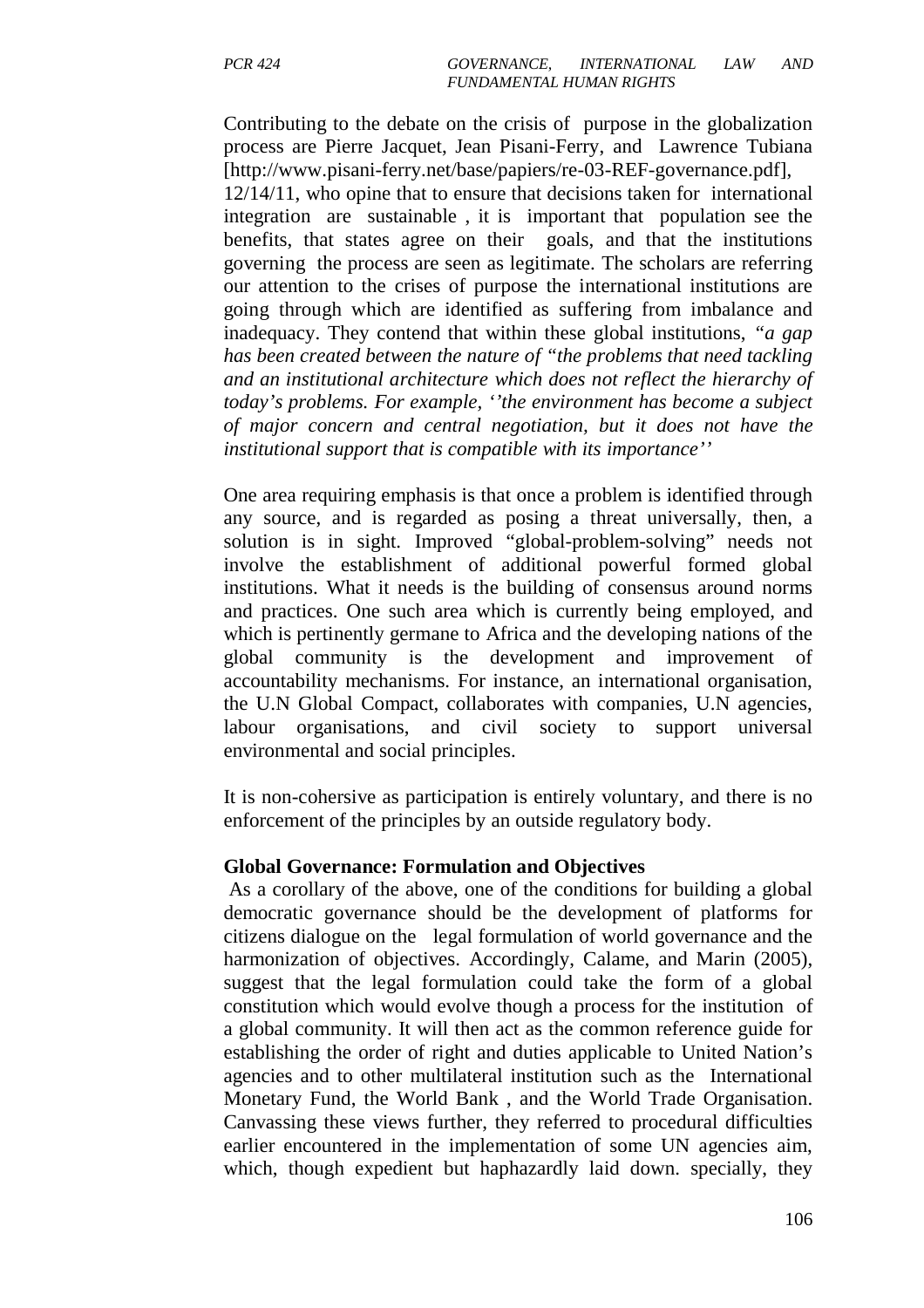Contributing to the debate on the crisis of purpose in the globalization process are Pierre Jacquet, Jean Pisani-Ferry, and Lawrence Tubiana [http://www.pisani-ferry.net/base/papiers/re-03-REF-governance.pdf], 12/14/11, who opine that to ensure that decisions taken for international integration are sustainable , it is important that population see the benefits, that states agree on their goals, and that the institutions governing the process are seen as legitimate. The scholars are referring our attention to the crises of purpose the international institutions are going through which are identified as suffering from imbalance and inadequacy. They contend that within these global institutions, "*a gap has been created between the nature of "the problems that need tackling and an institutional architecture which does not reflect the hierarchy of today's problems. For example, ''the environment has become a subject of major concern and central negotiation, but it does not have the institutional support that is compatible with its importance''*

One area requiring emphasis is that once a problem is identified through any source, and is regarded as posing a threat universally, then, a solution is in sight. Improved "global-problem-solving" needs not involve the establishment of additional powerful formed global institutions. What it needs is the building of consensus around norms and practices. One such area which is currently being employed, and which is pertinently germane to Africa and the developing nations of the global community is the development and improvement of accountability mechanisms. For instance, an international organisation, the U.N Global Compact, collaborates with companies, U.N agencies, labour organisations, and civil society to support universal environmental and social principles.

It is non-cohersive as participation is entirely voluntary, and there is no enforcement of the principles by an outside regulatory body.

**Global Governance: Formulation and Objectives**

As a corollary of the above, one of the conditions for building a global democratic governance should be the development of platforms for citizens dialogue on the legal formulation of world governance and the harmonization of objectives. Accordingly, Calame, and Marin (2005), suggest that the legal formulation could take the form of a global constitution which would evolve though a process for the institution of a global community. It will then act as the common reference guide for establishing the order of right and duties applicable to United Nation's agencies and to other multilateral institution such as the International Monetary Fund, the World Bank , and the World Trade Organisation. Canvassing these views further, they referred to procedural difficulties earlier encountered in the implementation of some UN agencies aim, which, though expedient but haphazardly laid down. specially, they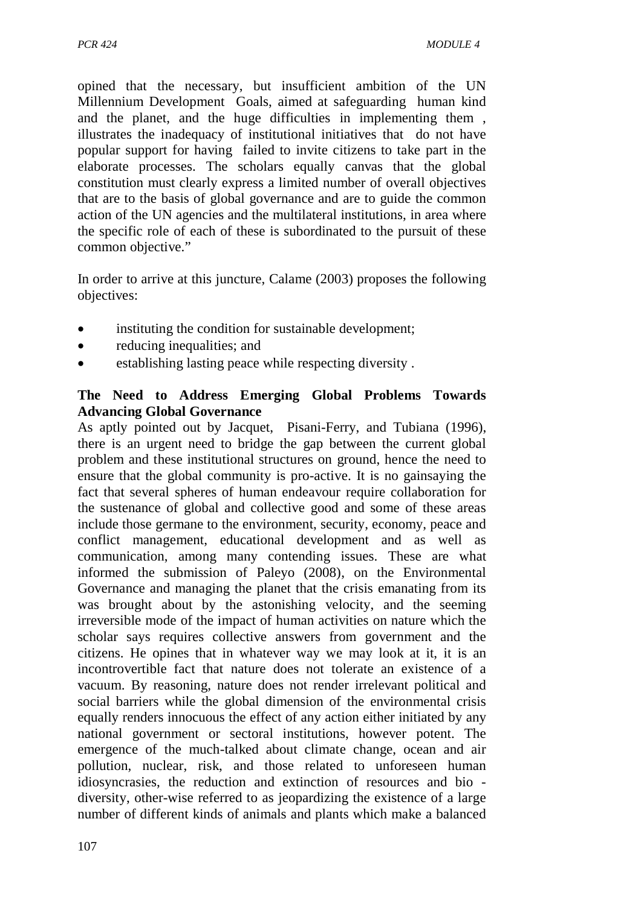opined that the necessary, but insufficient ambition of the UN Millennium Development Goals, aimed at safeguarding human kind and the planet, and the huge difficulties in implementing them , illustrates the inadequacy of institutional initiatives that do not have popular support for having failed to invite citizens to take part in the elaborate processes. The scholars equally canvas that the global constitution must clearly express a limited number of overall objectives that are to the basis of global governance and are to guide the common action of the UN agencies and the multilateral institutions, in area where the specific role of each of these is subordinated to the pursuit of these common objective."

In order to arrive at this juncture, Calame (2003) proposes the following objectives:

- instituting the condition for sustainable development;
- reducing inequalities; and
- establishing lasting peace while respecting diversity .

**The Need to Address Emerging Global Problems Towards Advancing Global Governance**

As aptly pointed out by Jacquet, Pisani-Ferry, and Tubiana (1996), there is an urgent need to bridge the gap between the current global problem and these institutional structures on ground, hence the need to ensure that the global community is pro-active. It is no gainsaying the fact that several spheres of human endeavour require collaboration for the sustenance of global and collective good and some of these areas include those germane to the environment, security, economy, peace and conflict management, educational development and as well as communication, among many contending issues. These are what informed the submission of Paleyo (2008), on the Environmental Governance and managing the planet that the crisis emanating from its was brought about by the astonishing velocity, and the seeming irreversible mode of the impact of human activities on nature which the scholar says requires collective answers from government and the citizens. He opines that in whatever way we may look at it, it is an incontrovertible fact that nature does not tolerate an existence of a vacuum. By reasoning, nature does not render irrelevant political and social barriers while the global dimension of the environmental crisis equally renders innocuous the effect of any action either initiated by any national government or sectoral institutions, however potent. The emergence of the much-talked about climate change, ocean and air pollution, nuclear, risk, and those related to unforeseen human idiosyncrasies, the reduction and extinction of resources and bio - diversity, other-wise referred to as jeopardizing the existence of a large number of different kinds of animals and plants which make a balanced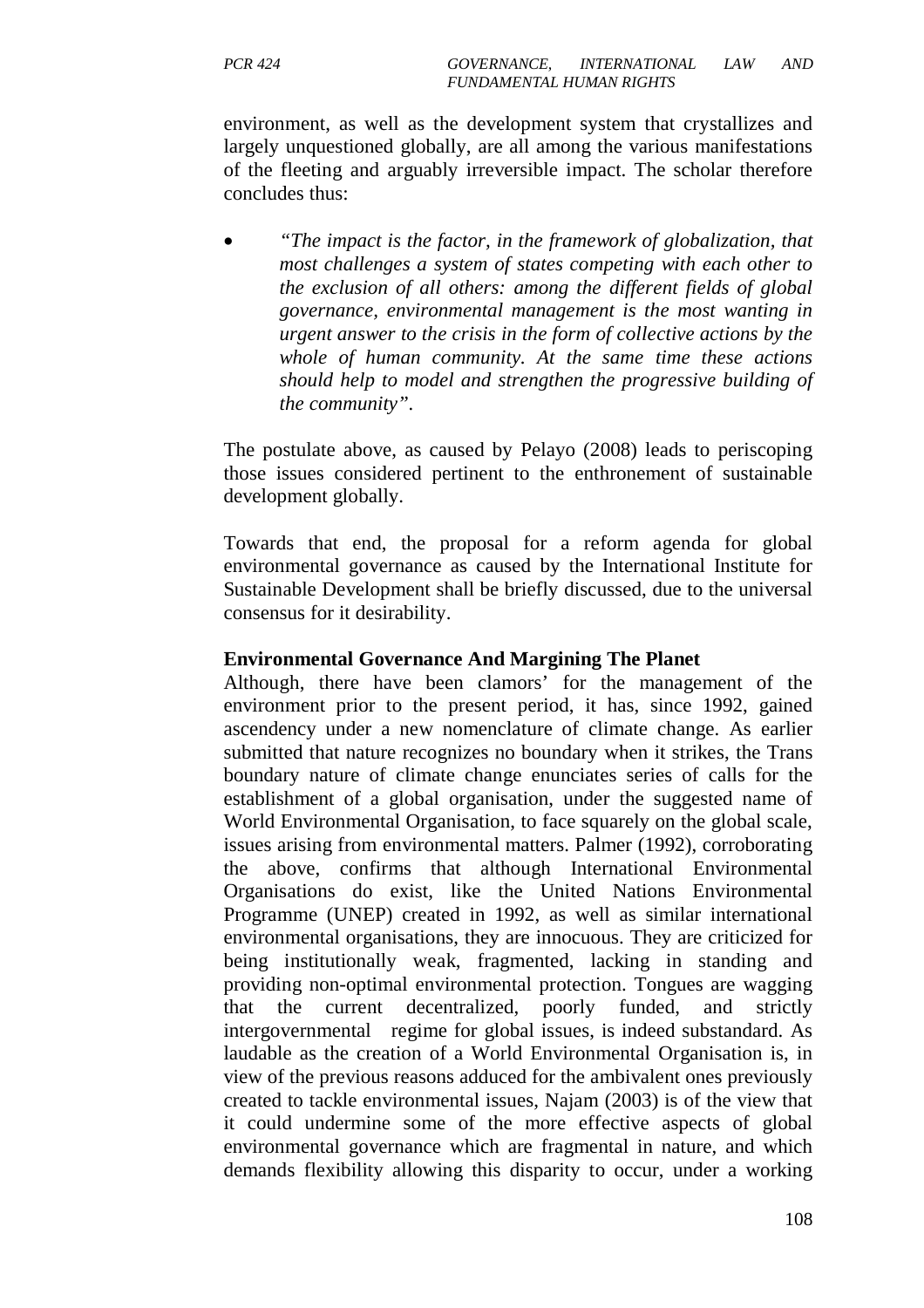environment, as well as the development system that crystallizes and largely unquestioned globally, are all among the various manifestations of the fleeting and arguably irreversible impact. The scholar therefore concludes thus:

- *"The impact is the factor, in the framework of globalization, that most challenges a system of states competing with each other to the exclusion of all others: among the different fields of global governance, environmental management is the most wanting in urgent answer to the crisis in the form of collective actions by the whole of human community. At the same time these actions should help to model and strengthen the progressive building of the community".*

The postulate above, as caused by Pelayo (2008) leads to periscoping those issues considered pertinent to the enthronement of sustainable development globally.

Towards that end, the proposal for a reform agenda for global environmental governance as caused by the International Institute for Sustainable Development shall be briefly discussed, due to the universal consensus for it desirability.

**Environmental Governance And Margining The Planet**

Although, there have been clamors' for the management of the environment prior to the present period, it has, since 1992, gained ascendency under a new nomenclature of climate change. As earlier submitted that nature recognizes no boundary when it strikes, the Trans boundary nature of climate change enunciates series of calls for the establishment of a global organisation, under the suggested name of World Environmental Organisation, to face squarely on the global scale, issues arising from environmental matters. Palmer (1992), corroborating the above, confirms that although International Environmental Organisations do exist, like the United Nations Environmental Programme (UNEP) created in 1992, as well as similar international environmental organisations, they are innocuous. They are criticized for being institutionally weak, fragmented, lacking in standing and providing non-optimal environmental protection. Tongues are wagging that the current decentralized, poorly funded, and strictly intergovernmental regime for global issues, is indeed substandard. As laudable as the creation of a World Environmental Organisation is, in view of the previous reasons adduced for the ambivalent ones previously created to tackle environmental issues, Najam (2003) is of the view that it could undermine some of the more effective aspects of global environmental governance which are fragmental in nature, and which demands flexibility allowing this disparity to occur, under a working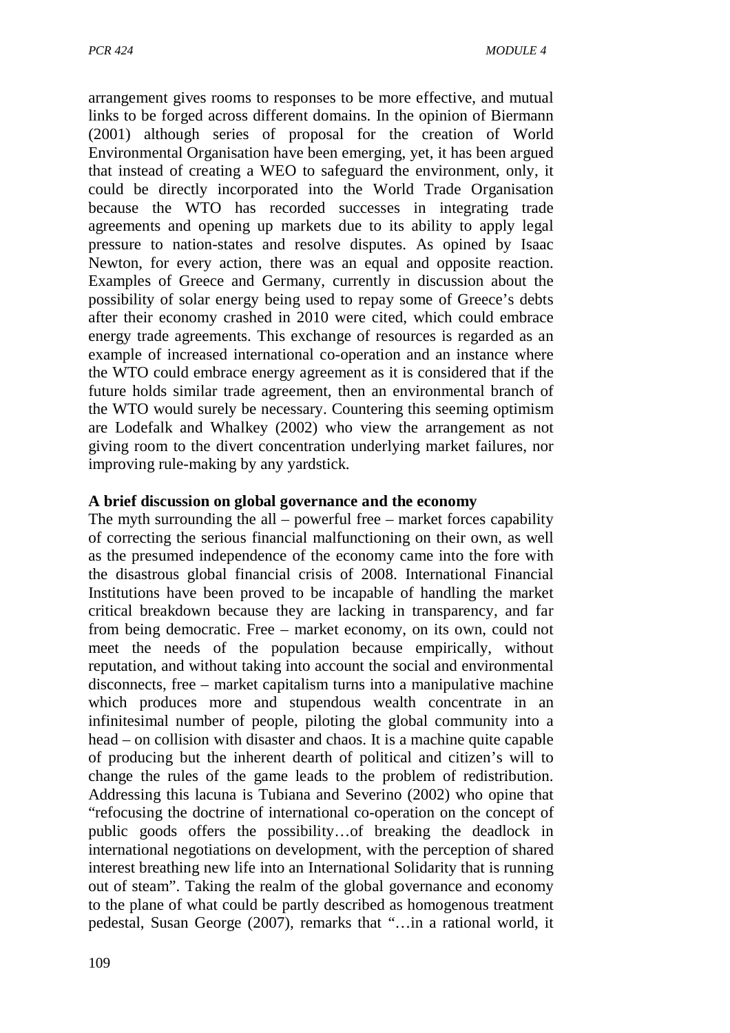arrangement gives rooms to responses to be more effective, and mutual links to be forged across different domains. In the opinion of Biermann (2001) although series of proposal for the creation of World Environmental Organisation have been emerging, yet, it has been argued that instead of creating a WEO to safeguard the environment, only, it could be directly incorporated into the World Trade Organisation because the WTO has recorded successes in integrating trade agreements and opening up markets due to its ability to apply legal pressure to nation-states and resolve disputes. As opined by Isaac Newton, for every action, there was an equal and opposite reaction. Examples of Greece and Germany, currently in discussion about the possibility of solar energy being used to repay some of Greece's debts after their economy crashed in 2010 were cited, which could embrace energy trade agreements. This exchange of resources is regarded as an example of increased international co-operation and an instance where the WTO could embrace energy agreement as it is considered that if the future holds similar trade agreement, then an environmental branch of the WTO would surely be necessary. Countering this seeming optimism are Lodefalk and Whalkey (2002) who view the arrangement as not giving room to the divert concentration underlying market failures, nor improving rule-making by any yardstick.

**A brief discussion on global governance and the economy**

The myth surrounding the all – powerful free – market forces capability of correcting the serious financial malfunctioning on their own, as well as the presumed independence of the economy came into the fore with the disastrous global financial crisis of 2008. International Financial Institutions have been proved to be incapable of handling the market critical breakdown because they are lacking in transparency, and far from being democratic. Free – market economy, on its own, could not meet the needs of the population because empirically, without reputation, and without taking into account the social and environmental disconnects, free – market capitalism turns into a manipulative machine which produces more and stupendous wealth concentrate in an infinitesimal number of people, piloting the global community into a head – on collision with disaster and chaos. It is a machine quite capable of producing but the inherent dearth of political and citizen's will to change the rules of the game leads to the problem of redistribution. Addressing this lacuna is Tubiana and Severino (2002) who opine that "refocusing the doctrine of international co-operation on the concept of public goods offers the possibility…of breaking the deadlock in international negotiations on development, with the perception of shared interest breathing new life into an International Solidarity that is running out of steam". Taking the realm of the global governance and economy to the plane of what could be partly described as homogenous treatment pedestal, Susan George (2007), remarks that "…in a rational world, it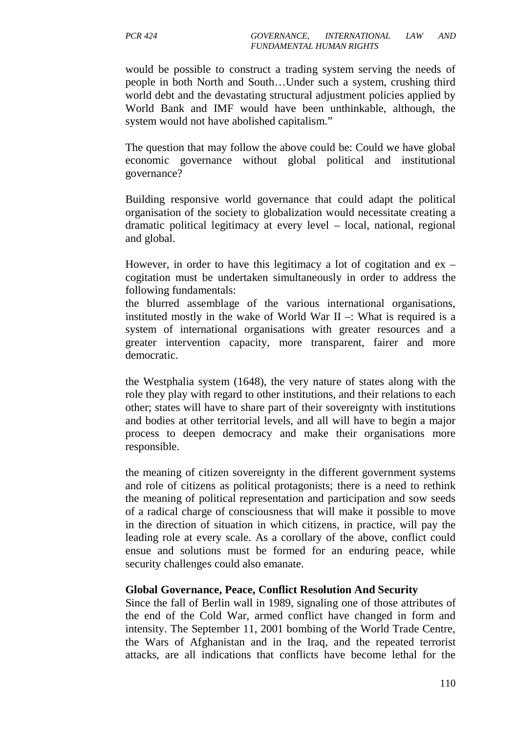would be possible to construct a trading system serving the needs of people in both North and South…Under such a system, crushing third world debt and the devastating structural adjustment policies applied by World Bank and IMF would have been unthinkable, although, the system would not have abolished capitalism."

The question that may follow the above could be: Could we have global economic governance without global political and institutional governance?

Building responsive world governance that could adapt the political organisation of the society to globalization would necessitate creating a dramatic political legitimacy at every level – local, national, regional and global.

However, in order to have this legitimacy a lot of cogitation and ex – cogitation must be undertaken simultaneously in order to address the following fundamentals:

the blurred assemblage of the various international organisations, instituted mostly in the wake of World War II –: What is required is a system of international organisations with greater resources and a greater intervention capacity, more transparent, fairer and more democratic.

the Westphalia system (1648), the very nature of states along with the role they play with regard to other institutions, and their relations to each other; states will have to share part of their sovereignty with institutions and bodies at other territorial levels, and all will have to begin a major process to deepen democracy and make their organisations more responsible.

the meaning of citizen sovereignty in the different government systems and role of citizens as political protagonists; there is a need to rethink the meaning of political representation and participation and sow seeds of a radical charge of consciousness that will make it possible to move in the direction of situation in which citizens, in practice, will pay the leading role at every scale. As a corollary of the above, conflict could ensue and solutions must be formed for an enduring peace, while security challenges could also emanate.

**Global Governance, Peace, Conflict Resolution And Security**

Since the fall of Berlin wall in 1989, signaling one of those attributes of the end of the Cold War, armed conflict have changed in form and intensity. The September 11, 2001 bombing of the World Trade Centre, the Wars of Afghanistan and in the Iraq, and the repeated terrorist attacks, are all indications that conflicts have become lethal for the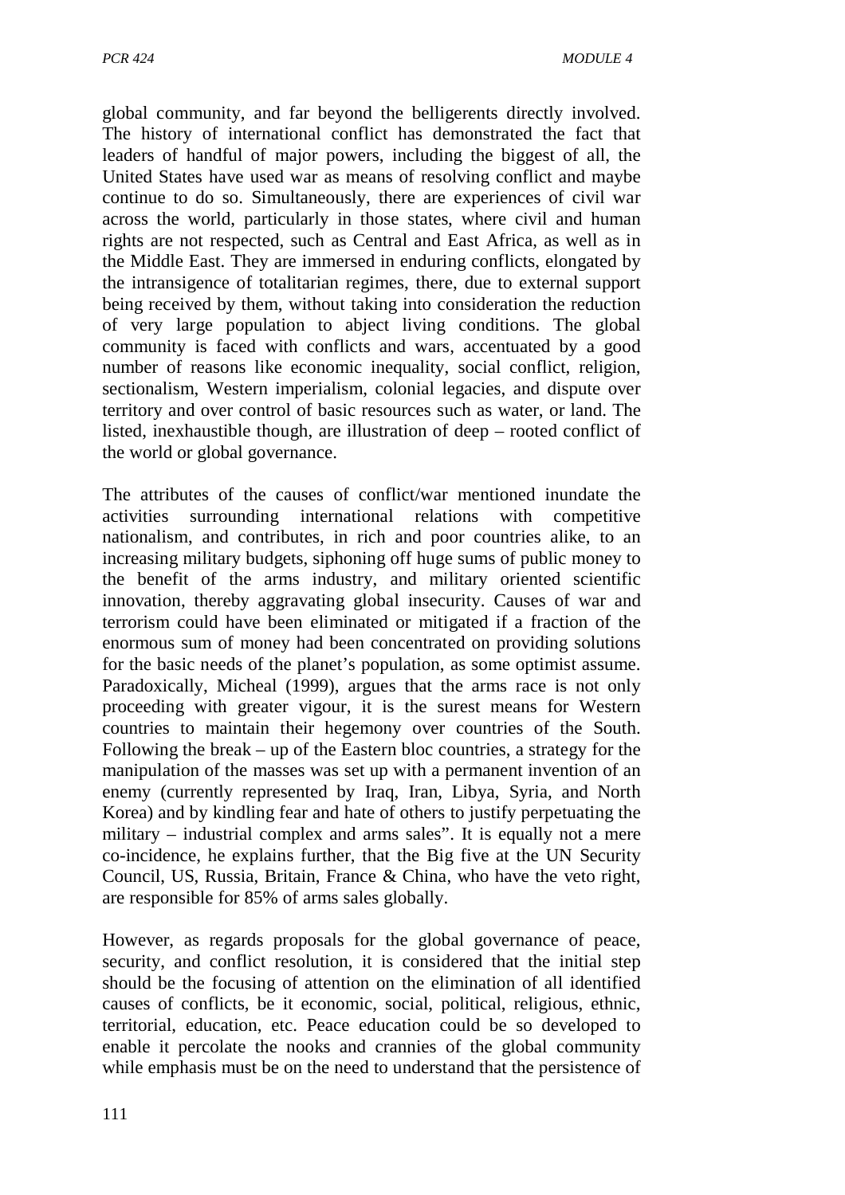global community, and far beyond the belligerents directly involved. The history of international conflict has demonstrated the fact that leaders of handful of major powers, including the biggest of all, the United States have used war as means of resolving conflict and maybe continue to do so. Simultaneously, there are experiences of civil war across the world, particularly in those states, where civil and human rights are not respected, such as Central and East Africa, as well as in the Middle East. They are immersed in enduring conflicts, elongated by the intransigence of totalitarian regimes, there, due to external support being received by them, without taking into consideration the reduction of very large population to abject living conditions. The global community is faced with conflicts and wars, accentuated by a good number of reasons like economic inequality, social conflict, religion, sectionalism, Western imperialism, colonial legacies, and dispute over territory and over control of basic resources such as water, or land. The listed, inexhaustible though, are illustration of deep – rooted conflict of the world or global governance.

The attributes of the causes of conflict/war mentioned inundate the activities surrounding international relations with competitive nationalism, and contributes, in rich and poor countries alike, to an increasing military budgets, siphoning off huge sums of public money to the benefit of the arms industry, and military oriented scientific innovation, thereby aggravating global insecurity. Causes of war and terrorism could have been eliminated or mitigated if a fraction of the enormous sum of money had been concentrated on providing solutions for the basic needs of the planet's population, as some optimist assume. Paradoxically, Micheal (1999), argues that the arms race is not only proceeding with greater vigour, it is the surest means for Western countries to maintain their hegemony over countries of the South. Following the break – up of the Eastern bloc countries, a strategy for the manipulation of the masses was set up with a permanent invention of an enemy (currently represented by Iraq, Iran, Libya, Syria, and North Korea) and by kindling fear and hate of others to justify perpetuating the military – industrial complex and arms sales". It is equally not a mere co-incidence, he explains further, that the Big five at the UN Security Council, US, Russia, Britain, France & China, who have the veto right, are responsible for 85% of arms sales globally.

However, as regards proposals for the global governance of peace, security, and conflict resolution, it is considered that the initial step should be the focusing of attention on the elimination of all identified causes of conflicts, be it economic, social, political, religious, ethnic, territorial, education, etc. Peace education could be so developed to enable it percolate the nooks and crannies of the global community while emphasis must be on the need to understand that the persistence of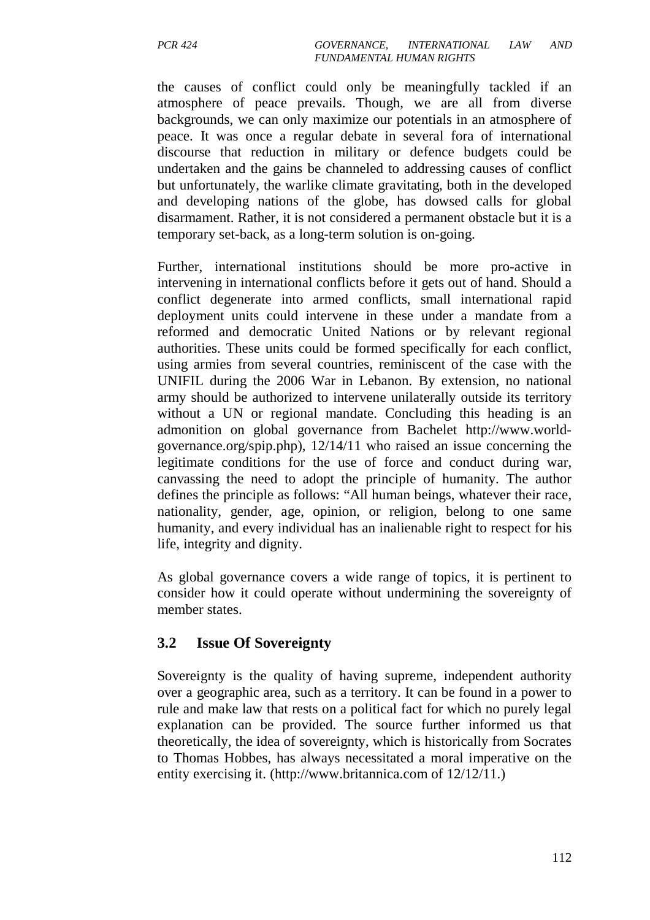the causes of conflict could only be meaningfully tackled if an atmosphere of peace prevails. Though, we are all from diverse backgrounds, we can only maximize our potentials in an atmosphere of peace. It was once a regular debate in several fora of international discourse that reduction in military or defence budgets could be undertaken and the gains be channeled to addressing causes of conflict but unfortunately, the warlike climate gravitating, both in the developed and developing nations of the globe, has dowsed calls for global disarmament. Rather, it is not considered a permanent obstacle but it is a temporary set-back, as a long-term solution is on-going.

Further, international institutions should be more pro-active in intervening in international conflicts before it gets out of hand. Should a conflict degenerate into armed conflicts, small international rapid deployment units could intervene in these under a mandate from a reformed and democratic United Nations or by relevant regional authorities. These units could be formed specifically for each conflict, using armies from several countries, reminiscent of the case with the UNIFIL during the 2006 War in Lebanon. By extension, no national army should be authorized to intervene unilaterally outside its territory without a UN or regional mandate. Concluding this heading is an admonition on global governance from Bachelet http://www.world-governance.org/spip.php), 12/14/11 who raised an issue concerning the legitimate conditions for the use of force and conduct during war, canvassing the need to adopt the principle of humanity. The author defines the principle as follows: "All human beings, whatever their race, nationality, gender, age, opinion, or religion, belong to one same humanity, and every individual has an inalienable right to respect for his life, integrity and dignity.

As global governance covers a wide range of topics, it is pertinent to consider how it could operate without undermining the sovereignty of member states.

## 3.2 Issue Of Sovereignty

Sovereignty is the quality of having supreme, independent authority over a geographic area, such as a territory. It can be found in a power to rule and make law that rests on a political fact for which no purely legal explanation can be provided. The source further informed us that theoretically, the idea of sovereignty, which is historically from Socrates to Thomas Hobbes, has always necessitated a moral imperative on the entity exercising it. (http://www.britannica.com of 12/12/11.)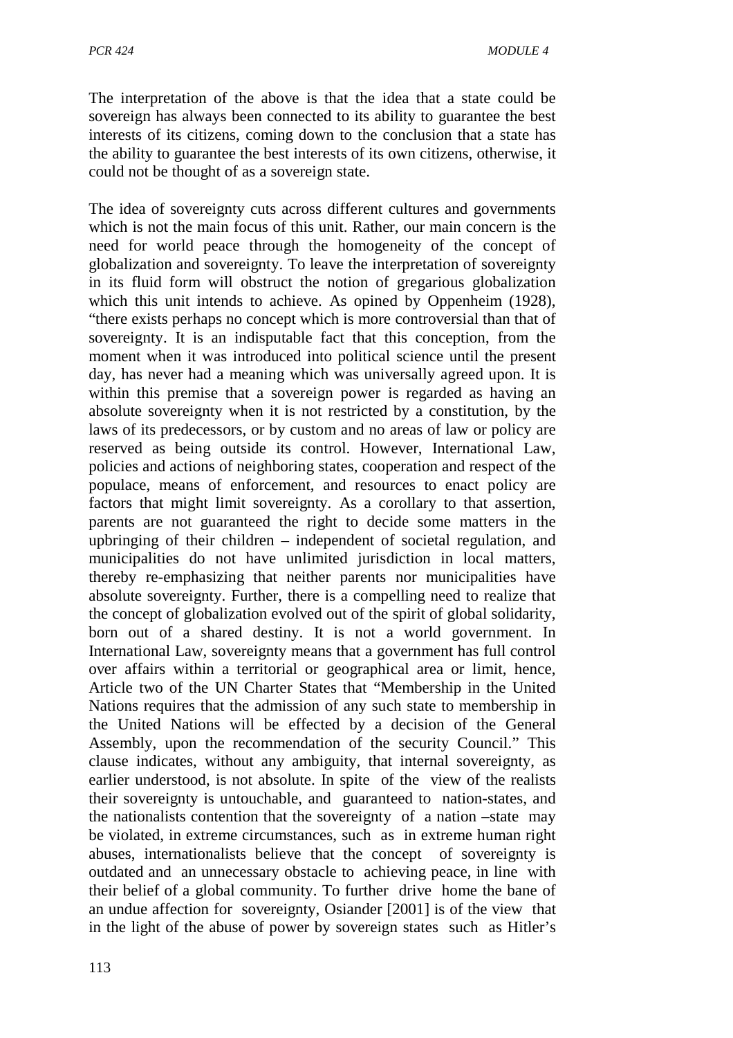The interpretation of the above is that the idea that a state could be sovereign has always been connected to its ability to guarantee the best interests of its citizens, coming down to the conclusion that a state has the ability to guarantee the best interests of its own citizens, otherwise, it could not be thought of as a sovereign state.

The idea of sovereignty cuts across different cultures and governments which is not the main focus of this unit. Rather, our main concern is the need for world peace through the homogeneity of the concept of globalization and sovereignty. To leave the interpretation of sovereignty in its fluid form will obstruct the notion of gregarious globalization which this unit intends to achieve. As opined by Oppenheim (1928), "there exists perhaps no concept which is more controversial than that of sovereignty. It is an indisputable fact that this conception, from the moment when it was introduced into political science until the present day, has never had a meaning which was universally agreed upon. It is within this premise that a sovereign power is regarded as having an absolute sovereignty when it is not restricted by a constitution, by the laws of its predecessors, or by custom and no areas of law or policy are reserved as being outside its control. However, International Law, policies and actions of neighboring states, cooperation and respect of the populace, means of enforcement, and resources to enact policy are factors that might limit sovereignty. As a corollary to that assertion, parents are not guaranteed the right to decide some matters in the upbringing of their children – independent of societal regulation, and municipalities do not have unlimited jurisdiction in local matters, thereby re-emphasizing that neither parents nor municipalities have absolute sovereignty. Further, there is a compelling need to realize that the concept of globalization evolved out of the spirit of global solidarity, born out of a shared destiny. It is not a world government. In International Law, sovereignty means that a government has full control over affairs within a territorial or geographical area or limit, hence, Article two of the UN Charter States that "Membership in the United Nations requires that the admission of any such state to membership in the United Nations will be effected by a decision of the General Assembly, upon the recommendation of the security Council." This clause indicates, without any ambiguity, that internal sovereignty, as earlier understood, is not absolute. In spite of the view of the realists their sovereignty is untouchable, and guaranteed to nation-states, and the nationalists contention that the sovereignty of a nation –state may be violated, in extreme circumstances, such as in extreme human right abuses, internationalists believe that the concept of sovereignty is outdated and an unnecessary obstacle to achieving peace, in line with their belief of a global community. To further drive home the bane of an undue affection for sovereignty, Osiander [2001] is of the view that in the light of the abuse of power by sovereign states such as Hitler's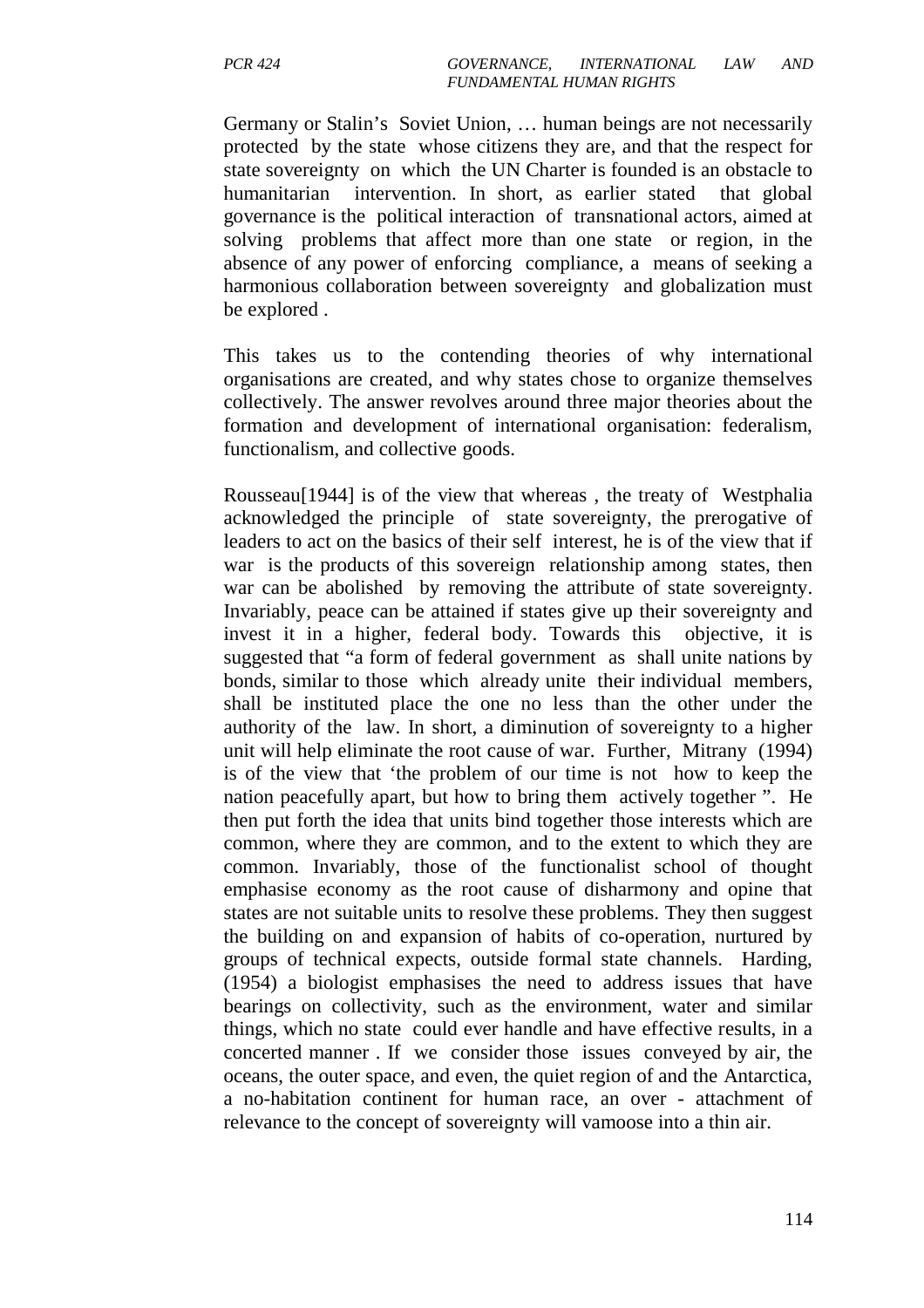Germany or Stalin's Soviet Union, … human beings are not necessarily protected by the state whose citizens they are, and that the respect for state sovereignty on which the UN Charter is founded is an obstacle to humanitarian intervention. In short, as earlier stated that global governance is the political interaction of transnational actors, aimed at solving problems that affect more than one state or region, in the absence of any power of enforcing compliance, a means of seeking a harmonious collaboration between sovereignty and globalization must be explored .

This takes us to the contending theories of why international organisations are created, and why states chose to organize themselves collectively. The answer revolves around three major theories about the formation and development of international organisation: federalism, functionalism, and collective goods.

Rousseau[1944] is of the view that whereas , the treaty of Westphalia acknowledged the principle of state sovereignty, the prerogative of leaders to act on the basics of their self interest, he is of the view that if war is the products of this sovereign relationship among states, then war can be abolished by removing the attribute of state sovereignty. Invariably, peace can be attained if states give up their sovereignty and invest it in a higher, federal body. Towards this objective, it is suggested that "a form of federal government as shall unite nations by bonds, similar to those which already unite their individual members, shall be instituted place the one no less than the other under the authority of the law. In short, a diminution of sovereignty to a higher unit will help eliminate the root cause of war. Further, Mitrany (1994) is of the view that 'the problem of our time is not how to keep the nation peacefully apart, but how to bring them actively together ". He then put forth the idea that units bind together those interests which are common, where they are common, and to the extent to which they are common. Invariably, those of the functionalist school of thought emphasise economy as the root cause of disharmony and opine that states are not suitable units to resolve these problems. They then suggest the building on and expansion of habits of co-operation, nurtured by groups of technical expects, outside formal state channels. Harding, (1954) a biologist emphasises the need to address issues that have bearings on collectivity, such as the environment, water and similar things, which no state could ever handle and have effective results, in a concerted manner . If we consider those issues conveyed by air, the oceans, the outer space, and even, the quiet region of and the Antarctica, a no-habitation continent for human race, an over - attachment of relevance to the concept of sovereignty will vamoose into a thin air.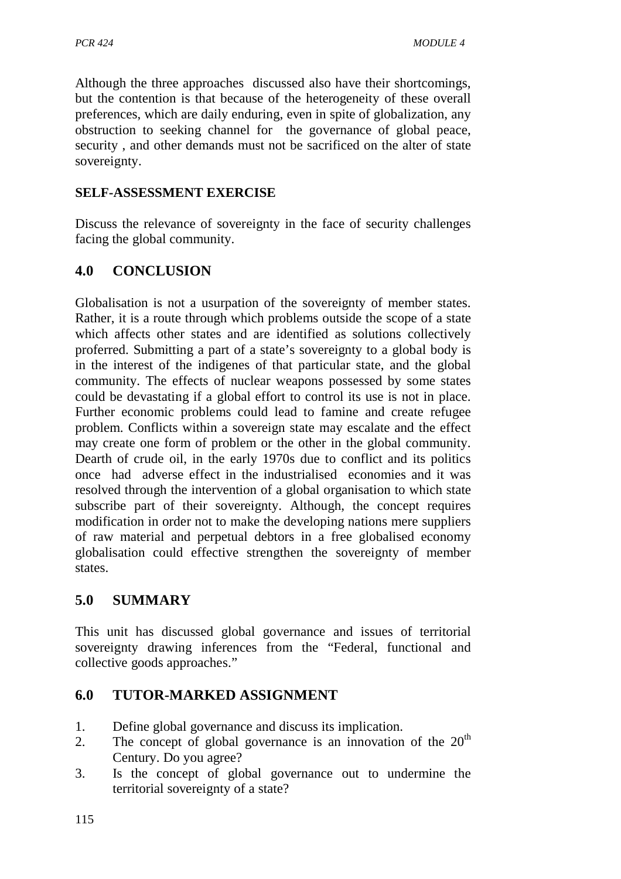Although the three approaches discussed also have their shortcomings, but the contention is that because of the heterogeneity of these overall preferences, which are daily enduring, even in spite of globalization, any obstruction to seeking channel for the governance of global peace, security , and other demands must not be sacrificed on the alter of state sovereignty.

**SELF-ASSESSMENT EXERCISE**

Discuss the relevance of sovereignty in the face of security challenges facing the global community.

## 4.0 CONCLUSION

Globalisation is not a usurpation of the sovereignty of member states. Rather, it is a route through which problems outside the scope of a state which affects other states and are identified as solutions collectively proferred. Submitting a part of a state's sovereignty to a global body is in the interest of the indigenes of that particular state, and the global community. The effects of nuclear weapons possessed by some states could be devastating if a global effort to control its use is not in place. Further economic problems could lead to famine and create refugee problem. Conflicts within a sovereign state may escalate and the effect may create one form of problem or the other in the global community. Dearth of crude oil, in the early 1970s due to conflict and its politics once had adverse effect in the industrialised economies and it was resolved through the intervention of a global organisation to which state subscribe part of their sovereignty. Although, the concept requires modification in order not to make the developing nations mere suppliers of raw material and perpetual debtors in a free globalised economy globalisation could effective strengthen the sovereignty of member states.

## 5.0 SUMMARY

This unit has discussed global governance and issues of territorial sovereignty drawing inferences from the "Federal, functional and collective goods approaches."

## 6.0 TUTOR-MARKED ASSIGNMENT

1. Define global governance and discuss its implication.
2. The concept of global governance is an innovation of the 20th Century. Do you agree?
3. Is the concept of global governance out to undermine the territorial sovereignty of a state?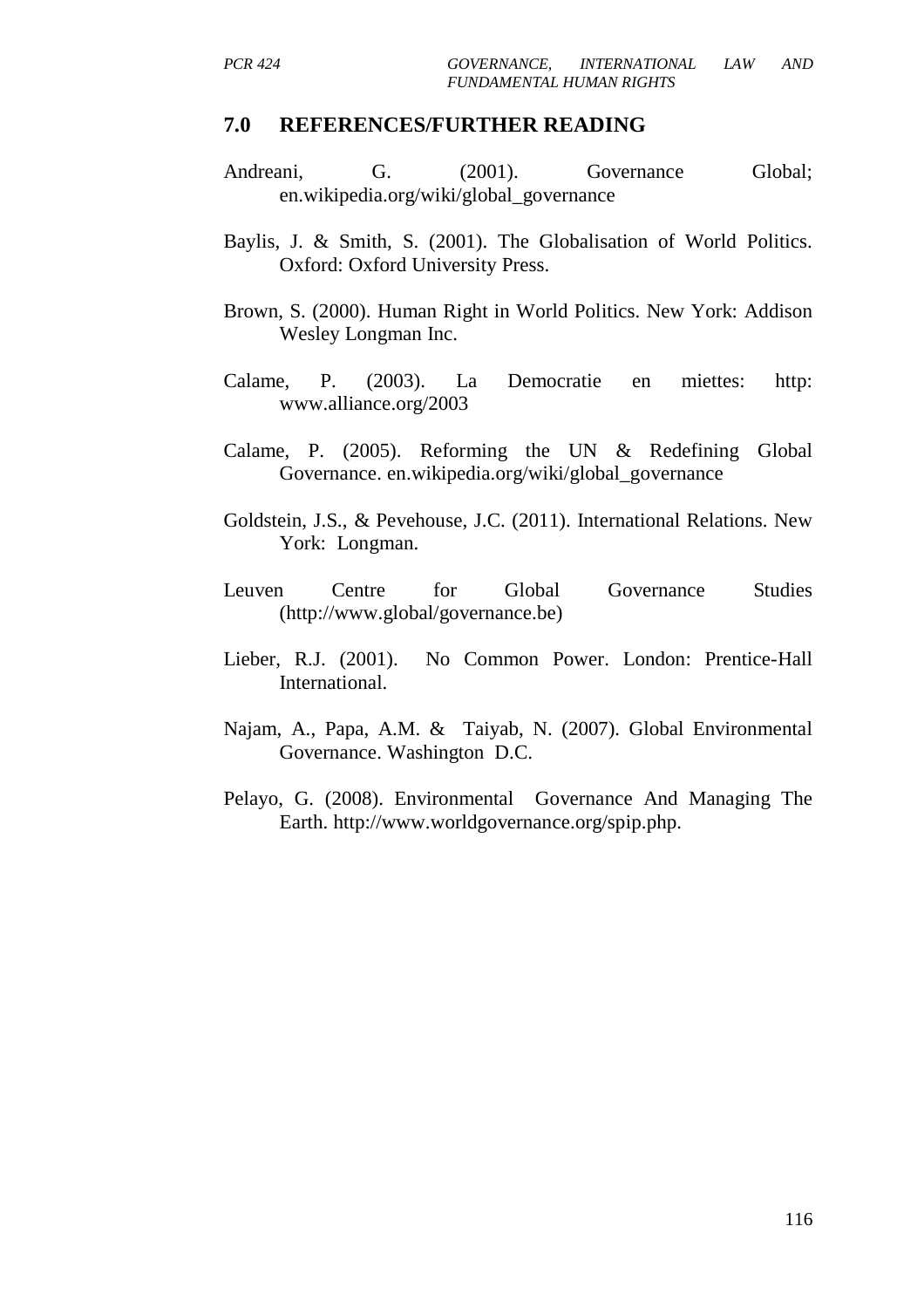## 7.0 REFERENCES/FURTHER READING

Andreani, G. (2001). Governance Global; en.wikipedia.org/wiki/global_governance

Baylis, J. & Smith, S. (2001). The Globalisation of World Politics. Oxford: Oxford University Press.

Brown, S. (2000). Human Right in World Politics. New York: Addison Wesley Longman Inc.

Calame, P. (2003). La Democratie en miettes: http: www.alliance.org/2003

Calame, P. (2005). Reforming the UN & Redefining Global Governance. en.wikipedia.org/wiki/global_governance

Goldstein, J.S., & Pevehouse, J.C. (2011). International Relations. New York: Longman.

Leuven Centre for Global Governance Studies (http://www.global/governance.be)

Lieber, R.J. (2001). No Common Power. London: Prentice-Hall International.

Najam, A., Papa, A.M. & Taiyab, N. (2007). Global Environmental Governance. Washington D.C.

Pelayo, G. (2008). Environmental Governance And Managing The Earth. http://www.worldgovernance.org/spip.php.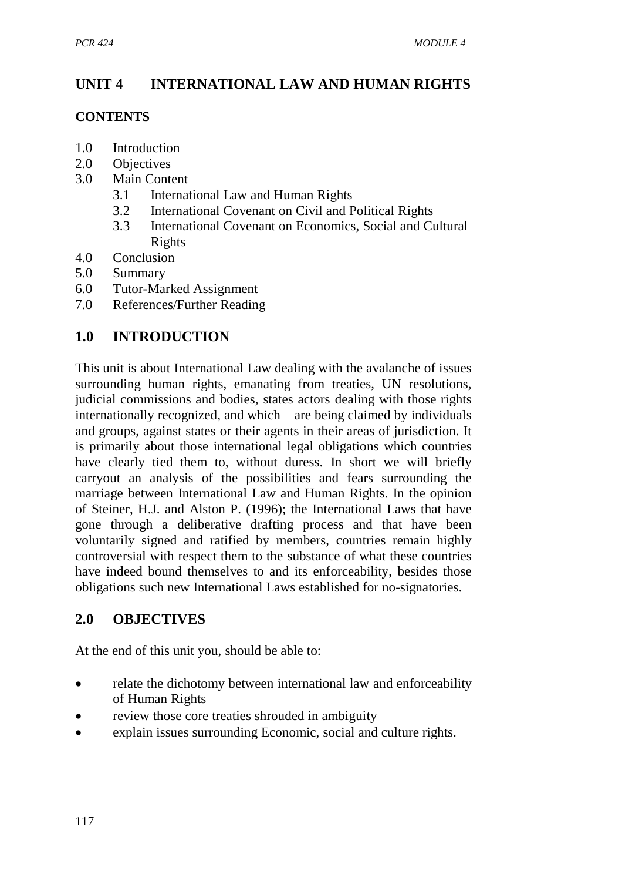# UNIT 4 INTERNATIONAL LAW AND HUMAN RIGHTS

## CONTENTS

- 1.0 Introduction
- 2.0 Objectives
- 3.0 Main Content
  - 3.1 International Law and Human Rights
  - 3.2 International Covenant on Civil and Political Rights
  - 3.3 International Covenant on Economics, Social and Cultural Rights
- 4.0 Conclusion
- 5.0 Summary
- 6.0 Tutor-Marked Assignment
- 7.0 References/Further Reading

## 1.0 INTRODUCTION

This unit is about International Law dealing with the avalanche of issues surrounding human rights, emanating from treaties, UN resolutions, judicial commissions and bodies, states actors dealing with those rights internationally recognized, and which are being claimed by individuals and groups, against states or their agents in their areas of jurisdiction. It is primarily about those international legal obligations which countries have clearly tied them to, without duress. In short we will briefly carryout an analysis of the possibilities and fears surrounding the marriage between International Law and Human Rights. In the opinion of Steiner, H.J. and Alston P. (1996); the International Laws that have gone through a deliberative drafting process and that have been voluntarily signed and ratified by members, countries remain highly controversial with respect them to the substance of what these countries have indeed bound themselves to and its enforceability, besides those obligations such new International Laws established for no-signatories.

## 2.0 OBJECTIVES

At the end of this unit you, should be able to:

- relate the dichotomy between international law and enforceability of Human Rights
- review those core treaties shrouded in ambiguity
- explain issues surrounding Economic, social and culture rights.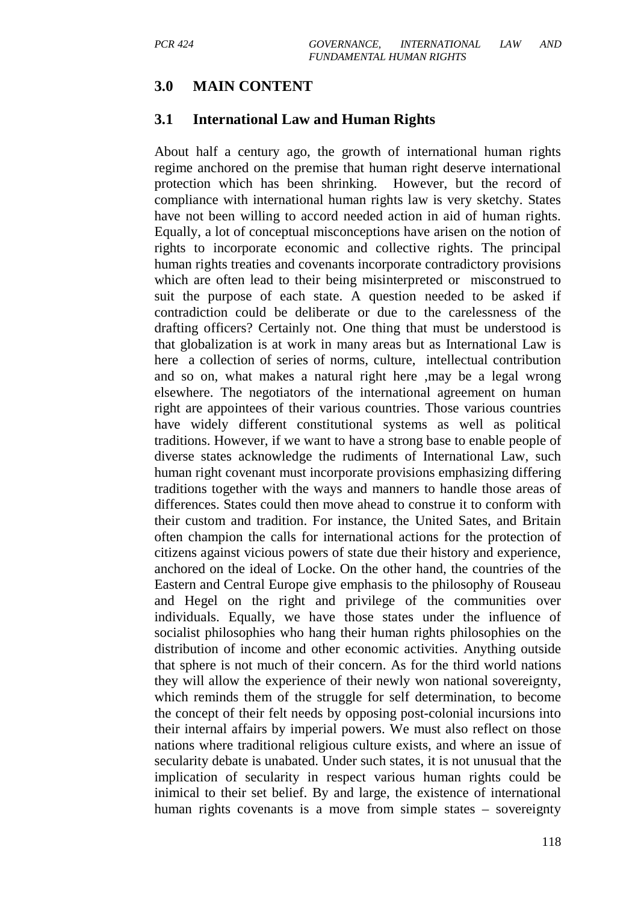## 3.0 MAIN CONTENT

### 3.1 International Law and Human Rights

About half a century ago, the growth of international human rights regime anchored on the premise that human right deserve international protection which has been shrinking. However, but the record of compliance with international human rights law is very sketchy. States have not been willing to accord needed action in aid of human rights. Equally, a lot of conceptual misconceptions have arisen on the notion of rights to incorporate economic and collective rights. The principal human rights treaties and covenants incorporate contradictory provisions which are often lead to their being misinterpreted or misconstrued to suit the purpose of each state. A question needed to be asked if contradiction could be deliberate or due to the carelessness of the drafting officers? Certainly not. One thing that must be understood is that globalization is at work in many areas but as International Law is here a collection of series of norms, culture, intellectual contribution and so on, what makes a natural right here ,may be a legal wrong elsewhere. The negotiators of the international agreement on human right are appointees of their various countries. Those various countries have widely different constitutional systems as well as political traditions. However, if we want to have a strong base to enable people of diverse states acknowledge the rudiments of International Law, such human right covenant must incorporate provisions emphasizing differing traditions together with the ways and manners to handle those areas of differences. States could then move ahead to construe it to conform with their custom and tradition. For instance, the United Sates, and Britain often champion the calls for international actions for the protection of citizens against vicious powers of state due their history and experience, anchored on the ideal of Locke. On the other hand, the countries of the Eastern and Central Europe give emphasis to the philosophy of Rouseau and Hegel on the right and privilege of the communities over individuals. Equally, we have those states under the influence of socialist philosophies who hang their human rights philosophies on the distribution of income and other economic activities. Anything outside that sphere is not much of their concern. As for the third world nations they will allow the experience of their newly won national sovereignty, which reminds them of the struggle for self determination, to become the concept of their felt needs by opposing post-colonial incursions into their internal affairs by imperial powers. We must also reflect on those nations where traditional religious culture exists, and where an issue of secularity debate is unabated. Under such states, it is not unusual that the implication of secularity in respect various human rights could be inimical to their set belief. By and large, the existence of international human rights covenants is a move from simple states – sovereignty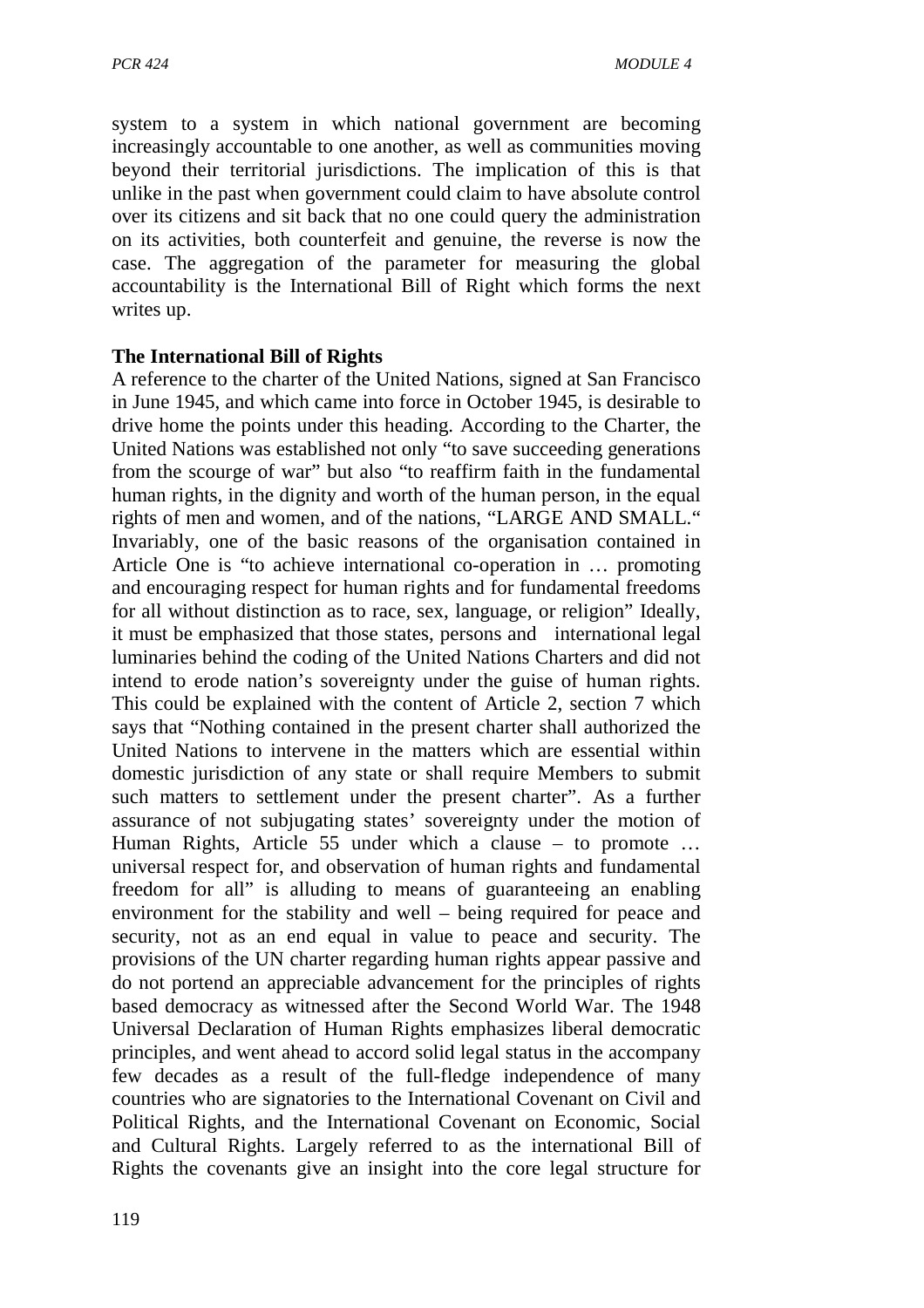system to a system in which national government are becoming increasingly accountable to one another, as well as communities moving beyond their territorial jurisdictions. The implication of this is that unlike in the past when government could claim to have absolute control over its citizens and sit back that no one could query the administration on its activities, both counterfeit and genuine, the reverse is now the case. The aggregation of the parameter for measuring the global accountability is the International Bill of Right which forms the next writes up.

**The International Bill of Rights**

A reference to the charter of the United Nations, signed at San Francisco in June 1945, and which came into force in October 1945, is desirable to drive home the points under this heading. According to the Charter, the United Nations was established not only "to save succeeding generations from the scourge of war" but also "to reaffirm faith in the fundamental human rights, in the dignity and worth of the human person, in the equal rights of men and women, and of the nations, "LARGE AND SMALL." Invariably, one of the basic reasons of the organisation contained in Article One is "to achieve international co-operation in … promoting and encouraging respect for human rights and for fundamental freedoms for all without distinction as to race, sex, language, or religion" Ideally, it must be emphasized that those states, persons and international legal luminaries behind the coding of the United Nations Charters and did not intend to erode nation's sovereignty under the guise of human rights. This could be explained with the content of Article 2, section 7 which says that "Nothing contained in the present charter shall authorized the United Nations to intervene in the matters which are essential within domestic jurisdiction of any state or shall require Members to submit such matters to settlement under the present charter". As a further assurance of not subjugating states' sovereignty under the motion of Human Rights, Article 55 under which a clause – to promote … universal respect for, and observation of human rights and fundamental freedom for all" is alluding to means of guaranteeing an enabling environment for the stability and well – being required for peace and security, not as an end equal in value to peace and security. The provisions of the UN charter regarding human rights appear passive and do not portend an appreciable advancement for the principles of rights based democracy as witnessed after the Second World War. The 1948 Universal Declaration of Human Rights emphasizes liberal democratic principles, and went ahead to accord solid legal status in the accompany few decades as a result of the full-fledge independence of many countries who are signatories to the International Covenant on Civil and Political Rights, and the International Covenant on Economic, Social and Cultural Rights. Largely referred to as the international Bill of Rights the covenants give an insight into the core legal structure for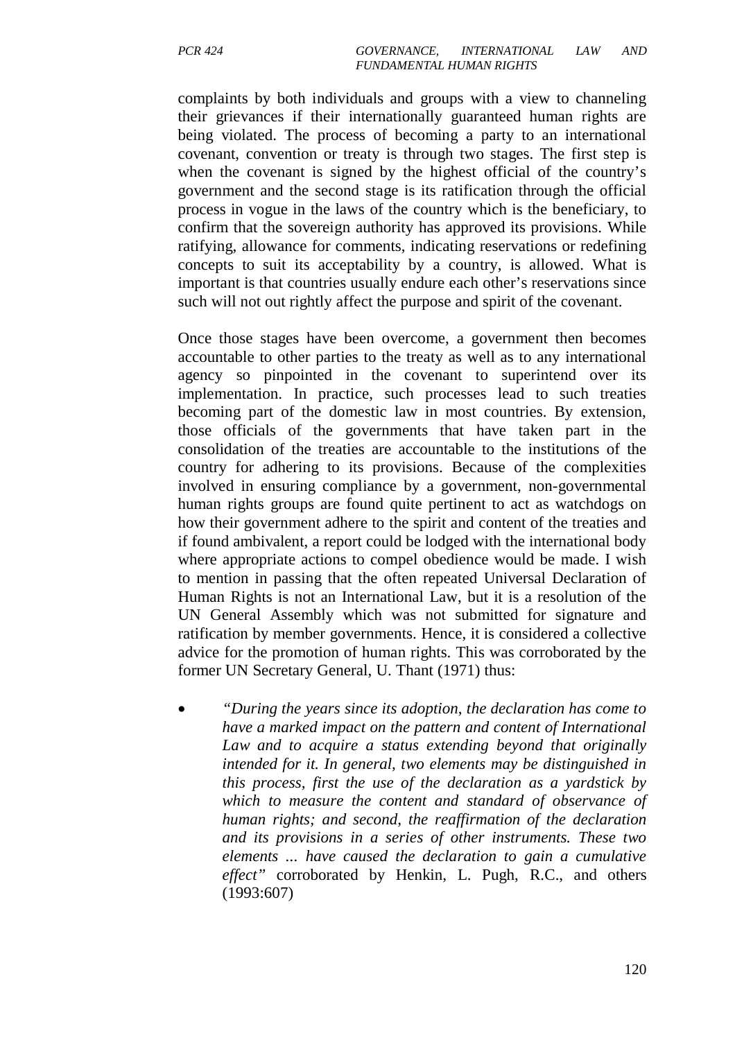complaints by both individuals and groups with a view to channeling their grievances if their internationally guaranteed human rights are being violated. The process of becoming a party to an international covenant, convention or treaty is through two stages. The first step is when the covenant is signed by the highest official of the country's government and the second stage is its ratification through the official process in vogue in the laws of the country which is the beneficiary, to confirm that the sovereign authority has approved its provisions. While ratifying, allowance for comments, indicating reservations or redefining concepts to suit its acceptability by a country, is allowed. What is important is that countries usually endure each other's reservations since such will not out rightly affect the purpose and spirit of the covenant.

Once those stages have been overcome, a government then becomes accountable to other parties to the treaty as well as to any international agency so pinpointed in the covenant to superintend over its implementation. In practice, such processes lead to such treaties becoming part of the domestic law in most countries. By extension, those officials of the governments that have taken part in the consolidation of the treaties are accountable to the institutions of the country for adhering to its provisions. Because of the complexities involved in ensuring compliance by a government, non-governmental human rights groups are found quite pertinent to act as watchdogs on how their government adhere to the spirit and content of the treaties and if found ambivalent, a report could be lodged with the international body where appropriate actions to compel obedience would be made. I wish to mention in passing that the often repeated Universal Declaration of Human Rights is not an International Law, but it is a resolution of the UN General Assembly which was not submitted for signature and ratification by member governments. Hence, it is considered a collective advice for the promotion of human rights. This was corroborated by the former UN Secretary General, U. Thant (1971) thus:

- *"During the years since its adoption, the declaration has come to have a marked impact on the pattern and content of International Law and to acquire a status extending beyond that originally intended for it. In general, two elements may be distinguished in this process, first the use of the declaration as a yardstick by which to measure the content and standard of observance of human rights; and second, the reaffirmation of the declaration and its provisions in a series of other instruments. These two elements ... have caused the declaration to gain a cumulative effect"* corroborated by Henkin, L. Pugh, R.C., and others (1993:607)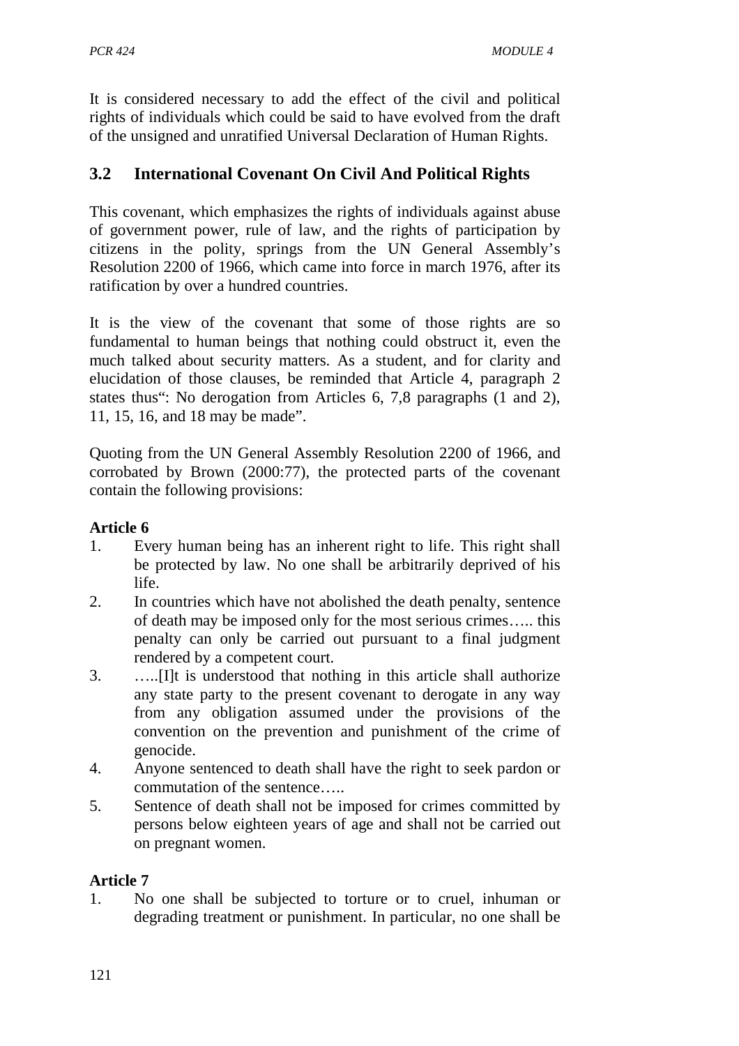It is considered necessary to add the effect of the civil and political rights of individuals which could be said to have evolved from the draft of the unsigned and unratified Universal Declaration of Human Rights.

## 3.2 International Covenant On Civil And Political Rights

This covenant, which emphasizes the rights of individuals against abuse of government power, rule of law, and the rights of participation by citizens in the polity, springs from the UN General Assembly's Resolution 2200 of 1966, which came into force in march 1976, after its ratification by over a hundred countries.

It is the view of the covenant that some of those rights are so fundamental to human beings that nothing could obstruct it, even the much talked about security matters. As a student, and for clarity and elucidation of those clauses, be reminded that Article 4, paragraph 2 states thus": No derogation from Articles 6, 7,8 paragraphs (1 and 2), 11, 15, 16, and 18 may be made".

Quoting from the UN General Assembly Resolution 2200 of 1966, and corrobated by Brown (2000:77), the protected parts of the covenant contain the following provisions:

**Article 6**

1. Every human being has an inherent right to life. This right shall be protected by law. No one shall be arbitrarily deprived of his life.
2. In countries which have not abolished the death penalty, sentence of death may be imposed only for the most serious crimes….. this penalty can only be carried out pursuant to a final judgment rendered by a competent court.
3. …..[I]t is understood that nothing in this article shall authorize any state party to the present covenant to derogate in any way from any obligation assumed under the provisions of the convention on the prevention and punishment of the crime of genocide.
4. Anyone sentenced to death shall have the right to seek pardon or commutation of the sentence…..
5. Sentence of death shall not be imposed for crimes committed by persons below eighteen years of age and shall not be carried out on pregnant women.

**Article 7**

1. No one shall be subjected to torture or to cruel, inhuman or degrading treatment or punishment. In particular, no one shall be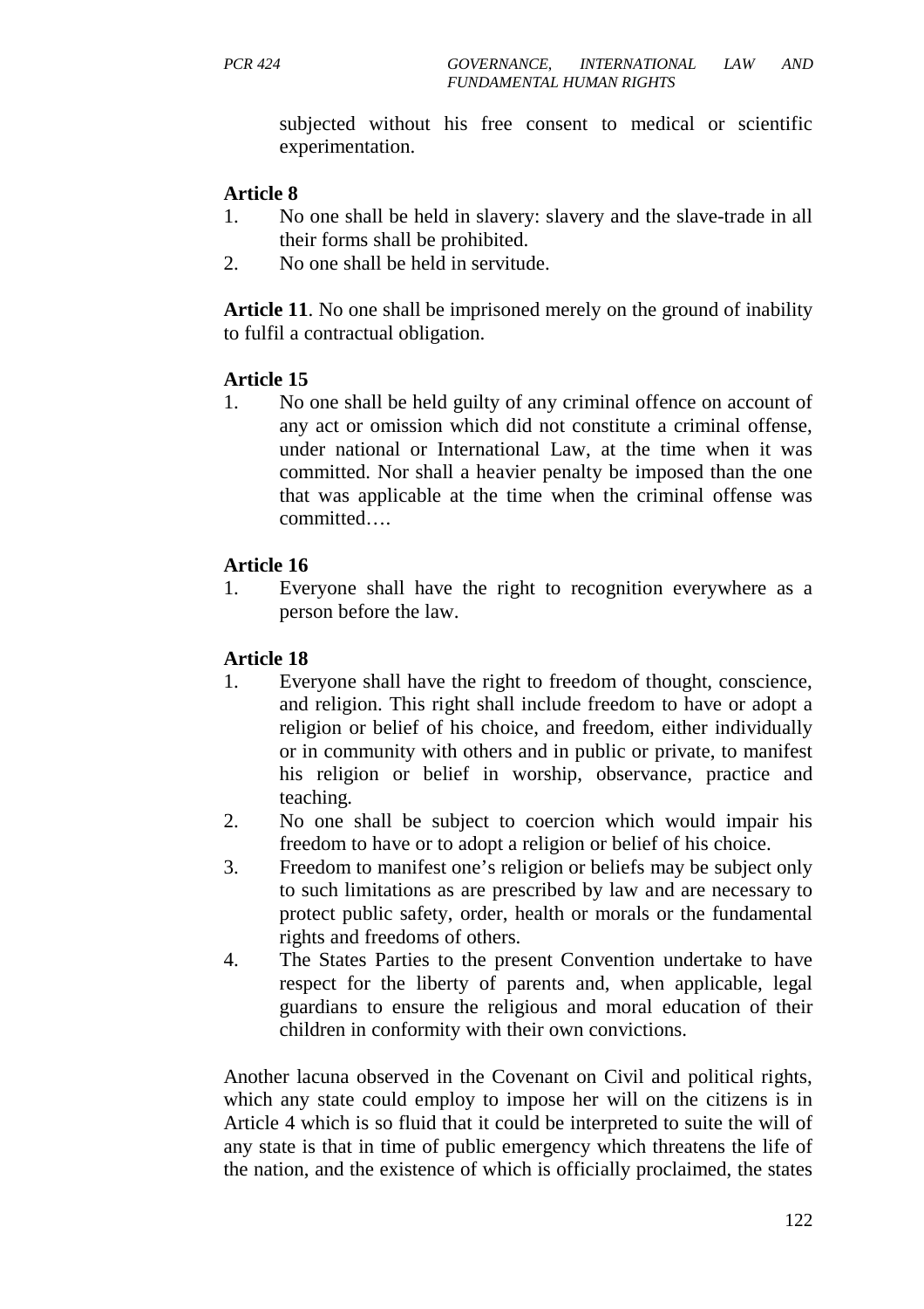subjected without his free consent to medical or scientific experimentation.

**Article 8**

1. No one shall be held in slavery: slavery and the slave-trade in all their forms shall be prohibited.
2. No one shall be held in servitude.

**Article 11**. No one shall be imprisoned merely on the ground of inability to fulfil a contractual obligation.

**Article 15**

1. No one shall be held guilty of any criminal offence on account of any act or omission which did not constitute a criminal offense, under national or International Law, at the time when it was committed. Nor shall a heavier penalty be imposed than the one that was applicable at the time when the criminal offense was committed….

**Article 16**

1. Everyone shall have the right to recognition everywhere as a person before the law.

**Article 18**

1. Everyone shall have the right to freedom of thought, conscience, and religion. This right shall include freedom to have or adopt a religion or belief of his choice, and freedom, either individually or in community with others and in public or private, to manifest his religion or belief in worship, observance, practice and teaching.
2. No one shall be subject to coercion which would impair his freedom to have or to adopt a religion or belief of his choice.
3. Freedom to manifest one's religion or beliefs may be subject only to such limitations as are prescribed by law and are necessary to protect public safety, order, health or morals or the fundamental rights and freedoms of others.
4. The States Parties to the present Convention undertake to have respect for the liberty of parents and, when applicable, legal guardians to ensure the religious and moral education of their children in conformity with their own convictions.

Another lacuna observed in the Covenant on Civil and political rights, which any state could employ to impose her will on the citizens is in Article 4 which is so fluid that it could be interpreted to suite the will of any state is that in time of public emergency which threatens the life of the nation, and the existence of which is officially proclaimed, the states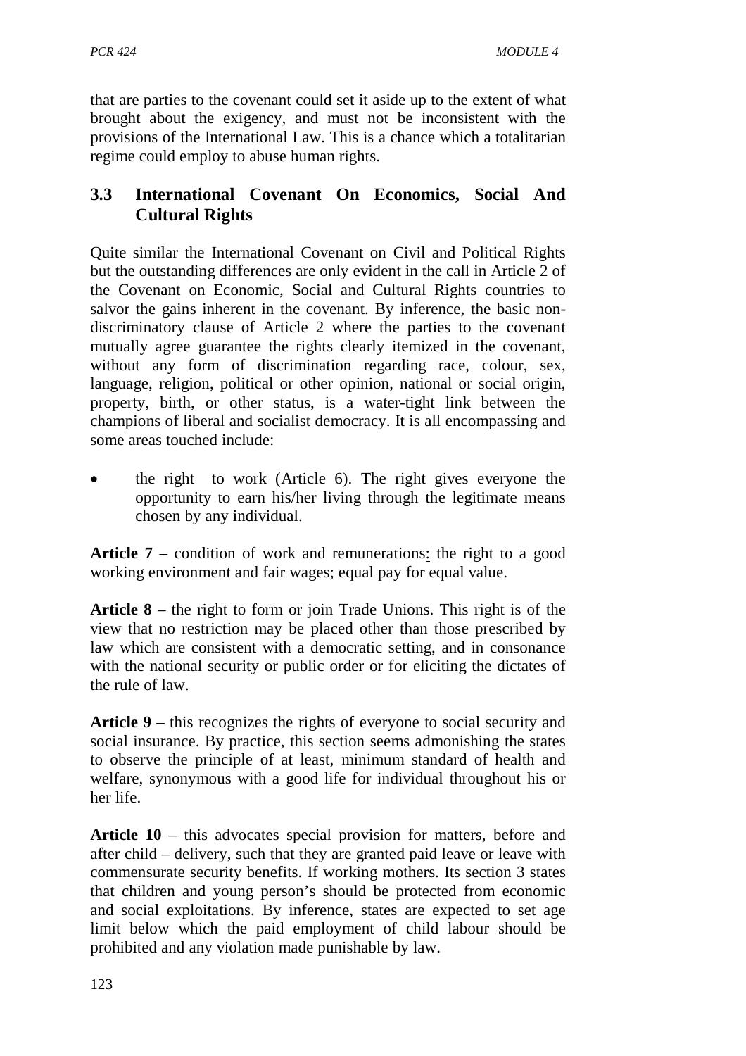that are parties to the covenant could set it aside up to the extent of what brought about the exigency, and must not be inconsistent with the provisions of the International Law. This is a chance which a totalitarian regime could employ to abuse human rights.

### 3.3 International Covenant On Economics, Social And Cultural Rights

Quite similar the International Covenant on Civil and Political Rights but the outstanding differences are only evident in the call in Article 2 of the Covenant on Economic, Social and Cultural Rights countries to salvor the gains inherent in the covenant. By inference, the basic non-discriminatory clause of Article 2 where the parties to the covenant mutually agree guarantee the rights clearly itemized in the covenant, without any form of discrimination regarding race, colour, sex, language, religion, political or other opinion, national or social origin, property, birth, or other status, is a water-tight link between the champions of liberal and socialist democracy. It is all encompassing and some areas touched include:

- the right to work (Article 6). The right gives everyone the opportunity to earn his/her living through the legitimate means chosen by any individual.

**Article 7** – condition of work and remunerations: the right to a good working environment and fair wages; equal pay for equal value.

**Article 8** – the right to form or join Trade Unions. This right is of the view that no restriction may be placed other than those prescribed by law which are consistent with a democratic setting, and in consonance with the national security or public order or for eliciting the dictates of the rule of law.

**Article 9** – this recognizes the rights of everyone to social security and social insurance. By practice, this section seems admonishing the states to observe the principle of at least, minimum standard of health and welfare, synonymous with a good life for individual throughout his or her life.

**Article 10** – this advocates special provision for matters, before and after child – delivery, such that they are granted paid leave or leave with commensurate security benefits. If working mothers. Its section 3 states that children and young person's should be protected from economic and social exploitations. By inference, states are expected to set age limit below which the paid employment of child labour should be prohibited and any violation made punishable by law.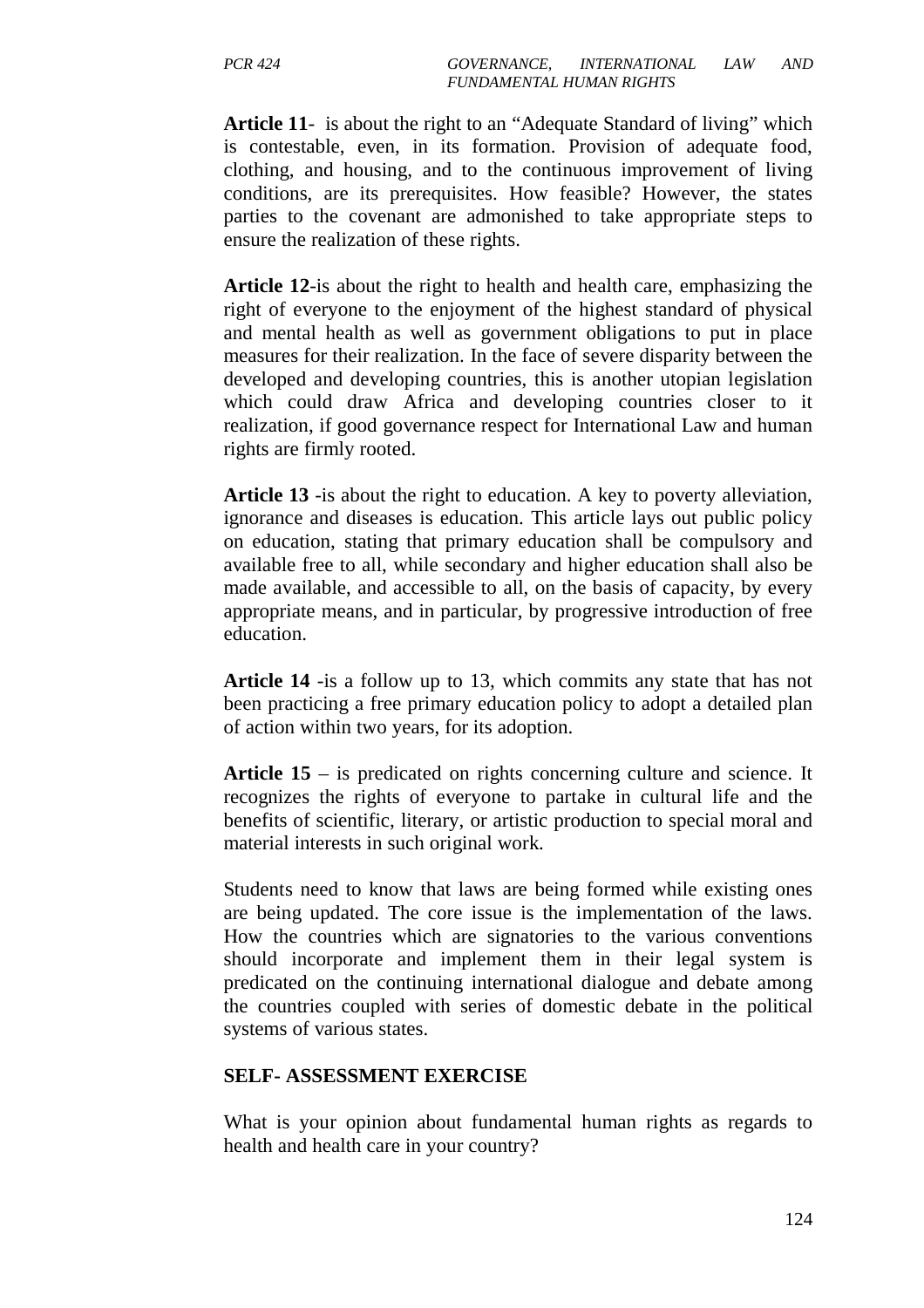**Article 11**- is about the right to an "Adequate Standard of living" which is contestable, even, in its formation. Provision of adequate food, clothing, and housing, and to the continuous improvement of living conditions, are its prerequisites. How feasible? However, the states parties to the covenant are admonished to take appropriate steps to ensure the realization of these rights.

**Article 12**-is about the right to health and health care, emphasizing the right of everyone to the enjoyment of the highest standard of physical and mental health as well as government obligations to put in place measures for their realization. In the face of severe disparity between the developed and developing countries, this is another utopian legislation which could draw Africa and developing countries closer to it realization, if good governance respect for International Law and human rights are firmly rooted.

**Article 13** -is about the right to education. A key to poverty alleviation, ignorance and diseases is education. This article lays out public policy on education, stating that primary education shall be compulsory and available free to all, while secondary and higher education shall also be made available, and accessible to all, on the basis of capacity, by every appropriate means, and in particular, by progressive introduction of free education.

**Article 14** -is a follow up to 13, which commits any state that has not been practicing a free primary education policy to adopt a detailed plan of action within two years, for its adoption.

**Article 15** – is predicated on rights concerning culture and science. It recognizes the rights of everyone to partake in cultural life and the benefits of scientific, literary, or artistic production to special moral and material interests in such original work.

Students need to know that laws are being formed while existing ones are being updated. The core issue is the implementation of the laws. How the countries which are signatories to the various conventions should incorporate and implement them in their legal system is predicated on the continuing international dialogue and debate among the countries coupled with series of domestic debate in the political systems of various states.

**SELF- ASSESSMENT EXERCISE**

What is your opinion about fundamental human rights as regards to health and health care in your country?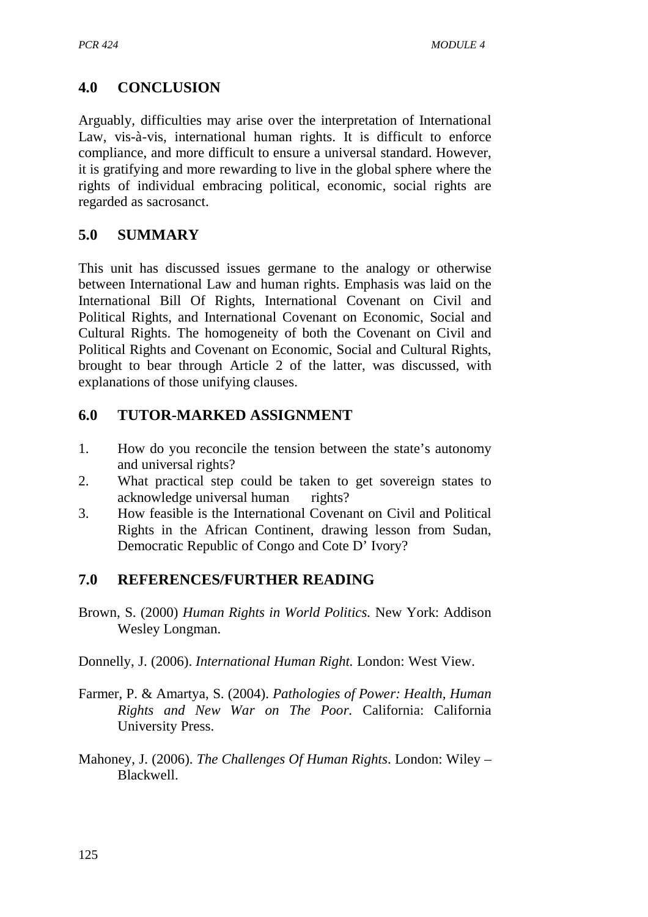## 4.0 CONCLUSION

Arguably, difficulties may arise over the interpretation of International Law, vis-à-vis, international human rights. It is difficult to enforce compliance, and more difficult to ensure a universal standard. However, it is gratifying and more rewarding to live in the global sphere where the rights of individual embracing political, economic, social rights are regarded as sacrosanct.

## 5.0 SUMMARY

This unit has discussed issues germane to the analogy or otherwise between International Law and human rights. Emphasis was laid on the International Bill Of Rights, International Covenant on Civil and Political Rights, and International Covenant on Economic, Social and Cultural Rights. The homogeneity of both the Covenant on Civil and Political Rights and Covenant on Economic, Social and Cultural Rights, brought to bear through Article 2 of the latter, was discussed, with explanations of those unifying clauses.

## 6.0 TUTOR-MARKED ASSIGNMENT

1. How do you reconcile the tension between the state's autonomy and universal rights?
2. What practical step could be taken to get sovereign states to acknowledge universal human rights?
3. How feasible is the International Covenant on Civil and Political Rights in the African Continent, drawing lesson from Sudan, Democratic Republic of Congo and Cote D' Ivory?

## 7.0 REFERENCES/FURTHER READING

Brown, S. (2000) *Human Rights in World Politics.* New York: Addison Wesley Longman.

Donnelly, J. (2006). *International Human Right.* London: West View.

Farmer, P. & Amartya, S. (2004). *Pathologies of Power: Health, Human Rights and New War on The Poor.* California: California University Press.

Mahoney, J. (2006). *The Challenges Of Human Rights*. London: Wiley – Blackwell.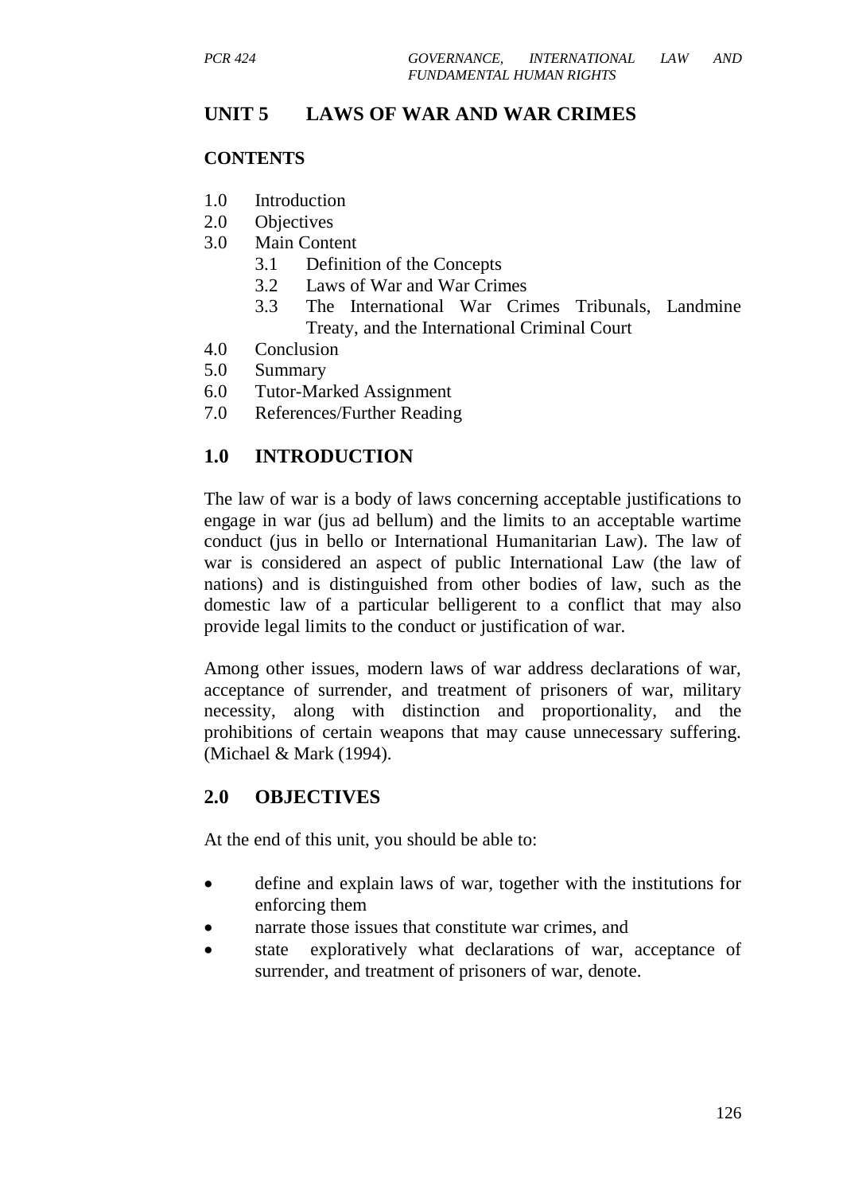## UNIT 5 LAWS OF WAR AND WAR CRIMES

**CONTENTS**

1.0 Introduction
2.0 Objectives
3.0 Main Content
    3.1 Definition of the Concepts
    3.2 Laws of War and War Crimes
    3.3 The International War Crimes Tribunals, Landmine Treaty, and the International Criminal Court
4.0 Conclusion
5.0 Summary
6.0 Tutor-Marked Assignment
7.0 References/Further Reading

## 1.0 INTRODUCTION

The law of war is a body of laws concerning acceptable justifications to engage in war (jus ad bellum) and the limits to an acceptable wartime conduct (jus in bello or International Humanitarian Law). The law of war is considered an aspect of public International Law (the law of nations) and is distinguished from other bodies of law, such as the domestic law of a particular belligerent to a conflict that may also provide legal limits to the conduct or justification of war.

Among other issues, modern laws of war address declarations of war, acceptance of surrender, and treatment of prisoners of war, military necessity, along with distinction and proportionality, and the prohibitions of certain weapons that may cause unnecessary suffering. (Michael & Mark (1994).

## 2.0 OBJECTIVES

At the end of this unit, you should be able to:

- define and explain laws of war, together with the institutions for enforcing them
- narrate those issues that constitute war crimes, and
- state exploratively what declarations of war, acceptance of surrender, and treatment of prisoners of war, denote.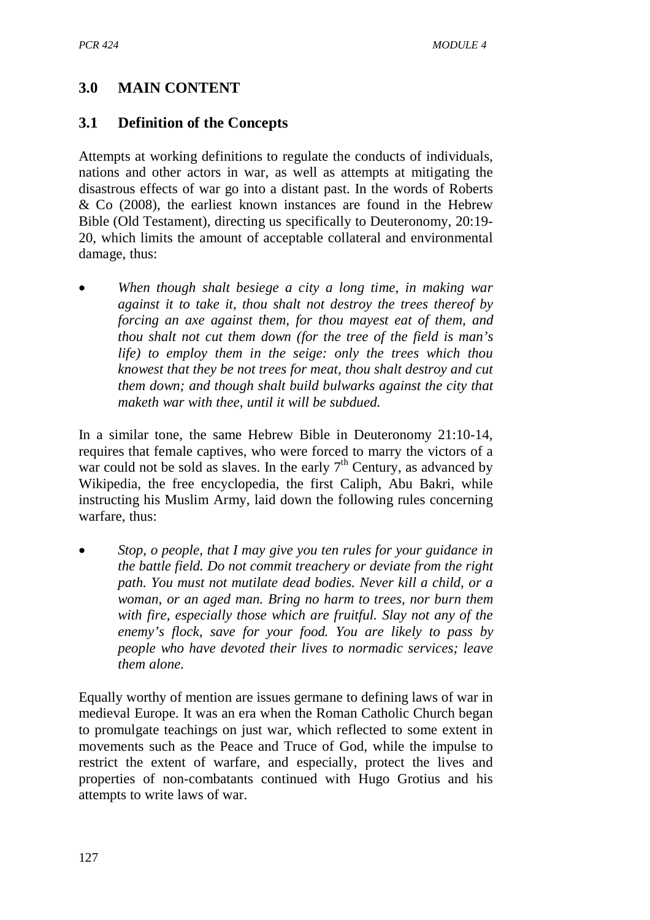## 3.0 MAIN CONTENT

### 3.1 Definition of the Concepts

Attempts at working definitions to regulate the conducts of individuals, nations and other actors in war, as well as attempts at mitigating the disastrous effects of war go into a distant past. In the words of Roberts & Co (2008), the earliest known instances are found in the Hebrew Bible (Old Testament), directing us specifically to Deuteronomy, 20:19-20, which limits the amount of acceptable collateral and environmental damage, thus:

- *When though shalt besiege a city a long time, in making war against it to take it, thou shalt not destroy the trees thereof by forcing an axe against them, for thou mayest eat of them, and thou shalt not cut them down (for the tree of the field is man's life) to employ them in the seige: only the trees which thou knowest that they be not trees for meat, thou shalt destroy and cut them down; and though shalt build bulwarks against the city that maketh war with thee, until it will be subdued.*

In a similar tone, the same Hebrew Bible in Deuteronomy 21:10-14, requires that female captives, who were forced to marry the victors of a war could not be sold as slaves. In the early 7th Century, as advanced by Wikipedia, the free encyclopedia, the first Caliph, Abu Bakri, while instructing his Muslim Army, laid down the following rules concerning warfare, thus:

- *Stop, o people, that I may give you ten rules for your guidance in the battle field. Do not commit treachery or deviate from the right path. You must not mutilate dead bodies. Never kill a child, or a woman, or an aged man. Bring no harm to trees, nor burn them with fire, especially those which are fruitful. Slay not any of the enemy's flock, save for your food. You are likely to pass by people who have devoted their lives to normadic services; leave them alone.*

Equally worthy of mention are issues germane to defining laws of war in medieval Europe. It was an era when the Roman Catholic Church began to promulgate teachings on just war, which reflected to some extent in movements such as the Peace and Truce of God, while the impulse to restrict the extent of warfare, and especially, protect the lives and properties of non-combatants continued with Hugo Grotius and his attempts to write laws of war.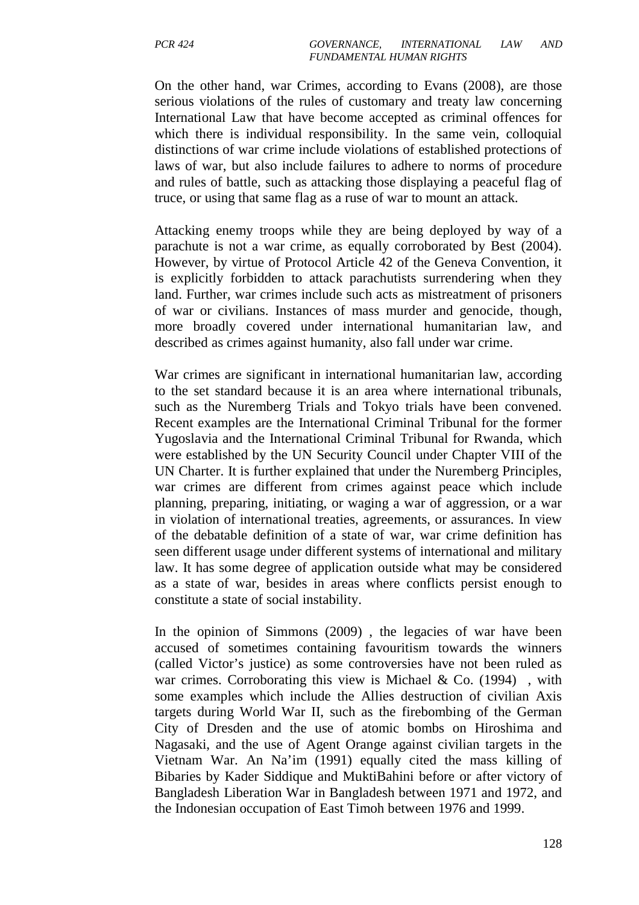On the other hand, war Crimes, according to Evans (2008), are those serious violations of the rules of customary and treaty law concerning International Law that have become accepted as criminal offences for which there is individual responsibility. In the same vein, colloquial distinctions of war crime include violations of established protections of laws of war, but also include failures to adhere to norms of procedure and rules of battle, such as attacking those displaying a peaceful flag of truce, or using that same flag as a ruse of war to mount an attack.

Attacking enemy troops while they are being deployed by way of a parachute is not a war crime, as equally corroborated by Best (2004). However, by virtue of Protocol Article 42 of the Geneva Convention, it is explicitly forbidden to attack parachutists surrendering when they land. Further, war crimes include such acts as mistreatment of prisoners of war or civilians. Instances of mass murder and genocide, though, more broadly covered under international humanitarian law, and described as crimes against humanity, also fall under war crime.

War crimes are significant in international humanitarian law, according to the set standard because it is an area where international tribunals, such as the Nuremberg Trials and Tokyo trials have been convened. Recent examples are the International Criminal Tribunal for the former Yugoslavia and the International Criminal Tribunal for Rwanda, which were established by the UN Security Council under Chapter VIII of the UN Charter. It is further explained that under the Nuremberg Principles, war crimes are different from crimes against peace which include planning, preparing, initiating, or waging a war of aggression, or a war in violation of international treaties, agreements, or assurances. In view of the debatable definition of a state of war, war crime definition has seen different usage under different systems of international and military law. It has some degree of application outside what may be considered as a state of war, besides in areas where conflicts persist enough to constitute a state of social instability.

In the opinion of Simmons (2009) , the legacies of war have been accused of sometimes containing favouritism towards the winners (called Victor's justice) as some controversies have not been ruled as war crimes. Corroborating this view is Michael & Co. (1994) , with some examples which include the Allies destruction of civilian Axis targets during World War II, such as the firebombing of the German City of Dresden and the use of atomic bombs on Hiroshima and Nagasaki, and the use of Agent Orange against civilian targets in the Vietnam War. An Na'im (1991) equally cited the mass killing of Bibaries by Kader Siddique and MuktiBahini before or after victory of Bangladesh Liberation War in Bangladesh between 1971 and 1972, and the Indonesian occupation of East Timoh between 1976 and 1999.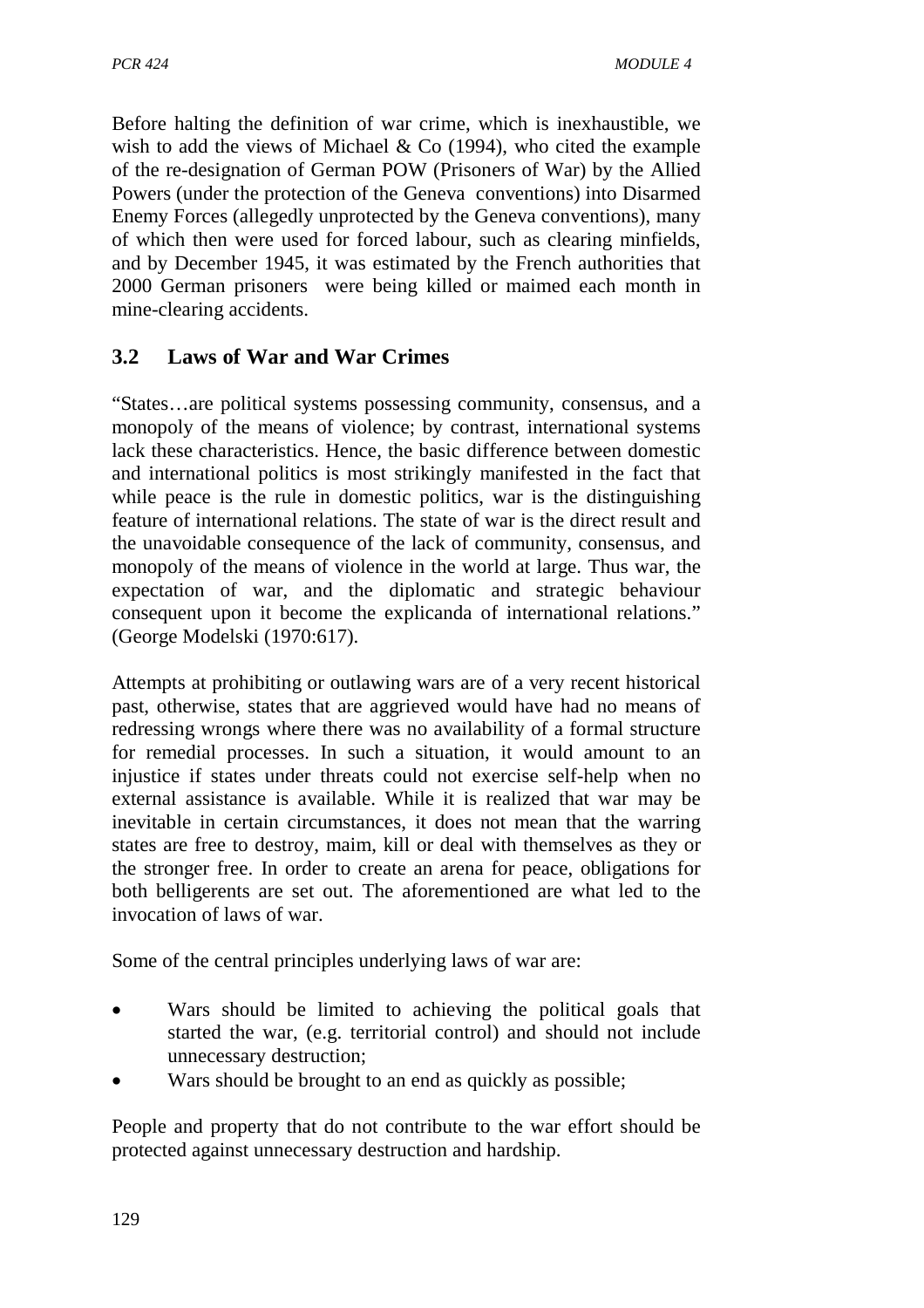Before halting the definition of war crime, which is inexhaustible, we wish to add the views of Michael & Co (1994), who cited the example of the re-designation of German POW (Prisoners of War) by the Allied Powers (under the protection of the Geneva conventions) into Disarmed Enemy Forces (allegedly unprotected by the Geneva conventions), many of which then were used for forced labour, such as clearing minfields, and by December 1945, it was estimated by the French authorities that 2000 German prisoners were being killed or maimed each month in mine-clearing accidents.

## 3.2 Laws of War and War Crimes

"States…are political systems possessing community, consensus, and a monopoly of the means of violence; by contrast, international systems lack these characteristics. Hence, the basic difference between domestic and international politics is most strikingly manifested in the fact that while peace is the rule in domestic politics, war is the distinguishing feature of international relations. The state of war is the direct result and the unavoidable consequence of the lack of community, consensus, and monopoly of the means of violence in the world at large. Thus war, the expectation of war, and the diplomatic and strategic behaviour consequent upon it become the explicanda of international relations." (George Modelski (1970:617).

Attempts at prohibiting or outlawing wars are of a very recent historical past, otherwise, states that are aggrieved would have had no means of redressing wrongs where there was no availability of a formal structure for remedial processes. In such a situation, it would amount to an injustice if states under threats could not exercise self-help when no external assistance is available. While it is realized that war may be inevitable in certain circumstances, it does not mean that the warring states are free to destroy, maim, kill or deal with themselves as they or the stronger free. In order to create an arena for peace, obligations for both belligerents are set out. The aforementioned are what led to the invocation of laws of war.

Some of the central principles underlying laws of war are:

- Wars should be limited to achieving the political goals that started the war, (e.g. territorial control) and should not include unnecessary destruction;
- Wars should be brought to an end as quickly as possible;

People and property that do not contribute to the war effort should be protected against unnecessary destruction and hardship.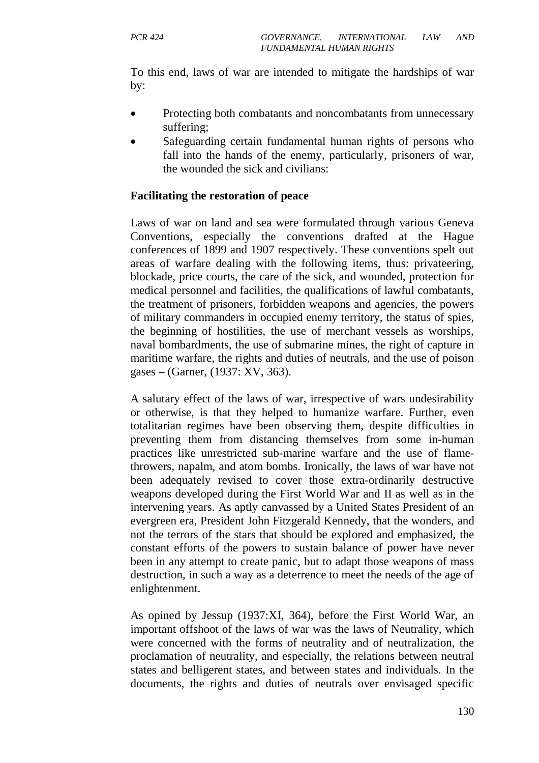To this end, laws of war are intended to mitigate the hardships of war by:

- Protecting both combatants and noncombatants from unnecessary suffering;
- Safeguarding certain fundamental human rights of persons who fall into the hands of the enemy, particularly, prisoners of war, the wounded the sick and civilians:

**Facilitating the restoration of peace**

Laws of war on land and sea were formulated through various Geneva Conventions, especially the conventions drafted at the Hague conferences of 1899 and 1907 respectively. These conventions spelt out areas of warfare dealing with the following items, thus: privateering, blockade, price courts, the care of the sick, and wounded, protection for medical personnel and facilities, the qualifications of lawful combatants, the treatment of prisoners, forbidden weapons and agencies, the powers of military commanders in occupied enemy territory, the status of spies, the beginning of hostilities, the use of merchant vessels as worships, naval bombardments, the use of submarine mines, the right of capture in maritime warfare, the rights and duties of neutrals, and the use of poison gases – (Garner, (1937: XV, 363).

A salutary effect of the laws of war, irrespective of wars undesirability or otherwise, is that they helped to humanize warfare. Further, even totalitarian regimes have been observing them, despite difficulties in preventing them from distancing themselves from some in-human practices like unrestricted sub-marine warfare and the use of flame-throwers, napalm, and atom bombs. Ironically, the laws of war have not been adequately revised to cover those extra-ordinarily destructive weapons developed during the First World War and II as well as in the intervening years. As aptly canvassed by a United States President of an evergreen era, President John Fitzgerald Kennedy, that the wonders, and not the terrors of the stars that should be explored and emphasized, the constant efforts of the powers to sustain balance of power have never been in any attempt to create panic, but to adapt those weapons of mass destruction, in such a way as a deterrence to meet the needs of the age of enlightenment.

As opined by Jessup (1937:XI, 364), before the First World War, an important offshoot of the laws of war was the laws of Neutrality, which were concerned with the forms of neutrality and of neutralization, the proclamation of neutrality, and especially, the relations between neutral states and belligerent states, and between states and individuals. In the documents, the rights and duties of neutrals over envisaged specific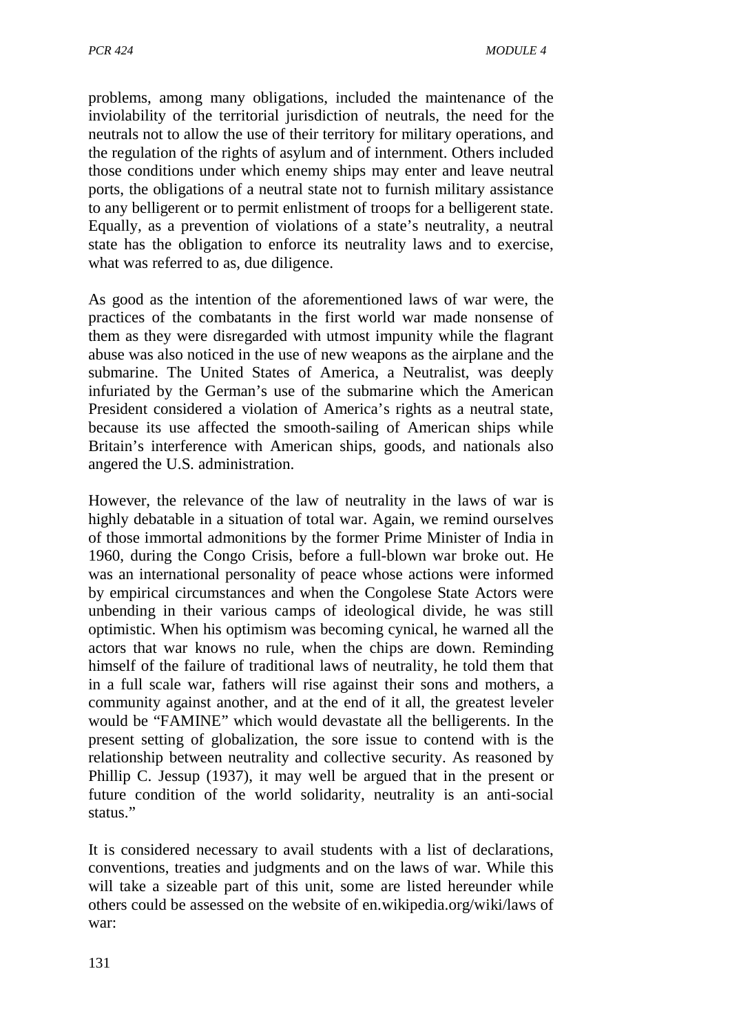problems, among many obligations, included the maintenance of the inviolability of the territorial jurisdiction of neutrals, the need for the neutrals not to allow the use of their territory for military operations, and the regulation of the rights of asylum and of internment. Others included those conditions under which enemy ships may enter and leave neutral ports, the obligations of a neutral state not to furnish military assistance to any belligerent or to permit enlistment of troops for a belligerent state. Equally, as a prevention of violations of a state's neutrality, a neutral state has the obligation to enforce its neutrality laws and to exercise, what was referred to as, due diligence.

As good as the intention of the aforementioned laws of war were, the practices of the combatants in the first world war made nonsense of them as they were disregarded with utmost impunity while the flagrant abuse was also noticed in the use of new weapons as the airplane and the submarine. The United States of America, a Neutralist, was deeply infuriated by the German's use of the submarine which the American President considered a violation of America's rights as a neutral state, because its use affected the smooth-sailing of American ships while Britain's interference with American ships, goods, and nationals also angered the U.S. administration.

However, the relevance of the law of neutrality in the laws of war is highly debatable in a situation of total war. Again, we remind ourselves of those immortal admonitions by the former Prime Minister of India in 1960, during the Congo Crisis, before a full-blown war broke out. He was an international personality of peace whose actions were informed by empirical circumstances and when the Congolese State Actors were unbending in their various camps of ideological divide, he was still optimistic. When his optimism was becoming cynical, he warned all the actors that war knows no rule, when the chips are down. Reminding himself of the failure of traditional laws of neutrality, he told them that in a full scale war, fathers will rise against their sons and mothers, a community against another, and at the end of it all, the greatest leveler would be "FAMINE" which would devastate all the belligerents. In the present setting of globalization, the sore issue to contend with is the relationship between neutrality and collective security. As reasoned by Phillip C. Jessup (1937), it may well be argued that in the present or future condition of the world solidarity, neutrality is an anti-social status."

It is considered necessary to avail students with a list of declarations, conventions, treaties and judgments and on the laws of war. While this will take a sizeable part of this unit, some are listed hereunder while others could be assessed on the website of en.wikipedia.org/wiki/laws of war: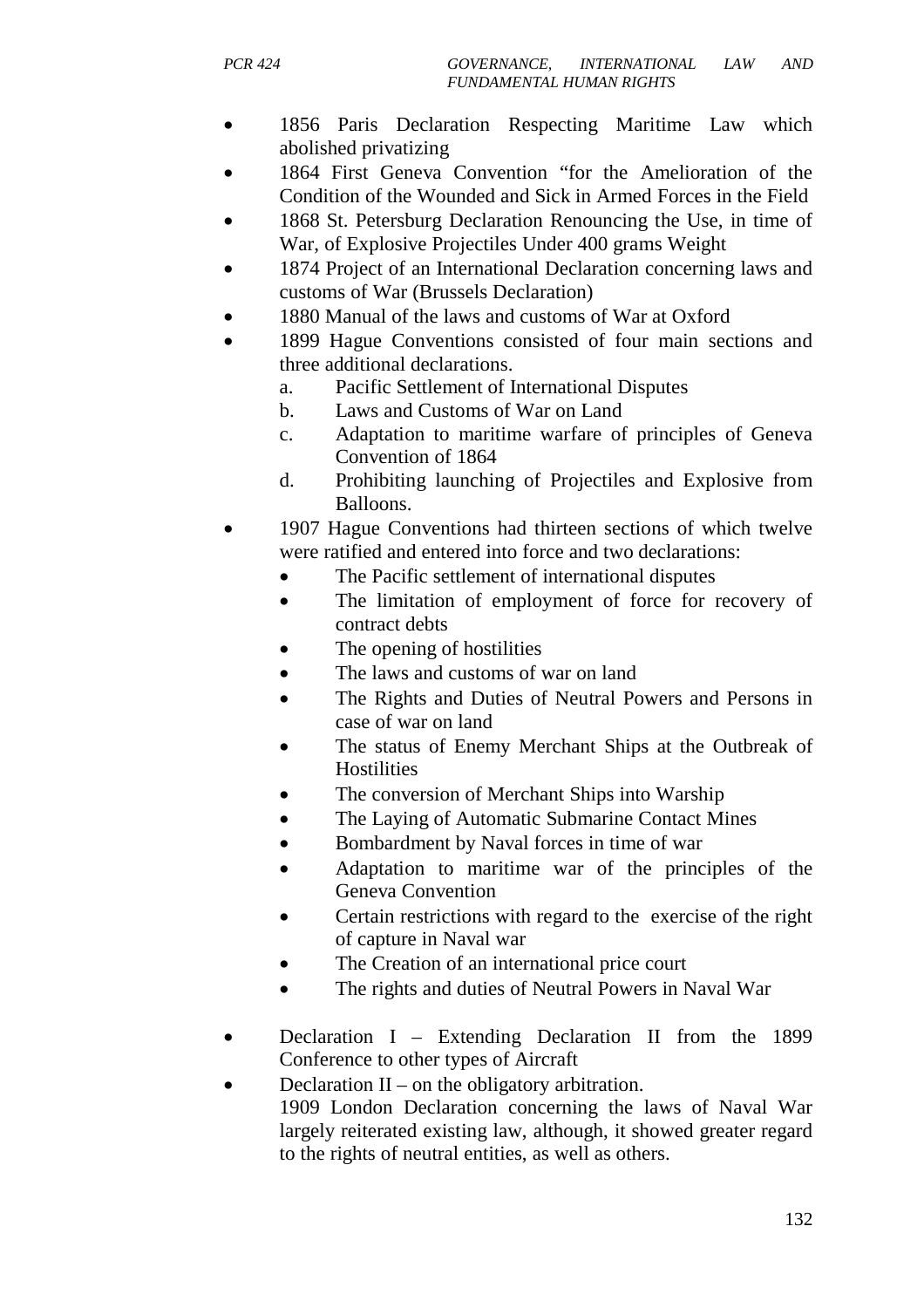- 1856 Paris Declaration Respecting Maritime Law which abolished privatizing
- 1864 First Geneva Convention "for the Amelioration of the Condition of the Wounded and Sick in Armed Forces in the Field
- 1868 St. Petersburg Declaration Renouncing the Use, in time of War, of Explosive Projectiles Under 400 grams Weight
- 1874 Project of an International Declaration concerning laws and customs of War (Brussels Declaration)
- 1880 Manual of the laws and customs of War at Oxford
- 1899 Hague Conventions consisted of four main sections and three additional declarations.
  a. Pacific Settlement of International Disputes
  b. Laws and Customs of War on Land
  c. Adaptation to maritime warfare of principles of Geneva Convention of 1864
  d. Prohibiting launching of Projectiles and Explosive from Balloons.
- 1907 Hague Conventions had thirteen sections of which twelve were ratified and entered into force and two declarations:
  - The Pacific settlement of international disputes
  - The limitation of employment of force for recovery of contract debts
  - The opening of hostilities
  - The laws and customs of war on land
  - The Rights and Duties of Neutral Powers and Persons in case of war on land
  - The status of Enemy Merchant Ships at the Outbreak of Hostilities
  - The conversion of Merchant Ships into Warship
  - The Laying of Automatic Submarine Contact Mines
  - Bombardment by Naval forces in time of war
  - Adaptation to maritime war of the principles of the Geneva Convention
  - Certain restrictions with regard to the exercise of the right of capture in Naval war
  - The Creation of an international price court
  - The rights and duties of Neutral Powers in Naval War

- Declaration I – Extending Declaration II from the 1899 Conference to other types of Aircraft
- Declaration II – on the obligatory arbitration.
  1909 London Declaration concerning the laws of Naval War largely reiterated existing law, although, it showed greater regard to the rights of neutral entities, as well as others.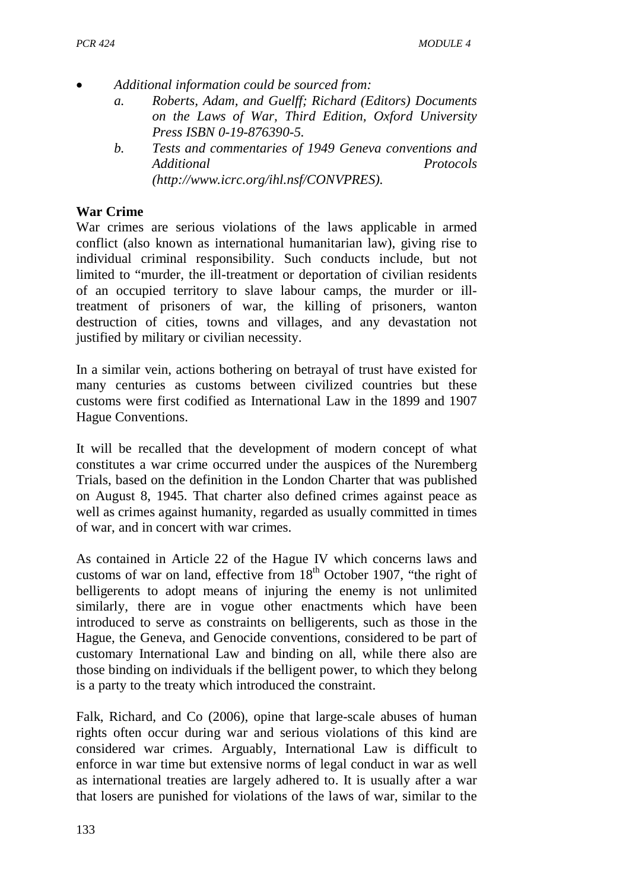- *Additional information could be sourced from:*
  - *a. Roberts, Adam, and Guelff; Richard (Editors) Documents on the Laws of War, Third Edition, Oxford University Press ISBN 0-19-876390-5.*
  - *b. Tests and commentaries of 1949 Geneva conventions and Additional Protocols (http://www.icrc.org/ihl.nsf/CONVPRES).*

**War Crime**

War crimes are serious violations of the laws applicable in armed conflict (also known as international humanitarian law), giving rise to individual criminal responsibility. Such conducts include, but not limited to "murder, the ill-treatment or deportation of civilian residents of an occupied territory to slave labour camps, the murder or ill-treatment of prisoners of war, the killing of prisoners, wanton destruction of cities, towns and villages, and any devastation not justified by military or civilian necessity.

In a similar vein, actions bothering on betrayal of trust have existed for many centuries as customs between civilized countries but these customs were first codified as International Law in the 1899 and 1907 Hague Conventions.

It will be recalled that the development of modern concept of what constitutes a war crime occurred under the auspices of the Nuremberg Trials, based on the definition in the London Charter that was published on August 8, 1945. That charter also defined crimes against peace as well as crimes against humanity, regarded as usually committed in times of war, and in concert with war crimes.

As contained in Article 22 of the Hague IV which concerns laws and customs of war on land, effective from 18th October 1907, "the right of belligerents to adopt means of injuring the enemy is not unlimited similarly, there are in vogue other enactments which have been introduced to serve as constraints on belligerents, such as those in the Hague, the Geneva, and Genocide conventions, considered to be part of customary International Law and binding on all, while there also are those binding on individuals if the belligent power, to which they belong is a party to the treaty which introduced the constraint.

Falk, Richard, and Co (2006), opine that large-scale abuses of human rights often occur during war and serious violations of this kind are considered war crimes. Arguably, International Law is difficult to enforce in war time but extensive norms of legal conduct in war as well as international treaties are largely adhered to. It is usually after a war that losers are punished for violations of the laws of war, similar to the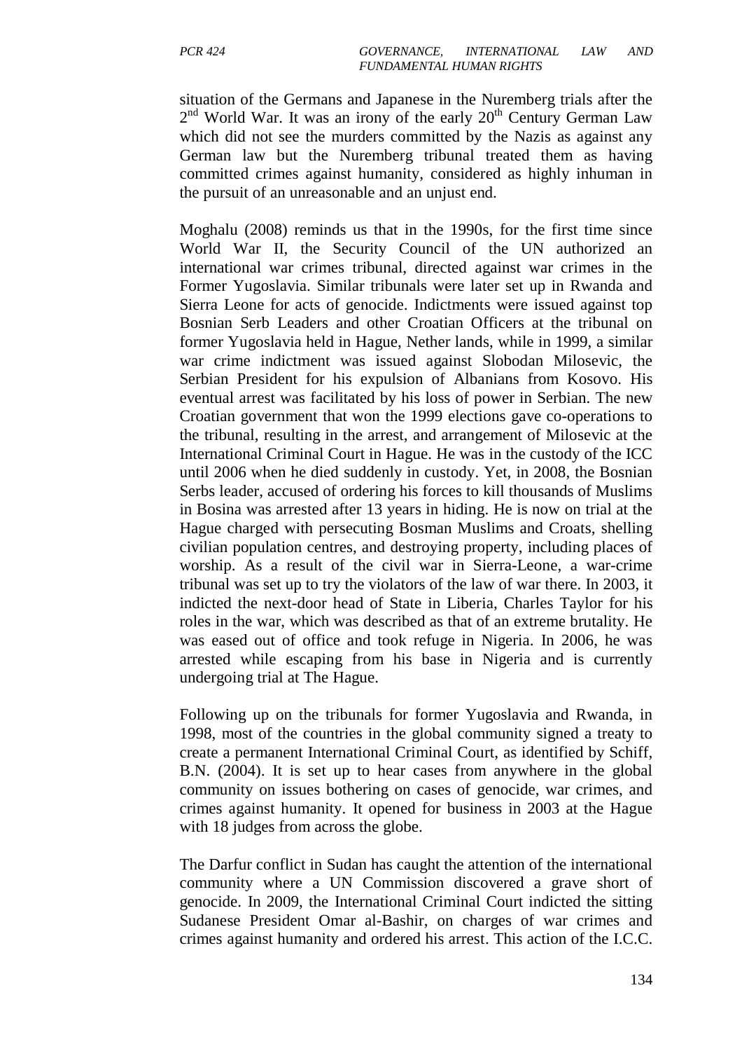situation of the Germans and Japanese in the Nuremberg trials after the 2nd World War. It was an irony of the early 20th Century German Law which did not see the murders committed by the Nazis as against any German law but the Nuremberg tribunal treated them as having committed crimes against humanity, considered as highly inhuman in the pursuit of an unreasonable and an unjust end.

Moghalu (2008) reminds us that in the 1990s, for the first time since World War II, the Security Council of the UN authorized an international war crimes tribunal, directed against war crimes in the Former Yugoslavia. Similar tribunals were later set up in Rwanda and Sierra Leone for acts of genocide. Indictments were issued against top Bosnian Serb Leaders and other Croatian Officers at the tribunal on former Yugoslavia held in Hague, Nether lands, while in 1999, a similar war crime indictment was issued against Slobodan Milosevic, the Serbian President for his expulsion of Albanians from Kosovo. His eventual arrest was facilitated by his loss of power in Serbian. The new Croatian government that won the 1999 elections gave co-operations to the tribunal, resulting in the arrest, and arrangement of Milosevic at the International Criminal Court in Hague. He was in the custody of the ICC until 2006 when he died suddenly in custody. Yet, in 2008, the Bosnian Serbs leader, accused of ordering his forces to kill thousands of Muslims in Bosina was arrested after 13 years in hiding. He is now on trial at the Hague charged with persecuting Bosman Muslims and Croats, shelling civilian population centres, and destroying property, including places of worship. As a result of the civil war in Sierra-Leone, a war-crime tribunal was set up to try the violators of the law of war there. In 2003, it indicted the next-door head of State in Liberia, Charles Taylor for his roles in the war, which was described as that of an extreme brutality. He was eased out of office and took refuge in Nigeria. In 2006, he was arrested while escaping from his base in Nigeria and is currently undergoing trial at The Hague.

Following up on the tribunals for former Yugoslavia and Rwanda, in 1998, most of the countries in the global community signed a treaty to create a permanent International Criminal Court, as identified by Schiff, B.N. (2004). It is set up to hear cases from anywhere in the global community on issues bothering on cases of genocide, war crimes, and crimes against humanity. It opened for business in 2003 at the Hague with 18 judges from across the globe.

The Darfur conflict in Sudan has caught the attention of the international community where a UN Commission discovered a grave short of genocide. In 2009, the International Criminal Court indicted the sitting Sudanese President Omar al-Bashir, on charges of war crimes and crimes against humanity and ordered his arrest. This action of the I.C.C.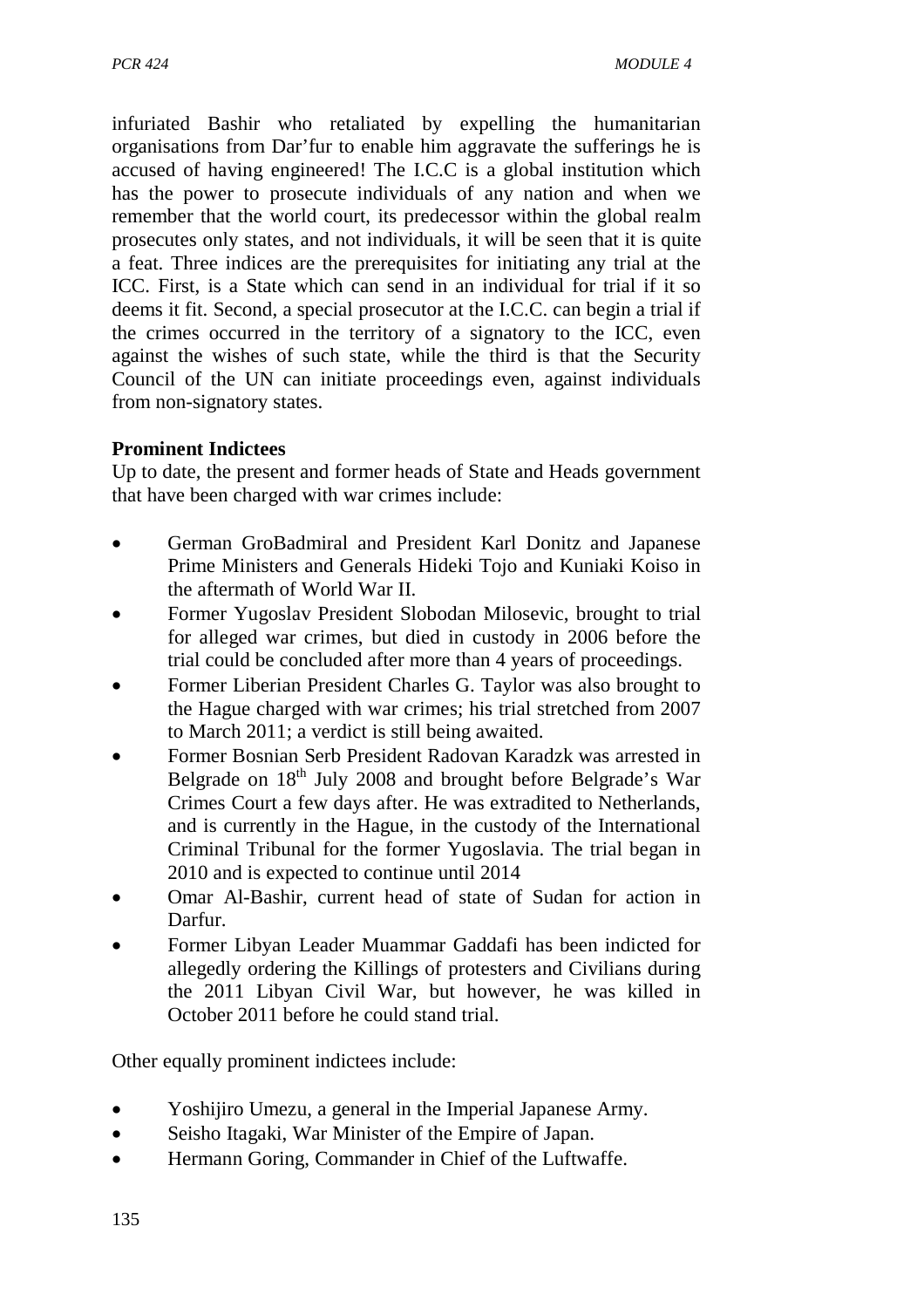infuriated Bashir who retaliated by expelling the humanitarian organisations from Dar'fur to enable him aggravate the sufferings he is accused of having engineered! The I.C.C is a global institution which has the power to prosecute individuals of any nation and when we remember that the world court, its predecessor within the global realm prosecutes only states, and not individuals, it will be seen that it is quite a feat. Three indices are the prerequisites for initiating any trial at the ICC. First, is a State which can send in an individual for trial if it so deems it fit. Second, a special prosecutor at the I.C.C. can begin a trial if the crimes occurred in the territory of a signatory to the ICC, even against the wishes of such state, while the third is that the Security Council of the UN can initiate proceedings even, against individuals from non-signatory states.

**Prominent Indictees**

Up to date, the present and former heads of State and Heads government that have been charged with war crimes include:

- German GroBadmiral and President Karl Donitz and Japanese Prime Ministers and Generals Hideki Tojo and Kuniaki Koiso in the aftermath of World War II.
- Former Yugoslav President Slobodan Milosevic, brought to trial for alleged war crimes, but died in custody in 2006 before the trial could be concluded after more than 4 years of proceedings.
- Former Liberian President Charles G. Taylor was also brought to the Hague charged with war crimes; his trial stretched from 2007 to March 2011; a verdict is still being awaited.
- Former Bosnian Serb President Radovan Karadzk was arrested in Belgrade on 18th July 2008 and brought before Belgrade's War Crimes Court a few days after. He was extradited to Netherlands, and is currently in the Hague, in the custody of the International Criminal Tribunal for the former Yugoslavia. The trial began in 2010 and is expected to continue until 2014
- Omar Al-Bashir, current head of state of Sudan for action in Darfur.
- Former Libyan Leader Muammar Gaddafi has been indicted for allegedly ordering the Killings of protesters and Civilians during the 2011 Libyan Civil War, but however, he was killed in October 2011 before he could stand trial.

Other equally prominent indictees include:

- Yoshijiro Umezu, a general in the Imperial Japanese Army.
- Seisho Itagaki, War Minister of the Empire of Japan.
- Hermann Goring, Commander in Chief of the Luftwaffe.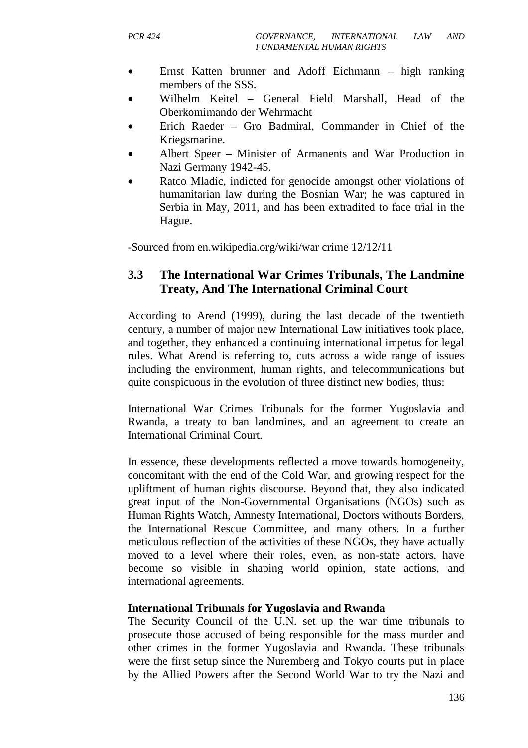- Ernst Katten brunner and Adoff Eichmann – high ranking members of the SSS.
- Wilhelm Keitel – General Field Marshall, Head of the Oberkomimando der Wehrmacht
- Erich Raeder – Gro Badmiral, Commander in Chief of the Kriegsmarine.
- Albert Speer – Minister of Armanents and War Production in Nazi Germany 1942-45.
- Ratco Mladic, indicted for genocide amongst other violations of humanitarian law during the Bosnian War; he was captured in Serbia in May, 2011, and has been extradited to face trial in the Hague.

-Sourced from en.wikipedia.org/wiki/war crime 12/12/11

## 3.3 The International War Crimes Tribunals, The Landmine Treaty, And The International Criminal Court

According to Arend (1999), during the last decade of the twentieth century, a number of major new International Law initiatives took place, and together, they enhanced a continuing international impetus for legal rules. What Arend is referring to, cuts across a wide range of issues including the environment, human rights, and telecommunications but quite conspicuous in the evolution of three distinct new bodies, thus:

International War Crimes Tribunals for the former Yugoslavia and Rwanda, a treaty to ban landmines, and an agreement to create an International Criminal Court.

In essence, these developments reflected a move towards homogeneity, concomitant with the end of the Cold War, and growing respect for the upliftment of human rights discourse. Beyond that, they also indicated great input of the Non-Governmental Organisations (NGOs) such as Human Rights Watch, Amnesty International, Doctors withouts Borders, the International Rescue Committee, and many others. In a further meticulous reflection of the activities of these NGOs, they have actually moved to a level where their roles, even, as non-state actors, have become so visible in shaping world opinion, state actions, and international agreements.

**International Tribunals for Yugoslavia and Rwanda**

The Security Council of the U.N. set up the war time tribunals to prosecute those accused of being responsible for the mass murder and other crimes in the former Yugoslavia and Rwanda. These tribunals were the first setup since the Nuremberg and Tokyo courts put in place by the Allied Powers after the Second World War to try the Nazi and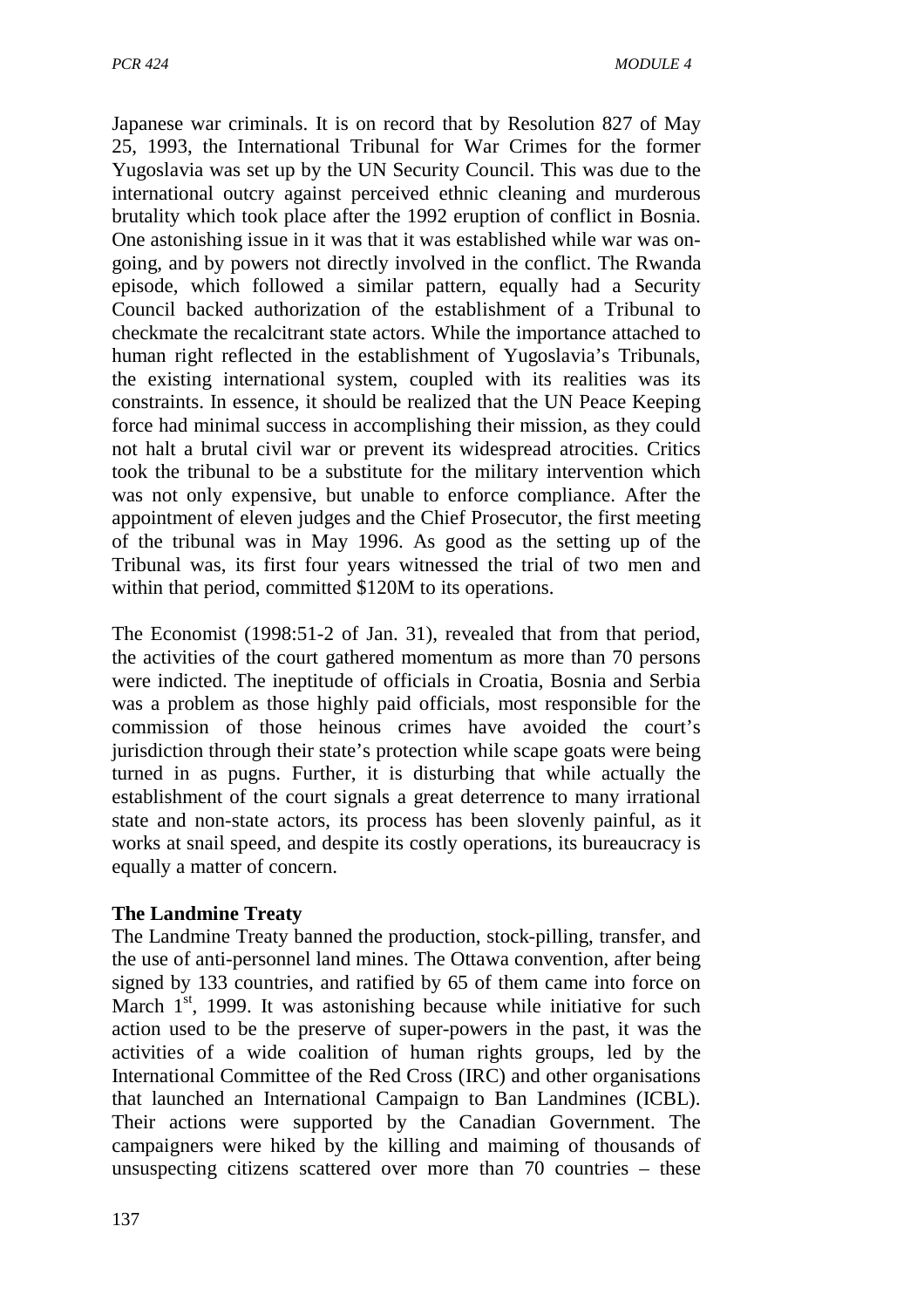Japanese war criminals. It is on record that by Resolution 827 of May 25, 1993, the International Tribunal for War Crimes for the former Yugoslavia was set up by the UN Security Council. This was due to the international outcry against perceived ethnic cleaning and murderous brutality which took place after the 1992 eruption of conflict in Bosnia. One astonishing issue in it was that it was established while war was on-going, and by powers not directly involved in the conflict. The Rwanda episode, which followed a similar pattern, equally had a Security Council backed authorization of the establishment of a Tribunal to checkmate the recalcitrant state actors. While the importance attached to human right reflected in the establishment of Yugoslavia's Tribunals, the existing international system, coupled with its realities was its constraints. In essence, it should be realized that the UN Peace Keeping force had minimal success in accomplishing their mission, as they could not halt a brutal civil war or prevent its widespread atrocities. Critics took the tribunal to be a substitute for the military intervention which was not only expensive, but unable to enforce compliance. After the appointment of eleven judges and the Chief Prosecutor, the first meeting of the tribunal was in May 1996. As good as the setting up of the Tribunal was, its first four years witnessed the trial of two men and within that period, committed $120M to its operations.

The Economist (1998:51-2 of Jan. 31), revealed that from that period, the activities of the court gathered momentum as more than 70 persons were indicted. The ineptitude of officials in Croatia, Bosnia and Serbia was a problem as those highly paid officials, most responsible for the commission of those heinous crimes have avoided the court's jurisdiction through their state's protection while scape goats were being turned in as pugns. Further, it is disturbing that while actually the establishment of the court signals a great deterrence to many irrational state and non-state actors, its process has been slovenly painful, as it works at snail speed, and despite its costly operations, its bureaucracy is equally a matter of concern.

**The Landmine Treaty**

The Landmine Treaty banned the production, stock-pilling, transfer, and the use of anti-personnel land mines. The Ottawa convention, after being signed by 133 countries, and ratified by 65 of them came into force on March 1st, 1999. It was astonishing because while initiative for such action used to be the preserve of super-powers in the past, it was the activities of a wide coalition of human rights groups, led by the International Committee of the Red Cross (IRC) and other organisations that launched an International Campaign to Ban Landmines (ICBL). Their actions were supported by the Canadian Government. The campaigners were hiked by the killing and maiming of thousands of unsuspecting citizens scattered over more than 70 countries – these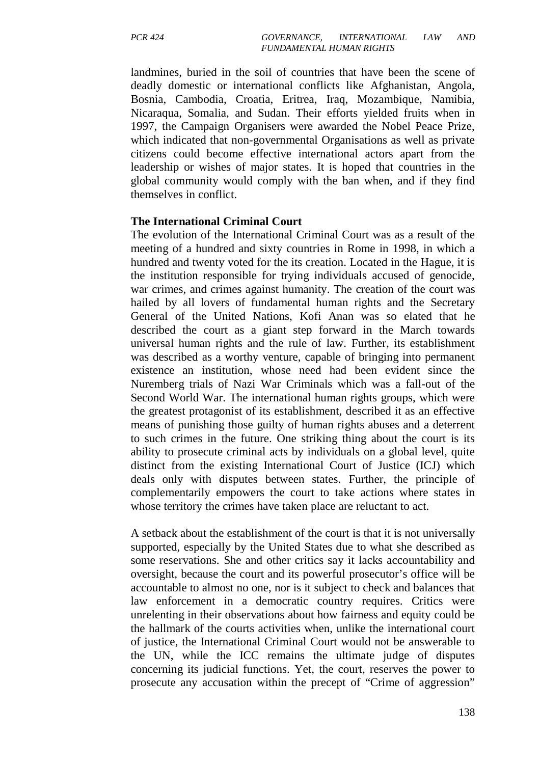landmines, buried in the soil of countries that have been the scene of deadly domestic or international conflicts like Afghanistan, Angola, Bosnia, Cambodia, Croatia, Eritrea, Iraq, Mozambique, Namibia, Nicaraqua, Somalia, and Sudan. Their efforts yielded fruits when in 1997, the Campaign Organisers were awarded the Nobel Peace Prize, which indicated that non-governmental Organisations as well as private citizens could become effective international actors apart from the leadership or wishes of major states. It is hoped that countries in the global community would comply with the ban when, and if they find themselves in conflict.

**The International Criminal Court**

The evolution of the International Criminal Court was as a result of the meeting of a hundred and sixty countries in Rome in 1998, in which a hundred and twenty voted for the its creation. Located in the Hague, it is the institution responsible for trying individuals accused of genocide, war crimes, and crimes against humanity. The creation of the court was hailed by all lovers of fundamental human rights and the Secretary General of the United Nations, Kofi Anan was so elated that he described the court as a giant step forward in the March towards universal human rights and the rule of law. Further, its establishment was described as a worthy venture, capable of bringing into permanent existence an institution, whose need had been evident since the Nuremberg trials of Nazi War Criminals which was a fall-out of the Second World War. The international human rights groups, which were the greatest protagonist of its establishment, described it as an effective means of punishing those guilty of human rights abuses and a deterrent to such crimes in the future. One striking thing about the court is its ability to prosecute criminal acts by individuals on a global level, quite distinct from the existing International Court of Justice (ICJ) which deals only with disputes between states. Further, the principle of complementarily empowers the court to take actions where states in whose territory the crimes have taken place are reluctant to act.

A setback about the establishment of the court is that it is not universally supported, especially by the United States due to what she described as some reservations. She and other critics say it lacks accountability and oversight, because the court and its powerful prosecutor's office will be accountable to almost no one, nor is it subject to check and balances that law enforcement in a democratic country requires. Critics were unrelenting in their observations about how fairness and equity could be the hallmark of the courts activities when, unlike the international court of justice, the International Criminal Court would not be answerable to the UN, while the ICC remains the ultimate judge of disputes concerning its judicial functions. Yet, the court, reserves the power to prosecute any accusation within the precept of "Crime of aggression"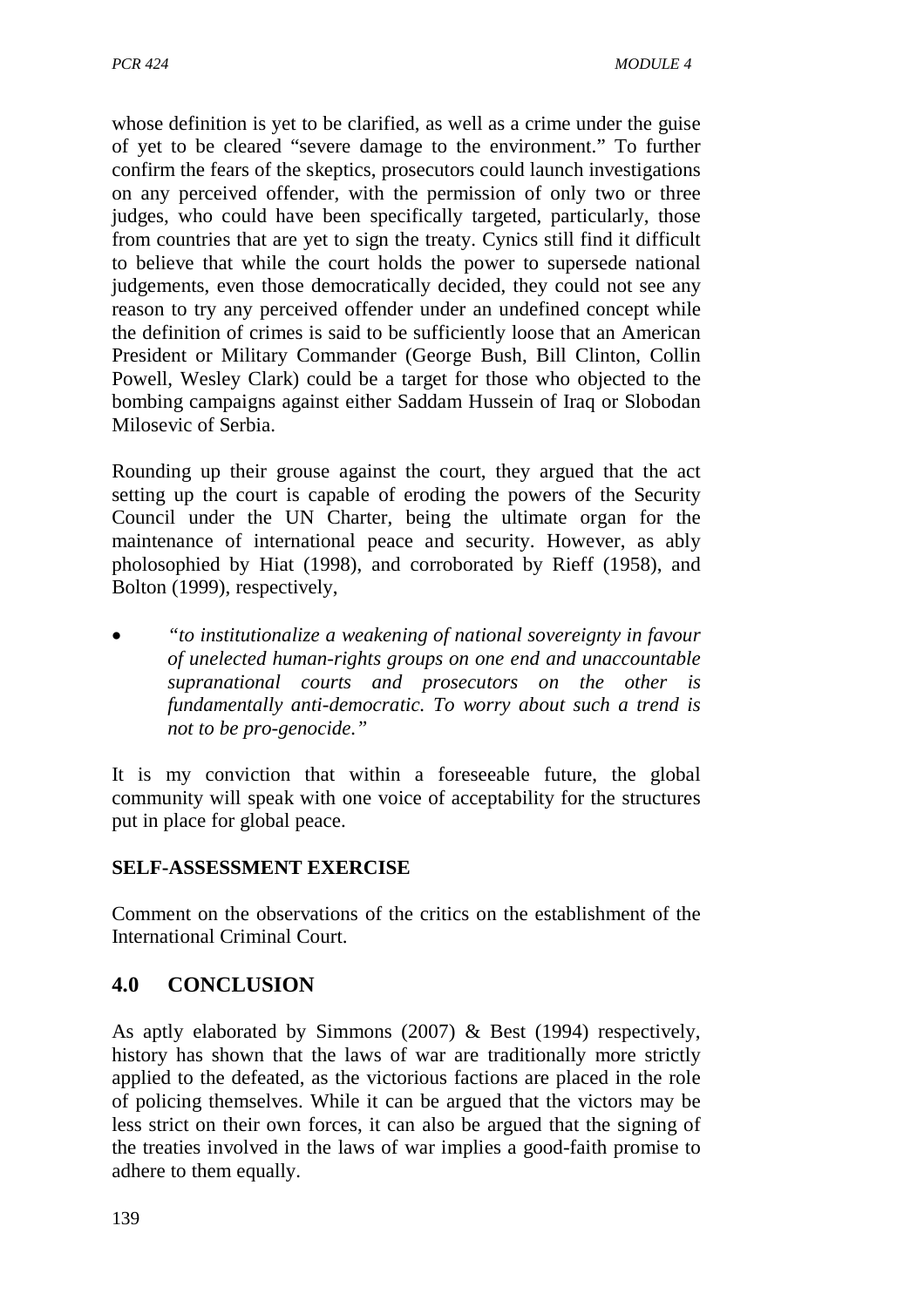whose definition is yet to be clarified, as well as a crime under the guise of yet to be cleared "severe damage to the environment." To further confirm the fears of the skeptics, prosecutors could launch investigations on any perceived offender, with the permission of only two or three judges, who could have been specifically targeted, particularly, those from countries that are yet to sign the treaty. Cynics still find it difficult to believe that while the court holds the power to supersede national judgements, even those democratically decided, they could not see any reason to try any perceived offender under an undefined concept while the definition of crimes is said to be sufficiently loose that an American President or Military Commander (George Bush, Bill Clinton, Collin Powell, Wesley Clark) could be a target for those who objected to the bombing campaigns against either Saddam Hussein of Iraq or Slobodan Milosevic of Serbia.

Rounding up their grouse against the court, they argued that the act setting up the court is capable of eroding the powers of the Security Council under the UN Charter, being the ultimate organ for the maintenance of international peace and security. However, as ably pholosophied by Hiat (1998), and corroborated by Rieff (1958), and Bolton (1999), respectively,

- *"to institutionalize a weakening of national sovereignty in favour of unelected human-rights groups on one end and unaccountable supranational courts and prosecutors on the other is fundamentally anti-democratic. To worry about such a trend is not to be pro-genocide."*

It is my conviction that within a foreseeable future, the global community will speak with one voice of acceptability for the structures put in place for global peace.

**SELF-ASSESSMENT EXERCISE**

Comment on the observations of the critics on the establishment of the International Criminal Court.

## 4.0 CONCLUSION

As aptly elaborated by Simmons (2007) & Best (1994) respectively, history has shown that the laws of war are traditionally more strictly applied to the defeated, as the victorious factions are placed in the role of policing themselves. While it can be argued that the victors may be less strict on their own forces, it can also be argued that the signing of the treaties involved in the laws of war implies a good-faith promise to adhere to them equally.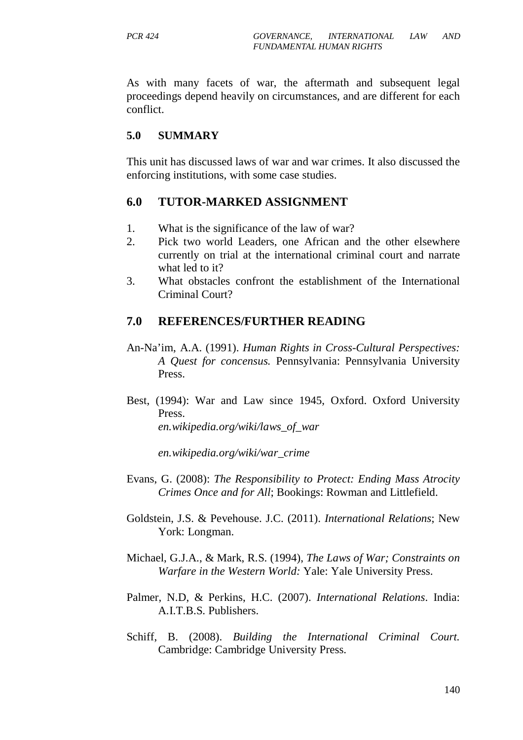As with many facets of war, the aftermath and subsequent legal proceedings depend heavily on circumstances, and are different for each conflict.

## 5.0 SUMMARY

This unit has discussed laws of war and war crimes. It also discussed the enforcing institutions, with some case studies.

## 6.0 TUTOR-MARKED ASSIGNMENT

1. What is the significance of the law of war?
2. Pick two world Leaders, one African and the other elsewhere currently on trial at the international criminal court and narrate what led to it?
3. What obstacles confront the establishment of the International Criminal Court?

## 7.0 REFERENCES/FURTHER READING

An-Na'im, A.A. (1991). *Human Rights in Cross-Cultural Perspectives: A Quest for concensus.* Pennsylvania: Pennsylvania University Press.

Best, (1994): War and Law since 1945, Oxford. Oxford University Press.

*en.wikipedia.org/wiki/laws_of_war*

*en.wikipedia.org/wiki/war_crime*

Evans, G. (2008): *The Responsibility to Protect: Ending Mass Atrocity Crimes Once and for All*; Bookings: Rowman and Littlefield.

Goldstein, J.S. & Pevehouse. J.C. (2011). *International Relations*; New York: Longman.

Michael, G.J.A., & Mark, R.S. (1994), *The Laws of War; Constraints on Warfare in the Western World:* Yale: Yale University Press.

Palmer, N.D, & Perkins, H.C. (2007). *International Relations*. India: A.I.T.B.S. Publishers.

Schiff, B. (2008). *Building the International Criminal Court.* Cambridge: Cambridge University Press.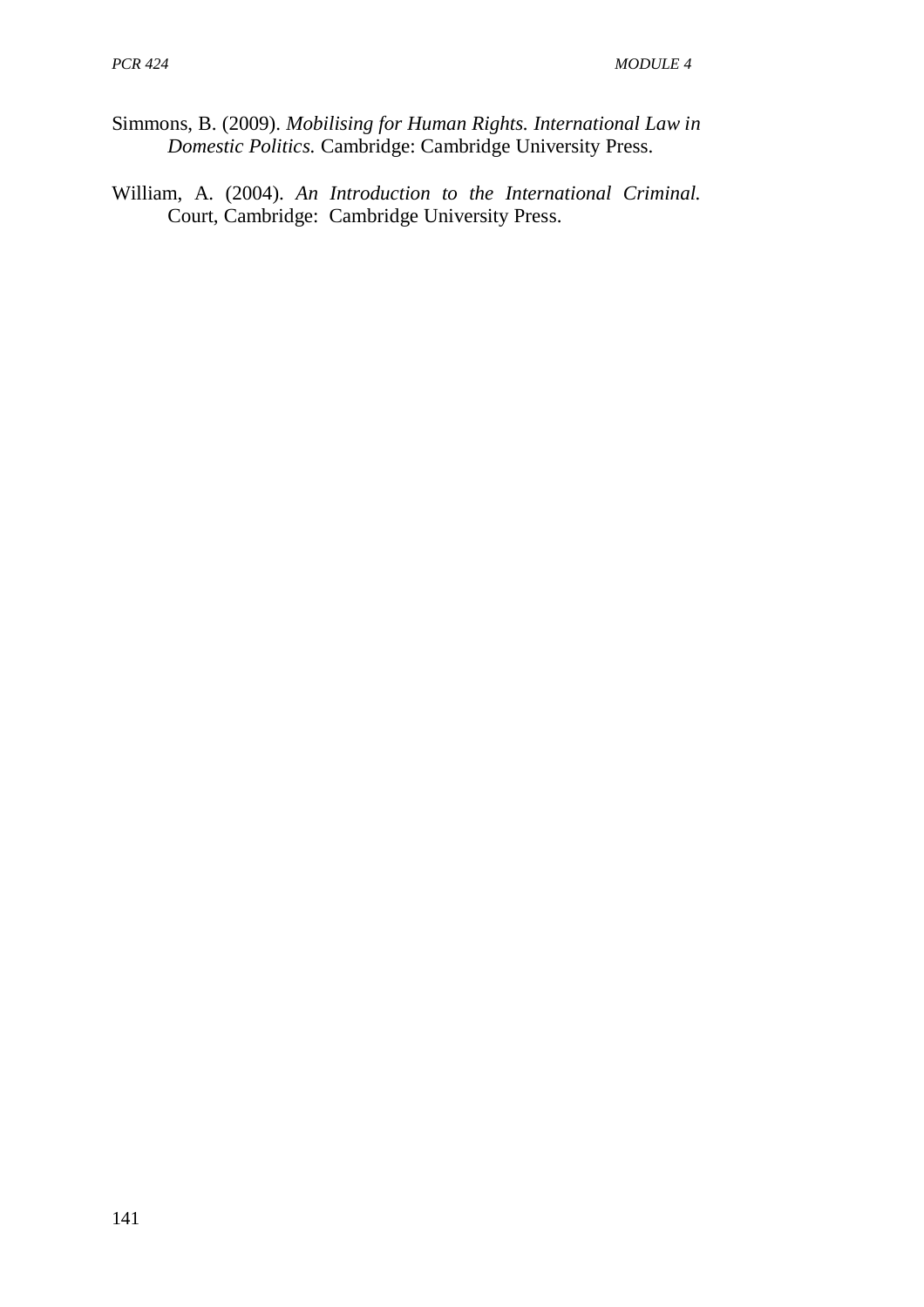Simmons, B. (2009). *Mobilising for Human Rights. International Law in Domestic Politics.* Cambridge: Cambridge University Press.

William, A. (2004). *An Introduction to the International Criminal.* Court, Cambridge: Cambridge University Press.